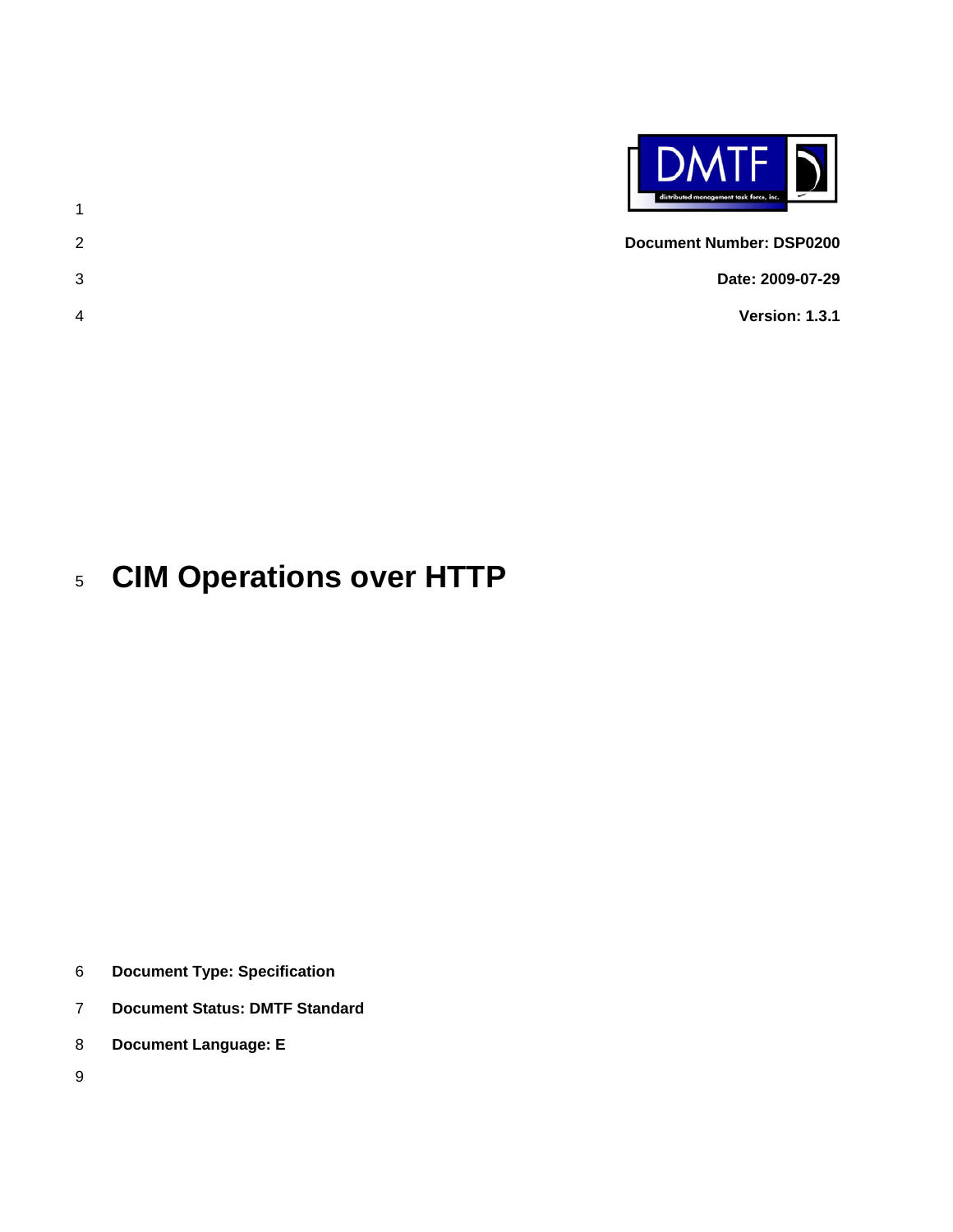**Document Number: DSP0200**

**Date: 2009-07-29**

**Version: 1.3.1**

# CIM Operations over HTTP

**Document Type: Specification**

**Document Status: DMTF Standard**

**Document Language: E**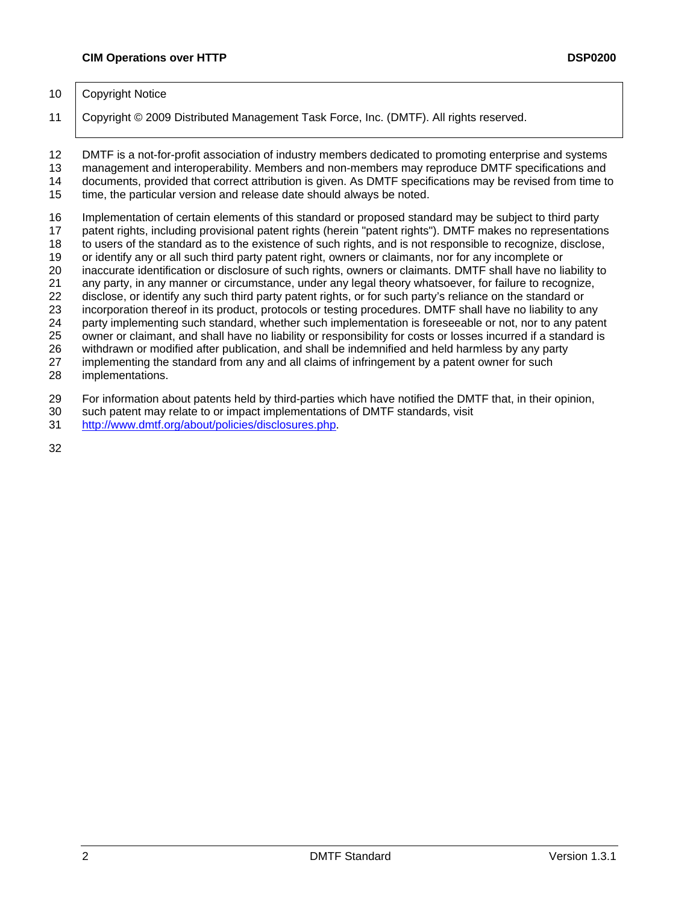Copyright Notice

Copyright © 2009 Distributed Management Task Force, Inc. (DMTF). All rights reserved.

DMTF is a not-for-profit association of industry members dedicated to promoting enterprise and systems management and interoperability. Members and non-members may reproduce DMTF specifications and documents, provided that correct attribution is given. As DMTF specifications may be revised from time to time, the particular version and release date should always be noted.

Implementation of certain elements of this standard or proposed standard may be subject to third party patent rights, including provisional patent rights (herein "patent rights"). DMTF makes no representations to users of the standard as to the existence of such rights, and is not responsible to recognize, disclose, or identify any or all such third party patent right, owners or claimants, nor for any incomplete or inaccurate identification or disclosure of such rights, owners or claimants. DMTF shall have no liability to any party, in any manner or circumstance, under any legal theory whatsoever, for failure to recognize, disclose, or identify any such third party patent rights, or for such party's reliance on the standard or incorporation thereof in its product, protocols or testing procedures. DMTF shall have no liability to any party implementing such standard, whether such implementation is foreseeable or not, nor to any patent owner or claimant, and shall have no liability or responsibility for costs or losses incurred if a standard is withdrawn or modified after publication, and shall be indemnified and held harmless by any party implementing the standard from any and all claims of infringement by a patent owner for such implementations.

For information about patents held by third-parties which have notified the DMTF that, in their opinion, such patent may relate to or impact implementations of DMTF standards, visit http://www.dmtf.org/about/policies/disclosures.php.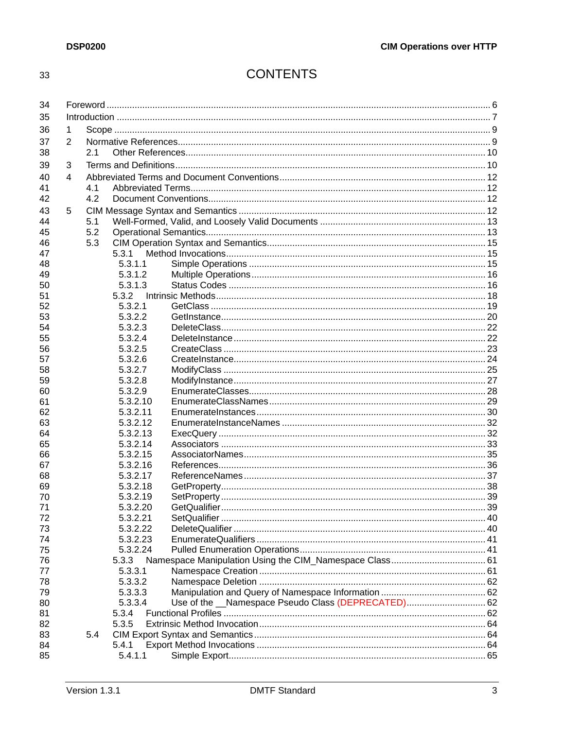# CONTENTS

Foreword ... 6
Introduction ... 7
1 Scope ... 9
2 Normative References ... 9
 2.1 Other References ... 10
3 Terms and Definitions ... 10
4 Abbreviated Terms and Document Conventions ... 12
 4.1 Abbreviated Terms ... 12
 4.2 Document Conventions ... 12
5 CIM Message Syntax and Semantics ... 12
 5.1 Well-Formed, Valid, and Loosely Valid Documents ... 13
 5.2 Operational Semantics ... 13
 5.3 CIM Operation Syntax and Semantics ... 15
  5.3.1 Method Invocations ... 15
   5.3.1.1 Simple Operations ... 15
   5.3.1.2 Multiple Operations ... 16
   5.3.1.3 Status Codes ... 16
  5.3.2 Intrinsic Methods ... 18
   5.3.2.1 GetClass ... 19
   5.3.2.2 GetInstance ... 20
   5.3.2.3 DeleteClass ... 22
   5.3.2.4 DeleteInstance ... 22
   5.3.2.5 CreateClass ... 23
   5.3.2.6 CreateInstance ... 24
   5.3.2.7 ModifyClass ... 25
   5.3.2.8 ModifyInstance ... 27
   5.3.2.9 EnumerateClasses ... 28
   5.3.2.10 EnumerateClassNames ... 29
   5.3.2.11 EnumerateInstances ... 30
   5.3.2.12 EnumerateInstanceNames ... 32
   5.3.2.13 ExecQuery ... 32
   5.3.2.14 Associators ... 33
   5.3.2.15 AssociatorNames ... 35
   5.3.2.16 References ... 36
   5.3.2.17 ReferenceNames ... 37
   5.3.2.18 GetProperty ... 38
   5.3.2.19 SetProperty ... 39
   5.3.2.20 GetQualifier ... 39
   5.3.2.21 SetQualifier ... 40
   5.3.2.22 DeleteQualifier ... 40
   5.3.2.23 EnumerateQualifiers ... 41
   5.3.2.24 Pulled Enumeration Operations ... 41
  5.3.3 Namespace Manipulation Using the CIM_Namespace Class ... 61
   5.3.3.1 Namespace Creation ... 61
   5.3.3.2 Namespace Deletion ... 62
   5.3.3.3 Manipulation and Query of Namespace Information ... 62
   5.3.3.4 Use of the __Namespace Pseudo Class (DEPRECATED) ... 62
  5.3.4 Functional Profiles ... 62
  5.3.5 Extrinsic Method Invocation ... 64
 5.4 CIM Export Syntax and Semantics ... 64
  5.4.1 Export Method Invocations ... 64
   5.4.1.1 Simple Export ... 65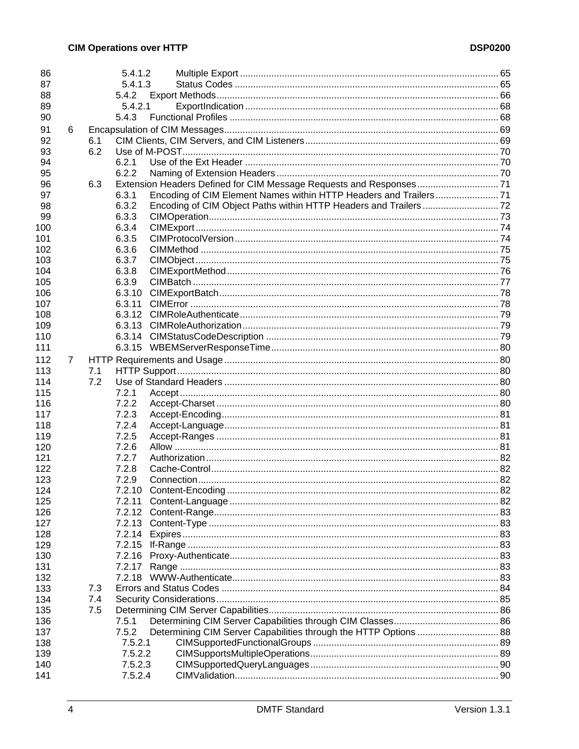86 5.4.1.2 Multiple Export ..................................................................................................... 65
87 5.4.1.3 Status Codes ........................................................................................................ 65
88 5.4.2 Export Methods ........................................................................................................... 66
89 5.4.2.1 ExportIndication ................................................................................................... 68
90 5.4.3 Functional Profiles ...................................................................................................... 68
91 6 Encapsulation of CIM Messages ........................................................................................................ 69
92 6.1 CIM Clients, CIM Servers, and CIM Listeners .......................................................................... 69
93 6.2 Use of M-POST ........................................................................................................................ 70
94 6.2.1 Use of the Ext Header ................................................................................................ 70
95 6.2.2 Naming of Extension Headers .................................................................................... 70
96 6.3 Extension Headers Defined for CIM Message Requests and Responses ............................... 71
97 6.3.1 Encoding of CIM Element Names within HTTP Headers and Trailers ........................ 71
98 6.3.2 Encoding of CIM Object Paths within HTTP Headers and Trailers ............................ 72
99 6.3.3 CIMOperation .............................................................................................................. 73
100 6.3.4 CIMExport ................................................................................................................... 74
101 6.3.5 CIMProtocolVersion .................................................................................................... 74
102 6.3.6 CIMMethod ................................................................................................................. 75
103 6.3.7 CIMObject ................................................................................................................... 75
104 6.3.8 CIMExportMethod ....................................................................................................... 76
105 6.3.9 CIMBatch .................................................................................................................... 77
106 6.3.10 CIMExportBatch .......................................................................................................... 78
107 6.3.11 CIMError ..................................................................................................................... 78
108 6.3.12 CIMRoleAuthenticate .................................................................................................. 79
109 6.3.13 CIMRoleAuthorization ................................................................................................. 79
110 6.3.14 CIMStatusCodeDescription ........................................................................................ 79
111 6.3.15 WBEMServerResponseTime ...................................................................................... 80
112 7 HTTP Requirements and Usage ........................................................................................................ 80
113 7.1 HTTP Support .......................................................................................................................... 80
114 7.2 Use of Standard Headers ........................................................................................................ 80
115 7.2.1 Accept ......................................................................................................................... 80
116 7.2.2 Accept-Charset ........................................................................................................... 80
117 7.2.3 Accept-Encoding ......................................................................................................... 81
118 7.2.4 Accept-Language ........................................................................................................ 81
119 7.2.5 Accept-Ranges ........................................................................................................... 81
120 7.2.6 Allow ........................................................................................................................... 81
121 7.2.7 Authorization ............................................................................................................... 82
122 7.2.8 Cache-Control ............................................................................................................. 82
123 7.2.9 Connection .................................................................................................................. 82
124 7.2.10 Content-Encoding ....................................................................................................... 82
125 7.2.11 Content-Language ...................................................................................................... 82
126 7.2.12 Content-Range ............................................................................................................ 83
127 7.2.13 Content-Type .............................................................................................................. 83
128 7.2.14 Expires ........................................................................................................................ 83
129 7.2.15 If-Range ...................................................................................................................... 83
130 7.2.16 Proxy-Authenticate ...................................................................................................... 83
131 7.2.17 Range ......................................................................................................................... 83
132 7.2.18 WWW-Authenticate ..................................................................................................... 83
133 7.3 Errors and Status Codes ......................................................................................................... 84
134 7.4 Security Considerations ........................................................................................................... 85
135 7.5 Determining CIM Server Capabilities ....................................................................................... 86
136 7.5.1 Determining CIM Server Capabilities through CIM Classes ........................................ 86
137 7.5.2 Determining CIM Server Capabilities through the HTTP Options ............................... 88
138 7.5.2.1 CIMSupportedFunctionalGroups ....................................................................... 89
139 7.5.2.2 CIMSupportsMultipleOperations ........................................................................ 89
140 7.5.2.3 CIMSupportedQueryLanguages ........................................................................ 90
141 7.5.2.4 CIMValidation ..................................................................................................... 90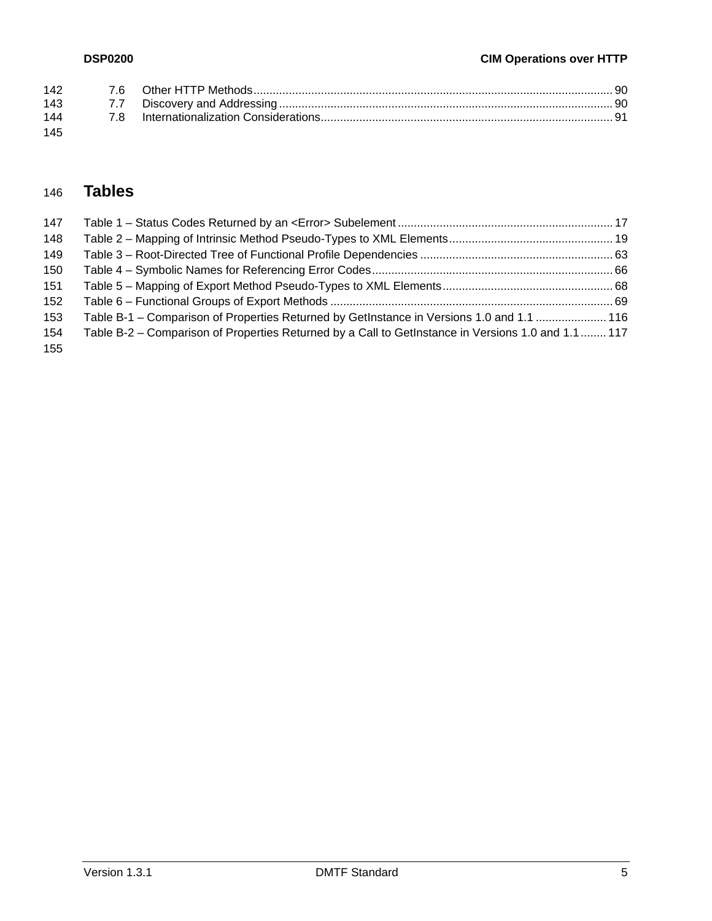7.6 Other HTTP Methods ... 90
7.7 Discovery and Addressing ... 90
7.8 Internationalization Considerations ... 91

# Tables

Table 1 – Status Codes Returned by an <Error> Subelement ... 17
Table 2 – Mapping of Intrinsic Method Pseudo-Types to XML Elements ... 19
Table 3 – Root-Directed Tree of Functional Profile Dependencies ... 63
Table 4 – Symbolic Names for Referencing Error Codes ... 66
Table 5 – Mapping of Export Method Pseudo-Types to XML Elements ... 68
Table 6 – Functional Groups of Export Methods ... 69
Table B-1 – Comparison of Properties Returned by GetInstance in Versions 1.0 and 1.1 ... 116
Table B-2 – Comparison of Properties Returned by a Call to GetInstance in Versions 1.0 and 1.1 ... 117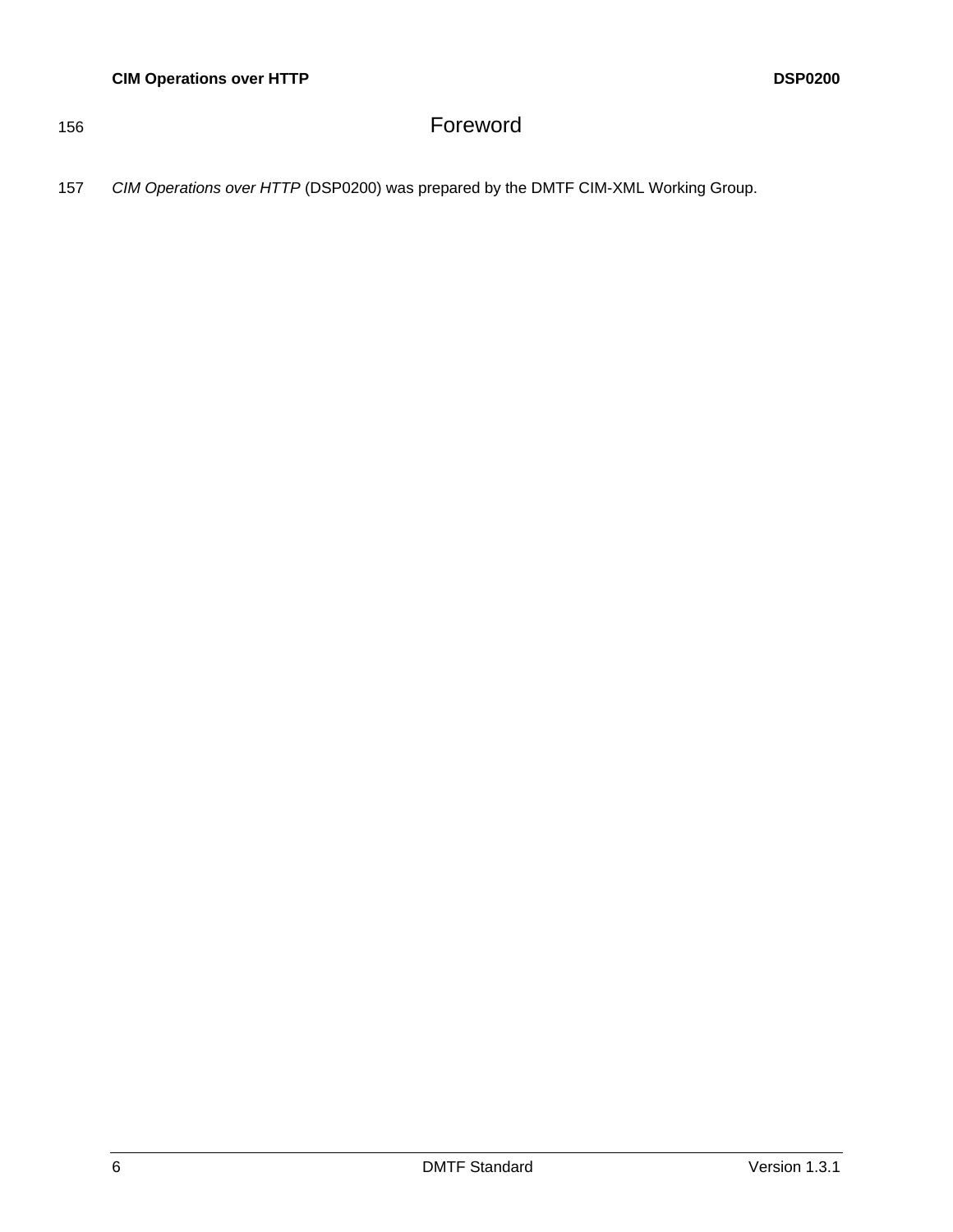# Foreword

*CIM Operations over HTTP* (DSP0200) was prepared by the DMTF CIM-XML Working Group.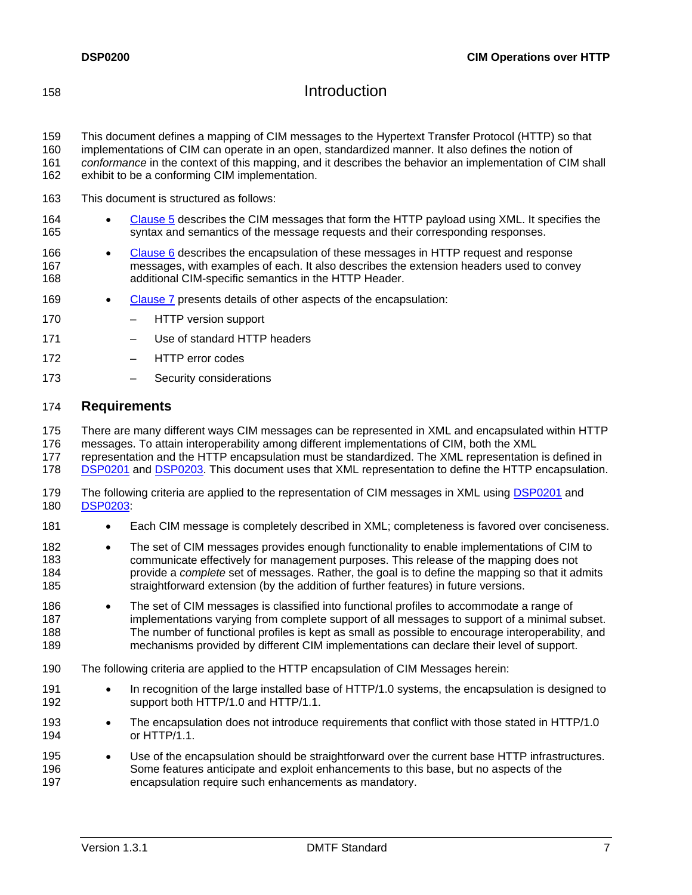# Introduction

This document defines a mapping of CIM messages to the Hypertext Transfer Protocol (HTTP) so that implementations of CIM can operate in an open, standardized manner. It also defines the notion of *conformance* in the context of this mapping, and it describes the behavior an implementation of CIM shall exhibit to be a conforming CIM implementation.

This document is structured as follows:

- Clause 5 describes the CIM messages that form the HTTP payload using XML. It specifies the syntax and semantics of the message requests and their corresponding responses.
- Clause 6 describes the encapsulation of these messages in HTTP request and response messages, with examples of each. It also describes the extension headers used to convey additional CIM-specific semantics in the HTTP Header.
- Clause 7 presents details of other aspects of the encapsulation:
  - HTTP version support
  - Use of standard HTTP headers
  - HTTP error codes
  - Security considerations

## Requirements

There are many different ways CIM messages can be represented in XML and encapsulated within HTTP messages. To attain interoperability among different implementations of CIM, both the XML representation and the HTTP encapsulation must be standardized. The XML representation is defined in DSP0201 and DSP0203. This document uses that XML representation to define the HTTP encapsulation.

The following criteria are applied to the representation of CIM messages in XML using DSP0201 and DSP0203:

- Each CIM message is completely described in XML; completeness is favored over conciseness.
- The set of CIM messages provides enough functionality to enable implementations of CIM to communicate effectively for management purposes. This release of the mapping does not provide a *complete* set of messages. Rather, the goal is to define the mapping so that it admits straightforward extension (by the addition of further features) in future versions.
- The set of CIM messages is classified into functional profiles to accommodate a range of implementations varying from complete support of all messages to support of a minimal subset. The number of functional profiles is kept as small as possible to encourage interoperability, and mechanisms provided by different CIM implementations can declare their level of support.

The following criteria are applied to the HTTP encapsulation of CIM Messages herein:

- In recognition of the large installed base of HTTP/1.0 systems, the encapsulation is designed to support both HTTP/1.0 and HTTP/1.1.
- The encapsulation does not introduce requirements that conflict with those stated in HTTP/1.0 or HTTP/1.1.
- Use of the encapsulation should be straightforward over the current base HTTP infrastructures. Some features anticipate and exploit enhancements to this base, but no aspects of the encapsulation require such enhancements as mandatory.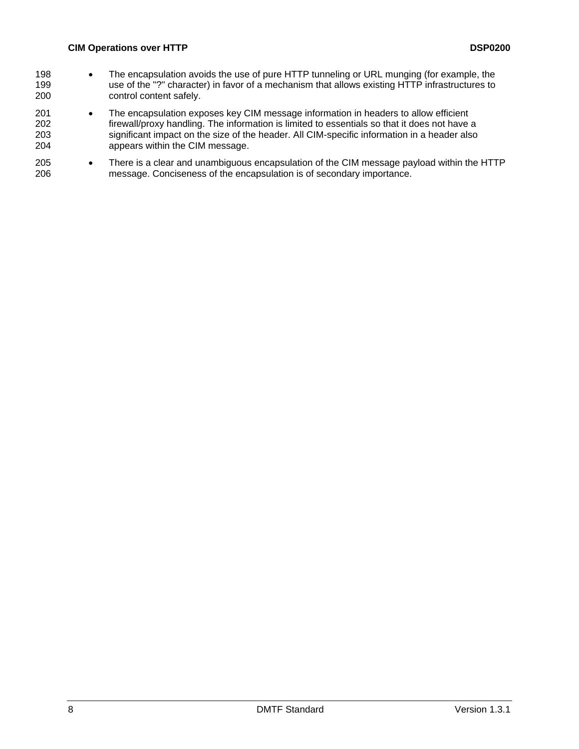- The encapsulation avoids the use of pure HTTP tunneling or URL munging (for example, the use of the "?" character) in favor of a mechanism that allows existing HTTP infrastructures to control content safely.
- The encapsulation exposes key CIM message information in headers to allow efficient firewall/proxy handling. The information is limited to essentials so that it does not have a significant impact on the size of the header. All CIM-specific information in a header also appears within the CIM message.
- There is a clear and unambiguous encapsulation of the CIM message payload within the HTTP message. Conciseness of the encapsulation is of secondary importance.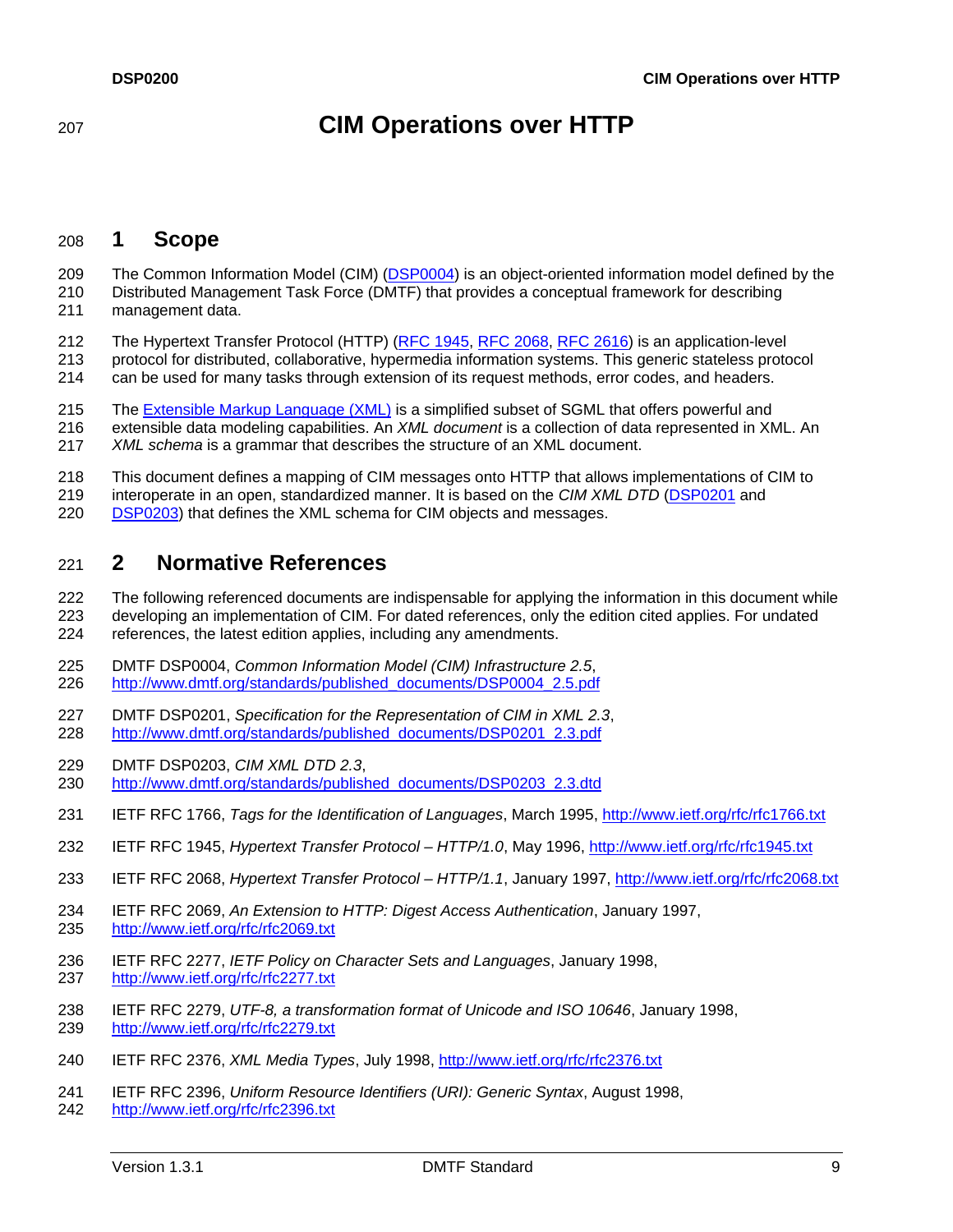# CIM Operations over HTTP

## 1 Scope

The Common Information Model (CIM) (DSP0004) is an object-oriented information model defined by the Distributed Management Task Force (DMTF) that provides a conceptual framework for describing management data.

The Hypertext Transfer Protocol (HTTP) (RFC 1945, RFC 2068, RFC 2616) is an application-level protocol for distributed, collaborative, hypermedia information systems. This generic stateless protocol can be used for many tasks through extension of its request methods, error codes, and headers.

The Extensible Markup Language (XML) is a simplified subset of SGML that offers powerful and extensible data modeling capabilities. An *XML document* is a collection of data represented in XML. An *XML schema* is a grammar that describes the structure of an XML document.

This document defines a mapping of CIM messages onto HTTP that allows implementations of CIM to interoperate in an open, standardized manner. It is based on the *CIM XML DTD* (DSP0201 and DSP0203) that defines the XML schema for CIM objects and messages.

## 2 Normative References

The following referenced documents are indispensable for applying the information in this document while developing an implementation of CIM. For dated references, only the edition cited applies. For undated references, the latest edition applies, including any amendments.

DMTF DSP0004, *Common Information Model (CIM) Infrastructure 2.5*, http://www.dmtf.org/standards/published_documents/DSP0004_2.5.pdf

DMTF DSP0201, *Specification for the Representation of CIM in XML 2.3*, http://www.dmtf.org/standards/published_documents/DSP0201_2.3.pdf

DMTF DSP0203, *CIM XML DTD 2.3*, http://www.dmtf.org/standards/published_documents/DSP0203_2.3.dtd

IETF RFC 1766, *Tags for the Identification of Languages*, March 1995, http://www.ietf.org/rfc/rfc1766.txt

IETF RFC 1945, *Hypertext Transfer Protocol – HTTP/1.0*, May 1996, http://www.ietf.org/rfc/rfc1945.txt

IETF RFC 2068, *Hypertext Transfer Protocol – HTTP/1.1*, January 1997, http://www.ietf.org/rfc/rfc2068.txt

IETF RFC 2069, *An Extension to HTTP: Digest Access Authentication*, January 1997, http://www.ietf.org/rfc/rfc2069.txt

IETF RFC 2277, *IETF Policy on Character Sets and Languages*, January 1998, http://www.ietf.org/rfc/rfc2277.txt

IETF RFC 2279, *UTF-8, a transformation format of Unicode and ISO 10646*, January 1998, http://www.ietf.org/rfc/rfc2279.txt

IETF RFC 2376, *XML Media Types*, July 1998, http://www.ietf.org/rfc/rfc2376.txt

IETF RFC 2396, *Uniform Resource Identifiers (URI): Generic Syntax*, August 1998, http://www.ietf.org/rfc/rfc2396.txt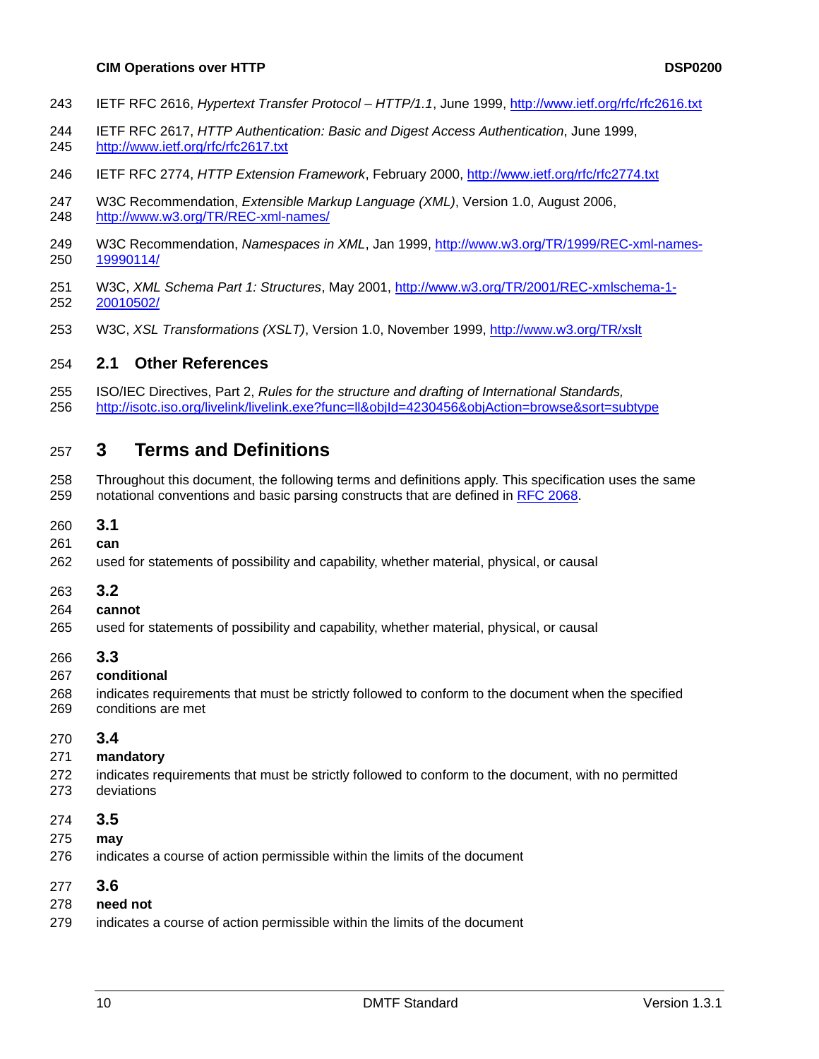IETF RFC 2616, *Hypertext Transfer Protocol – HTTP/1.1*, June 1999, http://www.ietf.org/rfc/rfc2616.txt

IETF RFC 2617, *HTTP Authentication: Basic and Digest Access Authentication*, June 1999, http://www.ietf.org/rfc/rfc2617.txt

IETF RFC 2774, *HTTP Extension Framework*, February 2000, http://www.ietf.org/rfc/rfc2774.txt

W3C Recommendation, *Extensible Markup Language (XML)*, Version 1.0, August 2006, http://www.w3.org/TR/REC-xml-names/

W3C Recommendation, *Namespaces in XML*, Jan 1999, http://www.w3.org/TR/1999/REC-xml-names-19990114/

W3C, *XML Schema Part 1: Structures*, May 2001, http://www.w3.org/TR/2001/REC-xmlschema-1-20010502/

W3C, *XSL Transformations (XSLT)*, Version 1.0, November 1999, http://www.w3.org/TR/xslt

## 2.1 Other References

ISO/IEC Directives, Part 2, *Rules for the structure and drafting of International Standards,* http://isotc.iso.org/livelink/livelink.exe?func=ll&objId=4230456&objAction=browse&sort=subtype

# 3 Terms and Definitions

Throughout this document, the following terms and definitions apply. This specification uses the same notational conventions and basic parsing constructs that are defined in RFC 2068.

### 3.1

**can**

used for statements of possibility and capability, whether material, physical, or causal

### 3.2

**cannot**

used for statements of possibility and capability, whether material, physical, or causal

### 3.3

**conditional**

indicates requirements that must be strictly followed to conform to the document when the specified conditions are met

### 3.4

**mandatory**

indicates requirements that must be strictly followed to conform to the document, with no permitted deviations

### 3.5

**may**

indicates a course of action permissible within the limits of the document

### 3.6

**need not**

indicates a course of action permissible within the limits of the document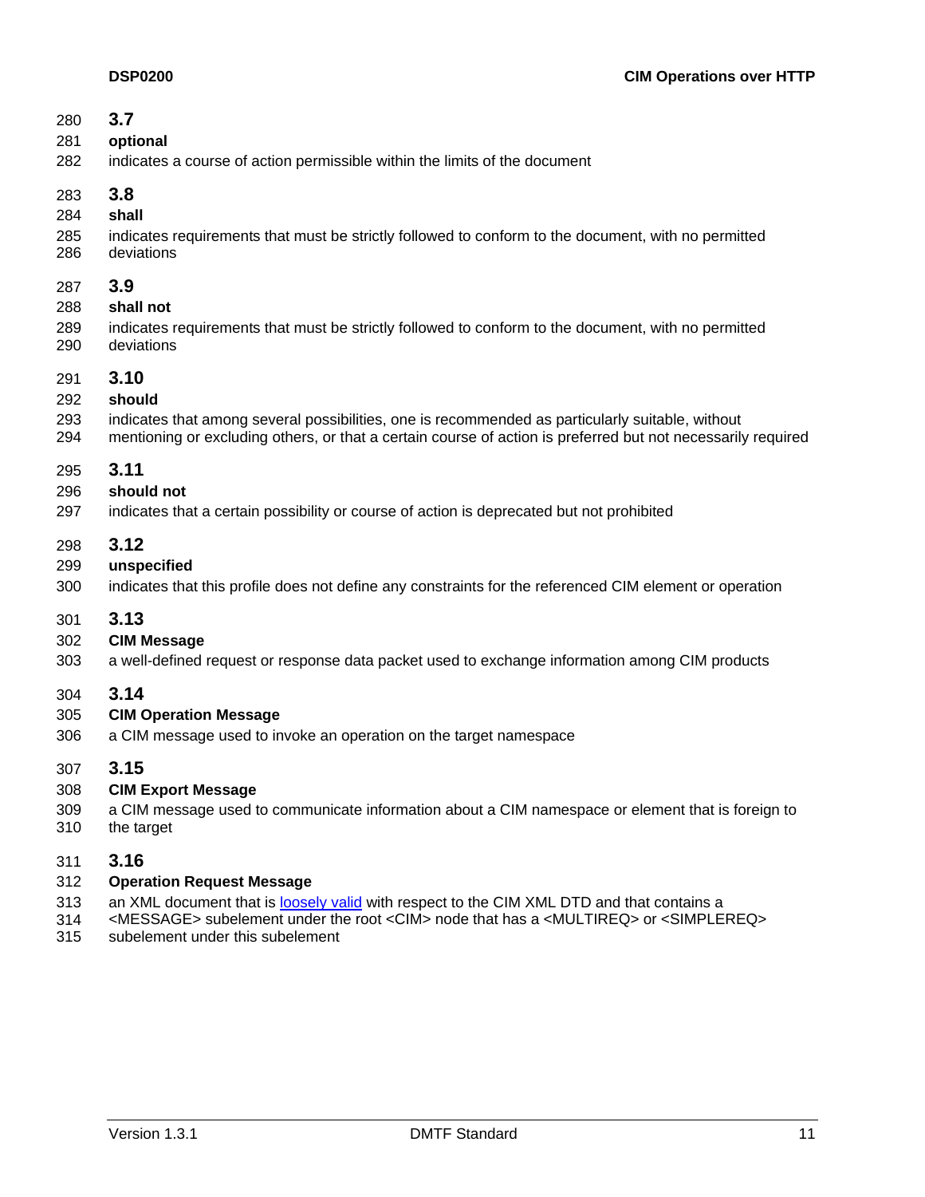### 3.7

**optional**

indicates a course of action permissible within the limits of the document

### 3.8

**shall**

indicates requirements that must be strictly followed to conform to the document, with no permitted deviations

### 3.9

**shall not**

indicates requirements that must be strictly followed to conform to the document, with no permitted deviations

### 3.10

**should**

indicates that among several possibilities, one is recommended as particularly suitable, without mentioning or excluding others, or that a certain course of action is preferred but not necessarily required

### 3.11

**should not**

indicates that a certain possibility or course of action is deprecated but not prohibited

### 3.12

**unspecified**

indicates that this profile does not define any constraints for the referenced CIM element or operation

### 3.13

**CIM Message**

a well-defined request or response data packet used to exchange information among CIM products

### 3.14

**CIM Operation Message**

a CIM message used to invoke an operation on the target namespace

### 3.15

**CIM Export Message**

a CIM message used to communicate information about a CIM namespace or element that is foreign to the target

### 3.16

**Operation Request Message**

an XML document that is loosely valid with respect to the CIM XML DTD and that contains a <MESSAGE> subelement under the root <CIM> node that has a <MULTIREQ> or <SIMPLEREQ> subelement under this subelement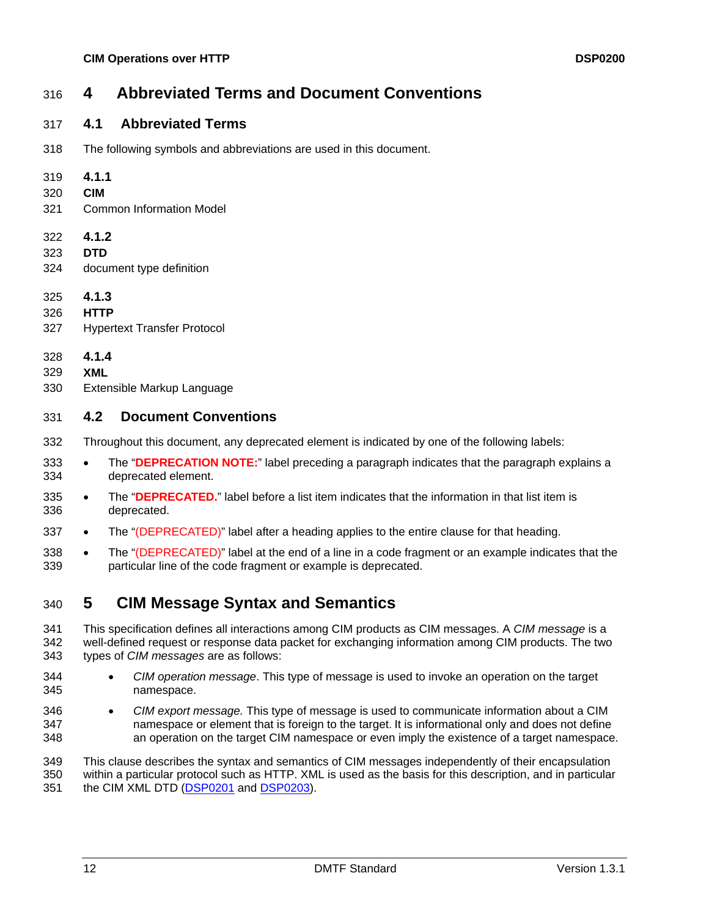# 4 Abbreviated Terms and Document Conventions

## 4.1 Abbreviated Terms

The following symbols and abbreviations are used in this document.

**4.1.1**

**CIM**

Common Information Model

**4.1.2**

**DTD**

document type definition

**4.1.3**

**HTTP**

Hypertext Transfer Protocol

**4.1.4**

**XML**

Extensible Markup Language

## 4.2 Document Conventions

Throughout this document, any deprecated element is indicated by one of the following labels:

- The "**DEPRECATION NOTE:**" label preceding a paragraph indicates that the paragraph explains a deprecated element.
- The "**DEPRECATED.**" label before a list item indicates that the information in that list item is deprecated.
- The "(DEPRECATED)" label after a heading applies to the entire clause for that heading.
- The "(DEPRECATED)" label at the end of a line in a code fragment or an example indicates that the particular line of the code fragment or example is deprecated.

# 5 CIM Message Syntax and Semantics

This specification defines all interactions among CIM products as CIM messages. A *CIM message* is a well-defined request or response data packet for exchanging information among CIM products. The two types of *CIM messages* are as follows:

- *CIM operation message*. This type of message is used to invoke an operation on the target namespace.
- *CIM export message.* This type of message is used to communicate information about a CIM namespace or element that is foreign to the target. It is informational only and does not define an operation on the target CIM namespace or even imply the existence of a target namespace.

This clause describes the syntax and semantics of CIM messages independently of their encapsulation within a particular protocol such as HTTP. XML is used as the basis for this description, and in particular the CIM XML DTD (DSP0201 and DSP0203).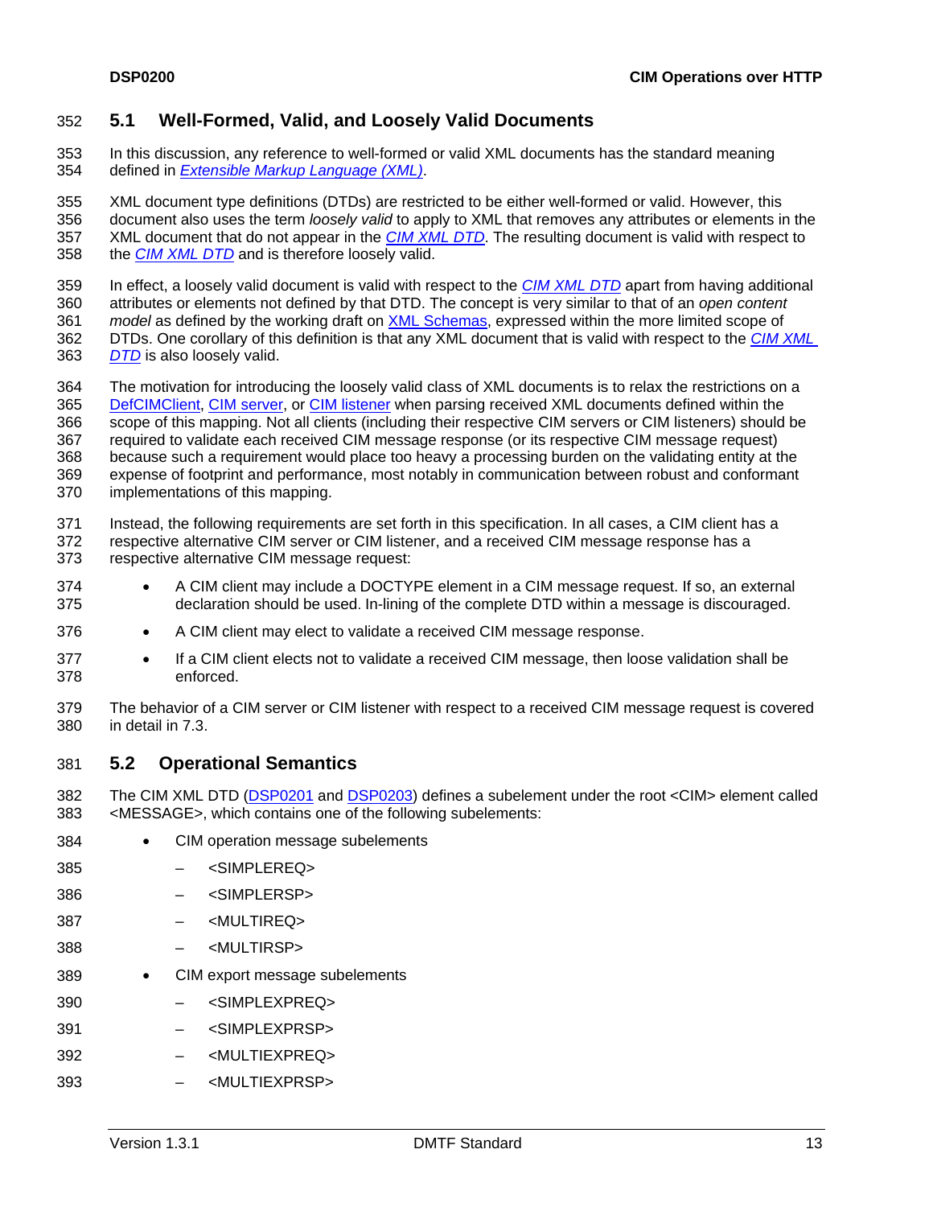## 5.1 Well-Formed, Valid, and Loosely Valid Documents

In this discussion, any reference to well-formed or valid XML documents has the standard meaning defined in *Extensible Markup Language (XML)*.

XML document type definitions (DTDs) are restricted to be either well-formed or valid. However, this document also uses the term *loosely valid* to apply to XML that removes any attributes or elements in the XML document that do not appear in the *CIM XML DTD*. The resulting document is valid with respect to the *CIM XML DTD* and is therefore loosely valid.

In effect, a loosely valid document is valid with respect to the *CIM XML DTD* apart from having additional attributes or elements not defined by that DTD. The concept is very similar to that of an *open content model* as defined by the working draft on XML Schemas, expressed within the more limited scope of DTDs. One corollary of this definition is that any XML document that is valid with respect to the *CIM XML DTD* is also loosely valid.

The motivation for introducing the loosely valid class of XML documents is to relax the restrictions on a DefCIMClient, CIM server, or CIM listener when parsing received XML documents defined within the scope of this mapping. Not all clients (including their respective CIM servers or CIM listeners) should be required to validate each received CIM message response (or its respective CIM message request) because such a requirement would place too heavy a processing burden on the validating entity at the expense of footprint and performance, most notably in communication between robust and conformant implementations of this mapping.

Instead, the following requirements are set forth in this specification. In all cases, a CIM client has a respective alternative CIM server or CIM listener, and a received CIM message response has a respective alternative CIM message request:

- A CIM client may include a DOCTYPE element in a CIM message request. If so, an external declaration should be used. In-lining of the complete DTD within a message is discouraged.
- A CIM client may elect to validate a received CIM message response.
- If a CIM client elects not to validate a received CIM message, then loose validation shall be enforced.

The behavior of a CIM server or CIM listener with respect to a received CIM message request is covered in detail in 7.3.

## 5.2 Operational Semantics

The CIM XML DTD (DSP0201 and DSP0203) defines a subelement under the root <CIM> element called <MESSAGE>, which contains one of the following subelements:

- CIM operation message subelements
  - <SIMPLEREQ>
  - <SIMPLERSP>
  - <MULTIREQ>
  - <MULTIRSP>
- CIM export message subelements
  - <SIMPLEXPREQ>
  - <SIMPLEXPRSP>
  - <MULTIEXPREQ>
  - <MULTIEXPRSP>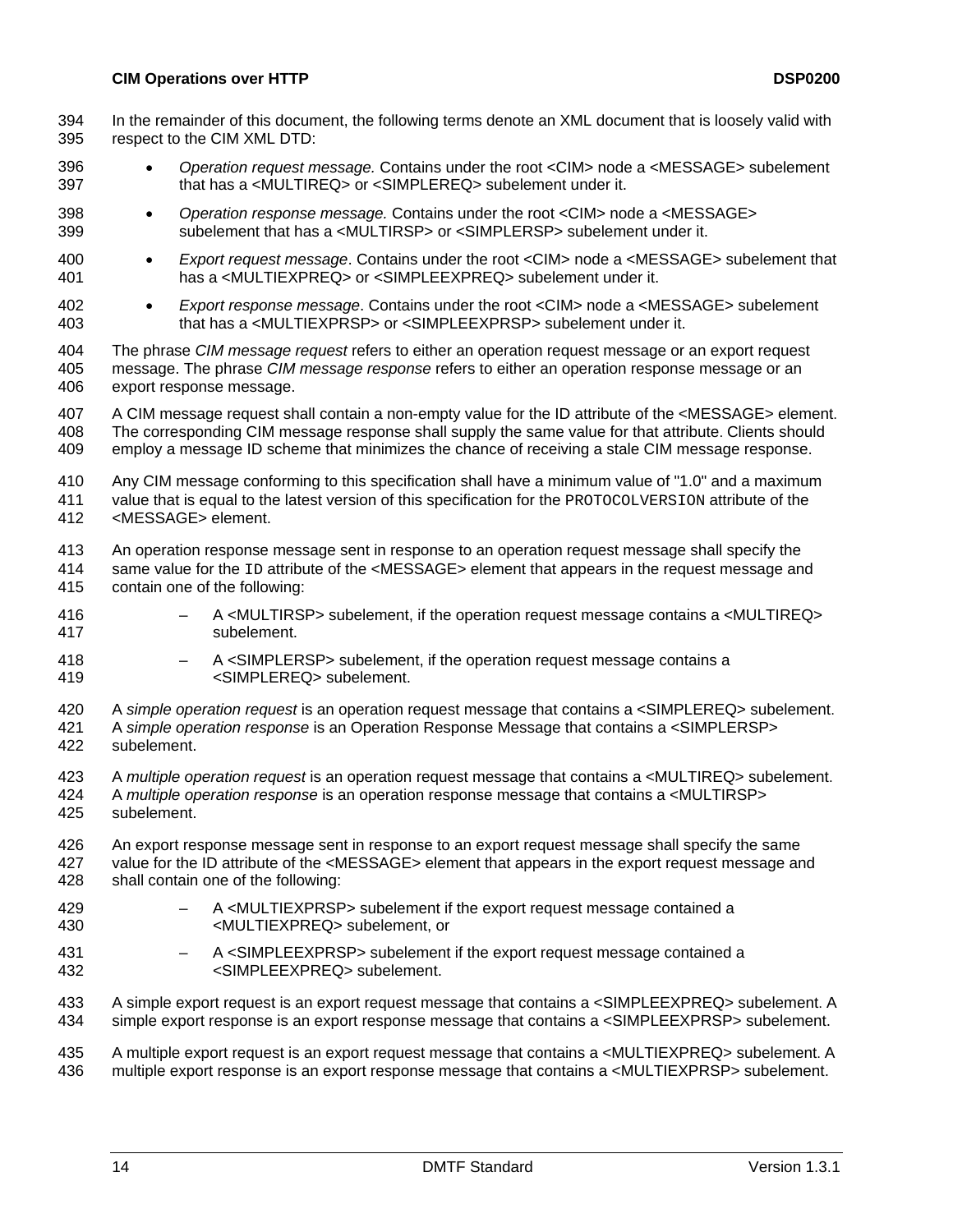In the remainder of this document, the following terms denote an XML document that is loosely valid with respect to the CIM XML DTD:

- *Operation request message.* Contains under the root <CIM> node a <MESSAGE> subelement that has a <MULTIREQ> or <SIMPLEREQ> subelement under it.
- *Operation response message.* Contains under the root <CIM> node a <MESSAGE> subelement that has a <MULTIRSP> or <SIMPLERSP> subelement under it.
- *Export request message*. Contains under the root <CIM> node a <MESSAGE> subelement that has a <MULTIEXPREQ> or <SIMPLEEXPREQ> subelement under it.
- *Export response message*. Contains under the root <CIM> node a <MESSAGE> subelement that has a <MULTIEXPRSP> or <SIMPLEEXPRSP> subelement under it.

The phrase *CIM message request* refers to either an operation request message or an export request message. The phrase *CIM message response* refers to either an operation response message or an export response message.

A CIM message request shall contain a non-empty value for the ID attribute of the <MESSAGE> element. The corresponding CIM message response shall supply the same value for that attribute. Clients should employ a message ID scheme that minimizes the chance of receiving a stale CIM message response.

Any CIM message conforming to this specification shall have a minimum value of "1.0" and a maximum value that is equal to the latest version of this specification for the `PROTOCOLVERSION` attribute of the <MESSAGE> element.

An operation response message sent in response to an operation request message shall specify the same value for the `ID` attribute of the <MESSAGE> element that appears in the request message and contain one of the following:

- A <MULTIRSP> subelement, if the operation request message contains a <MULTIREQ> subelement.
- A <SIMPLERSP> subelement, if the operation request message contains a <SIMPLEREQ> subelement.

A *simple operation request* is an operation request message that contains a <SIMPLEREQ> subelement. A *simple operation response* is an Operation Response Message that contains a <SIMPLERSP> subelement.

A *multiple operation request* is an operation request message that contains a <MULTIREQ> subelement. A *multiple operation response* is an operation response message that contains a <MULTIRSP> subelement.

An export response message sent in response to an export request message shall specify the same value for the ID attribute of the <MESSAGE> element that appears in the export request message and shall contain one of the following:

- A <MULTIEXPRSP> subelement if the export request message contained a <MULTIEXPREQ> subelement, or
- A <SIMPLEEXPRSP> subelement if the export request message contained a <SIMPLEEXPREQ> subelement.

A simple export request is an export request message that contains a <SIMPLEEXPREQ> subelement. A simple export response is an export response message that contains a <SIMPLEEXPRSP> subelement.

A multiple export request is an export request message that contains a <MULTIEXPREQ> subelement. A multiple export response is an export response message that contains a <MULTIEXPRSP> subelement.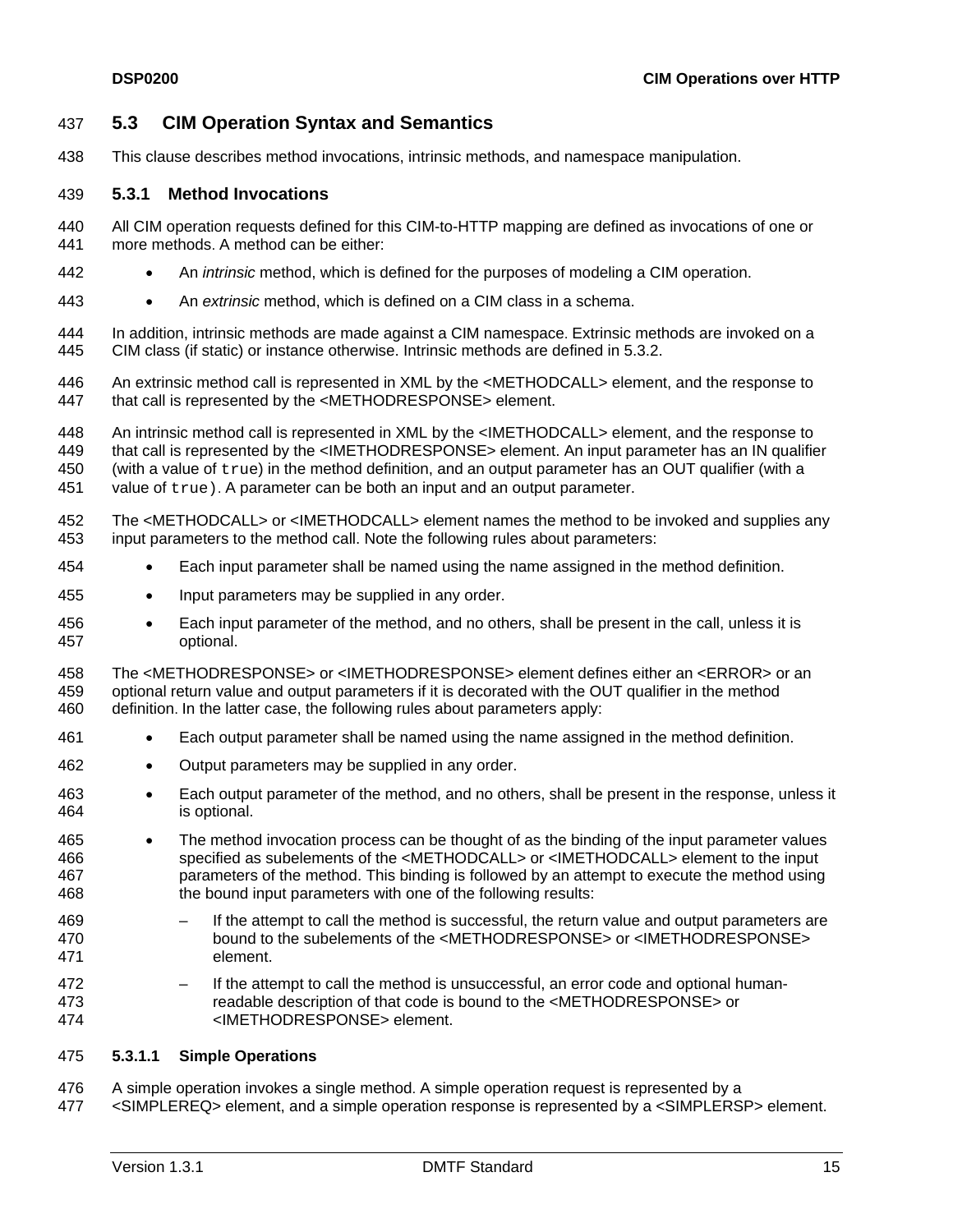## 5.3 CIM Operation Syntax and Semantics

This clause describes method invocations, intrinsic methods, and namespace manipulation.

### 5.3.1 Method Invocations

All CIM operation requests defined for this CIM-to-HTTP mapping are defined as invocations of one or more methods. A method can be either:

- An *intrinsic* method, which is defined for the purposes of modeling a CIM operation.
- An *extrinsic* method, which is defined on a CIM class in a schema.

In addition, intrinsic methods are made against a CIM namespace. Extrinsic methods are invoked on a CIM class (if static) or instance otherwise. Intrinsic methods are defined in 5.3.2.

An extrinsic method call is represented in XML by the <METHODCALL> element, and the response to that call is represented by the <METHODRESPONSE> element.

An intrinsic method call is represented in XML by the <IMETHODCALL> element, and the response to that call is represented by the <IMETHODRESPONSE> element. An input parameter has an IN qualifier (with a value of `true`) in the method definition, and an output parameter has an OUT qualifier (with a value of `true`). A parameter can be both an input and an output parameter.

The <METHODCALL> or <IMETHODCALL> element names the method to be invoked and supplies any input parameters to the method call. Note the following rules about parameters:

- Each input parameter shall be named using the name assigned in the method definition.
- Input parameters may be supplied in any order.
- Each input parameter of the method, and no others, shall be present in the call, unless it is optional.

The <METHODRESPONSE> or <IMETHODRESPONSE> element defines either an <ERROR> or an optional return value and output parameters if it is decorated with the OUT qualifier in the method definition. In the latter case, the following rules about parameters apply:

- Each output parameter shall be named using the name assigned in the method definition.
- Output parameters may be supplied in any order.
- Each output parameter of the method, and no others, shall be present in the response, unless it is optional.
- The method invocation process can be thought of as the binding of the input parameter values specified as subelements of the <METHODCALL> or <IMETHODCALL> element to the input parameters of the method. This binding is followed by an attempt to execute the method using the bound input parameters with one of the following results:
  - If the attempt to call the method is successful, the return value and output parameters are bound to the subelements of the <METHODRESPONSE> or <IMETHODRESPONSE> element.
  - If the attempt to call the method is unsuccessful, an error code and optional human-readable description of that code is bound to the <METHODRESPONSE> or <IMETHODRESPONSE> element.

#### 5.3.1.1 Simple Operations

A simple operation invokes a single method. A simple operation request is represented by a <SIMPLEREQ> element, and a simple operation response is represented by a <SIMPLERSP> element.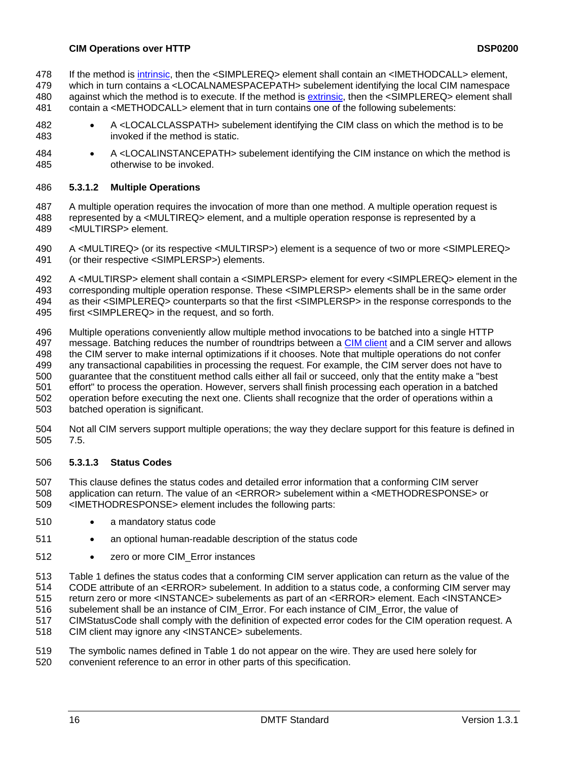If the method is intrinsic, then the <SIMPLEREQ> element shall contain an <IMETHODCALL> element, which in turn contains a <LOCALNAMESPACEPATH> subelement identifying the local CIM namespace against which the method is to execute. If the method is extrinsic, then the <SIMPLEREQ> element shall contain a <METHODCALL> element that in turn contains one of the following subelements:

- A <LOCALCLASSPATH> subelement identifying the CIM class on which the method is to be invoked if the method is static.
- A <LOCALINSTANCEPATH> subelement identifying the CIM instance on which the method is otherwise to be invoked.

#### 5.3.1.2 Multiple Operations

A multiple operation requires the invocation of more than one method. A multiple operation request is represented by a <MULTIREQ> element, and a multiple operation response is represented by a <MULTIRSP> element.

A <MULTIREQ> (or its respective <MULTIRSP>) element is a sequence of two or more <SIMPLEREQ> (or their respective <SIMPLERSP>) elements.

A <MULTIRSP> element shall contain a <SIMPLERSP> element for every <SIMPLEREQ> element in the corresponding multiple operation response. These <SIMPLERSP> elements shall be in the same order as their <SIMPLEREQ> counterparts so that the first <SIMPLERSP> in the response corresponds to the first <SIMPLEREQ> in the request, and so forth.

Multiple operations conveniently allow multiple method invocations to be batched into a single HTTP message. Batching reduces the number of roundtrips between a CIM client and a CIM server and allows the CIM server to make internal optimizations if it chooses. Note that multiple operations do not confer any transactional capabilities in processing the request. For example, the CIM server does not have to guarantee that the constituent method calls either all fail or succeed, only that the entity make a "best effort" to process the operation. However, servers shall finish processing each operation in a batched operation before executing the next one. Clients shall recognize that the order of operations within a batched operation is significant.

Not all CIM servers support multiple operations; the way they declare support for this feature is defined in 7.5.

#### 5.3.1.3 Status Codes

This clause defines the status codes and detailed error information that a conforming CIM server application can return. The value of an <ERROR> subelement within a <METHODRESPONSE> or <IMETHODRESPONSE> element includes the following parts:

- a mandatory status code
- an optional human-readable description of the status code
- zero or more CIM_Error instances

Table 1 defines the status codes that a conforming CIM server application can return as the value of the CODE attribute of an <ERROR> subelement. In addition to a status code, a conforming CIM server may return zero or more <INSTANCE> subelements as part of an <ERROR> element. Each <INSTANCE> subelement shall be an instance of CIM_Error. For each instance of CIM_Error, the value of CIMStatusCode shall comply with the definition of expected error codes for the CIM operation request. A CIM client may ignore any <INSTANCE> subelements.

The symbolic names defined in Table 1 do not appear on the wire. They are used here solely for convenient reference to an error in other parts of this specification.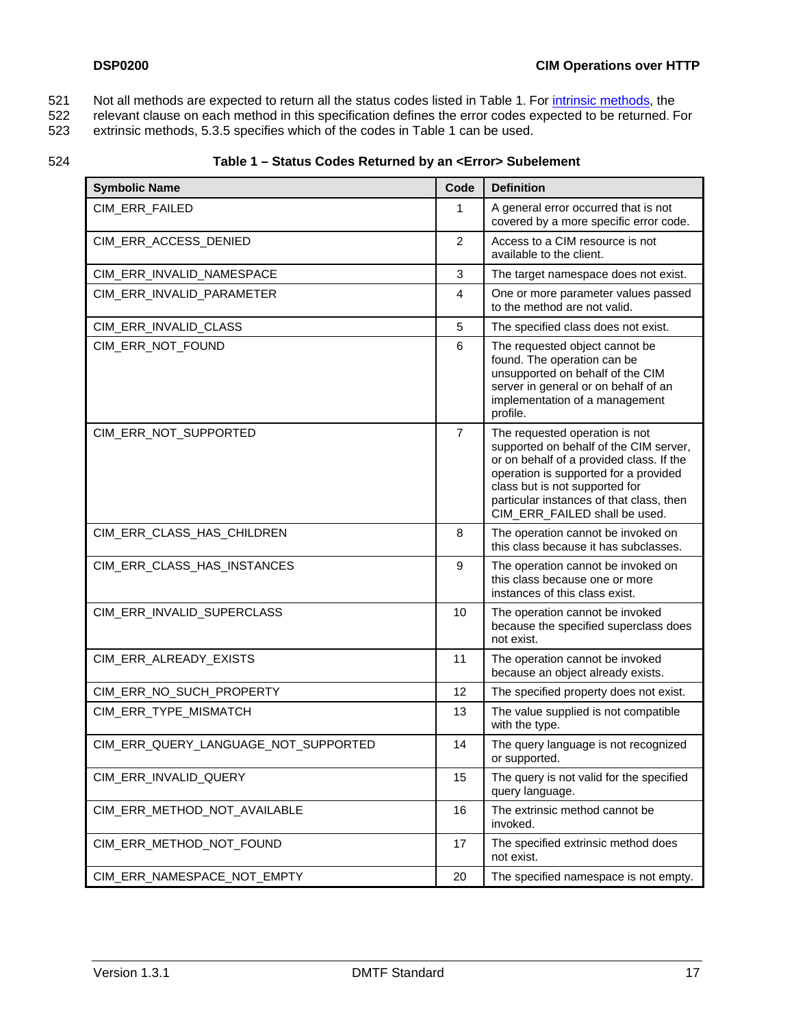Not all methods are expected to return all the status codes listed in Table 1. For intrinsic methods, the relevant clause on each method in this specification defines the error codes expected to be returned. For extrinsic methods, 5.3.5 specifies which of the codes in Table 1 can be used.

**Table 1 – Status Codes Returned by an <Error> Subelement**

| Symbolic Name | Code | Definition |
|---|---|---|
| CIM_ERR_FAILED | 1 | A general error occurred that is not covered by a more specific error code. |
| CIM_ERR_ACCESS_DENIED | 2 | Access to a CIM resource is not available to the client. |
| CIM_ERR_INVALID_NAMESPACE | 3 | The target namespace does not exist. |
| CIM_ERR_INVALID_PARAMETER | 4 | One or more parameter values passed to the method are not valid. |
| CIM_ERR_INVALID_CLASS | 5 | The specified class does not exist. |
| CIM_ERR_NOT_FOUND | 6 | The requested object cannot be found. The operation can be unsupported on behalf of the CIM server in general or on behalf of an implementation of a management profile. |
| CIM_ERR_NOT_SUPPORTED | 7 | The requested operation is not supported on behalf of the CIM server, or on behalf of a provided class. If the operation is supported for a provided class but is not supported for particular instances of that class, then CIM_ERR_FAILED shall be used. |
| CIM_ERR_CLASS_HAS_CHILDREN | 8 | The operation cannot be invoked on this class because it has subclasses. |
| CIM_ERR_CLASS_HAS_INSTANCES | 9 | The operation cannot be invoked on this class because one or more instances of this class exist. |
| CIM_ERR_INVALID_SUPERCLASS | 10 | The operation cannot be invoked because the specified superclass does not exist. |
| CIM_ERR_ALREADY_EXISTS | 11 | The operation cannot be invoked because an object already exists. |
| CIM_ERR_NO_SUCH_PROPERTY | 12 | The specified property does not exist. |
| CIM_ERR_TYPE_MISMATCH | 13 | The value supplied is not compatible with the type. |
| CIM_ERR_QUERY_LANGUAGE_NOT_SUPPORTED | 14 | The query language is not recognized or supported. |
| CIM_ERR_INVALID_QUERY | 15 | The query is not valid for the specified query language. |
| CIM_ERR_METHOD_NOT_AVAILABLE | 16 | The extrinsic method cannot be invoked. |
| CIM_ERR_METHOD_NOT_FOUND | 17 | The specified extrinsic method does not exist. |
| CIM_ERR_NAMESPACE_NOT_EMPTY | 20 | The specified namespace is not empty. |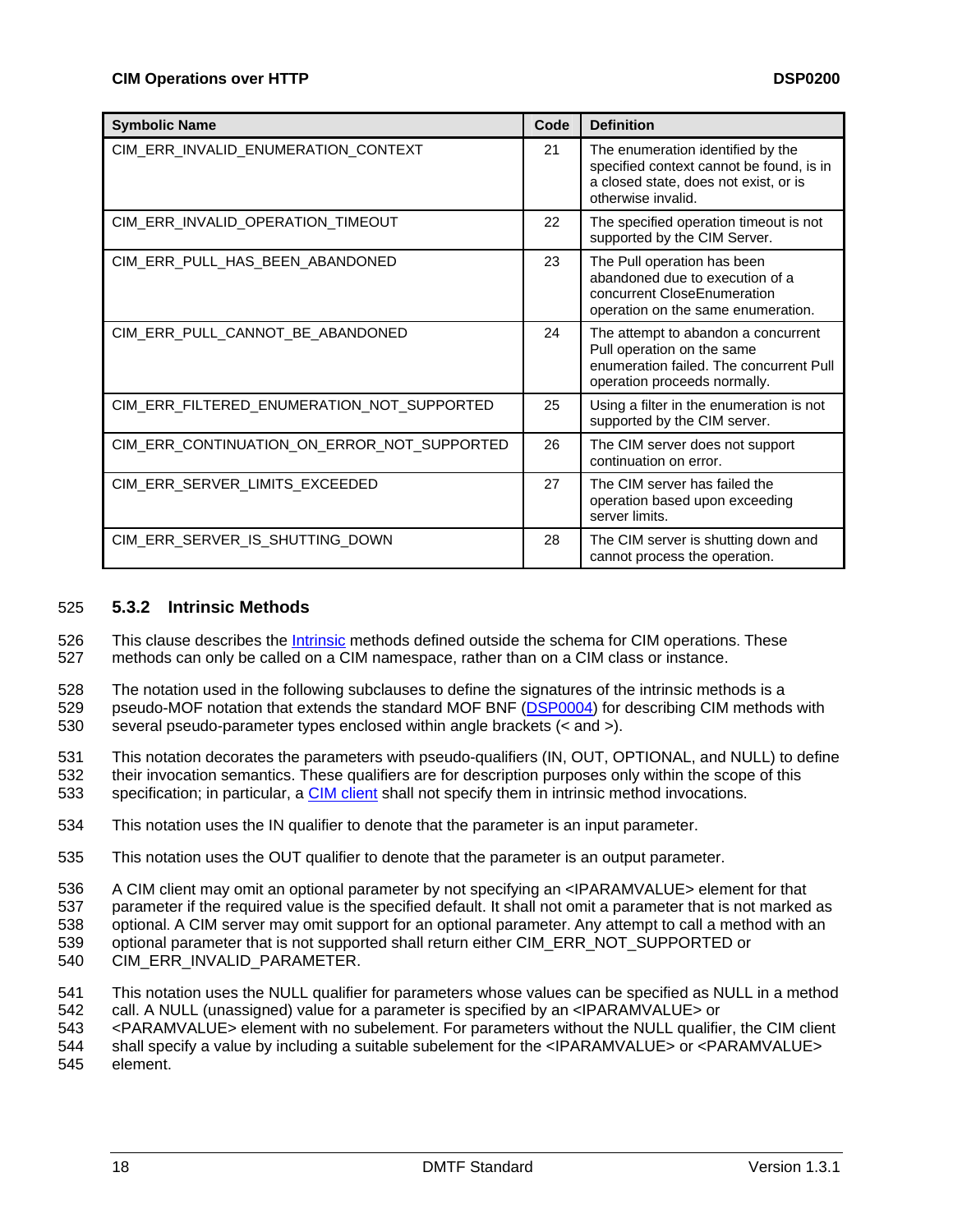| Symbolic Name | Code | Definition |
|---|---|---|
| CIM_ERR_INVALID_ENUMERATION_CONTEXT | 21 | The enumeration identified by the specified context cannot be found, is in a closed state, does not exist, or is otherwise invalid. |
| CIM_ERR_INVALID_OPERATION_TIMEOUT | 22 | The specified operation timeout is not supported by the CIM Server. |
| CIM_ERR_PULL_HAS_BEEN_ABANDONED | 23 | The Pull operation has been abandoned due to execution of a concurrent CloseEnumeration operation on the same enumeration. |
| CIM_ERR_PULL_CANNOT_BE_ABANDONED | 24 | The attempt to abandon a concurrent Pull operation on the same enumeration failed. The concurrent Pull operation proceeds normally. |
| CIM_ERR_FILTERED_ENUMERATION_NOT_SUPPORTED | 25 | Using a filter in the enumeration is not supported by the CIM server. |
| CIM_ERR_CONTINUATION_ON_ERROR_NOT_SUPPORTED | 26 | The CIM server does not support continuation on error. |
| CIM_ERR_SERVER_LIMITS_EXCEEDED | 27 | The CIM server has failed the operation based upon exceeding server limits. |
| CIM_ERR_SERVER_IS_SHUTTING_DOWN | 28 | The CIM server is shutting down and cannot process the operation. |

### 5.3.2 Intrinsic Methods

This clause describes the Intrinsic methods defined outside the schema for CIM operations. These methods can only be called on a CIM namespace, rather than on a CIM class or instance.

The notation used in the following subclauses to define the signatures of the intrinsic methods is a pseudo-MOF notation that extends the standard MOF BNF (DSP0004) for describing CIM methods with several pseudo-parameter types enclosed within angle brackets (< and >).

This notation decorates the parameters with pseudo-qualifiers (IN, OUT, OPTIONAL, and NULL) to define their invocation semantics. These qualifiers are for description purposes only within the scope of this specification; in particular, a CIM client shall not specify them in intrinsic method invocations.

This notation uses the IN qualifier to denote that the parameter is an input parameter.

This notation uses the OUT qualifier to denote that the parameter is an output parameter.

A CIM client may omit an optional parameter by not specifying an <IPARAMVALUE> element for that parameter if the required value is the specified default. It shall not omit a parameter that is not marked as optional. A CIM server may omit support for an optional parameter. Any attempt to call a method with an optional parameter that is not supported shall return either CIM_ERR_NOT_SUPPORTED or CIM_ERR_INVALID_PARAMETER.

This notation uses the NULL qualifier for parameters whose values can be specified as NULL in a method call. A NULL (unassigned) value for a parameter is specified by an <IPARAMVALUE> or <PARAMVALUE> element with no subelement. For parameters without the NULL qualifier, the CIM client shall specify a value by including a suitable subelement for the <IPARAMVALUE> or <PARAMVALUE> element.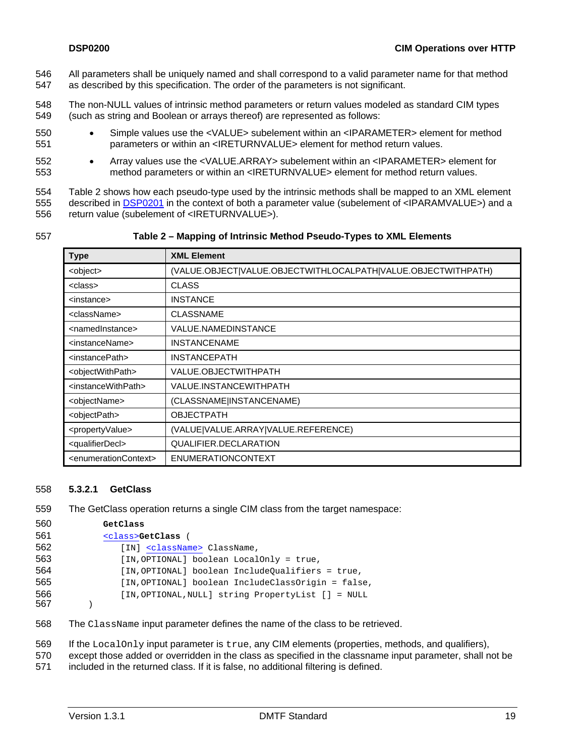All parameters shall be uniquely named and shall correspond to a valid parameter name for that method as described by this specification. The order of the parameters is not significant.

The non-NULL values of intrinsic method parameters or return values modeled as standard CIM types (such as string and Boolean or arrays thereof) are represented as follows:

- Simple values use the <VALUE> subelement within an <IPARAMETER> element for method parameters or within an <IRETURNVALUE> element for method return values.
- Array values use the <VALUE.ARRAY> subelement within an <IPARAMETER> element for method parameters or within an <IRETURNVALUE> element for method return values.

Table 2 shows how each pseudo-type used by the intrinsic methods shall be mapped to an XML element described in DSP0201 in the context of both a parameter value (subelement of <IPARAMVALUE>) and a return value (subelement of <IRETURNVALUE>).

**Table 2 – Mapping of Intrinsic Method Pseudo-Types to XML Elements**

| Type | XML Element |
|---|---|
| <object> | (VALUE.OBJECT\|VALUE.OBJECTWITHLOCALPATH\|VALUE.OBJECTWITHPATH) |
| <class> | CLASS |
| <instance> | INSTANCE |
| <className> | CLASSNAME |
| <namedInstance> | VALUE.NAMEDINSTANCE |
| <instanceName> | INSTANCENAME |
| <instancePath> | INSTANCEPATH |
| <objectWithPath> | VALUE.OBJECTWITHPATH |
| <instanceWithPath> | VALUE.INSTANCEWITHPATH |
| <objectName> | (CLASSNAME\|INSTANCENAME) |
| <objectPath> | OBJECTPATH |
| <propertyValue> | (VALUE\|VALUE.ARRAY\|VALUE.REFERENCE) |
| <qualifierDecl> | QUALIFIER.DECLARATION |
| <enumerationContext> | ENUMERATIONCONTEXT |

#### 5.3.2.1 GetClass

The GetClass operation returns a single CIM class from the target namespace:

```
GetClass
<class>GetClass (
    [IN] <className> ClassName,
    [IN,OPTIONAL] boolean LocalOnly = true,
    [IN,OPTIONAL] boolean IncludeQualifiers = true,
    [IN,OPTIONAL] boolean IncludeClassOrigin = false,
    [IN,OPTIONAL,NULL] string PropertyList [] = NULL
)
```

The `ClassName` input parameter defines the name of the class to be retrieved.

If the `LocalOnly` input parameter is `true`, any CIM elements (properties, methods, and qualifiers), except those added or overridden in the class as specified in the classname input parameter, shall not be included in the returned class. If it is false, no additional filtering is defined.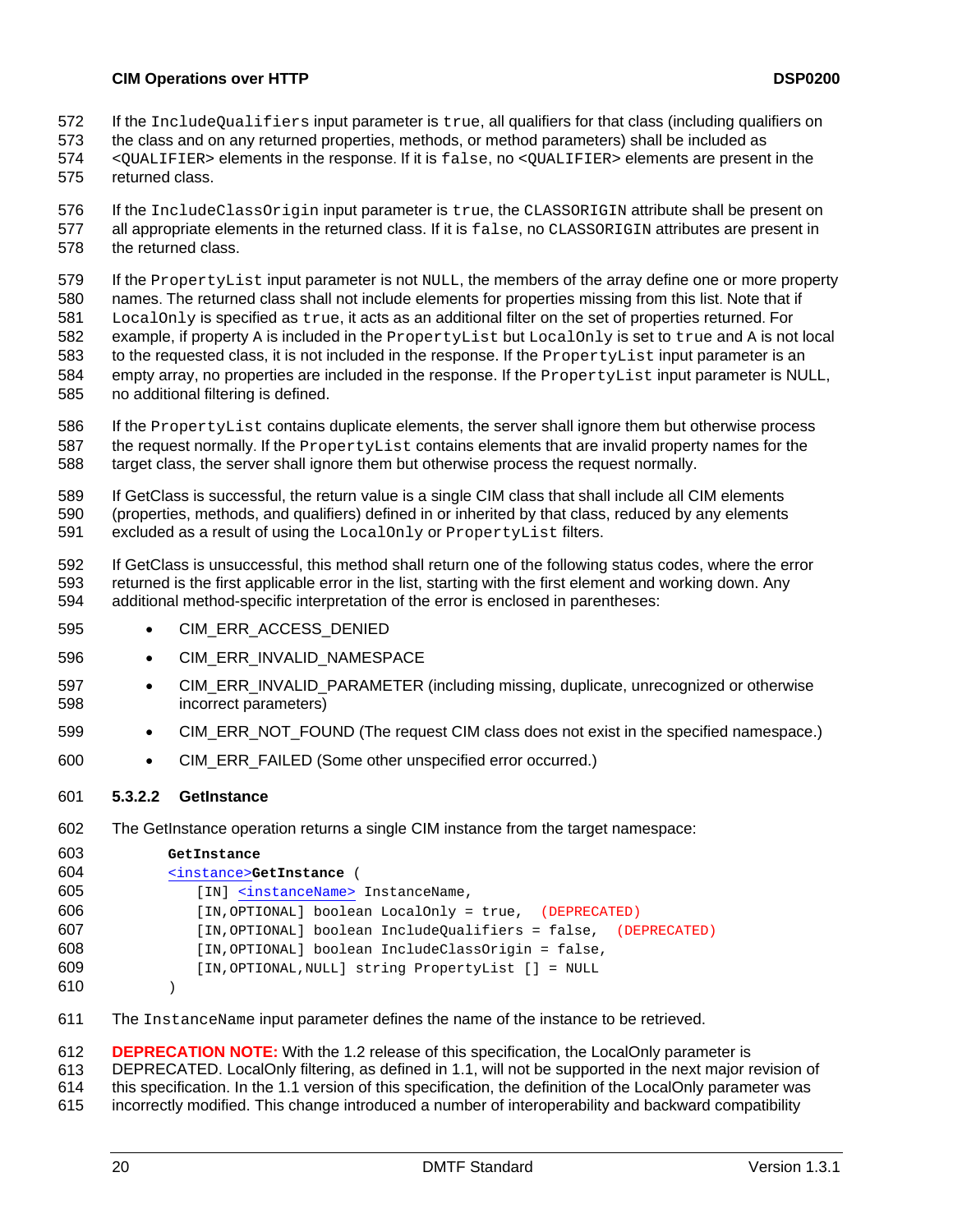If the `IncludeQualifiers` input parameter is `true`, all qualifiers for that class (including qualifiers on the class and on any returned properties, methods, or method parameters) shall be included as `<QUALIFIER>` elements in the response. If it is `false`, no `<QUALIFIER>` elements are present in the returned class.

If the `IncludeClassOrigin` input parameter is `true`, the `CLASSORIGIN` attribute shall be present on all appropriate elements in the returned class. If it is `false`, no `CLASSORIGIN` attributes are present in the returned class.

If the `PropertyList` input parameter is not `NULL`, the members of the array define one or more property names. The returned class shall not include elements for properties missing from this list. Note that if `LocalOnly` is specified as `true`, it acts as an additional filter on the set of properties returned. For example, if property A is included in the `PropertyList` but `LocalOnly` is set to `true` and A is not local to the requested class, it is not included in the response. If the `PropertyList` input parameter is an empty array, no properties are included in the response. If the `PropertyList` input parameter is NULL, no additional filtering is defined.

If the `PropertyList` contains duplicate elements, the server shall ignore them but otherwise process the request normally. If the `PropertyList` contains elements that are invalid property names for the target class, the server shall ignore them but otherwise process the request normally.

If GetClass is successful, the return value is a single CIM class that shall include all CIM elements (properties, methods, and qualifiers) defined in or inherited by that class, reduced by any elements excluded as a result of using the `LocalOnly` or `PropertyList` filters.

If GetClass is unsuccessful, this method shall return one of the following status codes, where the error returned is the first applicable error in the list, starting with the first element and working down. Any additional method-specific interpretation of the error is enclosed in parentheses:

- CIM_ERR_ACCESS_DENIED
- CIM_ERR_INVALID_NAMESPACE
- CIM_ERR_INVALID_PARAMETER (including missing, duplicate, unrecognized or otherwise incorrect parameters)
- CIM_ERR_NOT_FOUND (The request CIM class does not exist in the specified namespace.)
- CIM_ERR_FAILED (Some other unspecified error occurred.)

#### 5.3.2.2 GetInstance

The GetInstance operation returns a single CIM instance from the target namespace:

```
GetInstance
<instance>GetInstance (
    [IN] <instanceName> InstanceName,
    [IN,OPTIONAL] boolean LocalOnly = true,  (DEPRECATED)
    [IN,OPTIONAL] boolean IncludeQualifiers = false,  (DEPRECATED)
    [IN,OPTIONAL] boolean IncludeClassOrigin = false,
    [IN,OPTIONAL,NULL] string PropertyList [] = NULL
)
```

The `InstanceName` input parameter defines the name of the instance to be retrieved.

**DEPRECATION NOTE:** With the 1.2 release of this specification, the LocalOnly parameter is DEPRECATED. LocalOnly filtering, as defined in 1.1, will not be supported in the next major revision of this specification. In the 1.1 version of this specification, the definition of the LocalOnly parameter was incorrectly modified. This change introduced a number of interoperability and backward compatibility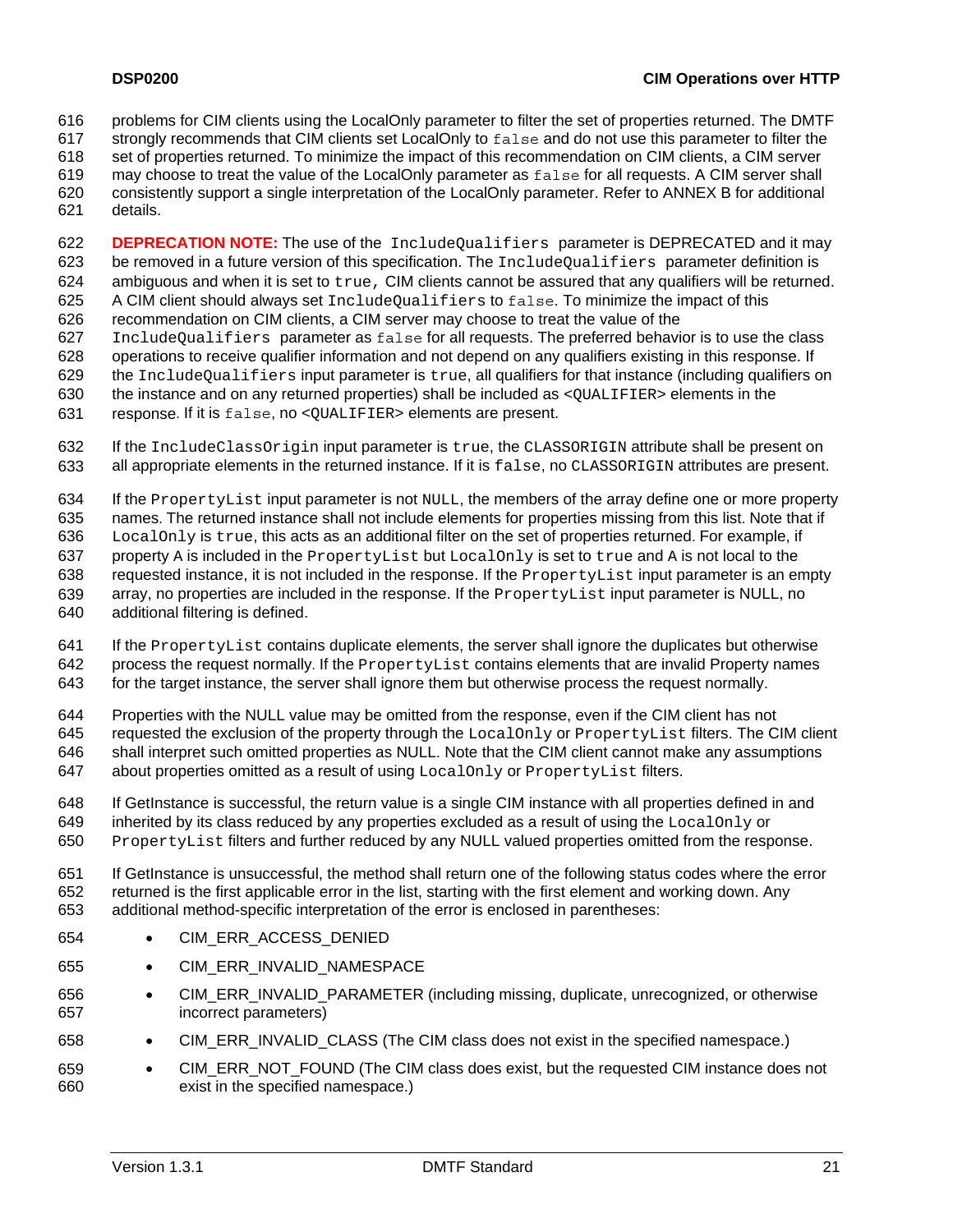problems for CIM clients using the LocalOnly parameter to filter the set of properties returned. The DMTF strongly recommends that CIM clients set LocalOnly to `false` and do not use this parameter to filter the set of properties returned. To minimize the impact of this recommendation on CIM clients, a CIM server may choose to treat the value of the LocalOnly parameter as `false` for all requests. A CIM server shall consistently support a single interpretation of the LocalOnly parameter. Refer to ANNEX B for additional details.

**DEPRECATION NOTE:** The use of the `IncludeQualifiers` parameter is DEPRECATED and it may be removed in a future version of this specification. The `IncludeQualifiers` parameter definition is ambiguous and when it is set to `true`, CIM clients cannot be assured that any qualifiers will be returned. A CIM client should always set `IncludeQualifiers` to `false`. To minimize the impact of this recommendation on CIM clients, a CIM server may choose to treat the value of the `IncludeQualifiers` parameter as `false` for all requests. The preferred behavior is to use the class operations to receive qualifier information and not depend on any qualifiers existing in this response. If the `IncludeQualifiers` input parameter is `true`, all qualifiers for that instance (including qualifiers on the instance and on any returned properties) shall be included as `<QUALIFIER>` elements in the response. If it is `false`, no `<QUALIFIER>` elements are present.

If the `IncludeClassOrigin` input parameter is `true`, the `CLASSORIGIN` attribute shall be present on all appropriate elements in the returned instance. If it is `false`, no `CLASSORIGIN` attributes are present.

If the `PropertyList` input parameter is not `NULL`, the members of the array define one or more property names. The returned instance shall not include elements for properties missing from this list. Note that if `LocalOnly` is `true`, this acts as an additional filter on the set of properties returned. For example, if property A is included in the `PropertyList` but `LocalOnly` is set to `true` and A is not local to the requested instance, it is not included in the response. If the `PropertyList` input parameter is an empty array, no properties are included in the response. If the `PropertyList` input parameter is NULL, no additional filtering is defined.

If the `PropertyList` contains duplicate elements, the server shall ignore the duplicates but otherwise process the request normally. If the `PropertyList` contains elements that are invalid Property names for the target instance, the server shall ignore them but otherwise process the request normally.

Properties with the NULL value may be omitted from the response, even if the CIM client has not requested the exclusion of the property through the `LocalOnly` or `PropertyList` filters. The CIM client shall interpret such omitted properties as NULL. Note that the CIM client cannot make any assumptions about properties omitted as a result of using `LocalOnly` or `PropertyList` filters.

If GetInstance is successful, the return value is a single CIM instance with all properties defined in and inherited by its class reduced by any properties excluded as a result of using the `LocalOnly` or `PropertyList` filters and further reduced by any NULL valued properties omitted from the response.

If GetInstance is unsuccessful, the method shall return one of the following status codes where the error returned is the first applicable error in the list, starting with the first element and working down. Any additional method-specific interpretation of the error is enclosed in parentheses:

- CIM_ERR_ACCESS_DENIED
- CIM_ERR_INVALID_NAMESPACE
- CIM_ERR_INVALID_PARAMETER (including missing, duplicate, unrecognized, or otherwise incorrect parameters)
- CIM_ERR_INVALID_CLASS (The CIM class does not exist in the specified namespace.)
- CIM_ERR_NOT_FOUND (The CIM class does exist, but the requested CIM instance does not exist in the specified namespace.)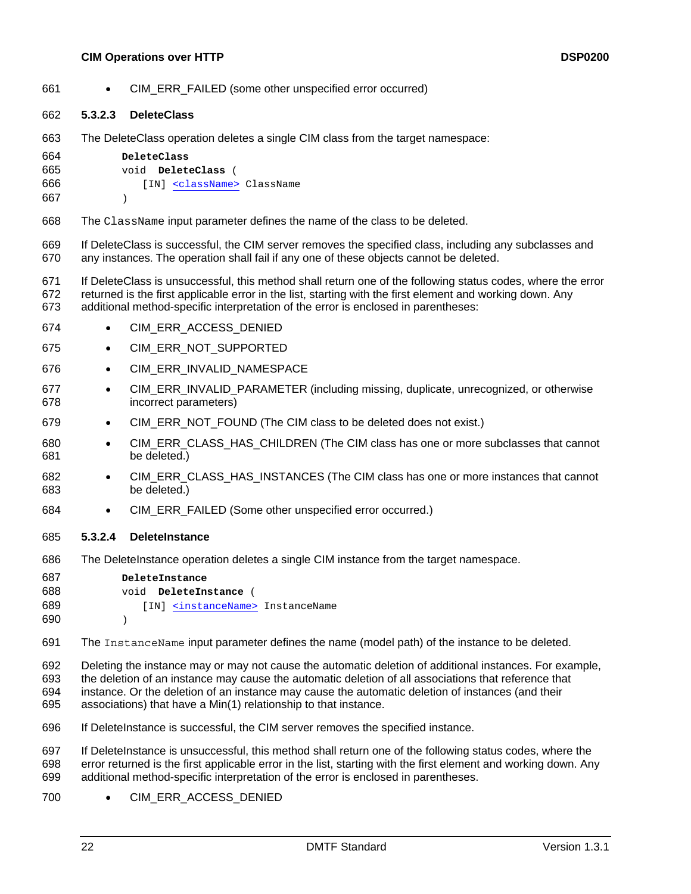- CIM_ERR_FAILED (some other unspecified error occurred)

#### 5.3.2.3 DeleteClass

The DeleteClass operation deletes a single CIM class from the target namespace:

```
DeleteClass
void  DeleteClass (
    [IN] <className> ClassName
)
```

The ClassName input parameter defines the name of the class to be deleted.

If DeleteClass is successful, the CIM server removes the specified class, including any subclasses and any instances. The operation shall fail if any one of these objects cannot be deleted.

If DeleteClass is unsuccessful, this method shall return one of the following status codes, where the error returned is the first applicable error in the list, starting with the first element and working down. Any additional method-specific interpretation of the error is enclosed in parentheses:

- CIM_ERR_ACCESS_DENIED
- CIM_ERR_NOT_SUPPORTED
- CIM_ERR_INVALID_NAMESPACE
- CIM_ERR_INVALID_PARAMETER (including missing, duplicate, unrecognized, or otherwise incorrect parameters)
- CIM_ERR_NOT_FOUND (The CIM class to be deleted does not exist.)
- CIM_ERR_CLASS_HAS_CHILDREN (The CIM class has one or more subclasses that cannot be deleted.)
- CIM_ERR_CLASS_HAS_INSTANCES (The CIM class has one or more instances that cannot be deleted.)
- CIM_ERR_FAILED (Some other unspecified error occurred.)

#### 5.3.2.4 DeleteInstance

The DeleteInstance operation deletes a single CIM instance from the target namespace.

```
DeleteInstance
void  DeleteInstance (
    [IN] <instanceName> InstanceName
)
```

The InstanceName input parameter defines the name (model path) of the instance to be deleted.

Deleting the instance may or may not cause the automatic deletion of additional instances. For example, the deletion of an instance may cause the automatic deletion of all associations that reference that instance. Or the deletion of an instance may cause the automatic deletion of instances (and their associations) that have a Min(1) relationship to that instance.

If DeleteInstance is successful, the CIM server removes the specified instance.

If DeleteInstance is unsuccessful, this method shall return one of the following status codes, where the error returned is the first applicable error in the list, starting with the first element and working down. Any additional method-specific interpretation of the error is enclosed in parentheses.

- CIM_ERR_ACCESS_DENIED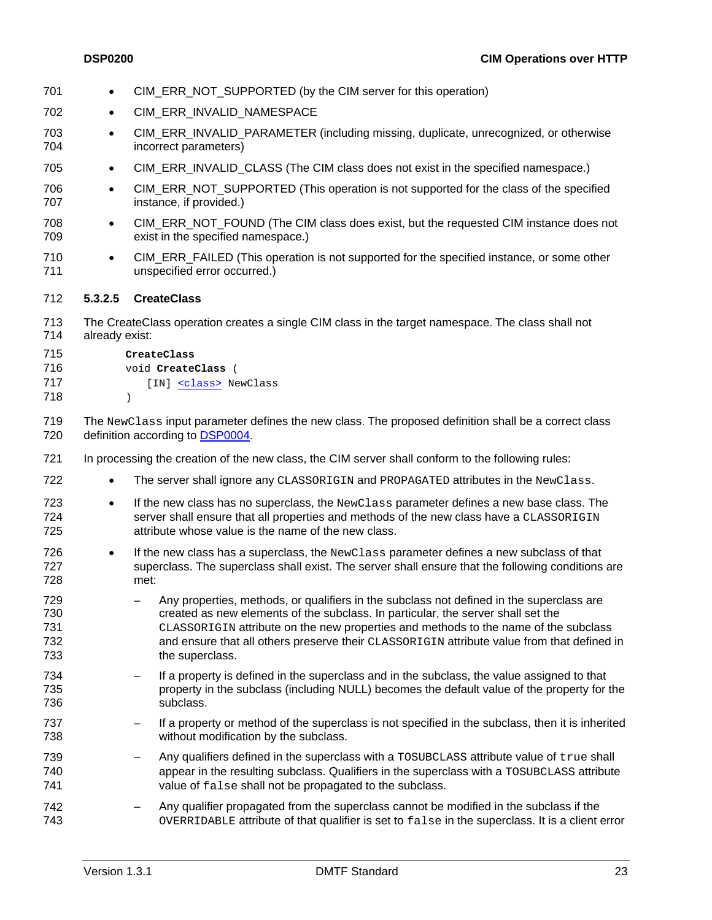- CIM_ERR_NOT_SUPPORTED (by the CIM server for this operation)
- CIM_ERR_INVALID_NAMESPACE
- CIM_ERR_INVALID_PARAMETER (including missing, duplicate, unrecognized, or otherwise incorrect parameters)
- CIM_ERR_INVALID_CLASS (The CIM class does not exist in the specified namespace.)
- CIM_ERR_NOT_SUPPORTED (This operation is not supported for the class of the specified instance, if provided.)
- CIM_ERR_NOT_FOUND (The CIM class does exist, but the requested CIM instance does not exist in the specified namespace.)
- CIM_ERR_FAILED (This operation is not supported for the specified instance, or some other unspecified error occurred.)

#### 5.3.2.5 CreateClass

The CreateClass operation creates a single CIM class in the target namespace. The class shall not already exist:

```
CreateClass
void CreateClass (
   [IN] <class> NewClass
)
```

The `NewClass` input parameter defines the new class. The proposed definition shall be a correct class definition according to DSP0004.

In processing the creation of the new class, the CIM server shall conform to the following rules:

- The server shall ignore any `CLASSORIGIN` and `PROPAGATED` attributes in the `NewClass`.
- If the new class has no superclass, the `NewClass` parameter defines a new base class. The server shall ensure that all properties and methods of the new class have a `CLASSORIGIN` attribute whose value is the name of the new class.
- If the new class has a superclass, the `NewClass` parameter defines a new subclass of that superclass. The superclass shall exist. The server shall ensure that the following conditions are met:
  - Any properties, methods, or qualifiers in the subclass not defined in the superclass are created as new elements of the subclass. In particular, the server shall set the `CLASSORIGIN` attribute on the new properties and methods to the name of the subclass and ensure that all others preserve their `CLASSORIGIN` attribute value from that defined in the superclass.
  - If a property is defined in the superclass and in the subclass, the value assigned to that property in the subclass (including NULL) becomes the default value of the property for the subclass.
  - If a property or method of the superclass is not specified in the subclass, then it is inherited without modification by the subclass.
  - Any qualifiers defined in the superclass with a `TOSUBCLASS` attribute value of `true` shall appear in the resulting subclass. Qualifiers in the superclass with a `TOSUBCLASS` attribute value of `false` shall not be propagated to the subclass.
  - Any qualifier propagated from the superclass cannot be modified in the subclass if the `OVERRIDABLE` attribute of that qualifier is set to `false` in the superclass. It is a client error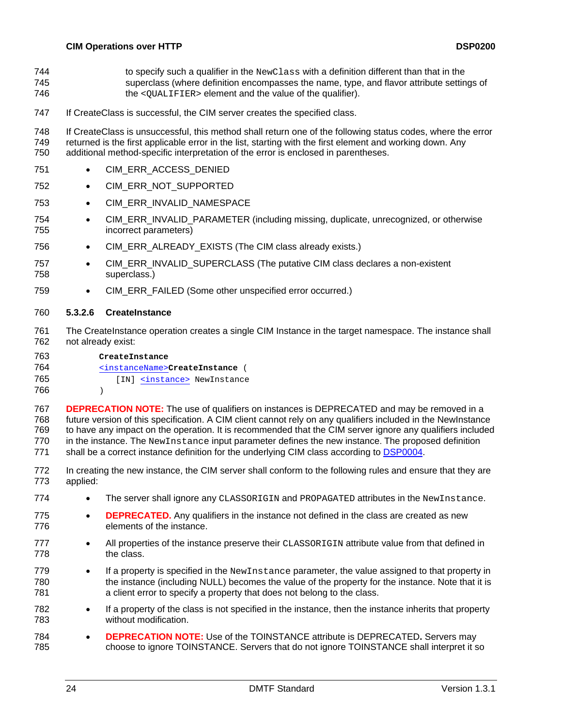to specify such a qualifier in the `NewClass` with a definition different than that in the superclass (where definition encompasses the name, type, and flavor attribute settings of the `<QUALIFIER>` element and the value of the qualifier).

If CreateClass is successful, the CIM server creates the specified class.

If CreateClass is unsuccessful, this method shall return one of the following status codes, where the error returned is the first applicable error in the list, starting with the first element and working down. Any additional method-specific interpretation of the error is enclosed in parentheses.

- CIM_ERR_ACCESS_DENIED
- CIM_ERR_NOT_SUPPORTED
- CIM_ERR_INVALID_NAMESPACE
- CIM_ERR_INVALID_PARAMETER (including missing, duplicate, unrecognized, or otherwise incorrect parameters)
- CIM_ERR_ALREADY_EXISTS (The CIM class already exists.)
- CIM_ERR_INVALID_SUPERCLASS (The putative CIM class declares a non-existent superclass.)
- CIM_ERR_FAILED (Some other unspecified error occurred.)

#### 5.3.2.6 CreateInstance

The CreateInstance operation creates a single CIM Instance in the target namespace. The instance shall not already exist:

```
CreateInstance
<instanceName>CreateInstance (
    [IN] <instance> NewInstance
)
```

**DEPRECATION NOTE:** The use of qualifiers on instances is DEPRECATED and may be removed in a future version of this specification. A CIM client cannot rely on any qualifiers included in the NewInstance to have any impact on the operation. It is recommended that the CIM server ignore any qualifiers included in the instance. The `NewInstance` input parameter defines the new instance. The proposed definition shall be a correct instance definition for the underlying CIM class according to DSP0004.

In creating the new instance, the CIM server shall conform to the following rules and ensure that they are applied:

- The server shall ignore any `CLASSORIGIN` and `PROPAGATED` attributes in the `NewInstance`.
- **DEPRECATED.** Any qualifiers in the instance not defined in the class are created as new elements of the instance.
- All properties of the instance preserve their `CLASSORIGIN` attribute value from that defined in the class.
- If a property is specified in the `NewInstance` parameter, the value assigned to that property in the instance (including NULL) becomes the value of the property for the instance. Note that it is a client error to specify a property that does not belong to the class.
- If a property of the class is not specified in the instance, then the instance inherits that property without modification.
- **DEPRECATION NOTE:** Use of the TOINSTANCE attribute is DEPRECATED**.** Servers may choose to ignore TOINSTANCE. Servers that do not ignore TOINSTANCE shall interpret it so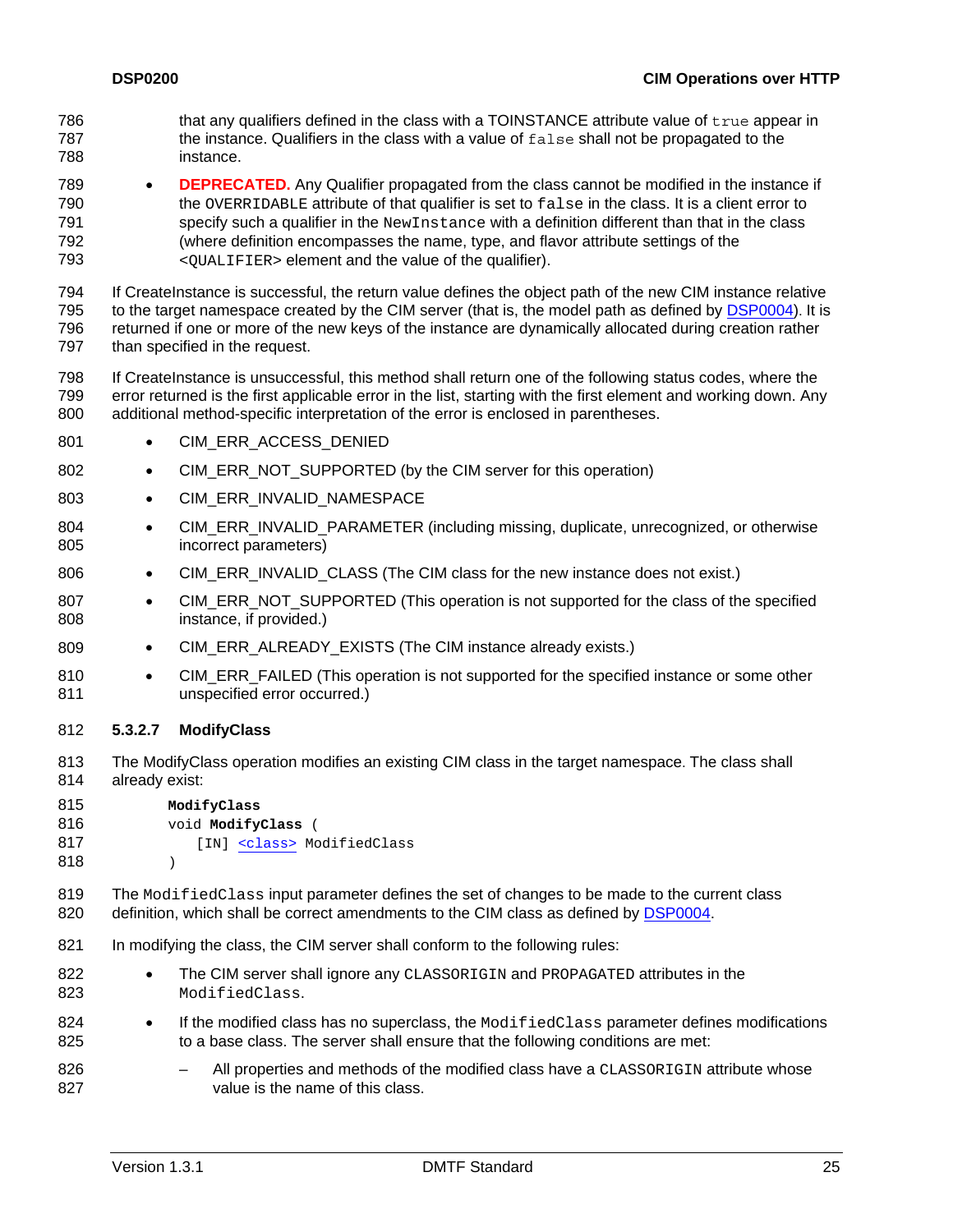that any qualifiers defined in the class with a TOINSTANCE attribute value of `true` appear in the instance. Qualifiers in the class with a value of `false` shall not be propagated to the instance.

- **DEPRECATED.** Any Qualifier propagated from the class cannot be modified in the instance if the `OVERRIDABLE` attribute of that qualifier is set to `false` in the class. It is a client error to specify such a qualifier in the `NewInstance` with a definition different than that in the class (where definition encompasses the name, type, and flavor attribute settings of the `<QUALIFIER>` element and the value of the qualifier).

If CreateInstance is successful, the return value defines the object path of the new CIM instance relative to the target namespace created by the CIM server (that is, the model path as defined by DSP0004). It is returned if one or more of the new keys of the instance are dynamically allocated during creation rather than specified in the request.

If CreateInstance is unsuccessful, this method shall return one of the following status codes, where the error returned is the first applicable error in the list, starting with the first element and working down. Any additional method-specific interpretation of the error is enclosed in parentheses.

- CIM_ERR_ACCESS_DENIED
- CIM_ERR_NOT_SUPPORTED (by the CIM server for this operation)
- CIM_ERR_INVALID_NAMESPACE
- CIM_ERR_INVALID_PARAMETER (including missing, duplicate, unrecognized, or otherwise incorrect parameters)
- CIM_ERR_INVALID_CLASS (The CIM class for the new instance does not exist.)
- CIM_ERR_NOT_SUPPORTED (This operation is not supported for the class of the specified instance, if provided.)
- CIM_ERR_ALREADY_EXISTS (The CIM instance already exists.)
- CIM_ERR_FAILED (This operation is not supported for the specified instance or some other unspecified error occurred.)

#### 5.3.2.7 ModifyClass

The ModifyClass operation modifies an existing CIM class in the target namespace. The class shall already exist:

```
ModifyClass
void ModifyClass (
   [IN] <class> ModifiedClass
)
```

The `ModifiedClass` input parameter defines the set of changes to be made to the current class definition, which shall be correct amendments to the CIM class as defined by DSP0004.

In modifying the class, the CIM server shall conform to the following rules:

- The CIM server shall ignore any `CLASSORIGIN` and `PROPAGATED` attributes in the `ModifiedClass`.
- If the modified class has no superclass, the `ModifiedClass` parameter defines modifications to a base class. The server shall ensure that the following conditions are met:
  - All properties and methods of the modified class have a `CLASSORIGIN` attribute whose value is the name of this class.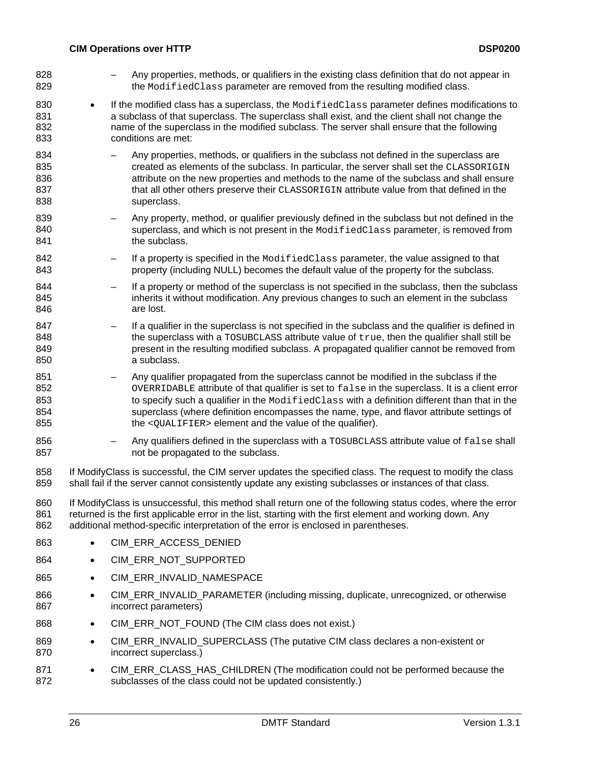- Any properties, methods, or qualifiers in the existing class definition that do not appear in the `ModifiedClass` parameter are removed from the resulting modified class.

- If the modified class has a superclass, the `ModifiedClass` parameter defines modifications to a subclass of that superclass. The superclass shall exist, and the client shall not change the name of the superclass in the modified subclass. The server shall ensure that the following conditions are met:
  - Any properties, methods, or qualifiers in the subclass not defined in the superclass are created as elements of the subclass. In particular, the server shall set the `CLASSORIGIN` attribute on the new properties and methods to the name of the subclass and shall ensure that all other others preserve their `CLASSORIGIN` attribute value from that defined in the superclass.
  - Any property, method, or qualifier previously defined in the subclass but not defined in the superclass, and which is not present in the `ModifiedClass` parameter, is removed from the subclass.
  - If a property is specified in the `ModifiedClass` parameter, the value assigned to that property (including NULL) becomes the default value of the property for the subclass.
  - If a property or method of the superclass is not specified in the subclass, then the subclass inherits it without modification. Any previous changes to such an element in the subclass are lost.
  - If a qualifier in the superclass is not specified in the subclass and the qualifier is defined in the superclass with a `TOSUBCLASS` attribute value of `true`, then the qualifier shall still be present in the resulting modified subclass. A propagated qualifier cannot be removed from a subclass.
  - Any qualifier propagated from the superclass cannot be modified in the subclass if the `OVERRIDABLE` attribute of that qualifier is set to `false` in the superclass. It is a client error to specify such a qualifier in the `ModifiedClass` with a definition different than that in the superclass (where definition encompasses the name, type, and flavor attribute settings of the `<QUALIFIER>` element and the value of the qualifier).
  - Any qualifiers defined in the superclass with a `TOSUBCLASS` attribute value of `false` shall not be propagated to the subclass.

If ModifyClass is successful, the CIM server updates the specified class. The request to modify the class shall fail if the server cannot consistently update any existing subclasses or instances of that class.

If ModifyClass is unsuccessful, this method shall return one of the following status codes, where the error returned is the first applicable error in the list, starting with the first element and working down. Any additional method-specific interpretation of the error is enclosed in parentheses.

- CIM_ERR_ACCESS_DENIED
- CIM_ERR_NOT_SUPPORTED
- CIM_ERR_INVALID_NAMESPACE
- CIM_ERR_INVALID_PARAMETER (including missing, duplicate, unrecognized, or otherwise incorrect parameters)
- CIM_ERR_NOT_FOUND (The CIM class does not exist.)
- CIM_ERR_INVALID_SUPERCLASS (The putative CIM class declares a non-existent or incorrect superclass.)
- CIM_ERR_CLASS_HAS_CHILDREN (The modification could not be performed because the subclasses of the class could not be updated consistently.)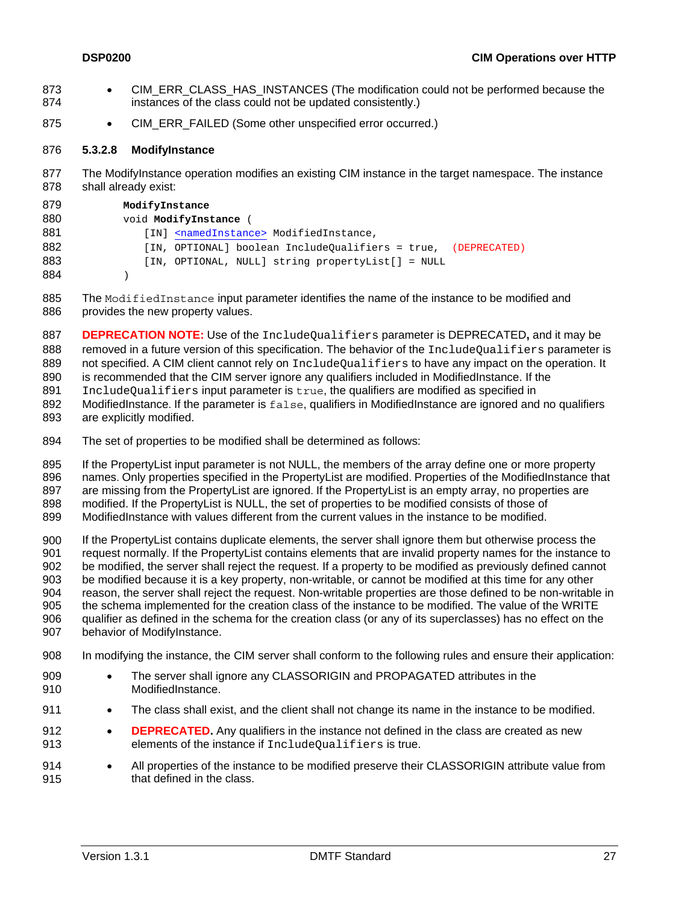- CIM_ERR_CLASS_HAS_INSTANCES (The modification could not be performed because the instances of the class could not be updated consistently.)
- CIM_ERR_FAILED (Some other unspecified error occurred.)

#### 5.3.2.8 ModifyInstance

The ModifyInstance operation modifies an existing CIM instance in the target namespace. The instance shall already exist:

```
ModifyInstance
void ModifyInstance (
    [IN] <namedInstance> ModifiedInstance,
    [IN, OPTIONAL] boolean IncludeQualifiers = true,   (DEPRECATED)
    [IN, OPTIONAL, NULL] string propertyList[] = NULL
)
```

The `ModifiedInstance` input parameter identifies the name of the instance to be modified and provides the new property values.

**DEPRECATION NOTE:** Use of the `IncludeQualifiers` parameter is DEPRECATED**,** and it may be removed in a future version of this specification. The behavior of the `IncludeQualifiers` parameter is not specified. A CIM client cannot rely on `IncludeQualifiers` to have any impact on the operation. It is recommended that the CIM server ignore any qualifiers included in ModifiedInstance. If the `IncludeQualifiers` input parameter is `true`, the qualifiers are modified as specified in ModifiedInstance. If the parameter is `false`, qualifiers in ModifiedInstance are ignored and no qualifiers are explicitly modified.

The set of properties to be modified shall be determined as follows:

If the PropertyList input parameter is not NULL, the members of the array define one or more property names. Only properties specified in the PropertyList are modified. Properties of the ModifiedInstance that are missing from the PropertyList are ignored. If the PropertyList is an empty array, no properties are modified. If the PropertyList is NULL, the set of properties to be modified consists of those of ModifiedInstance with values different from the current values in the instance to be modified.

If the PropertyList contains duplicate elements, the server shall ignore them but otherwise process the request normally. If the PropertyList contains elements that are invalid property names for the instance to be modified, the server shall reject the request. If a property to be modified as previously defined cannot be modified because it is a key property, non-writable, or cannot be modified at this time for any other reason, the server shall reject the request. Non-writable properties are those defined to be non-writable in the schema implemented for the creation class of the instance to be modified. The value of the WRITE qualifier as defined in the schema for the creation class (or any of its superclasses) has no effect on the behavior of ModifyInstance.

In modifying the instance, the CIM server shall conform to the following rules and ensure their application:

- The server shall ignore any CLASSORIGIN and PROPAGATED attributes in the ModifiedInstance.
- The class shall exist, and the client shall not change its name in the instance to be modified.
- **DEPRECATED.** Any qualifiers in the instance not defined in the class are created as new elements of the instance if `IncludeQualifiers` is true.
- All properties of the instance to be modified preserve their CLASSORIGIN attribute value from that defined in the class.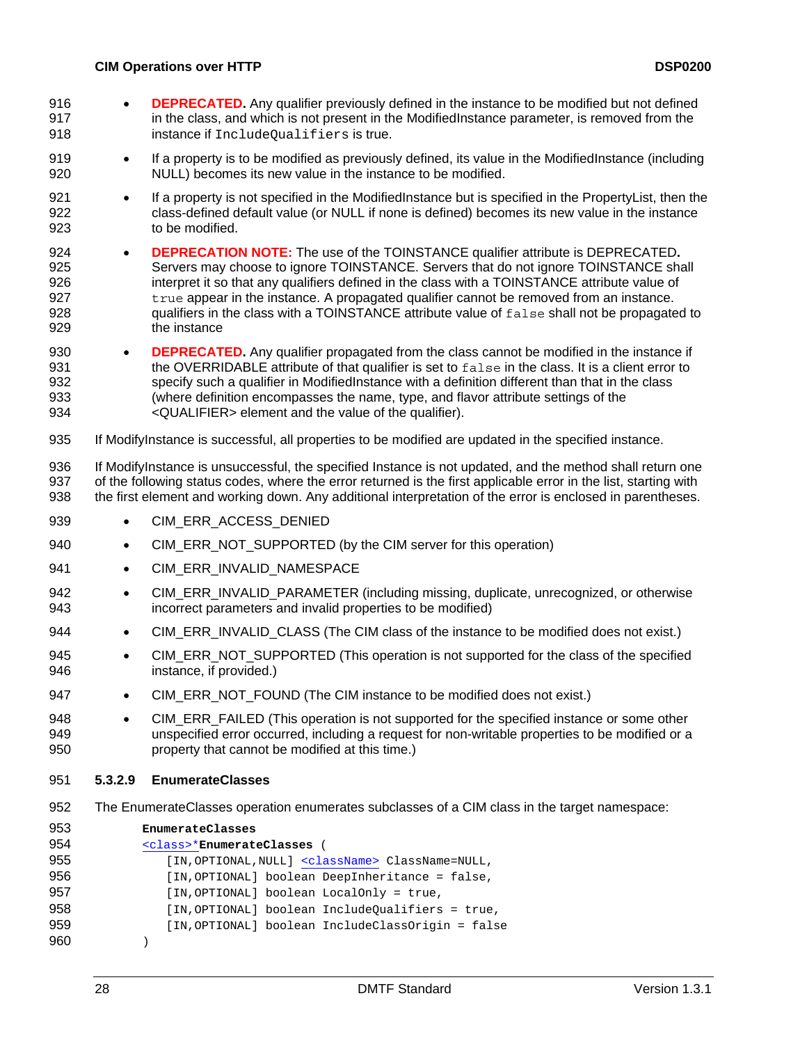- **DEPRECATED.** Any qualifier previously defined in the instance to be modified but not defined in the class, and which is not present in the ModifiedInstance parameter, is removed from the instance if `IncludeQualifiers` is true.
- If a property is to be modified as previously defined, its value in the ModifiedInstance (including NULL) becomes its new value in the instance to be modified.
- If a property is not specified in the ModifiedInstance but is specified in the PropertyList, then the class-defined default value (or NULL if none is defined) becomes its new value in the instance to be modified.
- **DEPRECATION NOTE:** The use of the TOINSTANCE qualifier attribute is DEPRECATED. Servers may choose to ignore TOINSTANCE. Servers that do not ignore TOINSTANCE shall interpret it so that any qualifiers defined in the class with a TOINSTANCE attribute value of `true` appear in the instance. A propagated qualifier cannot be removed from an instance. qualifiers in the class with a TOINSTANCE attribute value of `false` shall not be propagated to the instance
- **DEPRECATED.** Any qualifier propagated from the class cannot be modified in the instance if the OVERRIDABLE attribute of that qualifier is set to `false` in the class. It is a client error to specify such a qualifier in ModifiedInstance with a definition different than that in the class (where definition encompasses the name, type, and flavor attribute settings of the <QUALIFIER> element and the value of the qualifier).

If ModifyInstance is successful, all properties to be modified are updated in the specified instance.

If ModifyInstance is unsuccessful, the specified Instance is not updated, and the method shall return one of the following status codes, where the error returned is the first applicable error in the list, starting with the first element and working down. Any additional interpretation of the error is enclosed in parentheses.

- CIM_ERR_ACCESS_DENIED
- CIM_ERR_NOT_SUPPORTED (by the CIM server for this operation)
- CIM_ERR_INVALID_NAMESPACE
- CIM_ERR_INVALID_PARAMETER (including missing, duplicate, unrecognized, or otherwise incorrect parameters and invalid properties to be modified)
- CIM_ERR_INVALID_CLASS (The CIM class of the instance to be modified does not exist.)
- CIM_ERR_NOT_SUPPORTED (This operation is not supported for the class of the specified instance, if provided.)
- CIM_ERR_NOT_FOUND (The CIM instance to be modified does not exist.)
- CIM_ERR_FAILED (This operation is not supported for the specified instance or some other unspecified error occurred, including a request for non-writable properties to be modified or a property that cannot be modified at this time.)

#### 5.3.2.9 EnumerateClasses

The EnumerateClasses operation enumerates subclasses of a CIM class in the target namespace:

```
EnumerateClasses
<class>*EnumerateClasses (
    [IN,OPTIONAL,NULL] <className> ClassName=NULL,
    [IN,OPTIONAL] boolean DeepInheritance = false,
    [IN,OPTIONAL] boolean LocalOnly = true,
    [IN,OPTIONAL] boolean IncludeQualifiers = true,
    [IN,OPTIONAL] boolean IncludeClassOrigin = false
)
```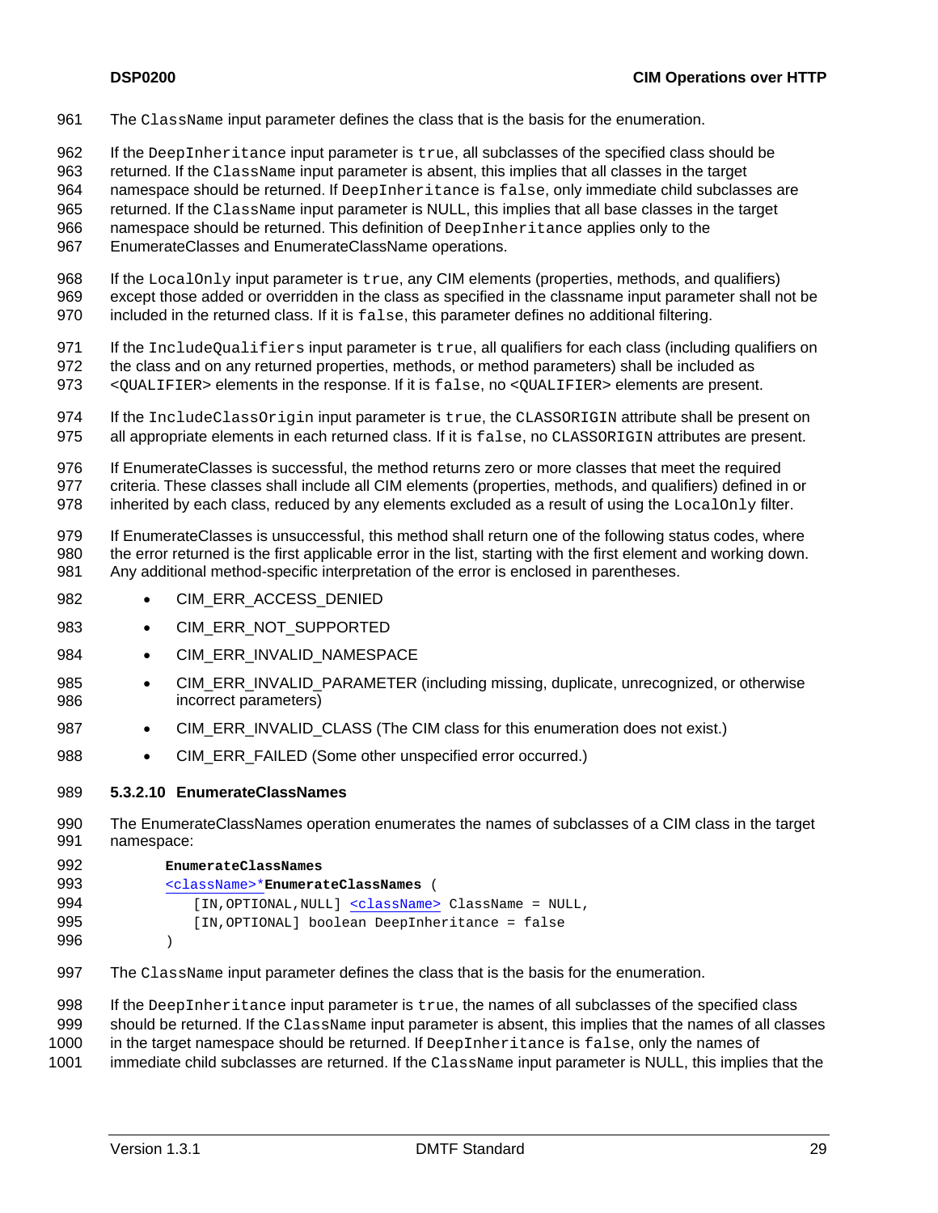The ClassName input parameter defines the class that is the basis for the enumeration.

If the DeepInheritance input parameter is true, all subclasses of the specified class should be returned. If the ClassName input parameter is absent, this implies that all classes in the target namespace should be returned. If DeepInheritance is false, only immediate child subclasses are returned. If the ClassName input parameter is NULL, this implies that all base classes in the target namespace should be returned. This definition of DeepInheritance applies only to the EnumerateClasses and EnumerateClassName operations.

If the LocalOnly input parameter is true, any CIM elements (properties, methods, and qualifiers) except those added or overridden in the class as specified in the classname input parameter shall not be included in the returned class. If it is false, this parameter defines no additional filtering.

If the IncludeQualifiers input parameter is true, all qualifiers for each class (including qualifiers on the class and on any returned properties, methods, or method parameters) shall be included as <QUALIFIER> elements in the response. If it is false, no <QUALIFIER> elements are present.

If the IncludeClassOrigin input parameter is true, the CLASSORIGIN attribute shall be present on all appropriate elements in each returned class. If it is false, no CLASSORIGIN attributes are present.

If EnumerateClasses is successful, the method returns zero or more classes that meet the required criteria. These classes shall include all CIM elements (properties, methods, and qualifiers) defined in or inherited by each class, reduced by any elements excluded as a result of using the LocalOnly filter.

If EnumerateClasses is unsuccessful, this method shall return one of the following status codes, where the error returned is the first applicable error in the list, starting with the first element and working down. Any additional method-specific interpretation of the error is enclosed in parentheses.

- CIM_ERR_ACCESS_DENIED
- CIM_ERR_NOT_SUPPORTED
- CIM_ERR_INVALID_NAMESPACE
- CIM_ERR_INVALID_PARAMETER (including missing, duplicate, unrecognized, or otherwise incorrect parameters)
- CIM_ERR_INVALID_CLASS (The CIM class for this enumeration does not exist.)
- CIM_ERR_FAILED (Some other unspecified error occurred.)

#### 5.3.2.10 EnumerateClassNames

The EnumerateClassNames operation enumerates the names of subclasses of a CIM class in the target namespace:

```
EnumerateClassNames
<className>*EnumerateClassNames (
    [IN,OPTIONAL,NULL] <className> ClassName = NULL,
    [IN,OPTIONAL] boolean DeepInheritance = false
)
```

The ClassName input parameter defines the class that is the basis for the enumeration.

If the DeepInheritance input parameter is true, the names of all subclasses of the specified class should be returned. If the ClassName input parameter is absent, this implies that the names of all classes in the target namespace should be returned. If DeepInheritance is false, only the names of immediate child subclasses are returned. If the ClassName input parameter is NULL, this implies that the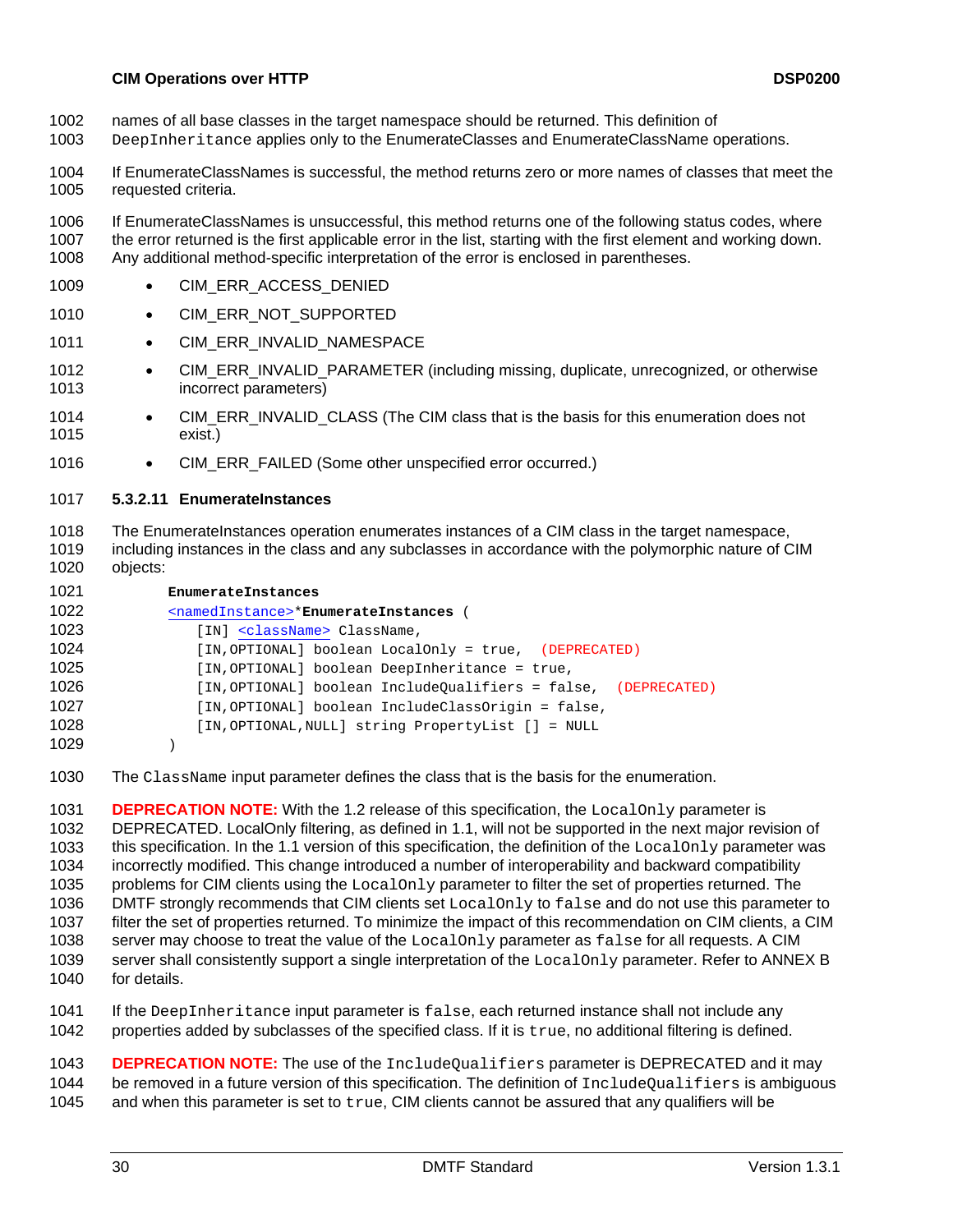names of all base classes in the target namespace should be returned. This definition of DeepInheritance applies only to the EnumerateClasses and EnumerateClassName operations.

If EnumerateClassNames is successful, the method returns zero or more names of classes that meet the requested criteria.

If EnumerateClassNames is unsuccessful, this method returns one of the following status codes, where the error returned is the first applicable error in the list, starting with the first element and working down. Any additional method-specific interpretation of the error is enclosed in parentheses.

- CIM_ERR_ACCESS_DENIED
- CIM_ERR_NOT_SUPPORTED
- CIM_ERR_INVALID_NAMESPACE
- CIM_ERR_INVALID_PARAMETER (including missing, duplicate, unrecognized, or otherwise incorrect parameters)
- CIM_ERR_INVALID_CLASS (The CIM class that is the basis for this enumeration does not exist.)
- CIM_ERR_FAILED (Some other unspecified error occurred.)

#### 5.3.2.11 EnumerateInstances

The EnumerateInstances operation enumerates instances of a CIM class in the target namespace, including instances in the class and any subclasses in accordance with the polymorphic nature of CIM objects:

```
EnumerateInstances
<namedInstance>*EnumerateInstances (
    [IN] <className> ClassName,
    [IN,OPTIONAL] boolean LocalOnly = true,  (DEPRECATED)
    [IN,OPTIONAL] boolean DeepInheritance = true,
    [IN,OPTIONAL] boolean IncludeQualifiers = false,  (DEPRECATED)
    [IN,OPTIONAL] boolean IncludeClassOrigin = false,
    [IN,OPTIONAL,NULL] string PropertyList [] = NULL
)
```

The ClassName input parameter defines the class that is the basis for the enumeration.

**DEPRECATION NOTE:** With the 1.2 release of this specification, the LocalOnly parameter is DEPRECATED. LocalOnly filtering, as defined in 1.1, will not be supported in the next major revision of this specification. In the 1.1 version of this specification, the definition of the LocalOnly parameter was incorrectly modified. This change introduced a number of interoperability and backward compatibility problems for CIM clients using the LocalOnly parameter to filter the set of properties returned. The DMTF strongly recommends that CIM clients set LocalOnly to false and do not use this parameter to filter the set of properties returned. To minimize the impact of this recommendation on CIM clients, a CIM server may choose to treat the value of the LocalOnly parameter as false for all requests. A CIM server shall consistently support a single interpretation of the LocalOnly parameter. Refer to ANNEX B for details.

If the DeepInheritance input parameter is false, each returned instance shall not include any properties added by subclasses of the specified class. If it is true, no additional filtering is defined.

**DEPRECATION NOTE:** The use of the IncludeQualifiers parameter is DEPRECATED and it may be removed in a future version of this specification. The definition of IncludeQualifiers is ambiguous and when this parameter is set to true, CIM clients cannot be assured that any qualifiers will be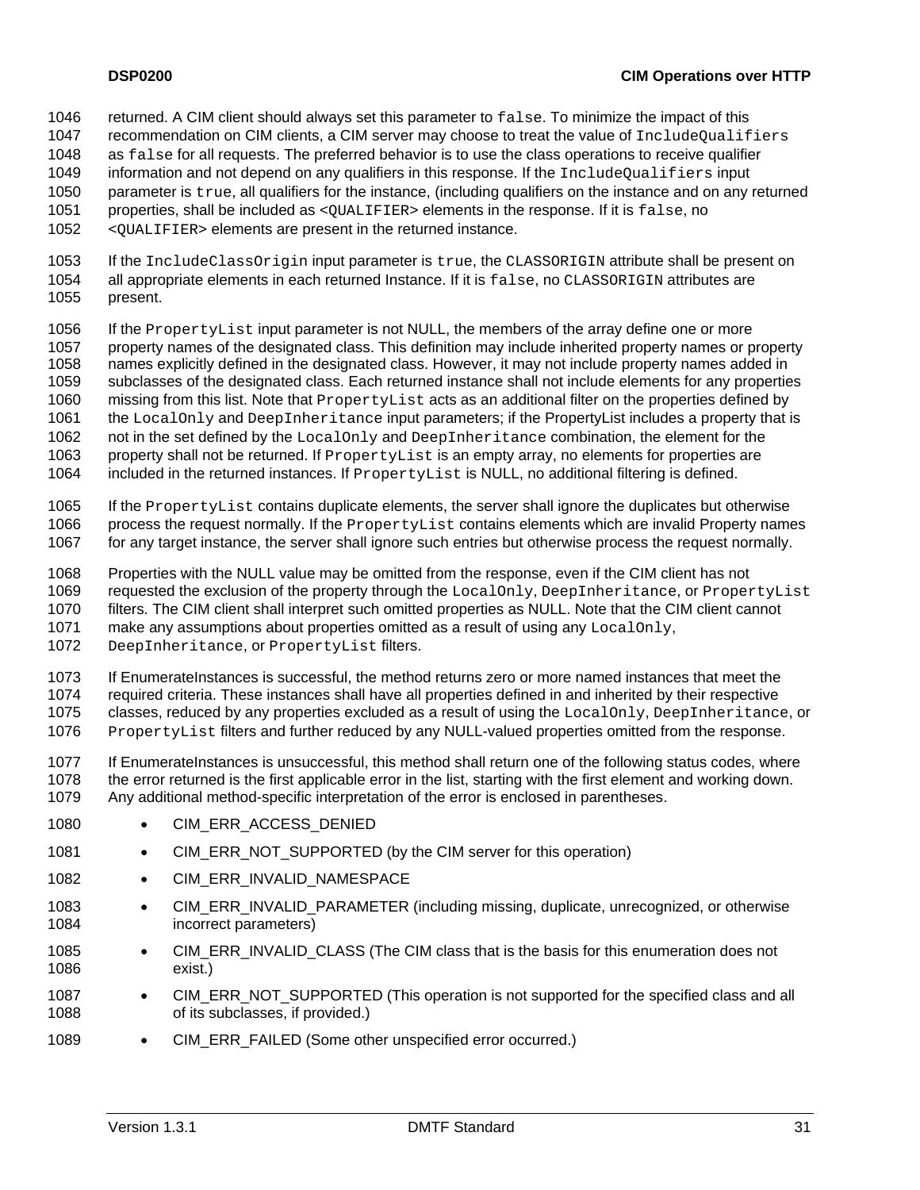returned. A CIM client should always set this parameter to `false`. To minimize the impact of this recommendation on CIM clients, a CIM server may choose to treat the value of `IncludeQualifiers` as `false` for all requests. The preferred behavior is to use the class operations to receive qualifier information and not depend on any qualifiers in this response. If the `IncludeQualifiers` input parameter is `true`, all qualifiers for the instance, (including qualifiers on the instance and on any returned properties, shall be included as `<QUALIFIER>` elements in the response. If it is `false`, no `<QUALIFIER>` elements are present in the returned instance.

If the `IncludeClassOrigin` input parameter is `true`, the `CLASSORIGIN` attribute shall be present on all appropriate elements in each returned Instance. If it is `false`, no `CLASSORIGIN` attributes are present.

If the `PropertyList` input parameter is not NULL, the members of the array define one or more property names of the designated class. This definition may include inherited property names or property names explicitly defined in the designated class. However, it may not include property names added in subclasses of the designated class. Each returned instance shall not include elements for any properties missing from this list. Note that `PropertyList` acts as an additional filter on the properties defined by the `LocalOnly` and `DeepInheritance` input parameters; if the PropertyList includes a property that is not in the set defined by the `LocalOnly` and `DeepInheritance` combination, the element for the property shall not be returned. If `PropertyList` is an empty array, no elements for properties are included in the returned instances. If `PropertyList` is NULL, no additional filtering is defined.

If the `PropertyList` contains duplicate elements, the server shall ignore the duplicates but otherwise process the request normally. If the `PropertyList` contains elements which are invalid Property names for any target instance, the server shall ignore such entries but otherwise process the request normally.

Properties with the NULL value may be omitted from the response, even if the CIM client has not requested the exclusion of the property through the `LocalOnly`, `DeepInheritance`, or `PropertyList` filters. The CIM client shall interpret such omitted properties as NULL. Note that the CIM client cannot make any assumptions about properties omitted as a result of using any `LocalOnly`, `DeepInheritance`, or `PropertyList` filters.

If EnumerateInstances is successful, the method returns zero or more named instances that meet the required criteria. These instances shall have all properties defined in and inherited by their respective classes, reduced by any properties excluded as a result of using the `LocalOnly`, `DeepInheritance`, or `PropertyList` filters and further reduced by any NULL-valued properties omitted from the response.

If EnumerateInstances is unsuccessful, this method shall return one of the following status codes, where the error returned is the first applicable error in the list, starting with the first element and working down. Any additional method-specific interpretation of the error is enclosed in parentheses.

- CIM_ERR_ACCESS_DENIED
- CIM_ERR_NOT_SUPPORTED (by the CIM server for this operation)
- CIM_ERR_INVALID_NAMESPACE
- CIM_ERR_INVALID_PARAMETER (including missing, duplicate, unrecognized, or otherwise incorrect parameters)
- CIM_ERR_INVALID_CLASS (The CIM class that is the basis for this enumeration does not exist.)
- CIM_ERR_NOT_SUPPORTED (This operation is not supported for the specified class and all of its subclasses, if provided.)
- CIM_ERR_FAILED (Some other unspecified error occurred.)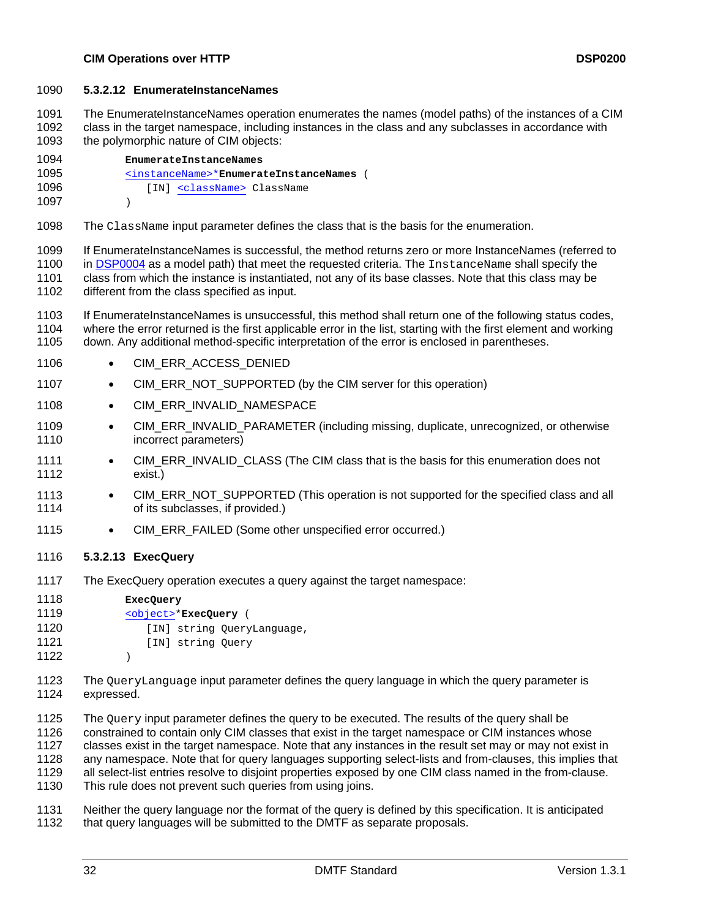#### 5.3.2.12 EnumerateInstanceNames

The EnumerateInstanceNames operation enumerates the names (model paths) of the instances of a CIM class in the target namespace, including instances in the class and any subclasses in accordance with the polymorphic nature of CIM objects:

```
EnumerateInstanceNames
<instanceName>*EnumerateInstanceNames (
    [IN] <className> ClassName
)
```

The ClassName input parameter defines the class that is the basis for the enumeration.

If EnumerateInstanceNames is successful, the method returns zero or more InstanceNames (referred to in DSP0004 as a model path) that meet the requested criteria. The InstanceName shall specify the class from which the instance is instantiated, not any of its base classes. Note that this class may be different from the class specified as input.

If EnumerateInstanceNames is unsuccessful, this method shall return one of the following status codes, where the error returned is the first applicable error in the list, starting with the first element and working down. Any additional method-specific interpretation of the error is enclosed in parentheses.

- CIM_ERR_ACCESS_DENIED
- CIM_ERR_NOT_SUPPORTED (by the CIM server for this operation)
- CIM_ERR_INVALID_NAMESPACE
- CIM_ERR_INVALID_PARAMETER (including missing, duplicate, unrecognized, or otherwise incorrect parameters)
- CIM_ERR_INVALID_CLASS (The CIM class that is the basis for this enumeration does not exist.)
- CIM_ERR_NOT_SUPPORTED (This operation is not supported for the specified class and all of its subclasses, if provided.)
- CIM_ERR_FAILED (Some other unspecified error occurred.)

#### 5.3.2.13 ExecQuery

The ExecQuery operation executes a query against the target namespace:

```
ExecQuery
<object>*ExecQuery (
    [IN] string QueryLanguage,
    [IN] string Query
)
```

The QueryLanguage input parameter defines the query language in which the query parameter is expressed.

The Query input parameter defines the query to be executed. The results of the query shall be constrained to contain only CIM classes that exist in the target namespace or CIM instances whose classes exist in the target namespace. Note that any instances in the result set may or may not exist in any namespace. Note that for query languages supporting select-lists and from-clauses, this implies that all select-list entries resolve to disjoint properties exposed by one CIM class named in the from-clause. This rule does not prevent such queries from using joins.

Neither the query language nor the format of the query is defined by this specification. It is anticipated that query languages will be submitted to the DMTF as separate proposals.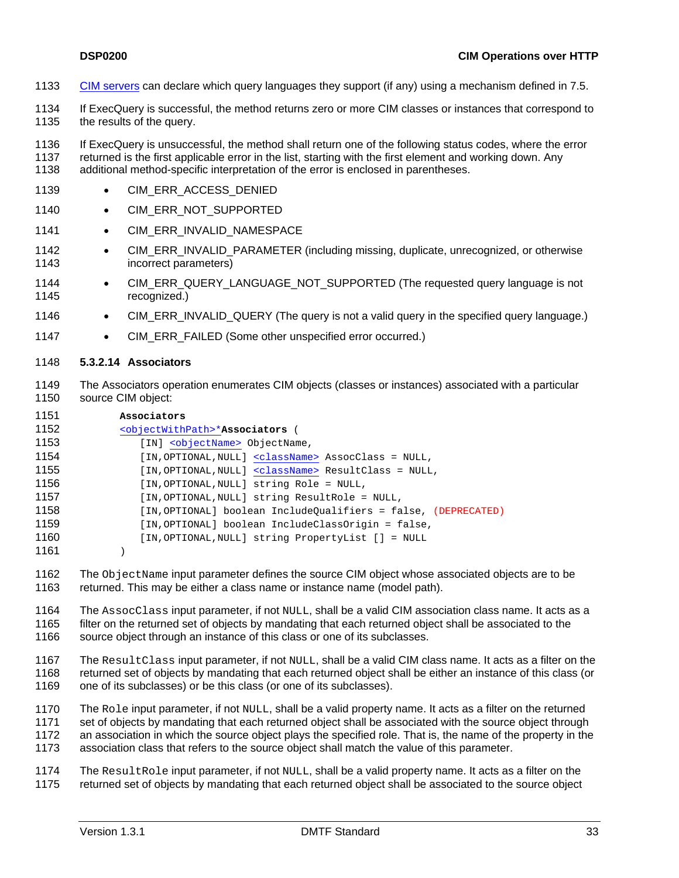CIM servers can declare which query languages they support (if any) using a mechanism defined in 7.5.

If ExecQuery is successful, the method returns zero or more CIM classes or instances that correspond to the results of the query.

If ExecQuery is unsuccessful, the method shall return one of the following status codes, where the error returned is the first applicable error in the list, starting with the first element and working down. Any additional method-specific interpretation of the error is enclosed in parentheses.

- CIM_ERR_ACCESS_DENIED
- CIM_ERR_NOT_SUPPORTED
- CIM_ERR_INVALID_NAMESPACE
- CIM_ERR_INVALID_PARAMETER (including missing, duplicate, unrecognized, or otherwise incorrect parameters)
- CIM_ERR_QUERY_LANGUAGE_NOT_SUPPORTED (The requested query language is not recognized.)
- CIM_ERR_INVALID_QUERY (The query is not a valid query in the specified query language.)
- CIM_ERR_FAILED (Some other unspecified error occurred.)

#### 5.3.2.14 Associators

The Associators operation enumerates CIM objects (classes or instances) associated with a particular source CIM object:

```
Associators
<objectWithPath>*Associators (
    [IN] <objectName> ObjectName,
    [IN,OPTIONAL,NULL] <className> AssocClass = NULL,
    [IN,OPTIONAL,NULL] <className> ResultClass = NULL,
    [IN,OPTIONAL,NULL] string Role = NULL,
    [IN,OPTIONAL,NULL] string ResultRole = NULL,
    [IN,OPTIONAL] boolean IncludeQualifiers = false, (DEPRECATED)
    [IN,OPTIONAL] boolean IncludeClassOrigin = false,
    [IN,OPTIONAL,NULL] string PropertyList [] = NULL
)
```

The `ObjectName` input parameter defines the source CIM object whose associated objects are to be returned. This may be either a class name or instance name (model path).

The `AssocClass` input parameter, if not `NULL`, shall be a valid CIM association class name. It acts as a filter on the returned set of objects by mandating that each returned object shall be associated to the source object through an instance of this class or one of its subclasses.

The `ResultClass` input parameter, if not `NULL`, shall be a valid CIM class name. It acts as a filter on the returned set of objects by mandating that each returned object shall be either an instance of this class (or one of its subclasses) or be this class (or one of its subclasses).

The `Role` input parameter, if not `NULL`, shall be a valid property name. It acts as a filter on the returned set of objects by mandating that each returned object shall be associated with the source object through an association in which the source object plays the specified role. That is, the name of the property in the association class that refers to the source object shall match the value of this parameter.

The `ResultRole` input parameter, if not `NULL`, shall be a valid property name. It acts as a filter on the returned set of objects by mandating that each returned object shall be associated to the source object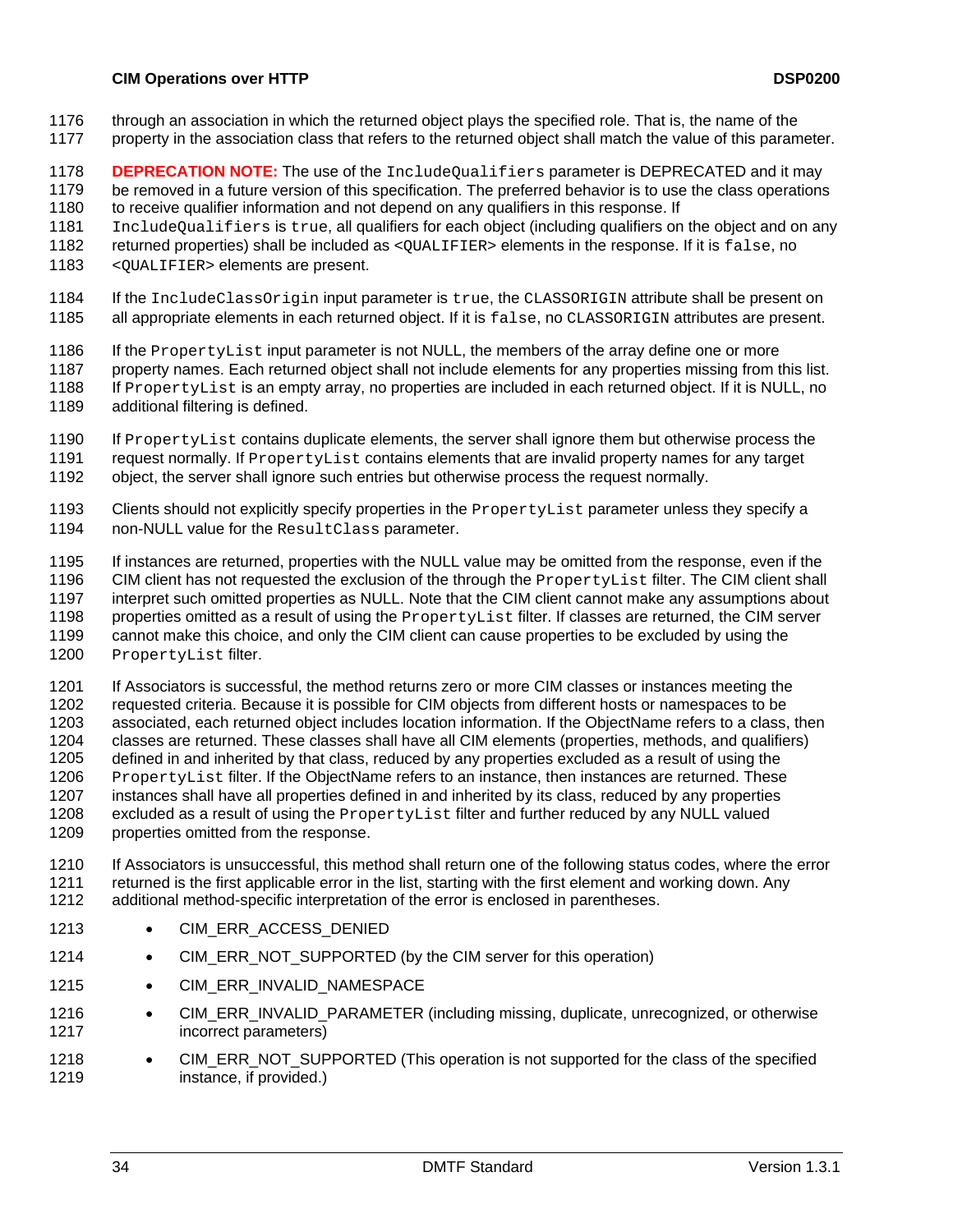through an association in which the returned object plays the specified role. That is, the name of the property in the association class that refers to the returned object shall match the value of this parameter.

**DEPRECATION NOTE:** The use of the `IncludeQualifiers` parameter is DEPRECATED and it may be removed in a future version of this specification. The preferred behavior is to use the class operations to receive qualifier information and not depend on any qualifiers in this response. If `IncludeQualifiers` is `true`, all qualifiers for each object (including qualifiers on the object and on any returned properties) shall be included as `<QUALIFIER>` elements in the response. If it is `false`, no `<QUALIFIER>` elements are present.

If the `IncludeClassOrigin` input parameter is `true`, the `CLASSORIGIN` attribute shall be present on all appropriate elements in each returned object. If it is `false`, no `CLASSORIGIN` attributes are present.

If the `PropertyList` input parameter is not NULL, the members of the array define one or more property names. Each returned object shall not include elements for any properties missing from this list. If `PropertyList` is an empty array, no properties are included in each returned object. If it is NULL, no additional filtering is defined.

If `PropertyList` contains duplicate elements, the server shall ignore them but otherwise process the request normally. If `PropertyList` contains elements that are invalid property names for any target object, the server shall ignore such entries but otherwise process the request normally.

Clients should not explicitly specify properties in the `PropertyList` parameter unless they specify a non-NULL value for the `ResultClass` parameter.

If instances are returned, properties with the NULL value may be omitted from the response, even if the CIM client has not requested the exclusion of the through the `PropertyList` filter. The CIM client shall interpret such omitted properties as NULL. Note that the CIM client cannot make any assumptions about properties omitted as a result of using the `PropertyList` filter. If classes are returned, the CIM server cannot make this choice, and only the CIM client can cause properties to be excluded by using the `PropertyList` filter.

If Associators is successful, the method returns zero or more CIM classes or instances meeting the requested criteria. Because it is possible for CIM objects from different hosts or namespaces to be associated, each returned object includes location information. If the ObjectName refers to a class, then classes are returned. These classes shall have all CIM elements (properties, methods, and qualifiers) defined in and inherited by that class, reduced by any properties excluded as a result of using the `PropertyList` filter. If the ObjectName refers to an instance, then instances are returned. These instances shall have all properties defined in and inherited by its class, reduced by any properties excluded as a result of using the `PropertyList` filter and further reduced by any NULL valued properties omitted from the response.

If Associators is unsuccessful, this method shall return one of the following status codes, where the error returned is the first applicable error in the list, starting with the first element and working down. Any additional method-specific interpretation of the error is enclosed in parentheses.

- CIM_ERR_ACCESS_DENIED
- CIM_ERR_NOT_SUPPORTED (by the CIM server for this operation)
- CIM_ERR_INVALID_NAMESPACE
- CIM_ERR_INVALID_PARAMETER (including missing, duplicate, unrecognized, or otherwise incorrect parameters)
- CIM_ERR_NOT_SUPPORTED (This operation is not supported for the class of the specified instance, if provided.)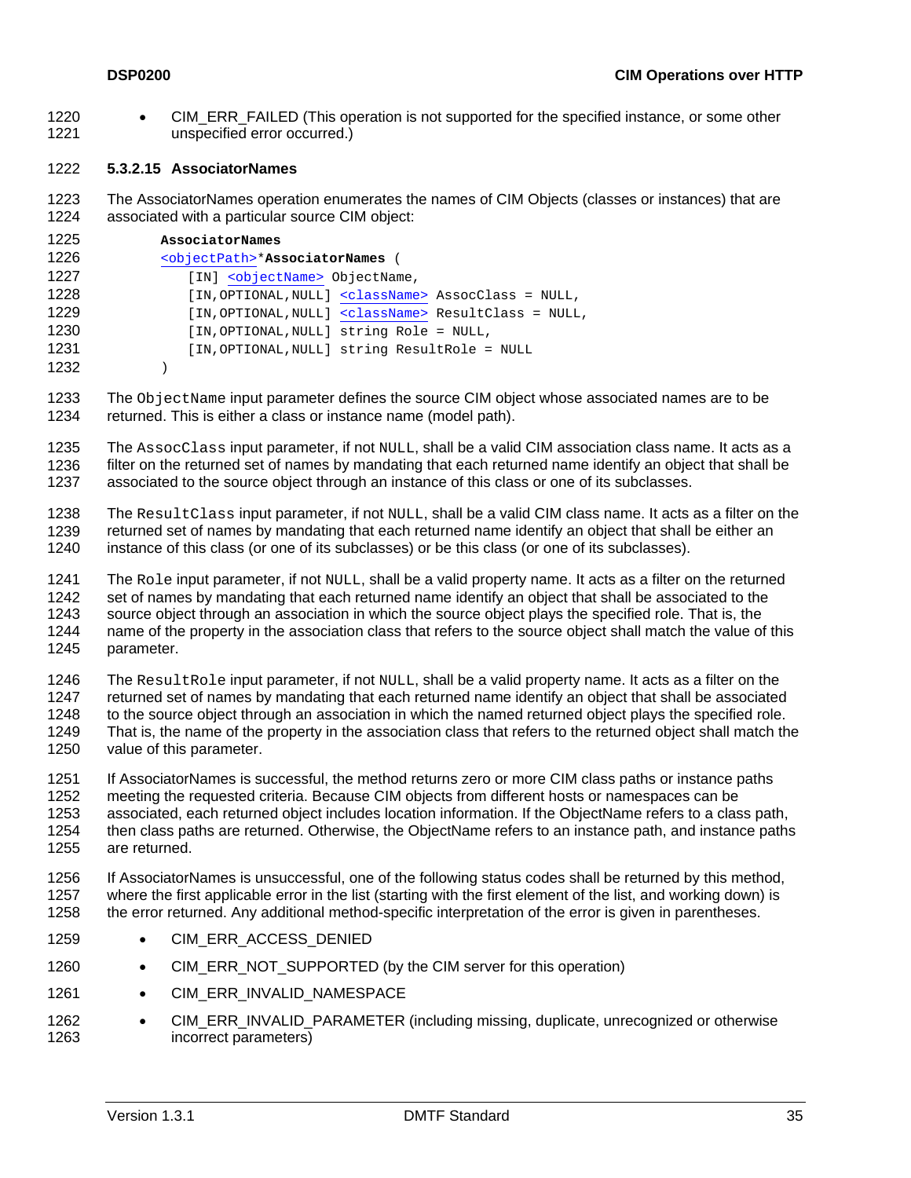- CIM_ERR_FAILED (This operation is not supported for the specified instance, or some other unspecified error occurred.)

#### 5.3.2.15 AssociatorNames

The AssociatorNames operation enumerates the names of CIM Objects (classes or instances) that are associated with a particular source CIM object:

```
AssociatorNames
<objectPath>*AssociatorNames (
    [IN] <objectName> ObjectName,
    [IN,OPTIONAL,NULL] <className> AssocClass = NULL,
    [IN,OPTIONAL,NULL] <className> ResultClass = NULL,
    [IN,OPTIONAL,NULL] string Role = NULL,
    [IN,OPTIONAL,NULL] string ResultRole = NULL
)
```

The `ObjectName` input parameter defines the source CIM object whose associated names are to be returned. This is either a class or instance name (model path).

The `AssocClass` input parameter, if not `NULL`, shall be a valid CIM association class name. It acts as a filter on the returned set of names by mandating that each returned name identify an object that shall be associated to the source object through an instance of this class or one of its subclasses.

The `ResultClass` input parameter, if not `NULL`, shall be a valid CIM class name. It acts as a filter on the returned set of names by mandating that each returned name identify an object that shall be either an instance of this class (or one of its subclasses) or be this class (or one of its subclasses).

The `Role` input parameter, if not `NULL`, shall be a valid property name. It acts as a filter on the returned set of names by mandating that each returned name identify an object that shall be associated to the source object through an association in which the source object plays the specified role. That is, the name of the property in the association class that refers to the source object shall match the value of this parameter.

The `ResultRole` input parameter, if not `NULL`, shall be a valid property name. It acts as a filter on the returned set of names by mandating that each returned name identify an object that shall be associated to the source object through an association in which the named returned object plays the specified role. That is, the name of the property in the association class that refers to the returned object shall match the value of this parameter.

If AssociatorNames is successful, the method returns zero or more CIM class paths or instance paths meeting the requested criteria. Because CIM objects from different hosts or namespaces can be associated, each returned object includes location information. If the ObjectName refers to a class path, then class paths are returned. Otherwise, the ObjectName refers to an instance path, and instance paths are returned.

If AssociatorNames is unsuccessful, one of the following status codes shall be returned by this method, where the first applicable error in the list (starting with the first element of the list, and working down) is the error returned. Any additional method-specific interpretation of the error is given in parentheses.

- CIM_ERR_ACCESS_DENIED
- CIM_ERR_NOT_SUPPORTED (by the CIM server for this operation)
- CIM_ERR_INVALID_NAMESPACE
- CIM_ERR_INVALID_PARAMETER (including missing, duplicate, unrecognized or otherwise incorrect parameters)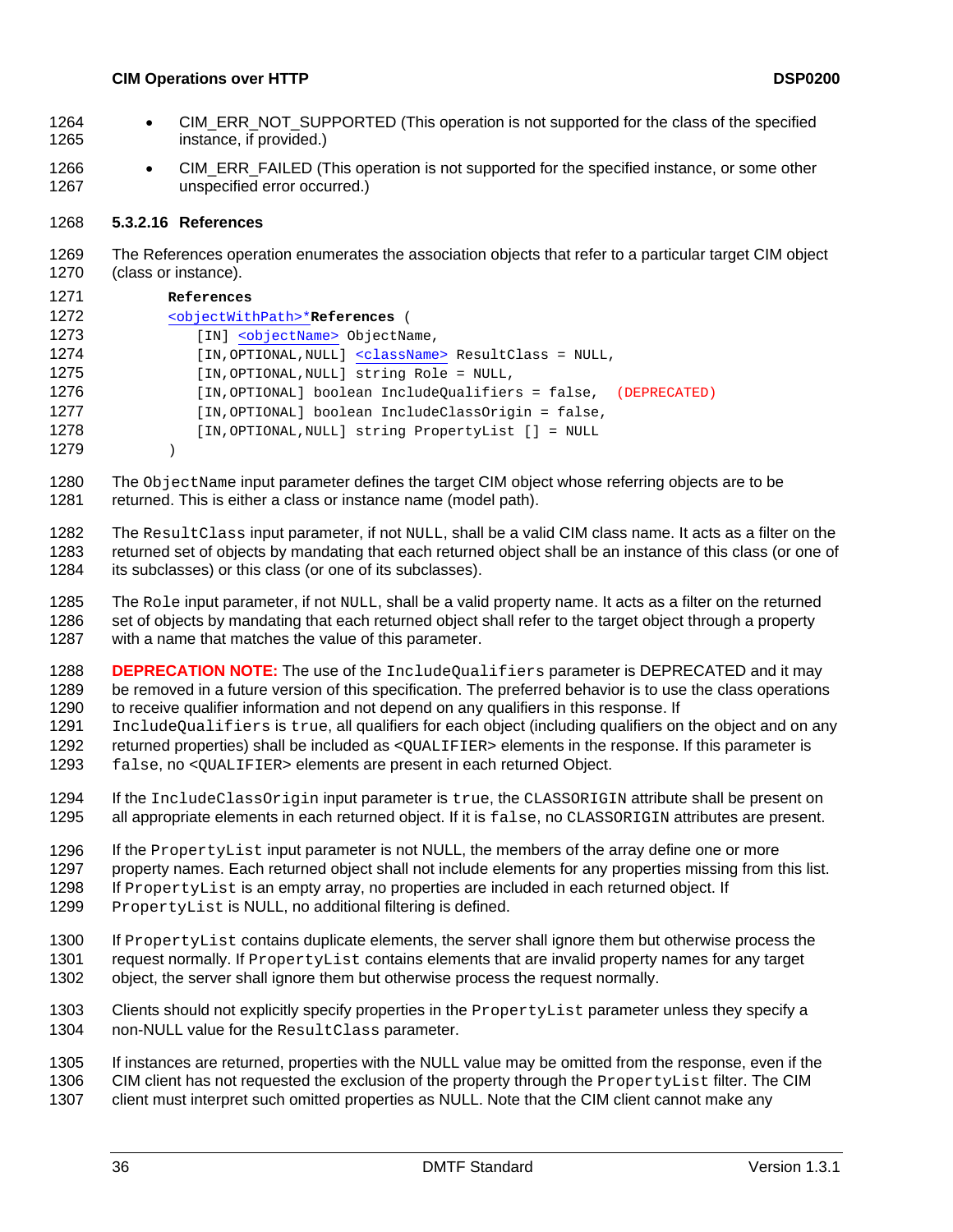- CIM_ERR_NOT_SUPPORTED (This operation is not supported for the class of the specified instance, if provided.)
- CIM_ERR_FAILED (This operation is not supported for the specified instance, or some other unspecified error occurred.)

#### 5.3.2.16 References

The References operation enumerates the association objects that refer to a particular target CIM object (class or instance).

```
References
<objectWithPath>*References (
    [IN] <objectName> ObjectName,
    [IN,OPTIONAL,NULL] <className> ResultClass = NULL,
    [IN,OPTIONAL,NULL] string Role = NULL,
    [IN,OPTIONAL] boolean IncludeQualifiers = false,  (DEPRECATED)
    [IN,OPTIONAL] boolean IncludeClassOrigin = false,
    [IN,OPTIONAL,NULL] string PropertyList [] = NULL
)
```

The `ObjectName` input parameter defines the target CIM object whose referring objects are to be returned. This is either a class or instance name (model path).

The `ResultClass` input parameter, if not `NULL`, shall be a valid CIM class name. It acts as a filter on the returned set of objects by mandating that each returned object shall be an instance of this class (or one of its subclasses) or this class (or one of its subclasses).

The `Role` input parameter, if not `NULL`, shall be a valid property name. It acts as a filter on the returned set of objects by mandating that each returned object shall refer to the target object through a property with a name that matches the value of this parameter.

**DEPRECATION NOTE:** The use of the `IncludeQualifiers` parameter is DEPRECATED and it may be removed in a future version of this specification. The preferred behavior is to use the class operations to receive qualifier information and not depend on any qualifiers in this response. If `IncludeQualifiers` is `true`, all qualifiers for each object (including qualifiers on the object and on any returned properties) shall be included as `<QUALIFIER>` elements in the response. If this parameter is `false`, no `<QUALIFIER>` elements are present in each returned Object.

If the `IncludeClassOrigin` input parameter is `true`, the `CLASSORIGIN` attribute shall be present on all appropriate elements in each returned object. If it is `false`, no `CLASSORIGIN` attributes are present.

If the `PropertyList` input parameter is not NULL, the members of the array define one or more property names. Each returned object shall not include elements for any properties missing from this list. If `PropertyList` is an empty array, no properties are included in each returned object. If `PropertyList` is NULL, no additional filtering is defined.

If `PropertyList` contains duplicate elements, the server shall ignore them but otherwise process the request normally. If `PropertyList` contains elements that are invalid property names for any target object, the server shall ignore them but otherwise process the request normally.

Clients should not explicitly specify properties in the `PropertyList` parameter unless they specify a non-NULL value for the `ResultClass` parameter.

If instances are returned, properties with the NULL value may be omitted from the response, even if the CIM client has not requested the exclusion of the property through the `PropertyList` filter. The CIM client must interpret such omitted properties as NULL. Note that the CIM client cannot make any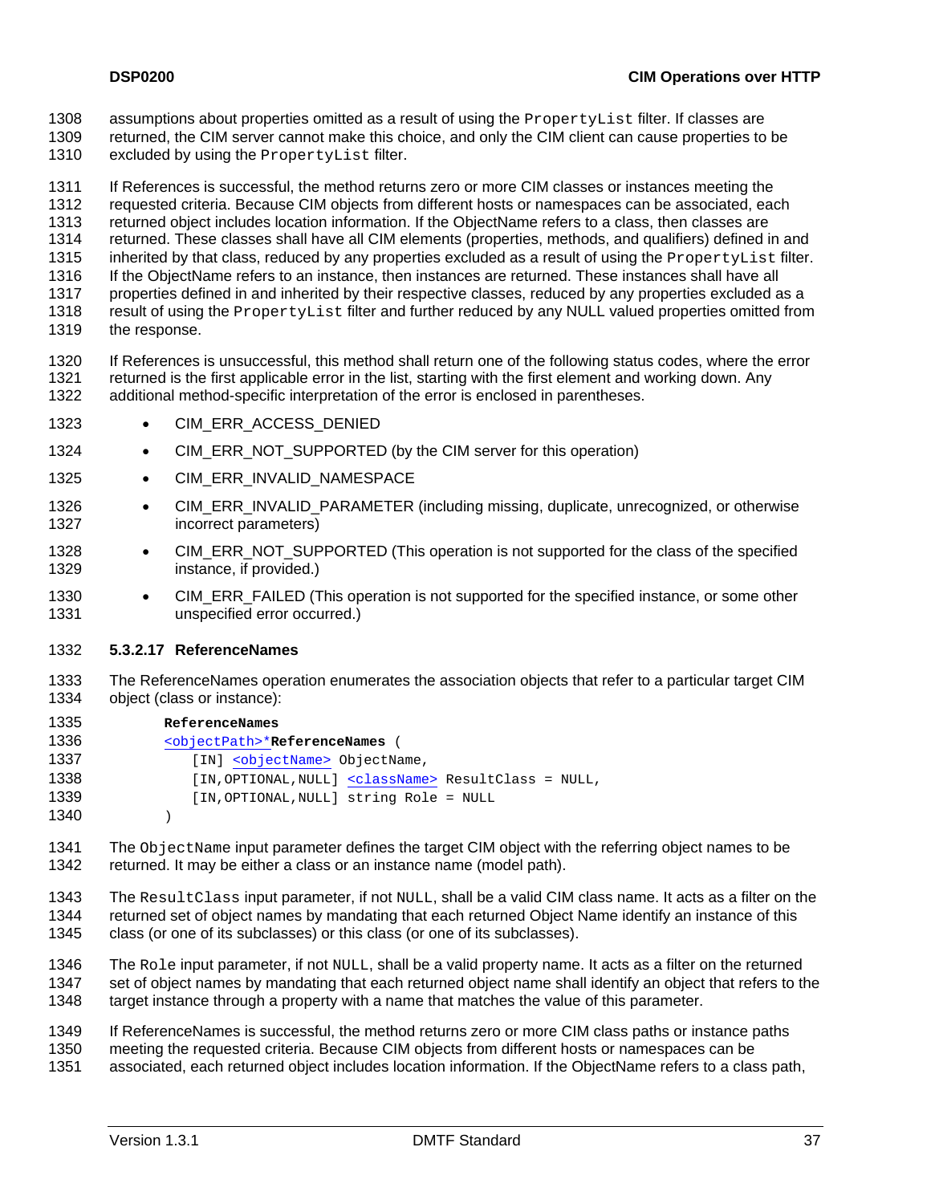assumptions about properties omitted as a result of using the `PropertyList` filter. If classes are returned, the CIM server cannot make this choice, and only the CIM client can cause properties to be excluded by using the `PropertyList` filter.

If References is successful, the method returns zero or more CIM classes or instances meeting the requested criteria. Because CIM objects from different hosts or namespaces can be associated, each returned object includes location information. If the ObjectName refers to a class, then classes are returned. These classes shall have all CIM elements (properties, methods, and qualifiers) defined in and inherited by that class, reduced by any properties excluded as a result of using the `PropertyList` filter. If the ObjectName refers to an instance, then instances are returned. These instances shall have all properties defined in and inherited by their respective classes, reduced by any properties excluded as a result of using the `PropertyList` filter and further reduced by any NULL valued properties omitted from the response.

If References is unsuccessful, this method shall return one of the following status codes, where the error returned is the first applicable error in the list, starting with the first element and working down. Any additional method-specific interpretation of the error is enclosed in parentheses.

- CIM_ERR_ACCESS_DENIED
- CIM_ERR_NOT_SUPPORTED (by the CIM server for this operation)
- CIM_ERR_INVALID_NAMESPACE
- CIM_ERR_INVALID_PARAMETER (including missing, duplicate, unrecognized, or otherwise incorrect parameters)
- CIM_ERR_NOT_SUPPORTED (This operation is not supported for the class of the specified instance, if provided.)
- CIM_ERR_FAILED (This operation is not supported for the specified instance, or some other unspecified error occurred.)

#### 5.3.2.17 ReferenceNames

The ReferenceNames operation enumerates the association objects that refer to a particular target CIM object (class or instance):

```
ReferenceNames
<objectPath>*ReferenceNames (
    [IN] <objectName> ObjectName,
    [IN,OPTIONAL,NULL] <className> ResultClass = NULL,
    [IN,OPTIONAL,NULL] string Role = NULL
)
```

The `ObjectName` input parameter defines the target CIM object with the referring object names to be returned. It may be either a class or an instance name (model path).

The `ResultClass` input parameter, if not `NULL`, shall be a valid CIM class name. It acts as a filter on the returned set of object names by mandating that each returned Object Name identify an instance of this class (or one of its subclasses) or this class (or one of its subclasses).

The `Role` input parameter, if not `NULL`, shall be a valid property name. It acts as a filter on the returned set of object names by mandating that each returned object name shall identify an object that refers to the target instance through a property with a name that matches the value of this parameter.

If ReferenceNames is successful, the method returns zero or more CIM class paths or instance paths meeting the requested criteria. Because CIM objects from different hosts or namespaces can be associated, each returned object includes location information. If the ObjectName refers to a class path,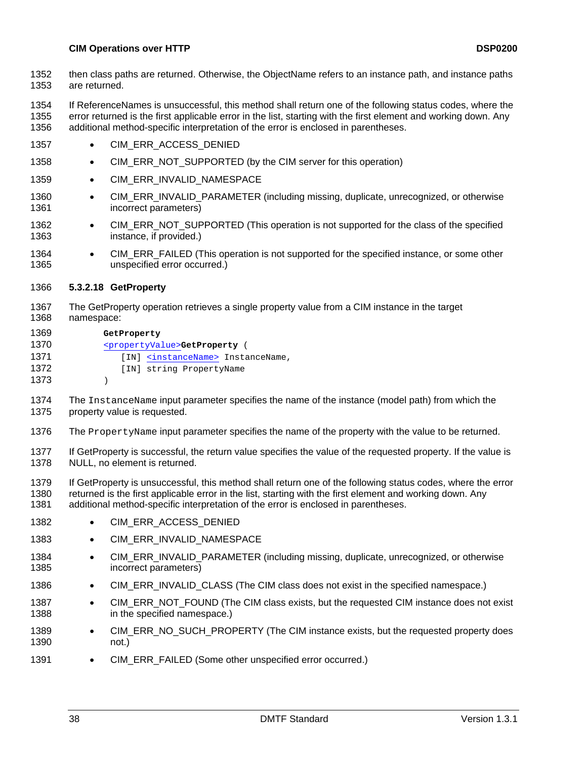then class paths are returned. Otherwise, the ObjectName refers to an instance path, and instance paths are returned.

If ReferenceNames is unsuccessful, this method shall return one of the following status codes, where the error returned is the first applicable error in the list, starting with the first element and working down. Any additional method-specific interpretation of the error is enclosed in parentheses.

- CIM_ERR_ACCESS_DENIED
- CIM_ERR_NOT_SUPPORTED (by the CIM server for this operation)
- CIM_ERR_INVALID_NAMESPACE
- CIM_ERR_INVALID_PARAMETER (including missing, duplicate, unrecognized, or otherwise incorrect parameters)
- CIM_ERR_NOT_SUPPORTED (This operation is not supported for the class of the specified instance, if provided.)
- CIM_ERR_FAILED (This operation is not supported for the specified instance, or some other unspecified error occurred.)

#### 5.3.2.18 GetProperty

The GetProperty operation retrieves a single property value from a CIM instance in the target namespace:

```
GetProperty
<propertyValue>GetProperty (
    [IN] <instanceName> InstanceName,
    [IN] string PropertyName
)
```

The `InstanceName` input parameter specifies the name of the instance (model path) from which the property value is requested.

The `PropertyName` input parameter specifies the name of the property with the value to be returned.

If GetProperty is successful, the return value specifies the value of the requested property. If the value is NULL, no element is returned.

If GetProperty is unsuccessful, this method shall return one of the following status codes, where the error returned is the first applicable error in the list, starting with the first element and working down. Any additional method-specific interpretation of the error is enclosed in parentheses.

- CIM_ERR_ACCESS_DENIED
- CIM_ERR_INVALID_NAMESPACE
- CIM_ERR_INVALID_PARAMETER (including missing, duplicate, unrecognized, or otherwise incorrect parameters)
- CIM_ERR_INVALID_CLASS (The CIM class does not exist in the specified namespace.)
- CIM_ERR_NOT_FOUND (The CIM class exists, but the requested CIM instance does not exist in the specified namespace.)
- CIM_ERR_NO_SUCH_PROPERTY (The CIM instance exists, but the requested property does not.)
- CIM_ERR_FAILED (Some other unspecified error occurred.)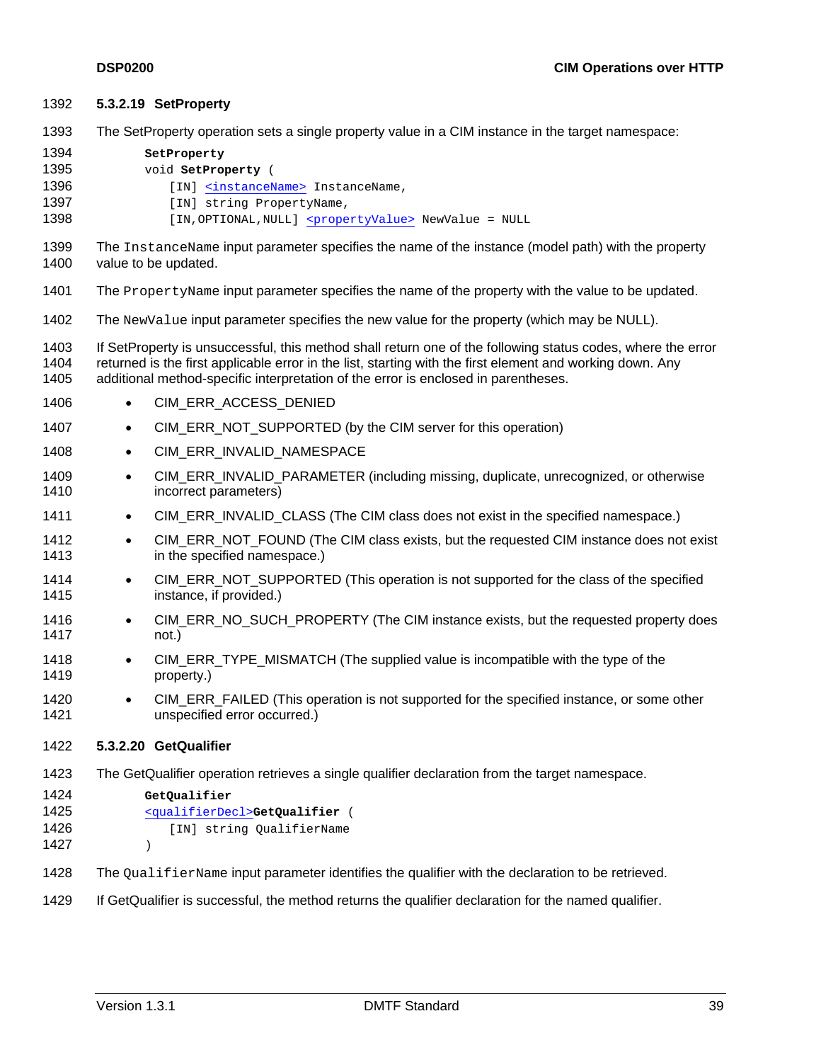#### 5.3.2.19 SetProperty

The SetProperty operation sets a single property value in a CIM instance in the target namespace:

```
SetProperty
void SetProperty (
    [IN] <instanceName> InstanceName,
    [IN] string PropertyName,
    [IN,OPTIONAL,NULL] <propertyValue> NewValue = NULL
```

The InstanceName input parameter specifies the name of the instance (model path) with the property value to be updated.

The PropertyName input parameter specifies the name of the property with the value to be updated.

The NewValue input parameter specifies the new value for the property (which may be NULL).

If SetProperty is unsuccessful, this method shall return one of the following status codes, where the error returned is the first applicable error in the list, starting with the first element and working down. Any additional method-specific interpretation of the error is enclosed in parentheses.

- CIM_ERR_ACCESS_DENIED
- CIM_ERR_NOT_SUPPORTED (by the CIM server for this operation)
- CIM_ERR_INVALID_NAMESPACE
- CIM_ERR_INVALID_PARAMETER (including missing, duplicate, unrecognized, or otherwise incorrect parameters)
- CIM_ERR_INVALID_CLASS (The CIM class does not exist in the specified namespace.)
- CIM_ERR_NOT_FOUND (The CIM class exists, but the requested CIM instance does not exist in the specified namespace.)
- CIM_ERR_NOT_SUPPORTED (This operation is not supported for the class of the specified instance, if provided.)
- CIM_ERR_NO_SUCH_PROPERTY (The CIM instance exists, but the requested property does not.)
- CIM_ERR_TYPE_MISMATCH (The supplied value is incompatible with the type of the property.)
- CIM_ERR_FAILED (This operation is not supported for the specified instance, or some other unspecified error occurred.)

#### 5.3.2.20 GetQualifier

The GetQualifier operation retrieves a single qualifier declaration from the target namespace.

```
GetQualifier
<qualifierDecl>GetQualifier (
    [IN] string QualifierName
)
```

The QualifierName input parameter identifies the qualifier with the declaration to be retrieved.

If GetQualifier is successful, the method returns the qualifier declaration for the named qualifier.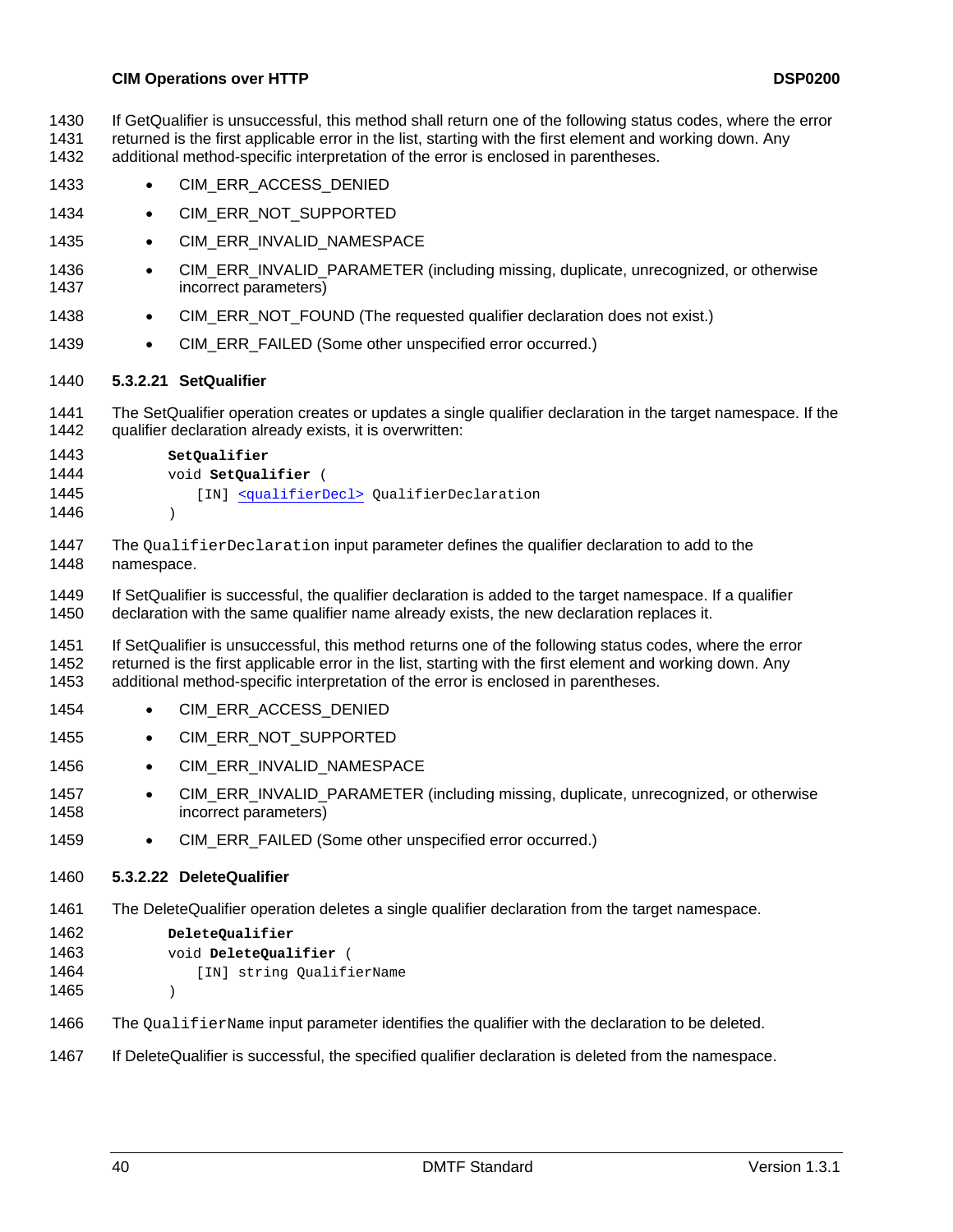If GetQualifier is unsuccessful, this method shall return one of the following status codes, where the error returned is the first applicable error in the list, starting with the first element and working down. Any additional method-specific interpretation of the error is enclosed in parentheses.

- CIM_ERR_ACCESS_DENIED
- CIM_ERR_NOT_SUPPORTED
- CIM_ERR_INVALID_NAMESPACE
- CIM_ERR_INVALID_PARAMETER (including missing, duplicate, unrecognized, or otherwise incorrect parameters)
- CIM_ERR_NOT_FOUND (The requested qualifier declaration does not exist.)
- CIM_ERR_FAILED (Some other unspecified error occurred.)

#### 5.3.2.21 SetQualifier

The SetQualifier operation creates or updates a single qualifier declaration in the target namespace. If the qualifier declaration already exists, it is overwritten:

```
SetQualifier
void SetQualifier (
    [IN] <qualifierDecl> QualifierDeclaration
)
```

The `QualifierDeclaration` input parameter defines the qualifier declaration to add to the namespace.

If SetQualifier is successful, the qualifier declaration is added to the target namespace. If a qualifier declaration with the same qualifier name already exists, the new declaration replaces it.

If SetQualifier is unsuccessful, this method returns one of the following status codes, where the error returned is the first applicable error in the list, starting with the first element and working down. Any additional method-specific interpretation of the error is enclosed in parentheses.

- CIM_ERR_ACCESS_DENIED
- CIM_ERR_NOT_SUPPORTED
- CIM_ERR_INVALID_NAMESPACE
- CIM_ERR_INVALID_PARAMETER (including missing, duplicate, unrecognized, or otherwise incorrect parameters)
- CIM_ERR_FAILED (Some other unspecified error occurred.)

#### 5.3.2.22 DeleteQualifier

The DeleteQualifier operation deletes a single qualifier declaration from the target namespace.

```
DeleteQualifier
void DeleteQualifier (
    [IN] string QualifierName
)
```

The `QualifierName` input parameter identifies the qualifier with the declaration to be deleted.

If DeleteQualifier is successful, the specified qualifier declaration is deleted from the namespace.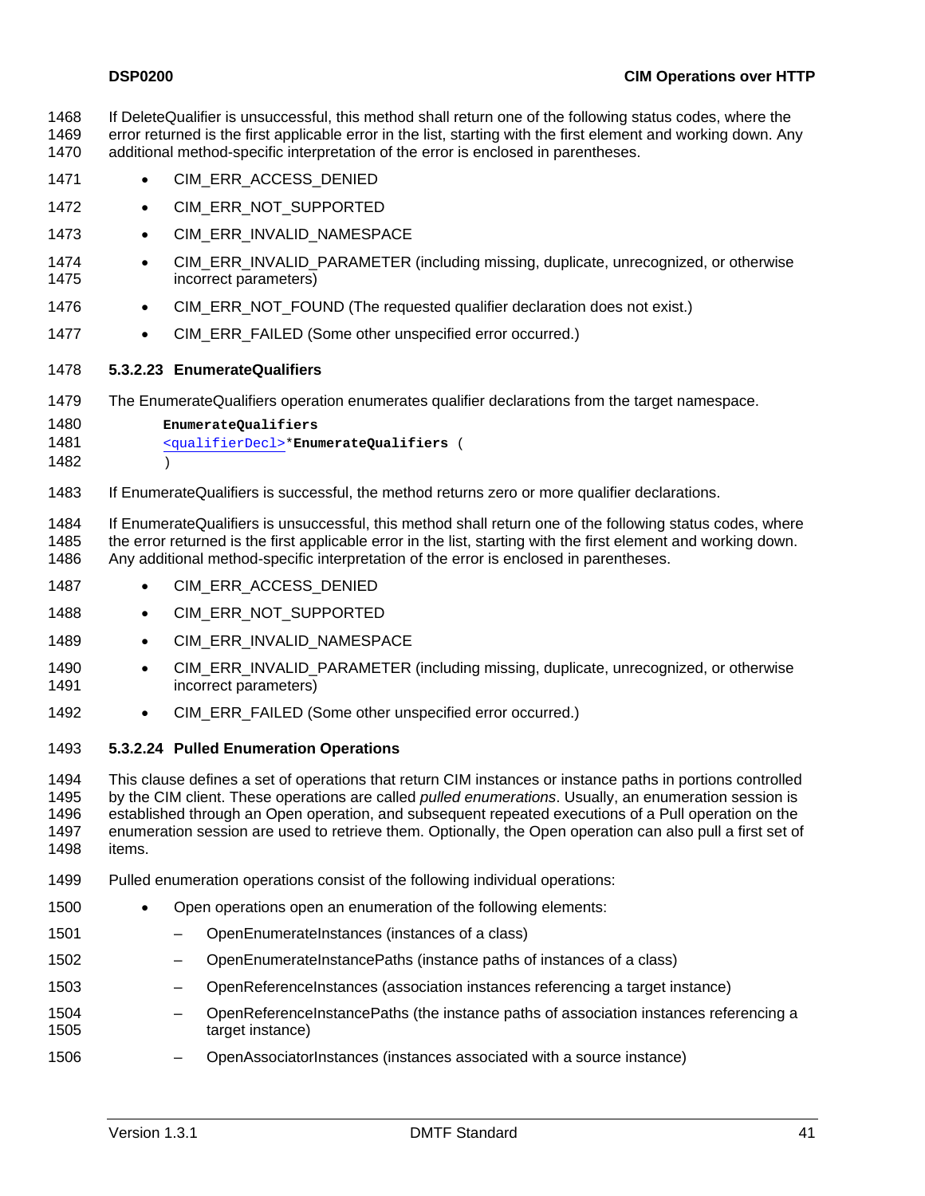If DeleteQualifier is unsuccessful, this method shall return one of the following status codes, where the error returned is the first applicable error in the list, starting with the first element and working down. Any additional method-specific interpretation of the error is enclosed in parentheses.

- CIM_ERR_ACCESS_DENIED
- CIM_ERR_NOT_SUPPORTED
- CIM_ERR_INVALID_NAMESPACE
- CIM_ERR_INVALID_PARAMETER (including missing, duplicate, unrecognized, or otherwise incorrect parameters)
- CIM_ERR_NOT_FOUND (The requested qualifier declaration does not exist.)
- CIM_ERR_FAILED (Some other unspecified error occurred.)

#### 5.3.2.23 EnumerateQualifiers

The EnumerateQualifiers operation enumerates qualifier declarations from the target namespace.

```
EnumerateQualifiers
<qualifierDecl>*EnumerateQualifiers (
)
```

If EnumerateQualifiers is successful, the method returns zero or more qualifier declarations.

If EnumerateQualifiers is unsuccessful, this method shall return one of the following status codes, where the error returned is the first applicable error in the list, starting with the first element and working down. Any additional method-specific interpretation of the error is enclosed in parentheses.

- CIM_ERR_ACCESS_DENIED
- CIM_ERR_NOT_SUPPORTED
- CIM_ERR_INVALID_NAMESPACE
- CIM_ERR_INVALID_PARAMETER (including missing, duplicate, unrecognized, or otherwise incorrect parameters)
- CIM_ERR_FAILED (Some other unspecified error occurred.)

#### 5.3.2.24 Pulled Enumeration Operations

This clause defines a set of operations that return CIM instances or instance paths in portions controlled by the CIM client. These operations are called *pulled enumerations*. Usually, an enumeration session is established through an Open operation, and subsequent repeated executions of a Pull operation on the enumeration session are used to retrieve them. Optionally, the Open operation can also pull a first set of items.

Pulled enumeration operations consist of the following individual operations:

- Open operations open an enumeration of the following elements:
  - OpenEnumerateInstances (instances of a class)
  - OpenEnumerateInstancePaths (instance paths of instances of a class)
  - OpenReferenceInstances (association instances referencing a target instance)
  - OpenReferenceInstancePaths (the instance paths of association instances referencing a target instance)
  - OpenAssociatorInstances (instances associated with a source instance)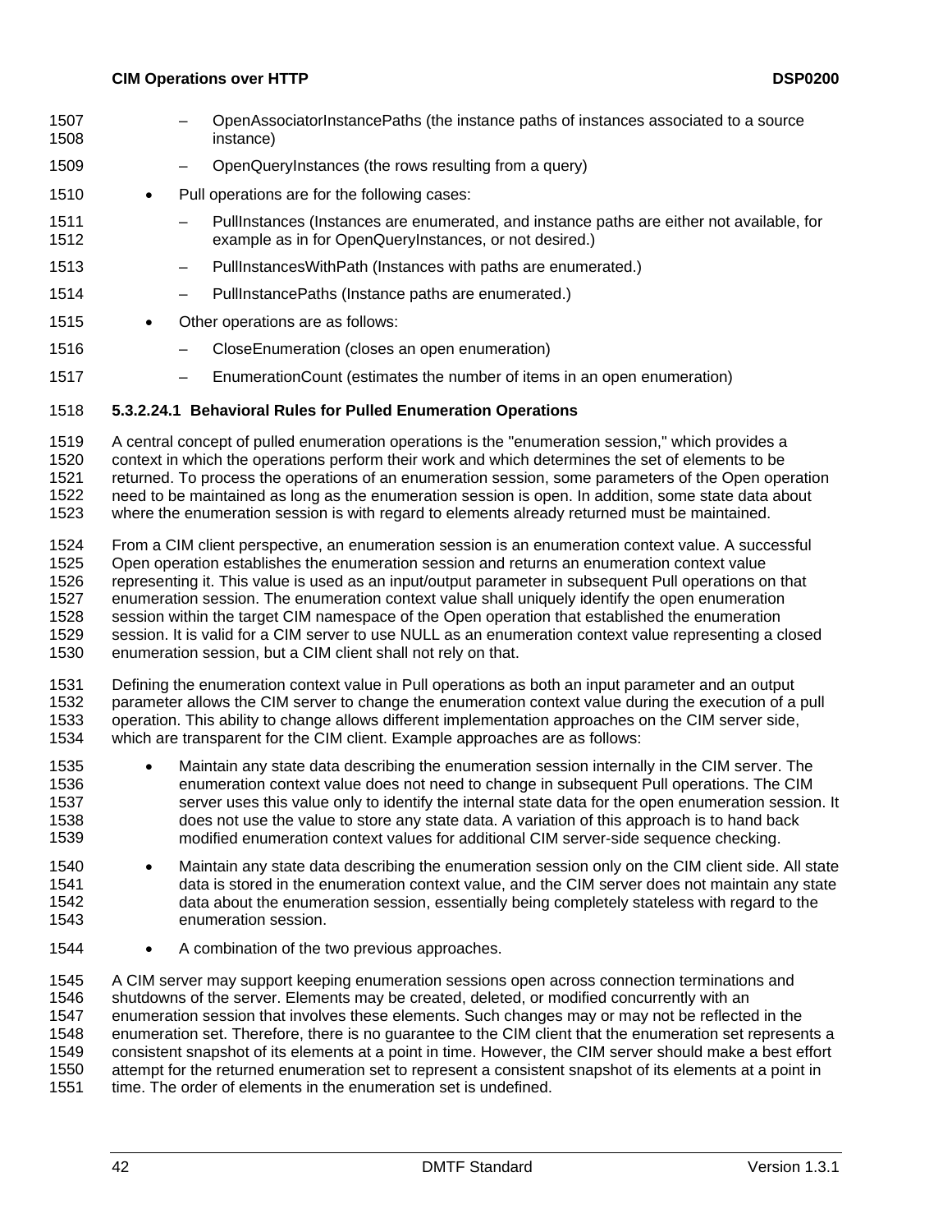- OpenAssociatorInstancePaths (the instance paths of instances associated to a source instance)
   - OpenQueryInstances (the rows resulting from a query)

- Pull operations are for the following cases:
   - PullInstances (Instances are enumerated, and instance paths are either not available, for example as in for OpenQueryInstances, or not desired.)
   - PullInstancesWithPath (Instances with paths are enumerated.)
   - PullInstancePaths (Instance paths are enumerated.)
- Other operations are as follows:
   - CloseEnumeration (closes an open enumeration)
   - EnumerationCount (estimates the number of items in an open enumeration)

##### 5.3.2.24.1 Behavioral Rules for Pulled Enumeration Operations

A central concept of pulled enumeration operations is the "enumeration session," which provides a context in which the operations perform their work and which determines the set of elements to be returned. To process the operations of an enumeration session, some parameters of the Open operation need to be maintained as long as the enumeration session is open. In addition, some state data about where the enumeration session is with regard to elements already returned must be maintained.

From a CIM client perspective, an enumeration session is an enumeration context value. A successful Open operation establishes the enumeration session and returns an enumeration context value representing it. This value is used as an input/output parameter in subsequent Pull operations on that enumeration session. The enumeration context value shall uniquely identify the open enumeration session within the target CIM namespace of the Open operation that established the enumeration session. It is valid for a CIM server to use NULL as an enumeration context value representing a closed enumeration session, but a CIM client shall not rely on that.

Defining the enumeration context value in Pull operations as both an input parameter and an output parameter allows the CIM server to change the enumeration context value during the execution of a pull operation. This ability to change allows different implementation approaches on the CIM server side, which are transparent for the CIM client. Example approaches are as follows:

- Maintain any state data describing the enumeration session internally in the CIM server. The enumeration context value does not need to change in subsequent Pull operations. The CIM server uses this value only to identify the internal state data for the open enumeration session. It does not use the value to store any state data. A variation of this approach is to hand back modified enumeration context values for additional CIM server-side sequence checking.
- Maintain any state data describing the enumeration session only on the CIM client side. All state data is stored in the enumeration context value, and the CIM server does not maintain any state data about the enumeration session, essentially being completely stateless with regard to the enumeration session.
- A combination of the two previous approaches.

A CIM server may support keeping enumeration sessions open across connection terminations and shutdowns of the server. Elements may be created, deleted, or modified concurrently with an enumeration session that involves these elements. Such changes may or may not be reflected in the enumeration set. Therefore, there is no guarantee to the CIM client that the enumeration set represents a consistent snapshot of its elements at a point in time. However, the CIM server should make a best effort attempt for the returned enumeration set to represent a consistent snapshot of its elements at a point in time. The order of elements in the enumeration set is undefined.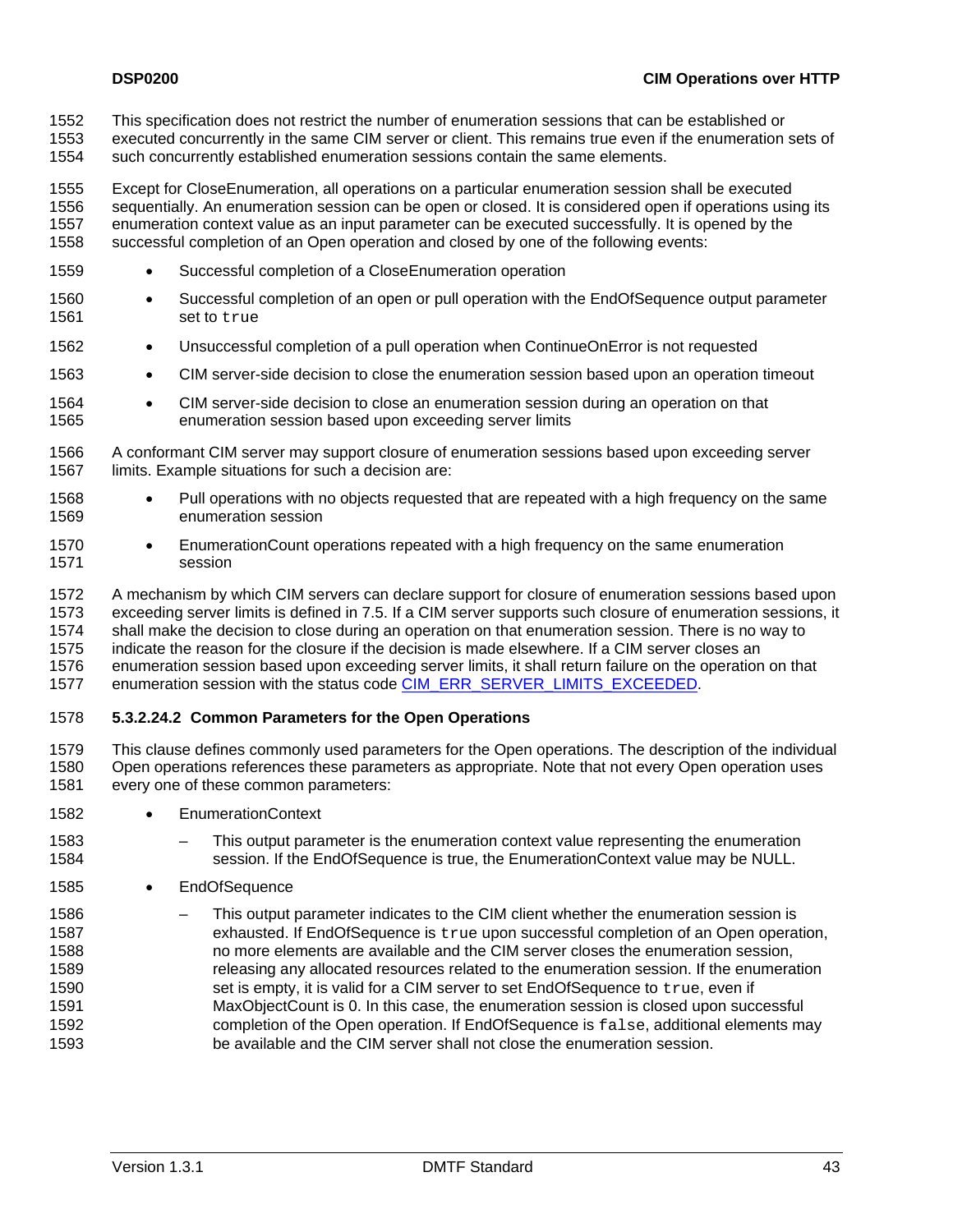This specification does not restrict the number of enumeration sessions that can be established or executed concurrently in the same CIM server or client. This remains true even if the enumeration sets of such concurrently established enumeration sessions contain the same elements.

Except for CloseEnumeration, all operations on a particular enumeration session shall be executed sequentially. An enumeration session can be open or closed. It is considered open if operations using its enumeration context value as an input parameter can be executed successfully. It is opened by the successful completion of an Open operation and closed by one of the following events:

- Successful completion of a CloseEnumeration operation
- Successful completion of an open or pull operation with the EndOfSequence output parameter set to `true`
- Unsuccessful completion of a pull operation when ContinueOnError is not requested
- CIM server-side decision to close the enumeration session based upon an operation timeout
- CIM server-side decision to close an enumeration session during an operation on that enumeration session based upon exceeding server limits

A conformant CIM server may support closure of enumeration sessions based upon exceeding server limits. Example situations for such a decision are:

- Pull operations with no objects requested that are repeated with a high frequency on the same enumeration session
- EnumerationCount operations repeated with a high frequency on the same enumeration session

A mechanism by which CIM servers can declare support for closure of enumeration sessions based upon exceeding server limits is defined in 7.5. If a CIM server supports such closure of enumeration sessions, it shall make the decision to close during an operation on that enumeration session. There is no way to indicate the reason for the closure if the decision is made elsewhere. If a CIM server closes an enumeration session based upon exceeding server limits, it shall return failure on the operation on that enumeration session with the status code CIM_ERR_SERVER_LIMITS_EXCEEDED.

#### 5.3.2.24.2 Common Parameters for the Open Operations

This clause defines commonly used parameters for the Open operations. The description of the individual Open operations references these parameters as appropriate. Note that not every Open operation uses every one of these common parameters:

- EnumerationContext
  - This output parameter is the enumeration context value representing the enumeration session. If the EndOfSequence is true, the EnumerationContext value may be NULL.
- EndOfSequence
  - This output parameter indicates to the CIM client whether the enumeration session is exhausted. If EndOfSequence is `true` upon successful completion of an Open operation, no more elements are available and the CIM server closes the enumeration session, releasing any allocated resources related to the enumeration session. If the enumeration set is empty, it is valid for a CIM server to set EndOfSequence to `true`, even if MaxObjectCount is 0. In this case, the enumeration session is closed upon successful completion of the Open operation. If EndOfSequence is `false`, additional elements may be available and the CIM server shall not close the enumeration session.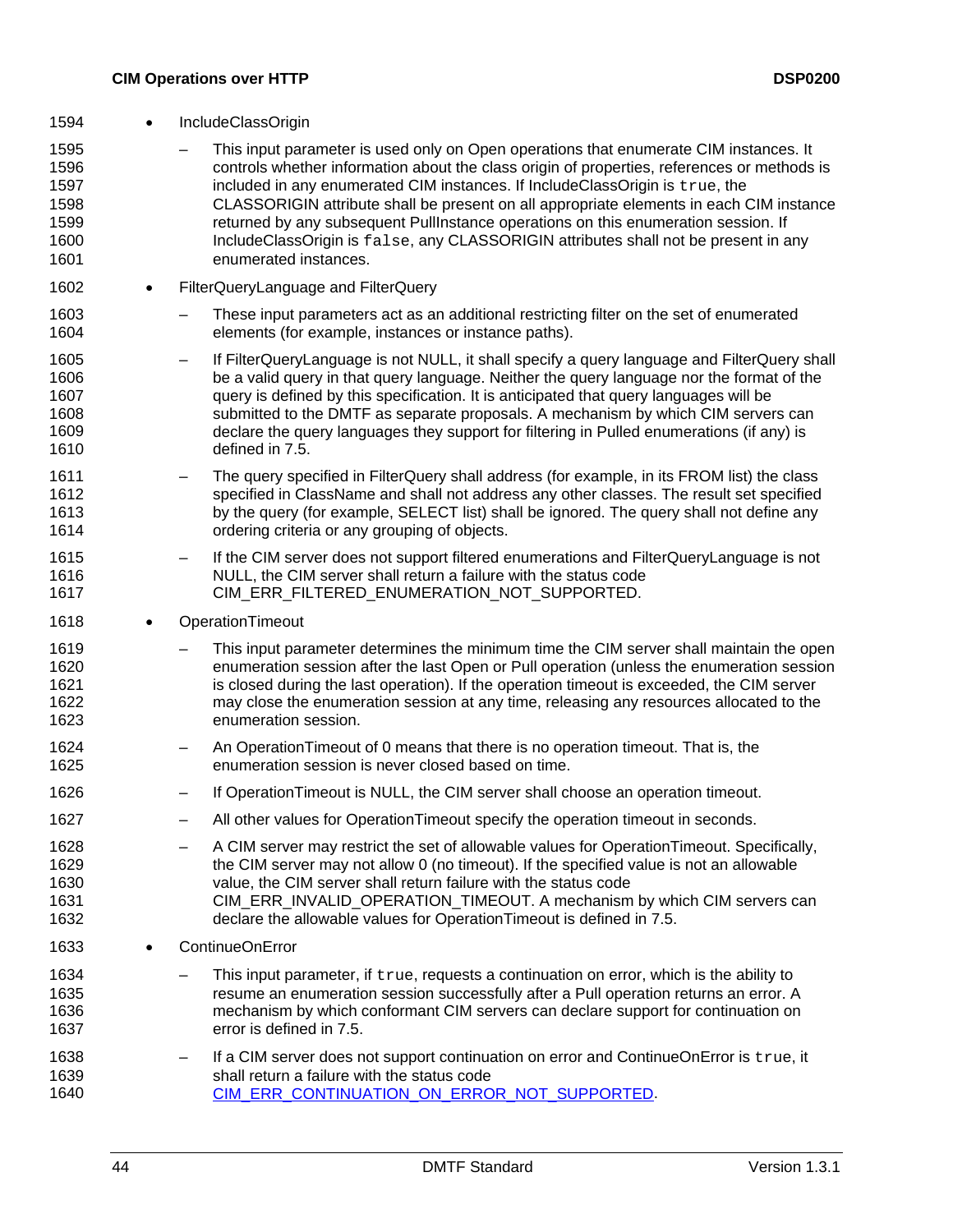- IncludeClassOrigin
  - This input parameter is used only on Open operations that enumerate CIM instances. It controls whether information about the class origin of properties, references or methods is included in any enumerated CIM instances. If IncludeClassOrigin is `true`, the CLASSORIGIN attribute shall be present on all appropriate elements in each CIM instance returned by any subsequent PullInstance operations on this enumeration session. If IncludeClassOrigin is `false`, any CLASSORIGIN attributes shall not be present in any enumerated instances.
- FilterQueryLanguage and FilterQuery
  - These input parameters act as an additional restricting filter on the set of enumerated elements (for example, instances or instance paths).
  - If FilterQueryLanguage is not NULL, it shall specify a query language and FilterQuery shall be a valid query in that query language. Neither the query language nor the format of the query is defined by this specification. It is anticipated that query languages will be submitted to the DMTF as separate proposals. A mechanism by which CIM servers can declare the query languages they support for filtering in Pulled enumerations (if any) is defined in 7.5.
  - The query specified in FilterQuery shall address (for example, in its FROM list) the class specified in ClassName and shall not address any other classes. The result set specified by the query (for example, SELECT list) shall be ignored. The query shall not define any ordering criteria or any grouping of objects.
  - If the CIM server does not support filtered enumerations and FilterQueryLanguage is not NULL, the CIM server shall return a failure with the status code CIM_ERR_FILTERED_ENUMERATION_NOT_SUPPORTED.
- OperationTimeout
  - This input parameter determines the minimum time the CIM server shall maintain the open enumeration session after the last Open or Pull operation (unless the enumeration session is closed during the last operation). If the operation timeout is exceeded, the CIM server may close the enumeration session at any time, releasing any resources allocated to the enumeration session.
  - An OperationTimeout of 0 means that there is no operation timeout. That is, the enumeration session is never closed based on time.
  - If OperationTimeout is NULL, the CIM server shall choose an operation timeout.
  - All other values for OperationTimeout specify the operation timeout in seconds.
  - A CIM server may restrict the set of allowable values for OperationTimeout. Specifically, the CIM server may not allow 0 (no timeout). If the specified value is not an allowable value, the CIM server shall return failure with the status code CIM_ERR_INVALID_OPERATION_TIMEOUT. A mechanism by which CIM servers can declare the allowable values for OperationTimeout is defined in 7.5.
- ContinueOnError
  - This input parameter, if `true`, requests a continuation on error, which is the ability to resume an enumeration session successfully after a Pull operation returns an error. A mechanism by which conformant CIM servers can declare support for continuation on error is defined in 7.5.
  - If a CIM server does not support continuation on error and ContinueOnError is `true`, it shall return a failure with the status code CIM_ERR_CONTINUATION_ON_ERROR_NOT_SUPPORTED.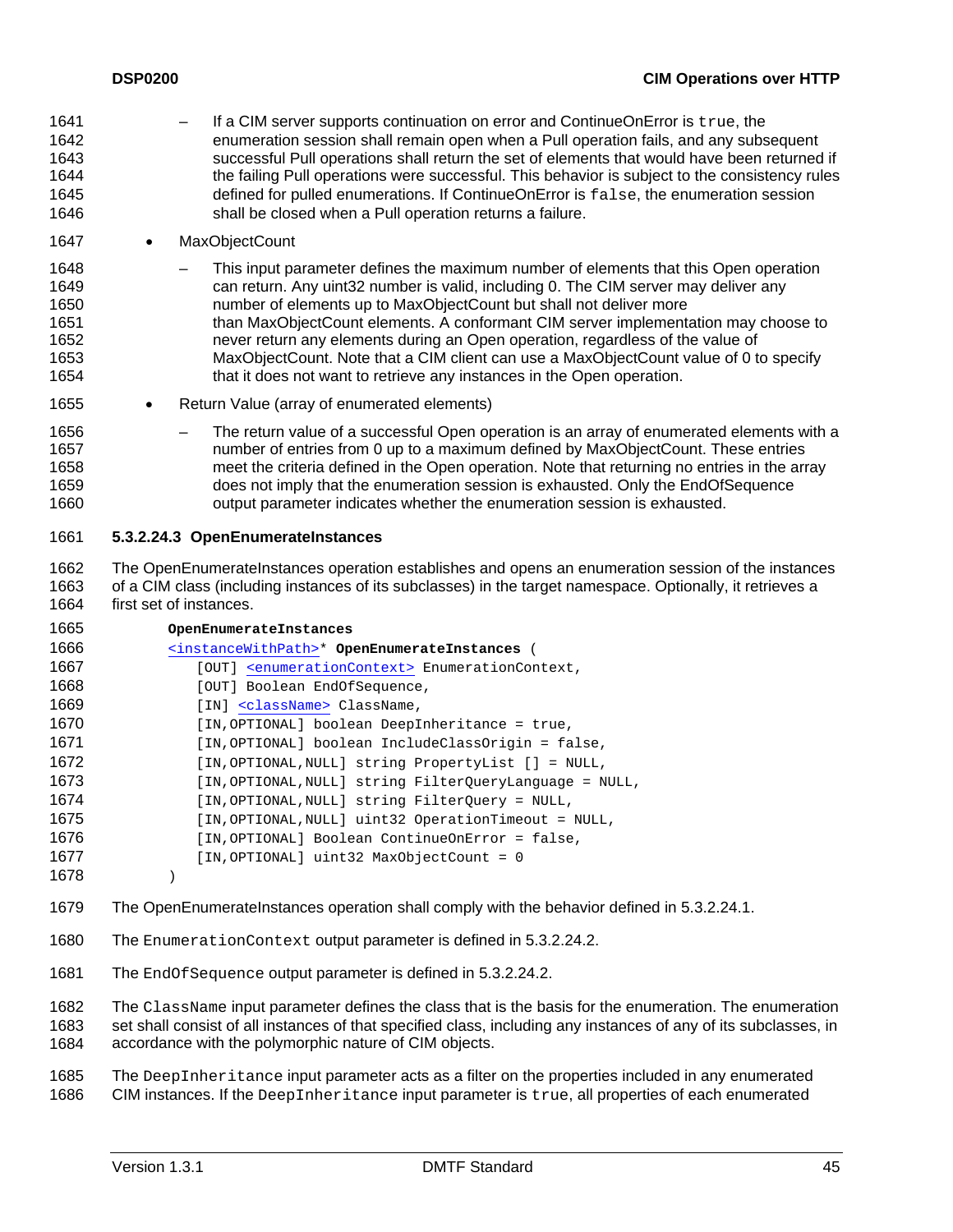- If a CIM server supports continuation on error and ContinueOnError is `true`, the enumeration session shall remain open when a Pull operation fails, and any subsequent successful Pull operations shall return the set of elements that would have been returned if the failing Pull operations were successful. This behavior is subject to the consistency rules defined for pulled enumerations. If ContinueOnError is `false`, the enumeration session shall be closed when a Pull operation returns a failure.

- MaxObjectCount
  - This input parameter defines the maximum number of elements that this Open operation can return. Any uint32 number is valid, including 0. The CIM server may deliver any number of elements up to MaxObjectCount but shall not deliver more than MaxObjectCount elements. A conformant CIM server implementation may choose to never return any elements during an Open operation, regardless of the value of MaxObjectCount. Note that a CIM client can use a MaxObjectCount value of 0 to specify that it does not want to retrieve any instances in the Open operation.

- Return Value (array of enumerated elements)
  - The return value of a successful Open operation is an array of enumerated elements with a number of entries from 0 up to a maximum defined by MaxObjectCount. These entries meet the criteria defined in the Open operation. Note that returning no entries in the array does not imply that the enumeration session is exhausted. Only the EndOfSequence output parameter indicates whether the enumeration session is exhausted.

#### 5.3.2.24.3 OpenEnumerateInstances

The OpenEnumerateInstances operation establishes and opens an enumeration session of the instances of a CIM class (including instances of its subclasses) in the target namespace. Optionally, it retrieves a first set of instances.

```
OpenEnumerateInstances
<instanceWithPath>* OpenEnumerateInstances (
    [OUT] <enumerationContext> EnumerationContext,
    [OUT] Boolean EndOfSequence,
    [IN] <className> ClassName,
    [IN,OPTIONAL] boolean DeepInheritance = true,
    [IN,OPTIONAL] boolean IncludeClassOrigin = false,
    [IN,OPTIONAL,NULL] string PropertyList [] = NULL,
    [IN,OPTIONAL,NULL] string FilterQueryLanguage = NULL,
    [IN,OPTIONAL,NULL] string FilterQuery = NULL,
    [IN,OPTIONAL,NULL] uint32 OperationTimeout = NULL,
    [IN,OPTIONAL] Boolean ContinueOnError = false,
    [IN,OPTIONAL] uint32 MaxObjectCount = 0
)
```

The OpenEnumerateInstances operation shall comply with the behavior defined in 5.3.2.24.1.

The `EnumerationContext` output parameter is defined in 5.3.2.24.2.

The `EndOfSequence` output parameter is defined in 5.3.2.24.2.

The `ClassName` input parameter defines the class that is the basis for the enumeration. The enumeration set shall consist of all instances of that specified class, including any instances of any of its subclasses, in accordance with the polymorphic nature of CIM objects.

The `DeepInheritance` input parameter acts as a filter on the properties included in any enumerated CIM instances. If the `DeepInheritance` input parameter is `true`, all properties of each enumerated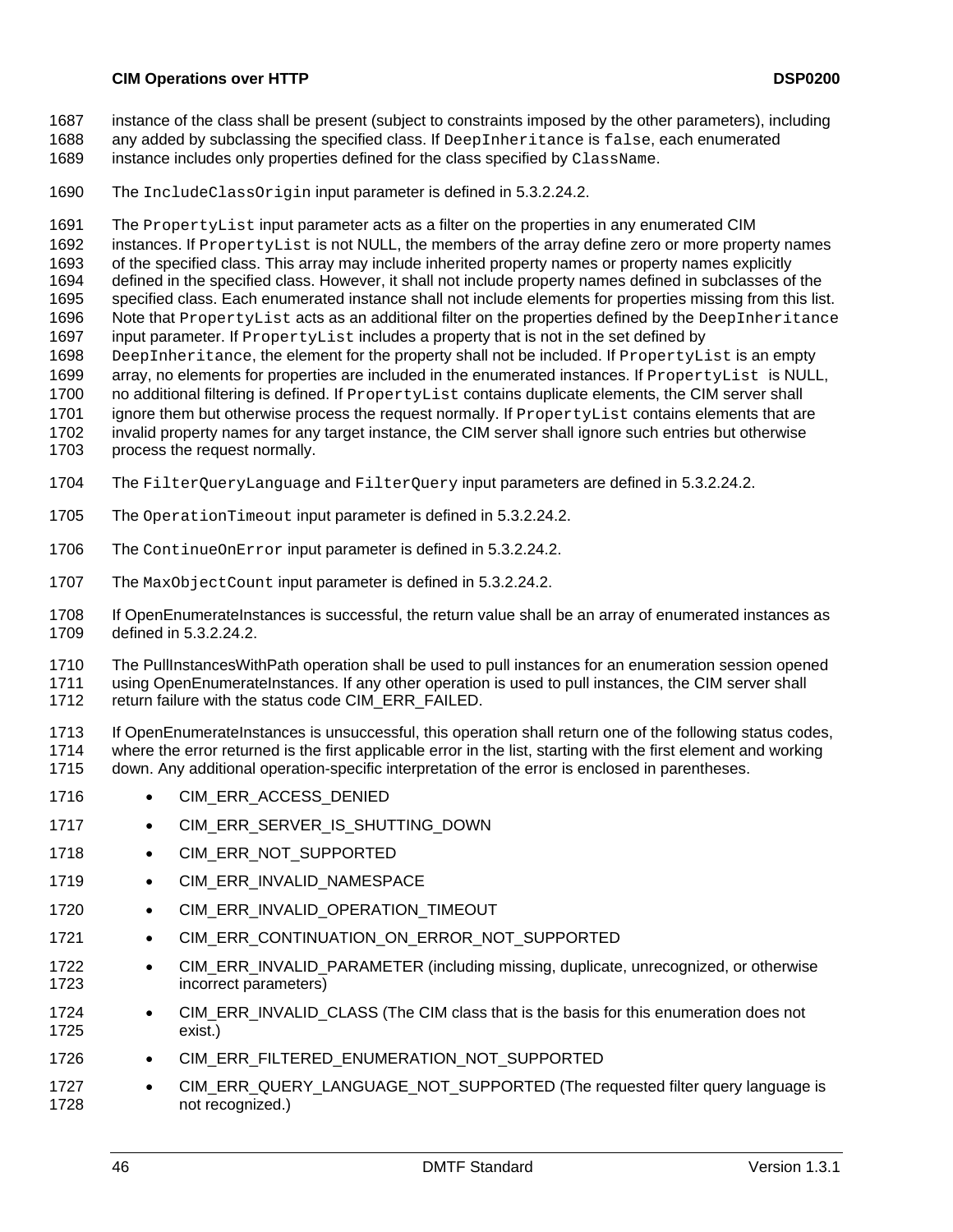instance of the class shall be present (subject to constraints imposed by the other parameters), including any added by subclassing the specified class. If `DeepInheritance` is `false`, each enumerated instance includes only properties defined for the class specified by `ClassName`.

The `IncludeClassOrigin` input parameter is defined in 5.3.2.24.2.

The `PropertyList` input parameter acts as a filter on the properties in any enumerated CIM instances. If `PropertyList` is not NULL, the members of the array define zero or more property names of the specified class. This array may include inherited property names or property names explicitly defined in the specified class. However, it shall not include property names defined in subclasses of the specified class. Each enumerated instance shall not include elements for properties missing from this list. Note that `PropertyList` acts as an additional filter on the properties defined by the `DeepInheritance` input parameter. If `PropertyList` includes a property that is not in the set defined by `DeepInheritance`, the element for the property shall not be included. If `PropertyList` is an empty array, no elements for properties are included in the enumerated instances. If `PropertyList` is NULL, no additional filtering is defined. If `PropertyList` contains duplicate elements, the CIM server shall ignore them but otherwise process the request normally. If `PropertyList` contains elements that are invalid property names for any target instance, the CIM server shall ignore such entries but otherwise process the request normally.

The `FilterQueryLanguage` and `FilterQuery` input parameters are defined in 5.3.2.24.2.

The `OperationTimeout` input parameter is defined in 5.3.2.24.2.

The `ContinueOnError` input parameter is defined in 5.3.2.24.2.

The `MaxObjectCount` input parameter is defined in 5.3.2.24.2.

If OpenEnumerateInstances is successful, the return value shall be an array of enumerated instances as defined in 5.3.2.24.2.

The PullInstancesWithPath operation shall be used to pull instances for an enumeration session opened using OpenEnumerateInstances. If any other operation is used to pull instances, the CIM server shall return failure with the status code CIM_ERR_FAILED.

If OpenEnumerateInstances is unsuccessful, this operation shall return one of the following status codes, where the error returned is the first applicable error in the list, starting with the first element and working down. Any additional operation-specific interpretation of the error is enclosed in parentheses.

- CIM_ERR_ACCESS_DENIED
- CIM_ERR_SERVER_IS_SHUTTING_DOWN
- CIM_ERR_NOT_SUPPORTED
- CIM_ERR_INVALID_NAMESPACE
- CIM_ERR_INVALID_OPERATION_TIMEOUT
- CIM_ERR_CONTINUATION_ON_ERROR_NOT_SUPPORTED
- CIM_ERR_INVALID_PARAMETER (including missing, duplicate, unrecognized, or otherwise incorrect parameters)
- CIM_ERR_INVALID_CLASS (The CIM class that is the basis for this enumeration does not exist.)
- CIM_ERR_FILTERED_ENUMERATION_NOT_SUPPORTED
- CIM_ERR_QUERY_LANGUAGE_NOT_SUPPORTED (The requested filter query language is not recognized.)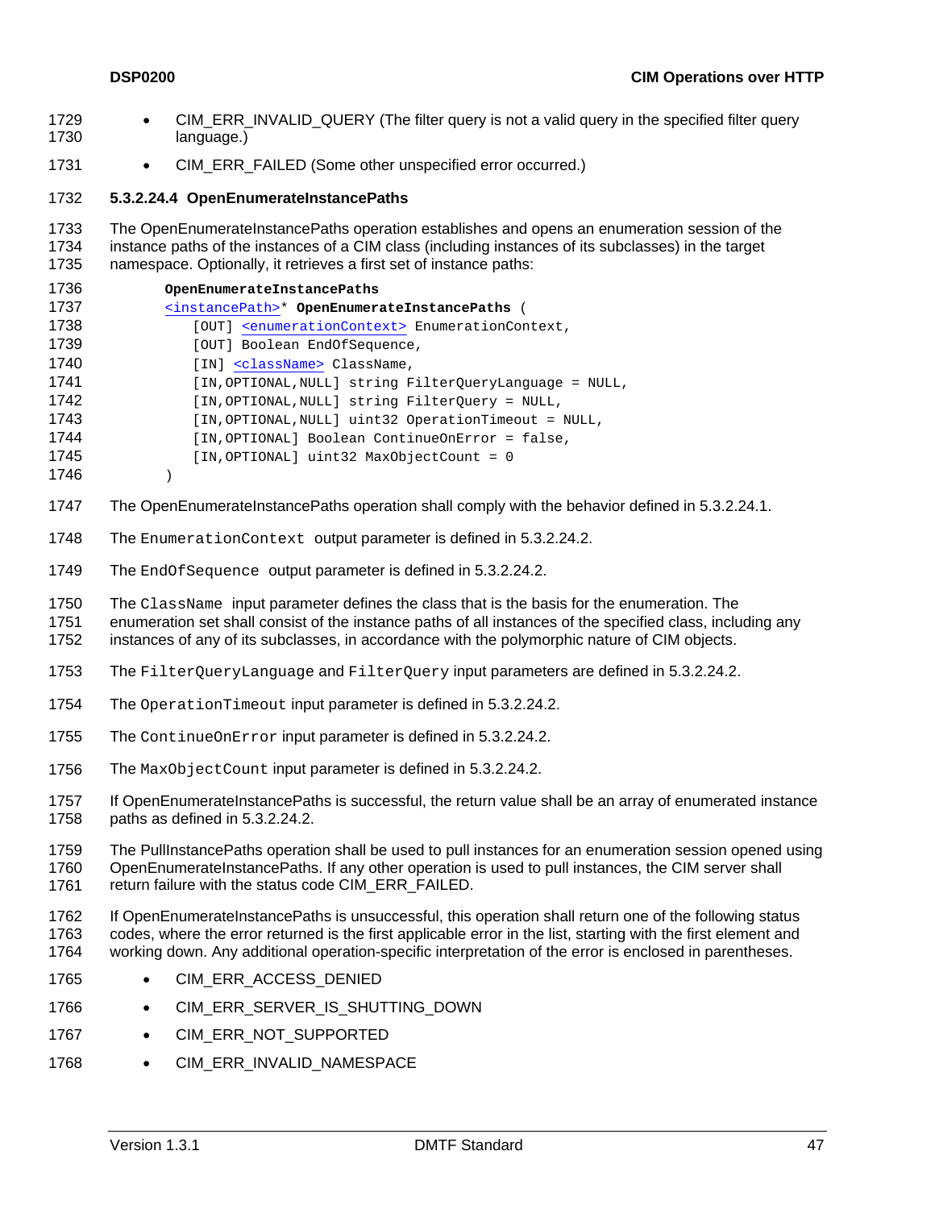- CIM_ERR_INVALID_QUERY (The filter query is not a valid query in the specified filter query language.)
- CIM_ERR_FAILED (Some other unspecified error occurred.)

#### 5.3.2.24.4 OpenEnumerateInstancePaths

The OpenEnumerateInstancePaths operation establishes and opens an enumeration session of the instance paths of the instances of a CIM class (including instances of its subclasses) in the target namespace. Optionally, it retrieves a first set of instance paths:

```
OpenEnumerateInstancePaths
<instancePath>* OpenEnumerateInstancePaths (
    [OUT] <enumerationContext> EnumerationContext,
    [OUT] Boolean EndOfSequence,
    [IN] <className> ClassName,
    [IN,OPTIONAL,NULL] string FilterQueryLanguage = NULL,
    [IN,OPTIONAL,NULL] string FilterQuery = NULL,
    [IN,OPTIONAL,NULL] uint32 OperationTimeout = NULL,
    [IN,OPTIONAL] Boolean ContinueOnError = false,
    [IN,OPTIONAL] uint32 MaxObjectCount = 0
)
```

The OpenEnumerateInstancePaths operation shall comply with the behavior defined in 5.3.2.24.1.

The `EnumerationContext` output parameter is defined in 5.3.2.24.2.

The `EndOfSequence` output parameter is defined in 5.3.2.24.2.

The `ClassName` input parameter defines the class that is the basis for the enumeration. The enumeration set shall consist of the instance paths of all instances of the specified class, including any instances of any of its subclasses, in accordance with the polymorphic nature of CIM objects.

The `FilterQueryLanguage` and `FilterQuery` input parameters are defined in 5.3.2.24.2.

The `OperationTimeout` input parameter is defined in 5.3.2.24.2.

The `ContinueOnError` input parameter is defined in 5.3.2.24.2.

The `MaxObjectCount` input parameter is defined in 5.3.2.24.2.

If OpenEnumerateInstancePaths is successful, the return value shall be an array of enumerated instance paths as defined in 5.3.2.24.2.

The PullInstancePaths operation shall be used to pull instances for an enumeration session opened using OpenEnumerateInstancePaths. If any other operation is used to pull instances, the CIM server shall return failure with the status code CIM_ERR_FAILED.

If OpenEnumerateInstancePaths is unsuccessful, this operation shall return one of the following status codes, where the error returned is the first applicable error in the list, starting with the first element and working down. Any additional operation-specific interpretation of the error is enclosed in parentheses.

- CIM_ERR_ACCESS_DENIED
- CIM_ERR_SERVER_IS_SHUTTING_DOWN
- CIM_ERR_NOT_SUPPORTED
- CIM_ERR_INVALID_NAMESPACE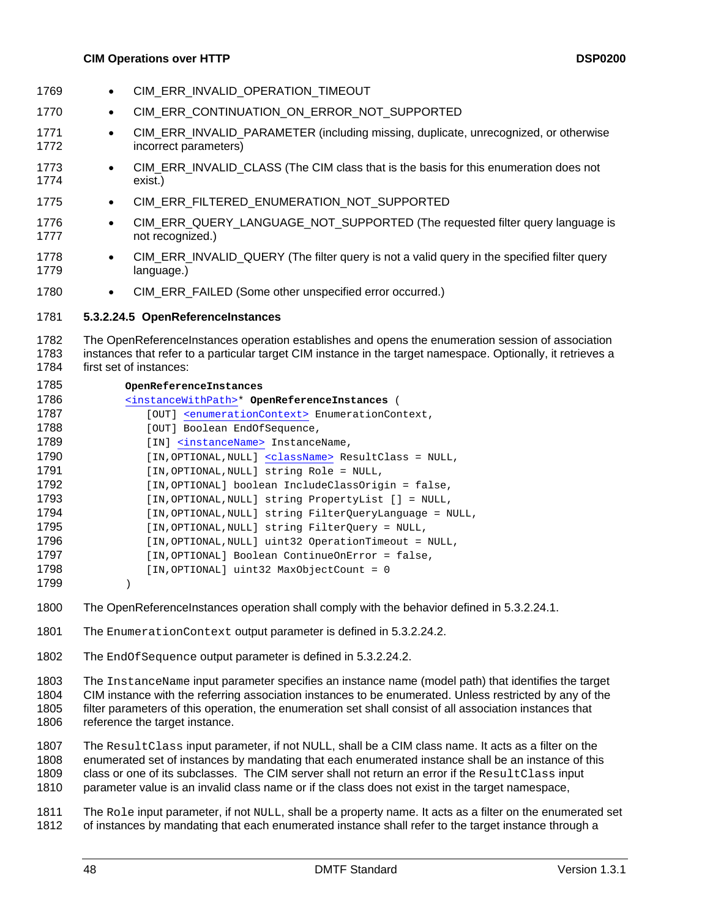- CIM_ERR_INVALID_OPERATION_TIMEOUT
- CIM_ERR_CONTINUATION_ON_ERROR_NOT_SUPPORTED
- CIM_ERR_INVALID_PARAMETER (including missing, duplicate, unrecognized, or otherwise incorrect parameters)
- CIM_ERR_INVALID_CLASS (The CIM class that is the basis for this enumeration does not exist.)
- CIM_ERR_FILTERED_ENUMERATION_NOT_SUPPORTED
- CIM_ERR_QUERY_LANGUAGE_NOT_SUPPORTED (The requested filter query language is not recognized.)
- CIM_ERR_INVALID_QUERY (The filter query is not a valid query in the specified filter query language.)
- CIM_ERR_FAILED (Some other unspecified error occurred.)

#### 5.3.2.24.5 OpenReferenceInstances

The OpenReferenceInstances operation establishes and opens the enumeration session of association instances that refer to a particular target CIM instance in the target namespace. Optionally, it retrieves a first set of instances:

```
OpenReferenceInstances
<instanceWithPath>* OpenReferenceInstances (
    [OUT] <enumerationContext> EnumerationContext,
    [OUT] Boolean EndOfSequence,
    [IN] <instanceName> InstanceName,
    [IN,OPTIONAL,NULL] <className> ResultClass = NULL,
    [IN,OPTIONAL,NULL] string Role = NULL,
    [IN,OPTIONAL] boolean IncludeClassOrigin = false,
    [IN,OPTIONAL,NULL] string PropertyList [] = NULL,
    [IN,OPTIONAL,NULL] string FilterQueryLanguage = NULL,
    [IN,OPTIONAL,NULL] string FilterQuery = NULL,
    [IN,OPTIONAL,NULL] uint32 OperationTimeout = NULL,
    [IN,OPTIONAL] Boolean ContinueOnError = false,
    [IN,OPTIONAL] uint32 MaxObjectCount = 0
)
```

The OpenReferenceInstances operation shall comply with the behavior defined in 5.3.2.24.1.

The `EnumerationContext` output parameter is defined in 5.3.2.24.2.

The `EndOfSequence` output parameter is defined in 5.3.2.24.2.

The `InstanceName` input parameter specifies an instance name (model path) that identifies the target CIM instance with the referring association instances to be enumerated. Unless restricted by any of the filter parameters of this operation, the enumeration set shall consist of all association instances that reference the target instance.

The `ResultClass` input parameter, if not NULL, shall be a CIM class name. It acts as a filter on the enumerated set of instances by mandating that each enumerated instance shall be an instance of this class or one of its subclasses. The CIM server shall not return an error if the `ResultClass` input parameter value is an invalid class name or if the class does not exist in the target namespace,

The `Role` input parameter, if not `NULL`, shall be a property name. It acts as a filter on the enumerated set of instances by mandating that each enumerated instance shall refer to the target instance through a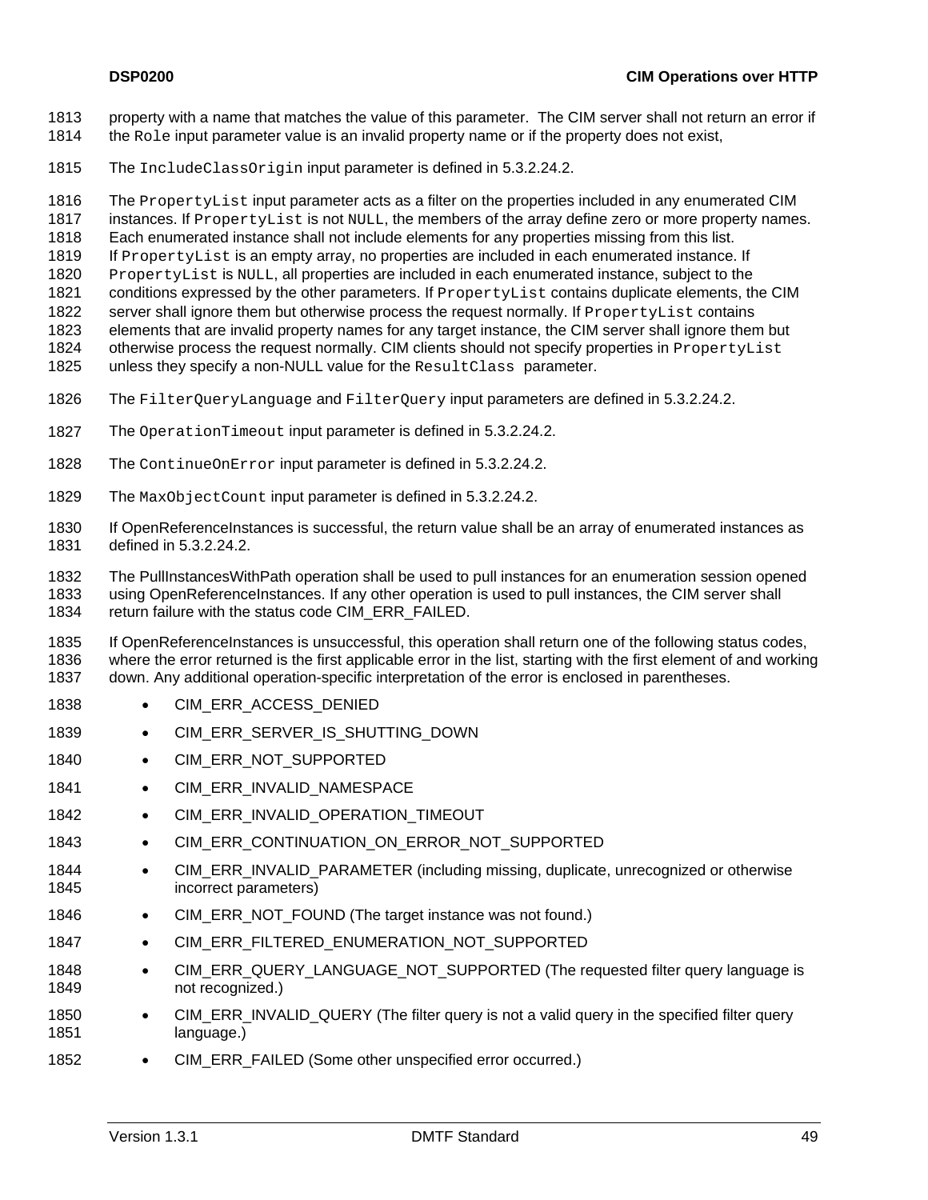property with a name that matches the value of this parameter. The CIM server shall not return an error if the `Role` input parameter value is an invalid property name or if the property does not exist,

The `IncludeClassOrigin` input parameter is defined in 5.3.2.24.2.

The `PropertyList` input parameter acts as a filter on the properties included in any enumerated CIM instances. If `PropertyList` is not `NULL`, the members of the array define zero or more property names. Each enumerated instance shall not include elements for any properties missing from this list. If `PropertyList` is an empty array, no properties are included in each enumerated instance. If `PropertyList` is `NULL`, all properties are included in each enumerated instance, subject to the conditions expressed by the other parameters. If `PropertyList` contains duplicate elements, the CIM server shall ignore them but otherwise process the request normally. If `PropertyList` contains elements that are invalid property names for any target instance, the CIM server shall ignore them but otherwise process the request normally. CIM clients should not specify properties in `PropertyList` unless they specify a non-NULL value for the `ResultClass` parameter.

The `FilterQueryLanguage` and `FilterQuery` input parameters are defined in 5.3.2.24.2.

The `OperationTimeout` input parameter is defined in 5.3.2.24.2.

The `ContinueOnError` input parameter is defined in 5.3.2.24.2.

The `MaxObjectCount` input parameter is defined in 5.3.2.24.2.

If OpenReferenceInstances is successful, the return value shall be an array of enumerated instances as defined in 5.3.2.24.2.

The PullInstancesWithPath operation shall be used to pull instances for an enumeration session opened using OpenReferenceInstances. If any other operation is used to pull instances, the CIM server shall return failure with the status code CIM_ERR_FAILED.

If OpenReferenceInstances is unsuccessful, this operation shall return one of the following status codes, where the error returned is the first applicable error in the list, starting with the first element of and working down. Any additional operation-specific interpretation of the error is enclosed in parentheses.

- CIM_ERR_ACCESS_DENIED
- CIM_ERR_SERVER_IS_SHUTTING_DOWN
- CIM_ERR_NOT_SUPPORTED
- CIM_ERR_INVALID_NAMESPACE
- CIM_ERR_INVALID_OPERATION_TIMEOUT
- CIM_ERR_CONTINUATION_ON_ERROR_NOT_SUPPORTED
- CIM_ERR_INVALID_PARAMETER (including missing, duplicate, unrecognized or otherwise incorrect parameters)
- CIM_ERR_NOT_FOUND (The target instance was not found.)
- CIM_ERR_FILTERED_ENUMERATION_NOT_SUPPORTED
- CIM_ERR_QUERY_LANGUAGE_NOT_SUPPORTED (The requested filter query language is not recognized.)
- CIM_ERR_INVALID_QUERY (The filter query is not a valid query in the specified filter query language.)
- CIM_ERR_FAILED (Some other unspecified error occurred.)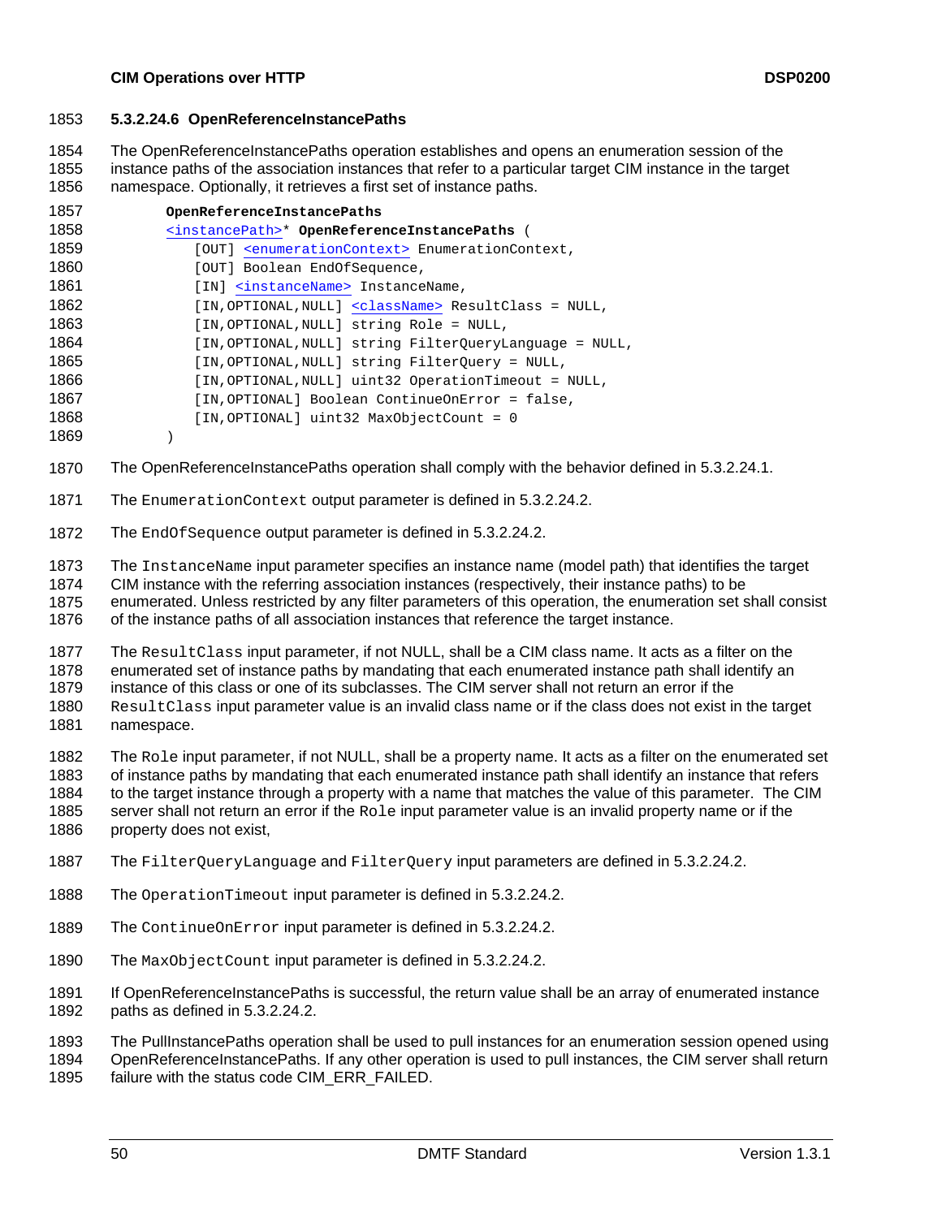#### 5.3.2.24.6 OpenReferenceInstancePaths

The OpenReferenceInstancePaths operation establishes and opens an enumeration session of the instance paths of the association instances that refer to a particular target CIM instance in the target namespace. Optionally, it retrieves a first set of instance paths.

```
OpenReferenceInstancePaths
<instancePath>* OpenReferenceInstancePaths (
    [OUT] <enumerationContext> EnumerationContext,
    [OUT] Boolean EndOfSequence,
    [IN] <instanceName> InstanceName,
    [IN,OPTIONAL,NULL] <className> ResultClass = NULL,
    [IN,OPTIONAL,NULL] string Role = NULL,
    [IN,OPTIONAL,NULL] string FilterQueryLanguage = NULL,
    [IN,OPTIONAL,NULL] string FilterQuery = NULL,
    [IN,OPTIONAL,NULL] uint32 OperationTimeout = NULL,
    [IN,OPTIONAL] Boolean ContinueOnError = false,
    [IN,OPTIONAL] uint32 MaxObjectCount = 0
)
```

The OpenReferenceInstancePaths operation shall comply with the behavior defined in 5.3.2.24.1.

The `EnumerationContext` output parameter is defined in 5.3.2.24.2.

The `EndOfSequence` output parameter is defined in 5.3.2.24.2.

The `InstanceName` input parameter specifies an instance name (model path) that identifies the target CIM instance with the referring association instances (respectively, their instance paths) to be enumerated. Unless restricted by any filter parameters of this operation, the enumeration set shall consist of the instance paths of all association instances that reference the target instance.

The `ResultClass` input parameter, if not NULL, shall be a CIM class name. It acts as a filter on the enumerated set of instance paths by mandating that each enumerated instance path shall identify an instance of this class or one of its subclasses. The CIM server shall not return an error if the `ResultClass` input parameter value is an invalid class name or if the class does not exist in the target namespace.

The `Role` input parameter, if not NULL, shall be a property name. It acts as a filter on the enumerated set of instance paths by mandating that each enumerated instance path shall identify an instance that refers to the target instance through a property with a name that matches the value of this parameter. The CIM server shall not return an error if the `Role` input parameter value is an invalid property name or if the property does not exist,

The `FilterQueryLanguage` and `FilterQuery` input parameters are defined in 5.3.2.24.2.

The `OperationTimeout` input parameter is defined in 5.3.2.24.2.

The `ContinueOnError` input parameter is defined in 5.3.2.24.2.

The `MaxObjectCount` input parameter is defined in 5.3.2.24.2.

If OpenReferenceInstancePaths is successful, the return value shall be an array of enumerated instance paths as defined in 5.3.2.24.2.

The PullInstancePaths operation shall be used to pull instances for an enumeration session opened using OpenReferenceInstancePaths. If any other operation is used to pull instances, the CIM server shall return failure with the status code CIM_ERR_FAILED.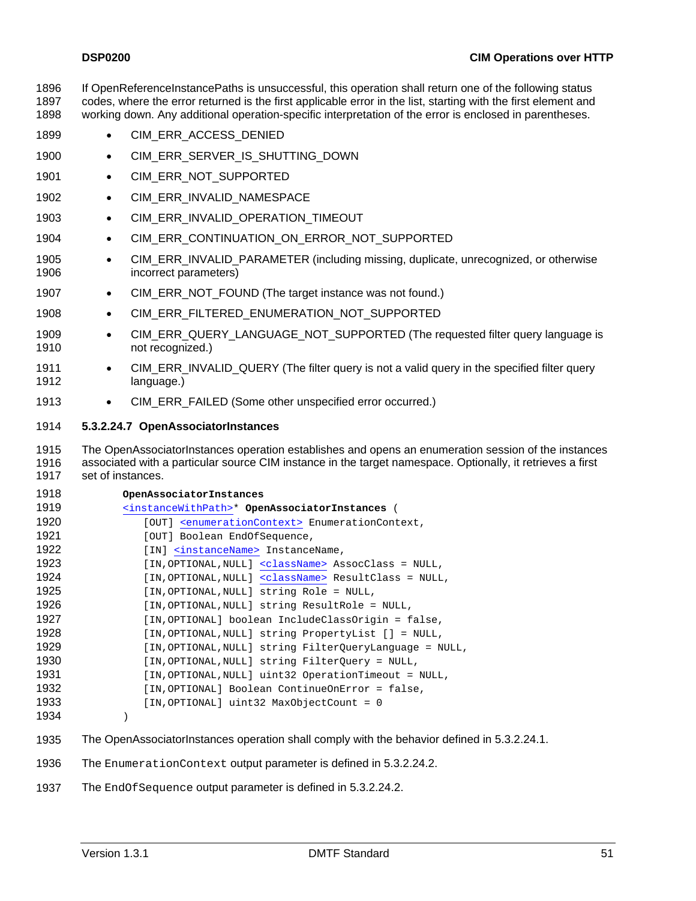If OpenReferenceInstancePaths is unsuccessful, this operation shall return one of the following status codes, where the error returned is the first applicable error in the list, starting with the first element and working down. Any additional operation-specific interpretation of the error is enclosed in parentheses.

- CIM_ERR_ACCESS_DENIED
- CIM_ERR_SERVER_IS_SHUTTING_DOWN
- CIM_ERR_NOT_SUPPORTED
- CIM_ERR_INVALID_NAMESPACE
- CIM_ERR_INVALID_OPERATION_TIMEOUT
- CIM_ERR_CONTINUATION_ON_ERROR_NOT_SUPPORTED
- CIM_ERR_INVALID_PARAMETER (including missing, duplicate, unrecognized, or otherwise incorrect parameters)
- CIM_ERR_NOT_FOUND (The target instance was not found.)
- CIM_ERR_FILTERED_ENUMERATION_NOT_SUPPORTED
- CIM_ERR_QUERY_LANGUAGE_NOT_SUPPORTED (The requested filter query language is not recognized.)
- CIM_ERR_INVALID_QUERY (The filter query is not a valid query in the specified filter query language.)
- CIM_ERR_FAILED (Some other unspecified error occurred.)

#### 5.3.2.24.7 OpenAssociatorInstances

The OpenAssociatorInstances operation establishes and opens an enumeration session of the instances associated with a particular source CIM instance in the target namespace. Optionally, it retrieves a first set of instances.

```
OpenAssociatorInstances
<instanceWithPath>* OpenAssociatorInstances (
    [OUT] <enumerationContext> EnumerationContext,
    [OUT] Boolean EndOfSequence,
    [IN] <instanceName> InstanceName,
    [IN,OPTIONAL,NULL] <className> AssocClass = NULL,
    [IN,OPTIONAL,NULL] <className> ResultClass = NULL,
    [IN,OPTIONAL,NULL] string Role = NULL,
    [IN,OPTIONAL,NULL] string ResultRole = NULL,
    [IN,OPTIONAL] boolean IncludeClassOrigin = false,
    [IN,OPTIONAL,NULL] string PropertyList [] = NULL,
    [IN,OPTIONAL,NULL] string FilterQueryLanguage = NULL,
    [IN,OPTIONAL,NULL] string FilterQuery = NULL,
    [IN,OPTIONAL,NULL] uint32 OperationTimeout = NULL,
    [IN,OPTIONAL] Boolean ContinueOnError = false,
    [IN,OPTIONAL] uint32 MaxObjectCount = 0
)
```

The OpenAssociatorInstances operation shall comply with the behavior defined in 5.3.2.24.1.

The `EnumerationContext` output parameter is defined in 5.3.2.24.2.

The `EndOfSequence` output parameter is defined in 5.3.2.24.2.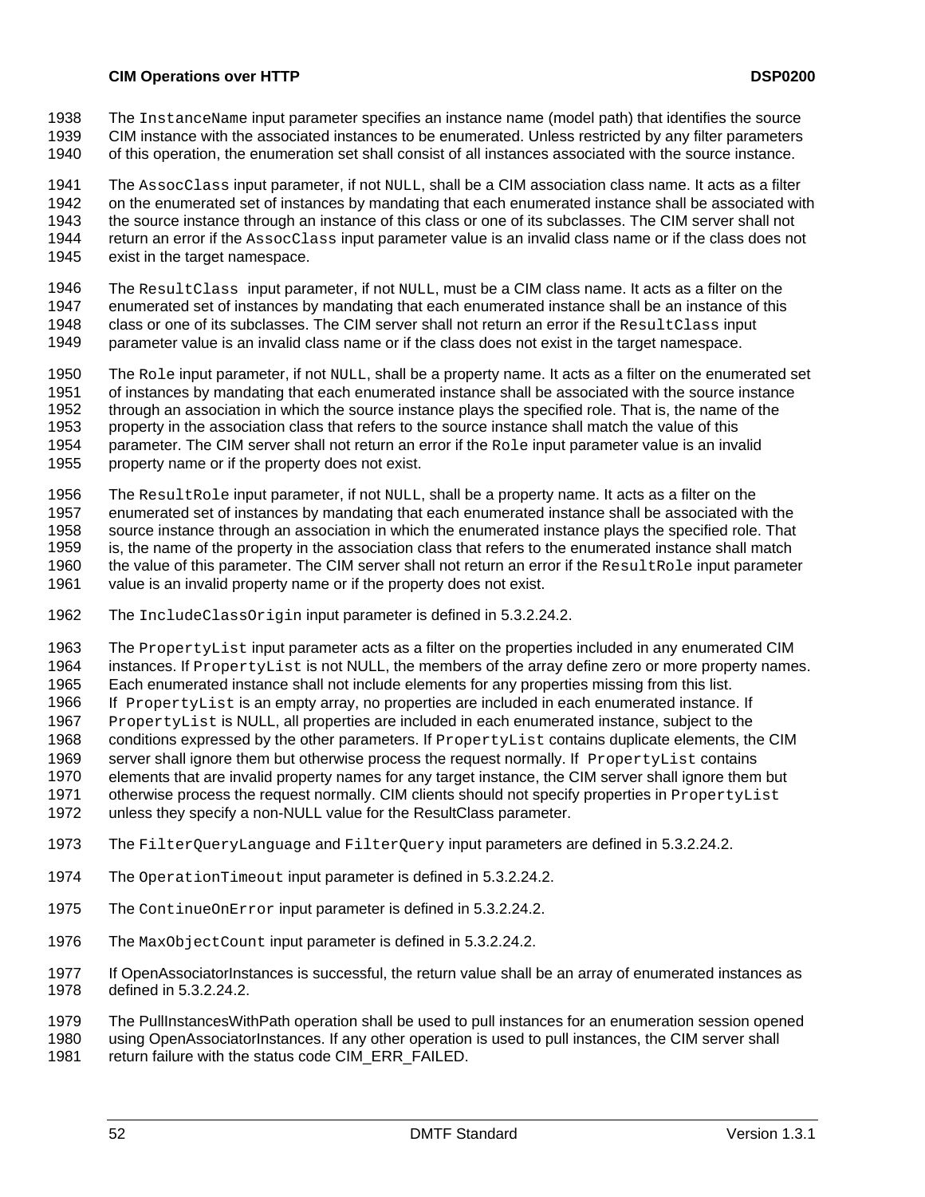The `InstanceName` input parameter specifies an instance name (model path) that identifies the source CIM instance with the associated instances to be enumerated. Unless restricted by any filter parameters of this operation, the enumeration set shall consist of all instances associated with the source instance.

The `AssocClass` input parameter, if not `NULL`, shall be a CIM association class name. It acts as a filter on the enumerated set of instances by mandating that each enumerated instance shall be associated with the source instance through an instance of this class or one of its subclasses. The CIM server shall not return an error if the `AssocClass` input parameter value is an invalid class name or if the class does not exist in the target namespace.

The `ResultClass` input parameter, if not `NULL`, must be a CIM class name. It acts as a filter on the enumerated set of instances by mandating that each enumerated instance shall be an instance of this class or one of its subclasses. The CIM server shall not return an error if the `ResultClass` input parameter value is an invalid class name or if the class does not exist in the target namespace.

The `Role` input parameter, if not `NULL`, shall be a property name. It acts as a filter on the enumerated set of instances by mandating that each enumerated instance shall be associated with the source instance through an association in which the source instance plays the specified role. That is, the name of the property in the association class that refers to the source instance shall match the value of this parameter. The CIM server shall not return an error if the `Role` input parameter value is an invalid property name or if the property does not exist.

The `ResultRole` input parameter, if not `NULL`, shall be a property name. It acts as a filter on the enumerated set of instances by mandating that each enumerated instance shall be associated with the source instance through an association in which the enumerated instance plays the specified role. That is, the name of the property in the association class that refers to the enumerated instance shall match the value of this parameter. The CIM server shall not return an error if the `ResultRole` input parameter value is an invalid property name or if the property does not exist.

The `IncludeClassOrigin` input parameter is defined in 5.3.2.24.2.

The `PropertyList` input parameter acts as a filter on the properties included in any enumerated CIM instances. If `PropertyList` is not NULL, the members of the array define zero or more property names. Each enumerated instance shall not include elements for any properties missing from this list. If `PropertyList` is an empty array, no properties are included in each enumerated instance. If `PropertyList` is NULL, all properties are included in each enumerated instance, subject to the conditions expressed by the other parameters. If `PropertyList` contains duplicate elements, the CIM server shall ignore them but otherwise process the request normally. If `PropertyList` contains elements that are invalid property names for any target instance, the CIM server shall ignore them but otherwise process the request normally. CIM clients should not specify properties in `PropertyList` unless they specify a non-NULL value for the ResultClass parameter.

The `FilterQueryLanguage` and `FilterQuery` input parameters are defined in 5.3.2.24.2.

The `OperationTimeout` input parameter is defined in 5.3.2.24.2.

The `ContinueOnError` input parameter is defined in 5.3.2.24.2.

The `MaxObjectCount` input parameter is defined in 5.3.2.24.2.

If OpenAssociatorInstances is successful, the return value shall be an array of enumerated instances as defined in 5.3.2.24.2.

The PullInstancesWithPath operation shall be used to pull instances for an enumeration session opened using OpenAssociatorInstances. If any other operation is used to pull instances, the CIM server shall return failure with the status code CIM_ERR_FAILED.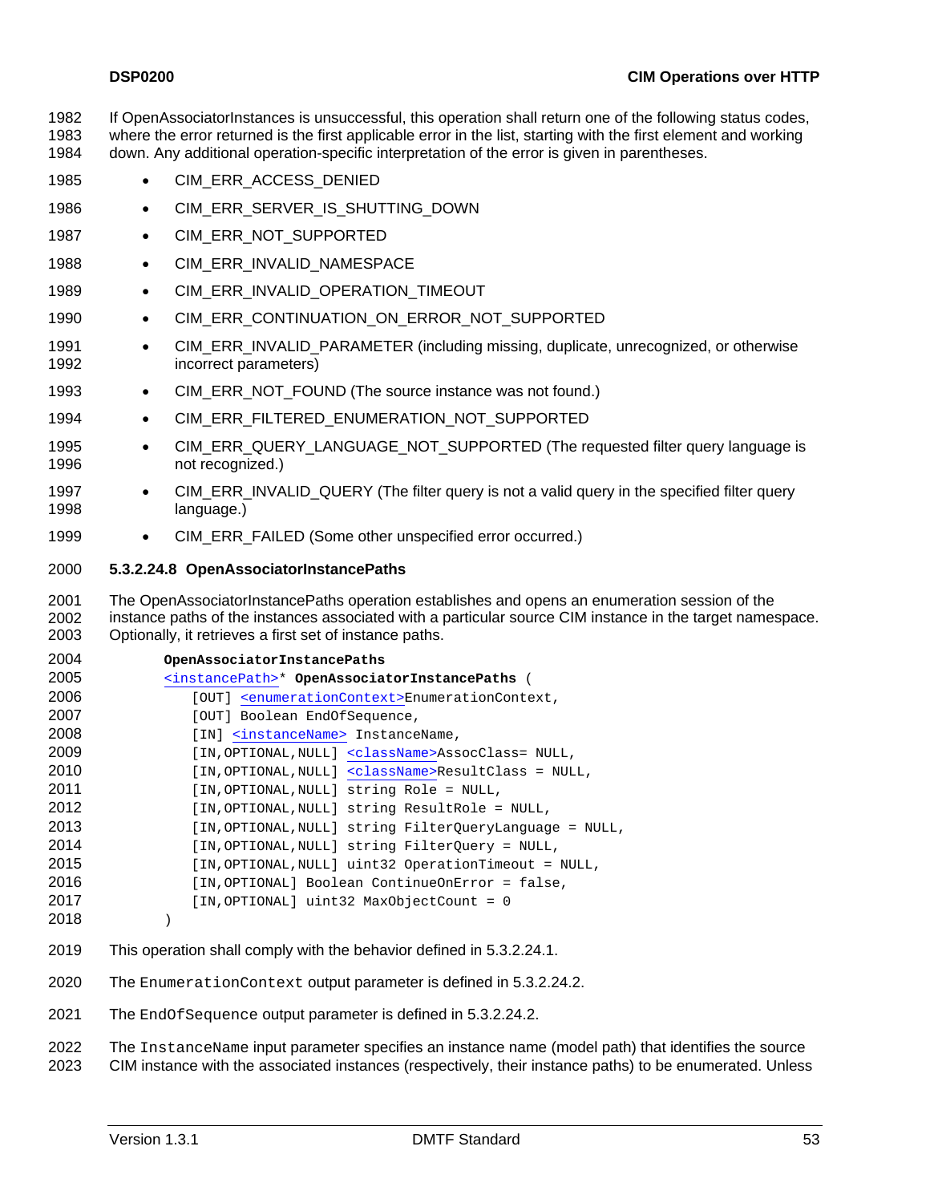If OpenAssociatorInstances is unsuccessful, this operation shall return one of the following status codes, where the error returned is the first applicable error in the list, starting with the first element and working down. Any additional operation-specific interpretation of the error is given in parentheses.

- CIM_ERR_ACCESS_DENIED
- CIM_ERR_SERVER_IS_SHUTTING_DOWN
- CIM_ERR_NOT_SUPPORTED
- CIM_ERR_INVALID_NAMESPACE
- CIM_ERR_INVALID_OPERATION_TIMEOUT
- CIM_ERR_CONTINUATION_ON_ERROR_NOT_SUPPORTED
- CIM_ERR_INVALID_PARAMETER (including missing, duplicate, unrecognized, or otherwise incorrect parameters)
- CIM_ERR_NOT_FOUND (The source instance was not found.)
- CIM_ERR_FILTERED_ENUMERATION_NOT_SUPPORTED
- CIM_ERR_QUERY_LANGUAGE_NOT_SUPPORTED (The requested filter query language is not recognized.)
- CIM_ERR_INVALID_QUERY (The filter query is not a valid query in the specified filter query language.)
- CIM_ERR_FAILED (Some other unspecified error occurred.)

#### 5.3.2.24.8 OpenAssociatorInstancePaths

The OpenAssociatorInstancePaths operation establishes and opens an enumeration session of the instance paths of the instances associated with a particular source CIM instance in the target namespace. Optionally, it retrieves a first set of instance paths.

```
OpenAssociatorInstancePaths
<instancePath>* OpenAssociatorInstancePaths (
    [OUT] <enumerationContext>EnumerationContext,
    [OUT] Boolean EndOfSequence,
    [IN] <instanceName> InstanceName,
    [IN,OPTIONAL,NULL] <className>AssocClass= NULL,
    [IN,OPTIONAL,NULL] <className>ResultClass = NULL,
    [IN,OPTIONAL,NULL] string Role = NULL,
    [IN,OPTIONAL,NULL] string ResultRole = NULL,
    [IN,OPTIONAL,NULL] string FilterQueryLanguage = NULL,
    [IN,OPTIONAL,NULL] string FilterQuery = NULL,
    [IN,OPTIONAL,NULL] uint32 OperationTimeout = NULL,
    [IN,OPTIONAL] Boolean ContinueOnError = false,
    [IN,OPTIONAL] uint32 MaxObjectCount = 0
)
```

This operation shall comply with the behavior defined in 5.3.2.24.1.

The `EnumerationContext` output parameter is defined in 5.3.2.24.2.

The `EndOfSequence` output parameter is defined in 5.3.2.24.2.

The `InstanceName` input parameter specifies an instance name (model path) that identifies the source CIM instance with the associated instances (respectively, their instance paths) to be enumerated. Unless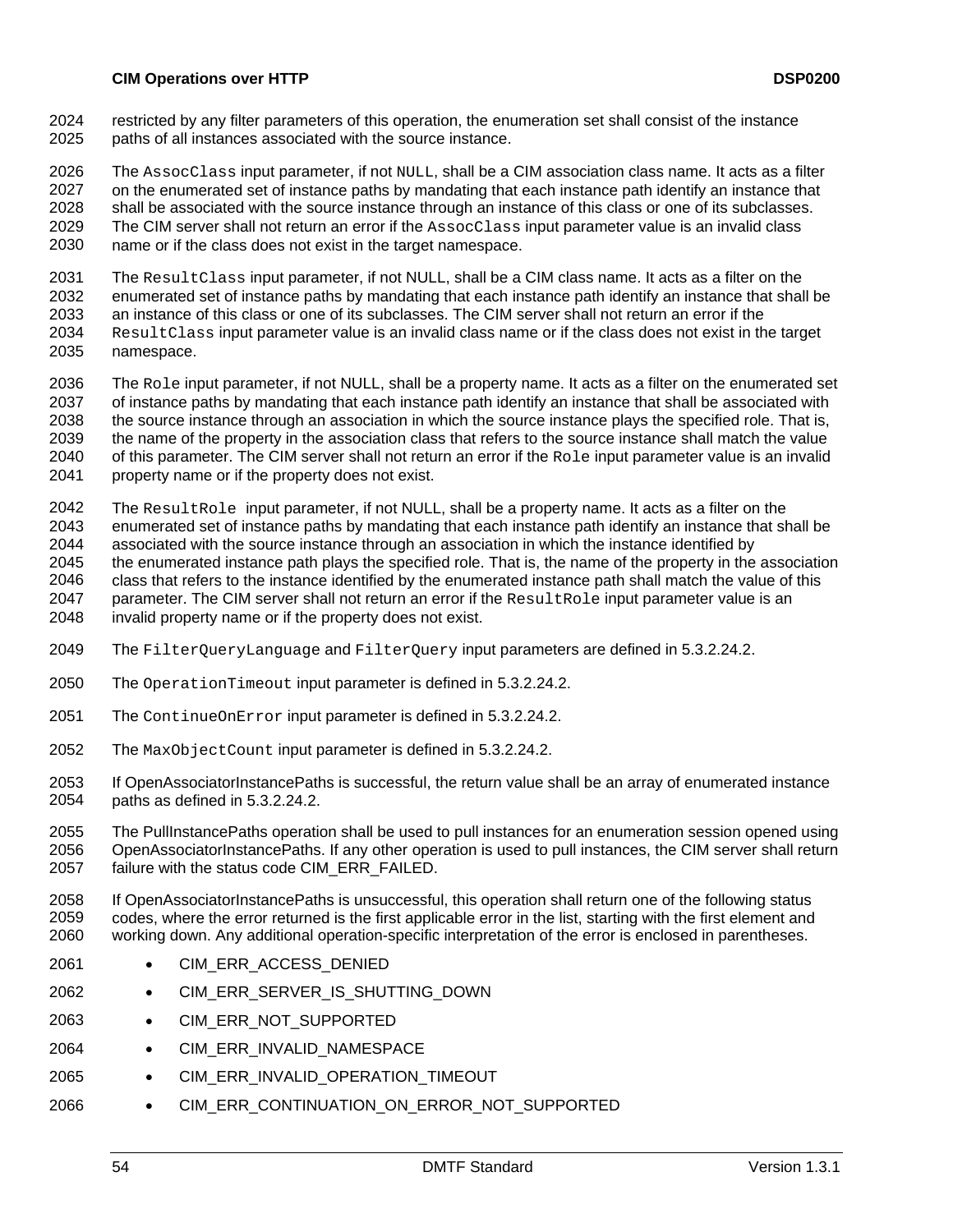restricted by any filter parameters of this operation, the enumeration set shall consist of the instance paths of all instances associated with the source instance.

The `AssocClass` input parameter, if not `NULL`, shall be a CIM association class name. It acts as a filter on the enumerated set of instance paths by mandating that each instance path identify an instance that shall be associated with the source instance through an instance of this class or one of its subclasses. The CIM server shall not return an error if the `AssocClass` input parameter value is an invalid class name or if the class does not exist in the target namespace.

The `ResultClass` input parameter, if not NULL, shall be a CIM class name. It acts as a filter on the enumerated set of instance paths by mandating that each instance path identify an instance that shall be an instance of this class or one of its subclasses. The CIM server shall not return an error if the `ResultClass` input parameter value is an invalid class name or if the class does not exist in the target namespace.

The `Role` input parameter, if not NULL, shall be a property name. It acts as a filter on the enumerated set of instance paths by mandating that each instance path identify an instance that shall be associated with the source instance through an association in which the source instance plays the specified role. That is, the name of the property in the association class that refers to the source instance shall match the value of this parameter. The CIM server shall not return an error if the `Role` input parameter value is an invalid property name or if the property does not exist.

The `ResultRole` input parameter, if not NULL, shall be a property name. It acts as a filter on the enumerated set of instance paths by mandating that each instance path identify an instance that shall be associated with the source instance through an association in which the instance identified by the enumerated instance path plays the specified role. That is, the name of the property in the association class that refers to the instance identified by the enumerated instance path shall match the value of this parameter. The CIM server shall not return an error if the `ResultRole` input parameter value is an invalid property name or if the property does not exist.

The `FilterQueryLanguage` and `FilterQuery` input parameters are defined in 5.3.2.24.2.

The `OperationTimeout` input parameter is defined in 5.3.2.24.2.

The `ContinueOnError` input parameter is defined in 5.3.2.24.2.

The `MaxObjectCount` input parameter is defined in 5.3.2.24.2.

If OpenAssociatorInstancePaths is successful, the return value shall be an array of enumerated instance paths as defined in 5.3.2.24.2.

The PullInstancePaths operation shall be used to pull instances for an enumeration session opened using OpenAssociatorInstancePaths. If any other operation is used to pull instances, the CIM server shall return failure with the status code CIM_ERR_FAILED.

If OpenAssociatorInstancePaths is unsuccessful, this operation shall return one of the following status codes, where the error returned is the first applicable error in the list, starting with the first element and working down. Any additional operation-specific interpretation of the error is enclosed in parentheses.

- CIM_ERR_ACCESS_DENIED
- CIM_ERR_SERVER_IS_SHUTTING_DOWN
- CIM_ERR_NOT_SUPPORTED
- CIM_ERR_INVALID_NAMESPACE
- CIM_ERR_INVALID_OPERATION_TIMEOUT
- CIM_ERR_CONTINUATION_ON_ERROR_NOT_SUPPORTED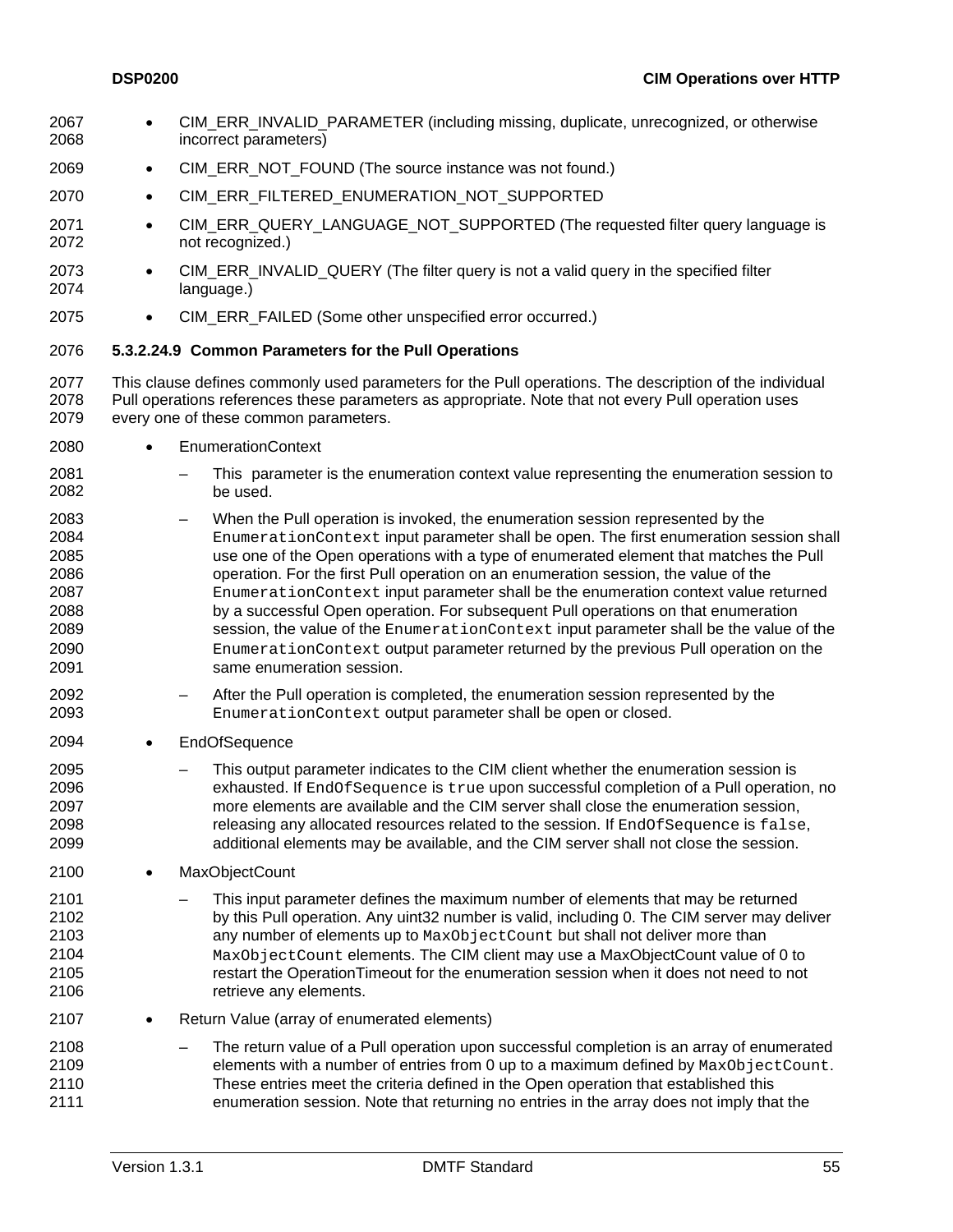- CIM_ERR_INVALID_PARAMETER (including missing, duplicate, unrecognized, or otherwise incorrect parameters)
- CIM_ERR_NOT_FOUND (The source instance was not found.)
- CIM_ERR_FILTERED_ENUMERATION_NOT_SUPPORTED
- CIM_ERR_QUERY_LANGUAGE_NOT_SUPPORTED (The requested filter query language is not recognized.)
- CIM_ERR_INVALID_QUERY (The filter query is not a valid query in the specified filter language.)
- CIM_ERR_FAILED (Some other unspecified error occurred.)

##### 5.3.2.24.9 Common Parameters for the Pull Operations

This clause defines commonly used parameters for the Pull operations. The description of the individual Pull operations references these parameters as appropriate. Note that not every Pull operation uses every one of these common parameters.

- EnumerationContext
  - This parameter is the enumeration context value representing the enumeration session to be used.
  - When the Pull operation is invoked, the enumeration session represented by the `EnumerationContext` input parameter shall be open. The first enumeration session shall use one of the Open operations with a type of enumerated element that matches the Pull operation. For the first Pull operation on an enumeration session, the value of the `EnumerationContext` input parameter shall be the enumeration context value returned by a successful Open operation. For subsequent Pull operations on that enumeration session, the value of the `EnumerationContext` input parameter shall be the value of the `EnumerationContext` output parameter returned by the previous Pull operation on the same enumeration session.
  - After the Pull operation is completed, the enumeration session represented by the `EnumerationContext` output parameter shall be open or closed.
- EndOfSequence
  - This output parameter indicates to the CIM client whether the enumeration session is exhausted. If `EndOfSequence` is `true` upon successful completion of a Pull operation, no more elements are available and the CIM server shall close the enumeration session, releasing any allocated resources related to the session. If `EndOfSequence` is `false`, additional elements may be available, and the CIM server shall not close the session.
- MaxObjectCount
  - This input parameter defines the maximum number of elements that may be returned by this Pull operation. Any uint32 number is valid, including 0. The CIM server may deliver any number of elements up to `MaxObjectCount` but shall not deliver more than `MaxObjectCount` elements. The CIM client may use a MaxObjectCount value of 0 to restart the OperationTimeout for the enumeration session when it does not need to not retrieve any elements.
- Return Value (array of enumerated elements)
  - The return value of a Pull operation upon successful completion is an array of enumerated elements with a number of entries from 0 up to a maximum defined by `MaxObjectCount`. These entries meet the criteria defined in the Open operation that established this enumeration session. Note that returning no entries in the array does not imply that the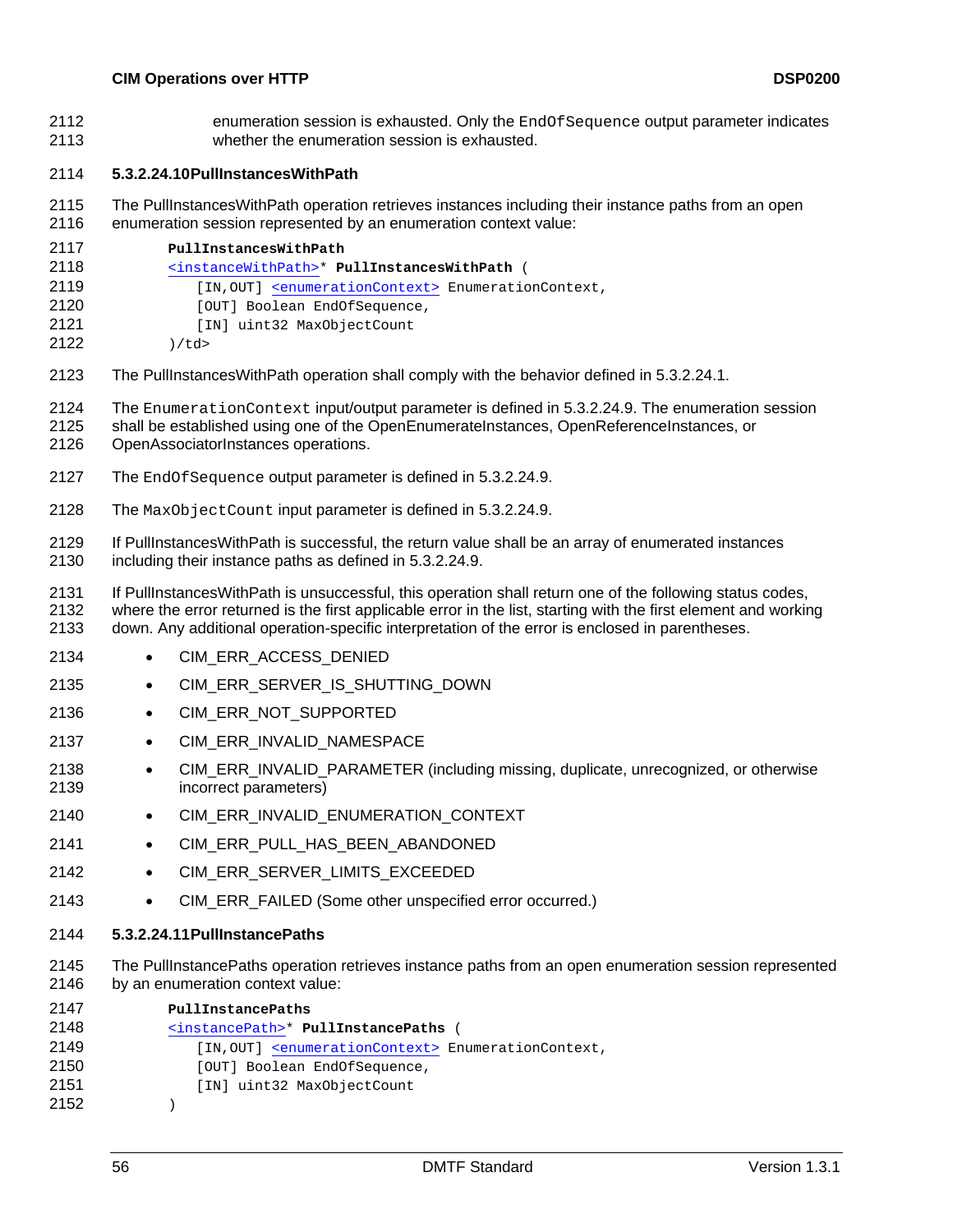enumeration session is exhausted. Only the `EndOfSequence` output parameter indicates whether the enumeration session is exhausted.

#### 5.3.2.24.10 PullInstancesWithPath

The PullInstancesWithPath operation retrieves instances including their instance paths from an open enumeration session represented by an enumeration context value:

```
PullInstancesWithPath
<instanceWithPath>* PullInstancesWithPath (
    [IN,OUT] <enumerationContext> EnumerationContext,
    [OUT] Boolean EndOfSequence,
    [IN] uint32 MaxObjectCount
)/td>
```

The PullInstancesWithPath operation shall comply with the behavior defined in 5.3.2.24.1.

The `EnumerationContext` input/output parameter is defined in 5.3.2.24.9. The enumeration session shall be established using one of the OpenEnumerateInstances, OpenReferenceInstances, or OpenAssociatorInstances operations.

The `EndOfSequence` output parameter is defined in 5.3.2.24.9.

The `MaxObjectCount` input parameter is defined in 5.3.2.24.9.

If PullInstancesWithPath is successful, the return value shall be an array of enumerated instances including their instance paths as defined in 5.3.2.24.9.

If PullInstancesWithPath is unsuccessful, this operation shall return one of the following status codes, where the error returned is the first applicable error in the list, starting with the first element and working down. Any additional operation-specific interpretation of the error is enclosed in parentheses.

- CIM_ERR_ACCESS_DENIED
- CIM_ERR_SERVER_IS_SHUTTING_DOWN
- CIM_ERR_NOT_SUPPORTED
- CIM_ERR_INVALID_NAMESPACE
- CIM_ERR_INVALID_PARAMETER (including missing, duplicate, unrecognized, or otherwise incorrect parameters)
- CIM_ERR_INVALID_ENUMERATION_CONTEXT
- CIM_ERR_PULL_HAS_BEEN_ABANDONED
- CIM_ERR_SERVER_LIMITS_EXCEEDED
- CIM_ERR_FAILED (Some other unspecified error occurred.)

#### 5.3.2.24.11 PullInstancePaths

The PullInstancePaths operation retrieves instance paths from an open enumeration session represented by an enumeration context value:

```
PullInstancePaths
<instancePath>* PullInstancePaths (
    [IN,OUT] <enumerationContext> EnumerationContext,
    [OUT] Boolean EndOfSequence,
    [IN] uint32 MaxObjectCount
)
```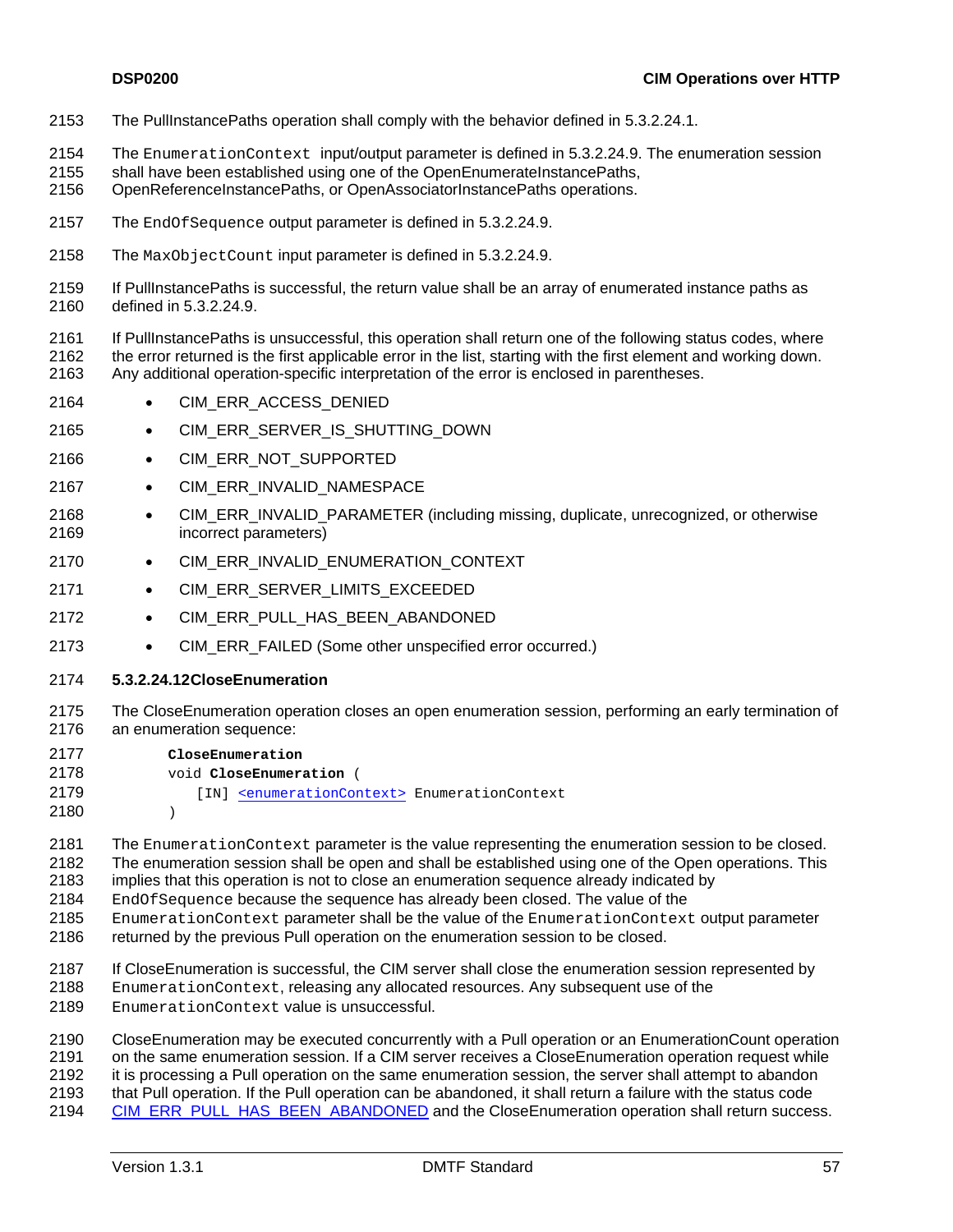The PullInstancePaths operation shall comply with the behavior defined in 5.3.2.24.1.

The `EnumerationContext` input/output parameter is defined in 5.3.2.24.9. The enumeration session shall have been established using one of the OpenEnumerateInstancePaths, OpenReferenceInstancePaths, or OpenAssociatorInstancePaths operations.

The `EndOfSequence` output parameter is defined in 5.3.2.24.9.

The `MaxObjectCount` input parameter is defined in 5.3.2.24.9.

If PullInstancePaths is successful, the return value shall be an array of enumerated instance paths as defined in 5.3.2.24.9.

If PullInstancePaths is unsuccessful, this operation shall return one of the following status codes, where the error returned is the first applicable error in the list, starting with the first element and working down. Any additional operation-specific interpretation of the error is enclosed in parentheses.

- CIM_ERR_ACCESS_DENIED
- CIM_ERR_SERVER_IS_SHUTTING_DOWN
- CIM_ERR_NOT_SUPPORTED
- CIM_ERR_INVALID_NAMESPACE
- CIM_ERR_INVALID_PARAMETER (including missing, duplicate, unrecognized, or otherwise incorrect parameters)
- CIM_ERR_INVALID_ENUMERATION_CONTEXT
- CIM_ERR_SERVER_LIMITS_EXCEEDED
- CIM_ERR_PULL_HAS_BEEN_ABANDONED
- CIM_ERR_FAILED (Some other unspecified error occurred.)

#### 5.3.2.24.12 CloseEnumeration

The CloseEnumeration operation closes an open enumeration session, performing an early termination of an enumeration sequence:

```
CloseEnumeration
void CloseEnumeration (
   [IN] <enumerationContext> EnumerationContext
)
```

The `EnumerationContext` parameter is the value representing the enumeration session to be closed. The enumeration session shall be open and shall be established using one of the Open operations. This implies that this operation is not to close an enumeration sequence already indicated by `EndOfSequence` because the sequence has already been closed. The value of the `EnumerationContext` parameter shall be the value of the `EnumerationContext` output parameter returned by the previous Pull operation on the enumeration session to be closed.

If CloseEnumeration is successful, the CIM server shall close the enumeration session represented by `EnumerationContext`, releasing any allocated resources. Any subsequent use of the `EnumerationContext` value is unsuccessful.

CloseEnumeration may be executed concurrently with a Pull operation or an EnumerationCount operation on the same enumeration session. If a CIM server receives a CloseEnumeration operation request while it is processing a Pull operation on the same enumeration session, the server shall attempt to abandon that Pull operation. If the Pull operation can be abandoned, it shall return a failure with the status code CIM_ERR_PULL_HAS_BEEN_ABANDONED and the CloseEnumeration operation shall return success.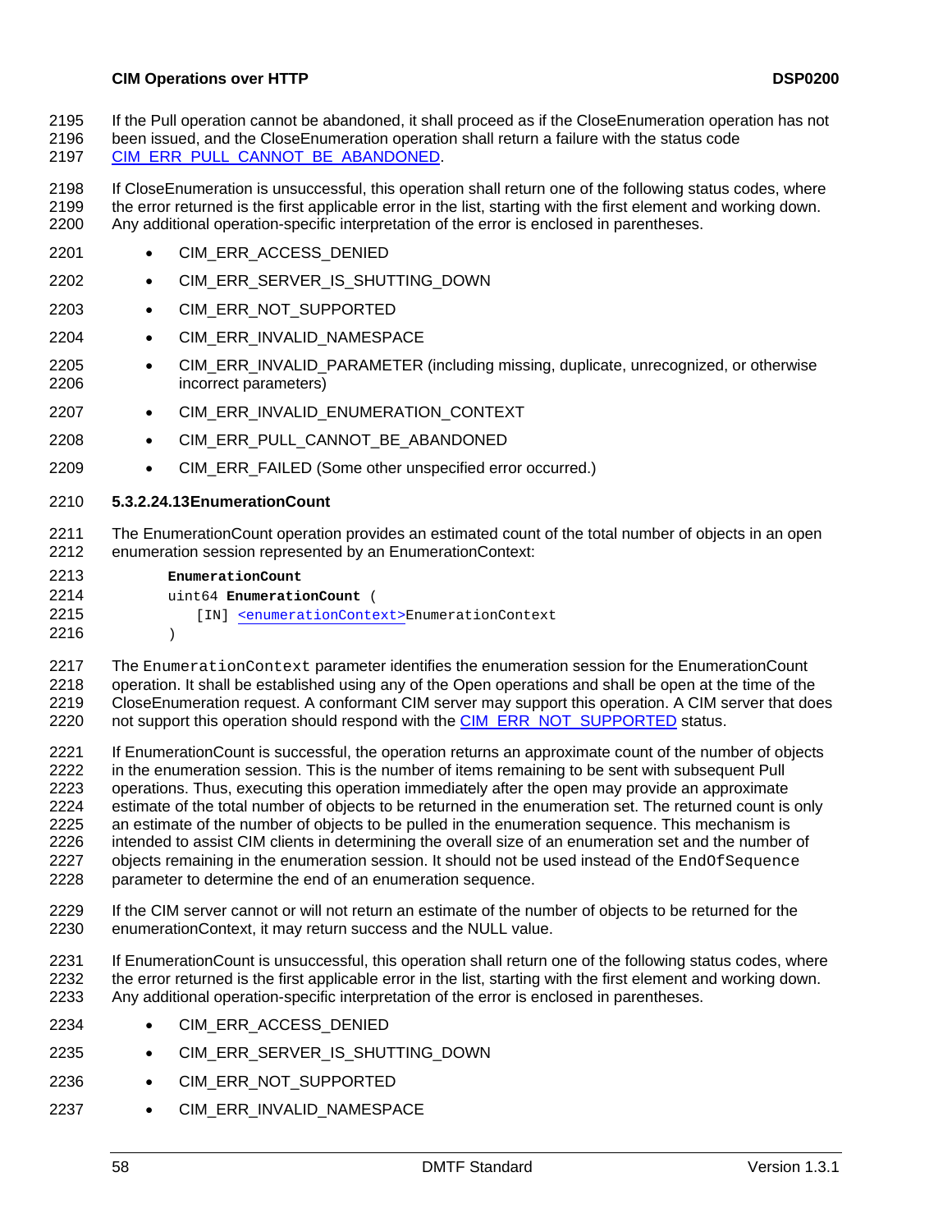If the Pull operation cannot be abandoned, it shall proceed as if the CloseEnumeration operation has not been issued, and the CloseEnumeration operation shall return a failure with the status code CIM_ERR_PULL_CANNOT_BE_ABANDONED.

If CloseEnumeration is unsuccessful, this operation shall return one of the following status codes, where the error returned is the first applicable error in the list, starting with the first element and working down. Any additional operation-specific interpretation of the error is enclosed in parentheses.

- CIM_ERR_ACCESS_DENIED
- CIM_ERR_SERVER_IS_SHUTTING_DOWN
- CIM_ERR_NOT_SUPPORTED
- CIM_ERR_INVALID_NAMESPACE
- CIM_ERR_INVALID_PARAMETER (including missing, duplicate, unrecognized, or otherwise incorrect parameters)
- CIM_ERR_INVALID_ENUMERATION_CONTEXT
- CIM_ERR_PULL_CANNOT_BE_ABANDONED
- CIM_ERR_FAILED (Some other unspecified error occurred.)

#### 5.3.2.24.13 EnumerationCount

The EnumerationCount operation provides an estimated count of the total number of objects in an open enumeration session represented by an EnumerationContext:

```
EnumerationCount
uint64 EnumerationCount (
    [IN] <enumerationContext>EnumerationContext
)
```

The `EnumerationContext` parameter identifies the enumeration session for the EnumerationCount operation. It shall be established using any of the Open operations and shall be open at the time of the CloseEnumeration request. A conformant CIM server may support this operation. A CIM server that does not support this operation should respond with the CIM_ERR_NOT_SUPPORTED status.

If EnumerationCount is successful, the operation returns an approximate count of the number of objects in the enumeration session. This is the number of items remaining to be sent with subsequent Pull operations. Thus, executing this operation immediately after the open may provide an approximate estimate of the total number of objects to be returned in the enumeration set. The returned count is only an estimate of the number of objects to be pulled in the enumeration sequence. This mechanism is intended to assist CIM clients in determining the overall size of an enumeration set and the number of objects remaining in the enumeration session. It should not be used instead of the `EndOfSequence` parameter to determine the end of an enumeration sequence.

If the CIM server cannot or will not return an estimate of the number of objects to be returned for the enumerationContext, it may return success and the NULL value.

If EnumerationCount is unsuccessful, this operation shall return one of the following status codes, where the error returned is the first applicable error in the list, starting with the first element and working down. Any additional operation-specific interpretation of the error is enclosed in parentheses.

- CIM_ERR_ACCESS_DENIED
- CIM_ERR_SERVER_IS_SHUTTING_DOWN
- CIM_ERR_NOT_SUPPORTED
- CIM_ERR_INVALID_NAMESPACE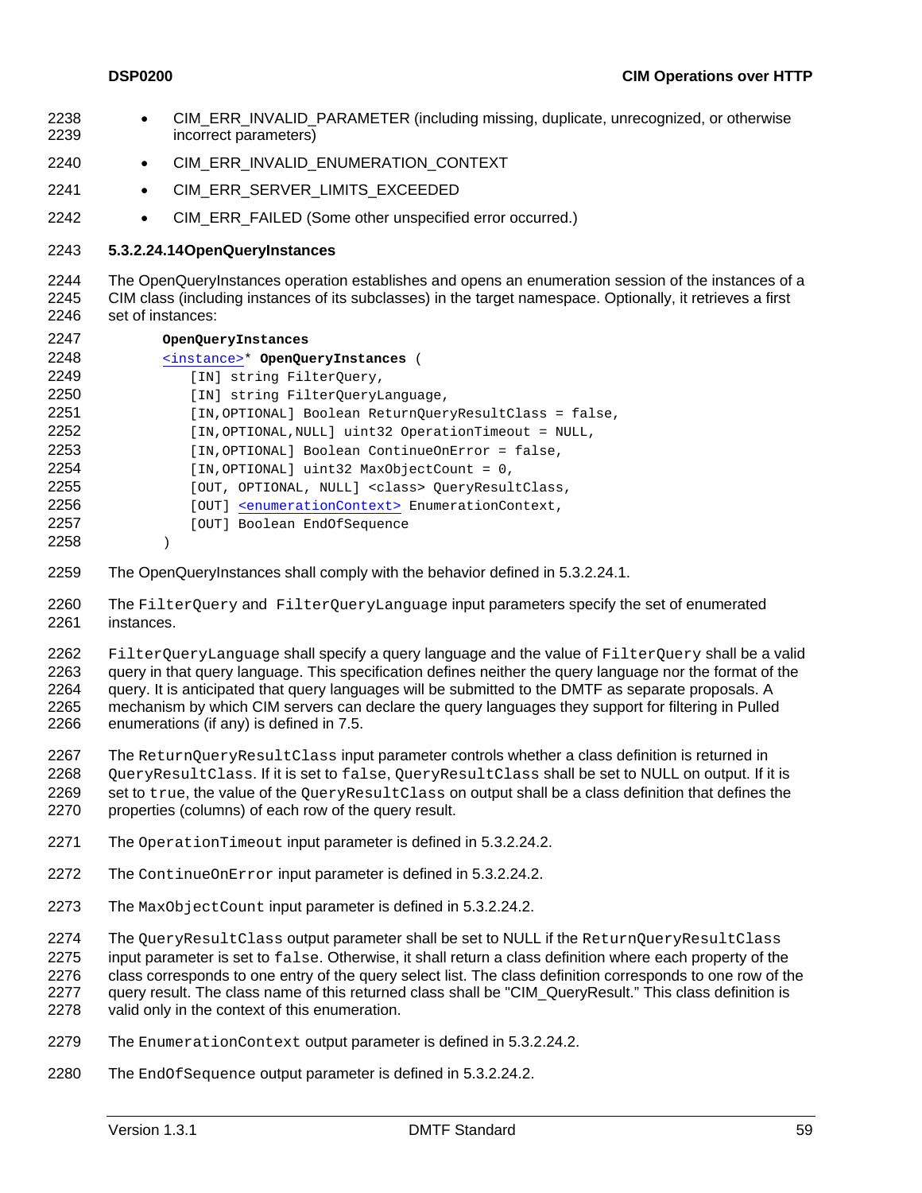- CIM_ERR_INVALID_PARAMETER (including missing, duplicate, unrecognized, or otherwise incorrect parameters)
- CIM_ERR_INVALID_ENUMERATION_CONTEXT
- CIM_ERR_SERVER_LIMITS_EXCEEDED
- CIM_ERR_FAILED (Some other unspecified error occurred.)

#### 5.3.2.24.14 OpenQueryInstances

The OpenQueryInstances operation establishes and opens an enumeration session of the instances of a CIM class (including instances of its subclasses) in the target namespace. Optionally, it retrieves a first set of instances:

```
OpenQueryInstances
<instance>* OpenQueryInstances (
    [IN] string FilterQuery,
    [IN] string FilterQueryLanguage,
    [IN,OPTIONAL] Boolean ReturnQueryResultClass = false,
    [IN,OPTIONAL,NULL] uint32 OperationTimeout = NULL,
    [IN,OPTIONAL] Boolean ContinueOnError = false,
    [IN,OPTIONAL] uint32 MaxObjectCount = 0,
    [OUT, OPTIONAL, NULL] <class> QueryResultClass,
    [OUT] <enumerationContext> EnumerationContext,
    [OUT] Boolean EndOfSequence
)
```

The OpenQueryInstances shall comply with the behavior defined in 5.3.2.24.1.

The `FilterQuery` and `FilterQueryLanguage` input parameters specify the set of enumerated instances.

`FilterQueryLanguage` shall specify a query language and the value of `FilterQuery` shall be a valid query in that query language. This specification defines neither the query language nor the format of the query. It is anticipated that query languages will be submitted to the DMTF as separate proposals. A mechanism by which CIM servers can declare the query languages they support for filtering in Pulled enumerations (if any) is defined in 7.5.

The `ReturnQueryResultClass` input parameter controls whether a class definition is returned in `QueryResultClass`. If it is set to `false`, `QueryResultClass` shall be set to NULL on output. If it is set to `true`, the value of the `QueryResultClass` on output shall be a class definition that defines the properties (columns) of each row of the query result.

The `OperationTimeout` input parameter is defined in 5.3.2.24.2.

The `ContinueOnError` input parameter is defined in 5.3.2.24.2.

The `MaxObjectCount` input parameter is defined in 5.3.2.24.2.

The `QueryResultClass` output parameter shall be set to NULL if the `ReturnQueryResultClass` input parameter is set to `false`. Otherwise, it shall return a class definition where each property of the class corresponds to one entry of the query select list. The class definition corresponds to one row of the query result. The class name of this returned class shall be "CIM_QueryResult." This class definition is valid only in the context of this enumeration.

The `EnumerationContext` output parameter is defined in 5.3.2.24.2.

The `EndOfSequence` output parameter is defined in 5.3.2.24.2.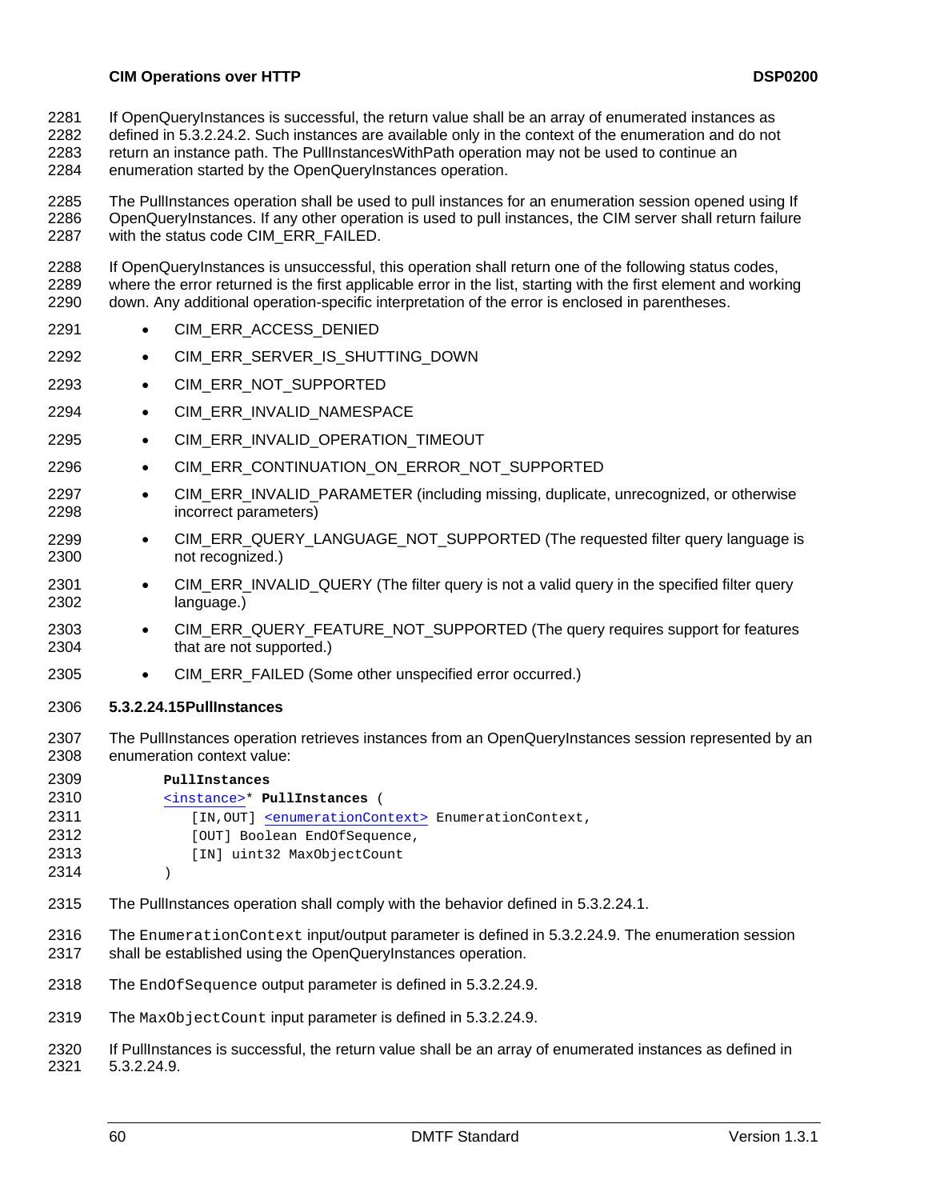If OpenQueryInstances is successful, the return value shall be an array of enumerated instances as defined in 5.3.2.24.2. Such instances are available only in the context of the enumeration and do not return an instance path. The PullInstancesWithPath operation may not be used to continue an enumeration started by the OpenQueryInstances operation.

The PullInstances operation shall be used to pull instances for an enumeration session opened using If OpenQueryInstances. If any other operation is used to pull instances, the CIM server shall return failure with the status code CIM_ERR_FAILED.

If OpenQueryInstances is unsuccessful, this operation shall return one of the following status codes, where the error returned is the first applicable error in the list, starting with the first element and working down. Any additional operation-specific interpretation of the error is enclosed in parentheses.

- CIM_ERR_ACCESS_DENIED
- CIM_ERR_SERVER_IS_SHUTTING_DOWN
- CIM_ERR_NOT_SUPPORTED
- CIM_ERR_INVALID_NAMESPACE
- CIM_ERR_INVALID_OPERATION_TIMEOUT
- CIM_ERR_CONTINUATION_ON_ERROR_NOT_SUPPORTED
- CIM_ERR_INVALID_PARAMETER (including missing, duplicate, unrecognized, or otherwise incorrect parameters)
- CIM_ERR_QUERY_LANGUAGE_NOT_SUPPORTED (The requested filter query language is not recognized.)
- CIM_ERR_INVALID_QUERY (The filter query is not a valid query in the specified filter query language.)
- CIM_ERR_QUERY_FEATURE_NOT_SUPPORTED (The query requires support for features that are not supported.)
- CIM_ERR_FAILED (Some other unspecified error occurred.)

#### 5.3.2.24.15 PullInstances

The PullInstances operation retrieves instances from an OpenQueryInstances session represented by an enumeration context value:

```
PullInstances
<instance>* PullInstances (
    [IN,OUT] <enumerationContext> EnumerationContext,
    [OUT] Boolean EndOfSequence,
    [IN] uint32 MaxObjectCount
)
```

The PullInstances operation shall comply with the behavior defined in 5.3.2.24.1.

The `EnumerationContext` input/output parameter is defined in 5.3.2.24.9. The enumeration session shall be established using the OpenQueryInstances operation.

The `EndOfSequence` output parameter is defined in 5.3.2.24.9.

The `MaxObjectCount` input parameter is defined in 5.3.2.24.9.

If PullInstances is successful, the return value shall be an array of enumerated instances as defined in 5.3.2.24.9.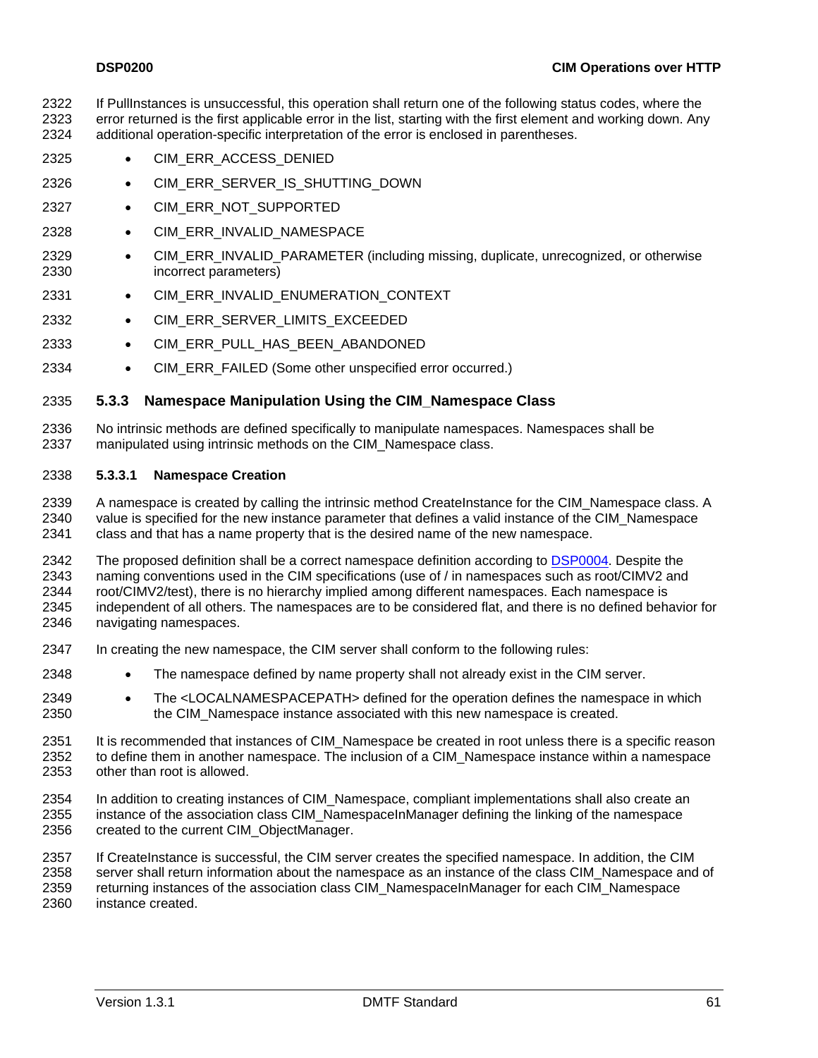If PullInstances is unsuccessful, this operation shall return one of the following status codes, where the error returned is the first applicable error in the list, starting with the first element and working down. Any additional operation-specific interpretation of the error is enclosed in parentheses.

- CIM_ERR_ACCESS_DENIED
- CIM_ERR_SERVER_IS_SHUTTING_DOWN
- CIM_ERR_NOT_SUPPORTED
- CIM_ERR_INVALID_NAMESPACE
- CIM_ERR_INVALID_PARAMETER (including missing, duplicate, unrecognized, or otherwise incorrect parameters)
- CIM_ERR_INVALID_ENUMERATION_CONTEXT
- CIM_ERR_SERVER_LIMITS_EXCEEDED
- CIM_ERR_PULL_HAS_BEEN_ABANDONED
- CIM_ERR_FAILED (Some other unspecified error occurred.)

### 5.3.3 Namespace Manipulation Using the CIM_Namespace Class

No intrinsic methods are defined specifically to manipulate namespaces. Namespaces shall be manipulated using intrinsic methods on the CIM_Namespace class.

#### 5.3.3.1 Namespace Creation

A namespace is created by calling the intrinsic method CreateInstance for the CIM_Namespace class. A value is specified for the new instance parameter that defines a valid instance of the CIM_Namespace class and that has a name property that is the desired name of the new namespace.

The proposed definition shall be a correct namespace definition according to DSP0004. Despite the naming conventions used in the CIM specifications (use of / in namespaces such as root/CIMV2 and root/CIMV2/test), there is no hierarchy implied among different namespaces. Each namespace is independent of all others. The namespaces are to be considered flat, and there is no defined behavior for navigating namespaces.

In creating the new namespace, the CIM server shall conform to the following rules:

- The namespace defined by name property shall not already exist in the CIM server.
- The <LOCALNAMESPACEPATH> defined for the operation defines the namespace in which the CIM_Namespace instance associated with this new namespace is created.

It is recommended that instances of CIM_Namespace be created in root unless there is a specific reason to define them in another namespace. The inclusion of a CIM_Namespace instance within a namespace other than root is allowed.

In addition to creating instances of CIM_Namespace, compliant implementations shall also create an instance of the association class CIM_NamespaceInManager defining the linking of the namespace created to the current CIM_ObjectManager.

If CreateInstance is successful, the CIM server creates the specified namespace. In addition, the CIM server shall return information about the namespace as an instance of the class CIM_Namespace and of returning instances of the association class CIM_NamespaceInManager for each CIM_Namespace instance created.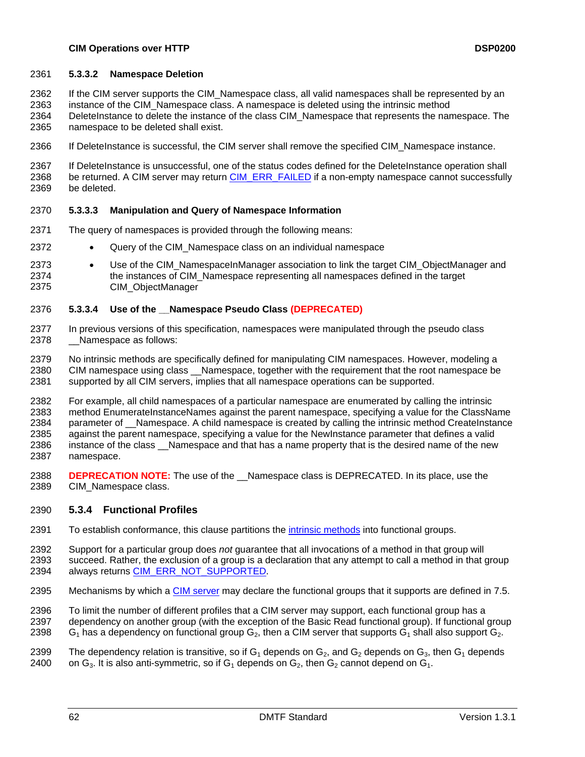#### 5.3.3.2 Namespace Deletion

If the CIM server supports the CIM_Namespace class, all valid namespaces shall be represented by an instance of the CIM_Namespace class. A namespace is deleted using the intrinsic method DeleteInstance to delete the instance of the class CIM_Namespace that represents the namespace. The namespace to be deleted shall exist.

If DeleteInstance is successful, the CIM server shall remove the specified CIM_Namespace instance.

If DeleteInstance is unsuccessful, one of the status codes defined for the DeleteInstance operation shall be returned. A CIM server may return CIM_ERR_FAILED if a non-empty namespace cannot successfully be deleted.

#### 5.3.3.3 Manipulation and Query of Namespace Information

The query of namespaces is provided through the following means:

- Query of the CIM_Namespace class on an individual namespace
- Use of the CIM_NamespaceInManager association to link the target CIM_ObjectManager and the instances of CIM_Namespace representing all namespaces defined in the target CIM_ObjectManager

#### 5.3.3.4 Use of the __Namespace Pseudo Class (DEPRECATED)

In previous versions of this specification, namespaces were manipulated through the pseudo class __Namespace as follows:

No intrinsic methods are specifically defined for manipulating CIM namespaces. However, modeling a CIM namespace using class __Namespace, together with the requirement that the root namespace be supported by all CIM servers, implies that all namespace operations can be supported.

For example, all child namespaces of a particular namespace are enumerated by calling the intrinsic method EnumerateInstanceNames against the parent namespace, specifying a value for the ClassName parameter of __Namespace. A child namespace is created by calling the intrinsic method CreateInstance against the parent namespace, specifying a value for the NewInstance parameter that defines a valid instance of the class __Namespace and that has a name property that is the desired name of the new namespace.

**DEPRECATION NOTE:** The use of the __Namespace class is DEPRECATED. In its place, use the CIM_Namespace class.

### 5.3.4 Functional Profiles

To establish conformance, this clause partitions the intrinsic methods into functional groups.

Support for a particular group does *not* guarantee that all invocations of a method in that group will succeed. Rather, the exclusion of a group is a declaration that any attempt to call a method in that group always returns CIM_ERR_NOT_SUPPORTED.

Mechanisms by which a CIM server may declare the functional groups that it supports are defined in 7.5.

To limit the number of different profiles that a CIM server may support, each functional group has a dependency on another group (with the exception of the Basic Read functional group). If functional group $G_1$ has a dependency on functional group $G_2$, then a CIM server that supports $G_1$ shall also support $G_2$.

The dependency relation is transitive, so if $G_1$ depends on $G_2$, and $G_2$ depends on $G_3$, then $G_1$ depends on $G_3$. It is also anti-symmetric, so if $G_1$ depends on $G_2$, then $G_2$ cannot depend on $G_1$.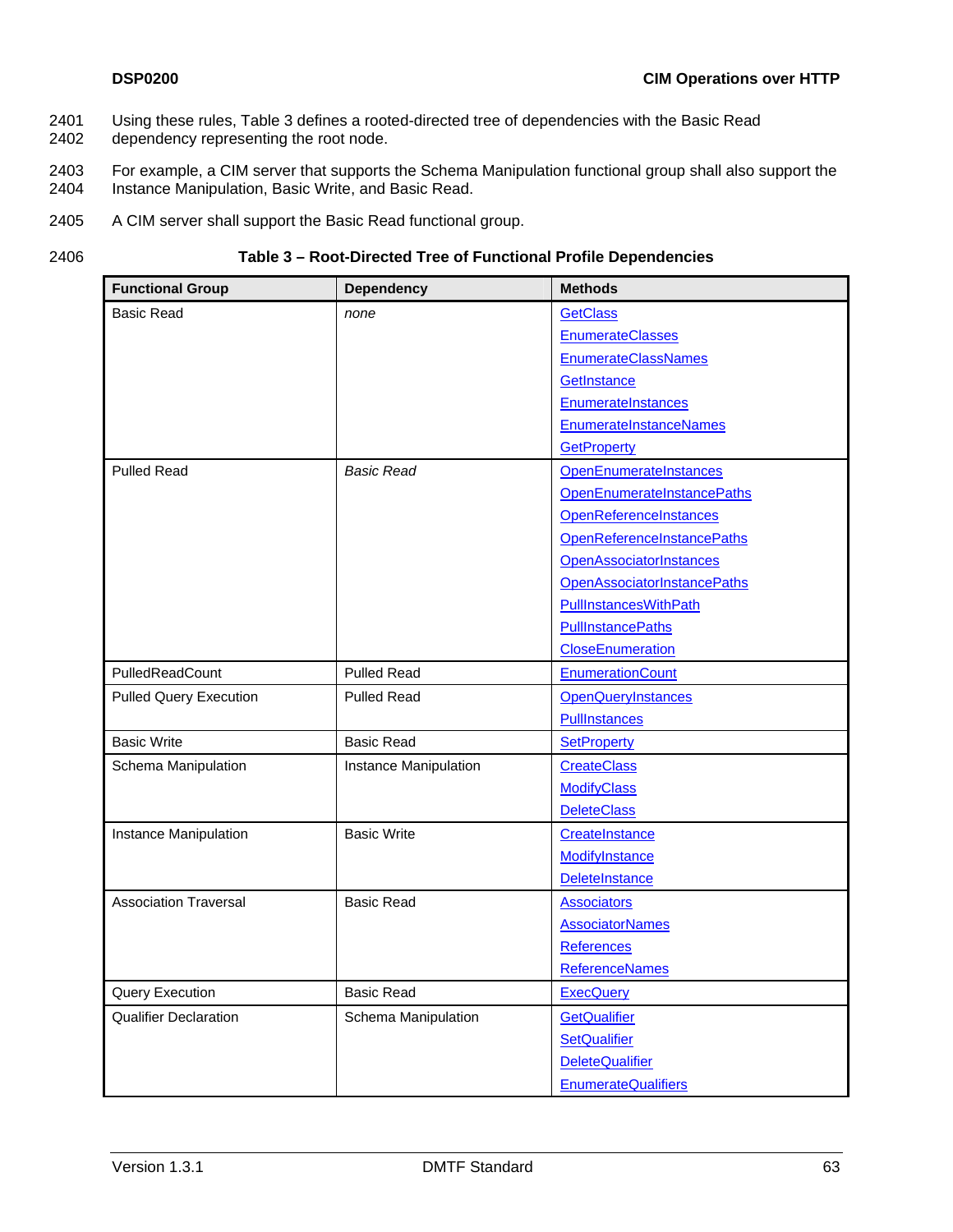Using these rules, Table 3 defines a rooted-directed tree of dependencies with the Basic Read dependency representing the root node.

For example, a CIM server that supports the Schema Manipulation functional group shall also support the Instance Manipulation, Basic Write, and Basic Read.

A CIM server shall support the Basic Read functional group.

**Table 3 – Root-Directed Tree of Functional Profile Dependencies**

| Functional Group | Dependency | Methods |
|---|---|---|
| Basic Read | *none* | GetClass<br>EnumerateClasses<br>EnumerateClassNames<br>GetInstance<br>EnumerateInstances<br>EnumerateInstanceNames<br>GetProperty |
| Pulled Read | *Basic Read* | OpenEnumerateInstances<br>OpenEnumerateInstancePaths<br>OpenReferenceInstances<br>OpenReferenceInstancePaths<br>OpenAssociatorInstances<br>OpenAssociatorInstancePaths<br>PullInstancesWithPath<br>PullInstancePaths<br>CloseEnumeration |
| PulledReadCount | Pulled Read | EnumerationCount |
| Pulled Query Execution | Pulled Read | OpenQueryInstances<br>PullInstances |
| Basic Write | Basic Read | SetProperty |
| Schema Manipulation | Instance Manipulation | CreateClass<br>ModifyClass<br>DeleteClass |
| Instance Manipulation | Basic Write | CreateInstance<br>ModifyInstance<br>DeleteInstance |
| Association Traversal | Basic Read | Associators<br>AssociatorNames<br>References<br>ReferenceNames |
| Query Execution | Basic Read | ExecQuery |
| Qualifier Declaration | Schema Manipulation | GetQualifier<br>SetQualifier<br>DeleteQualifier<br>EnumerateQualifiers |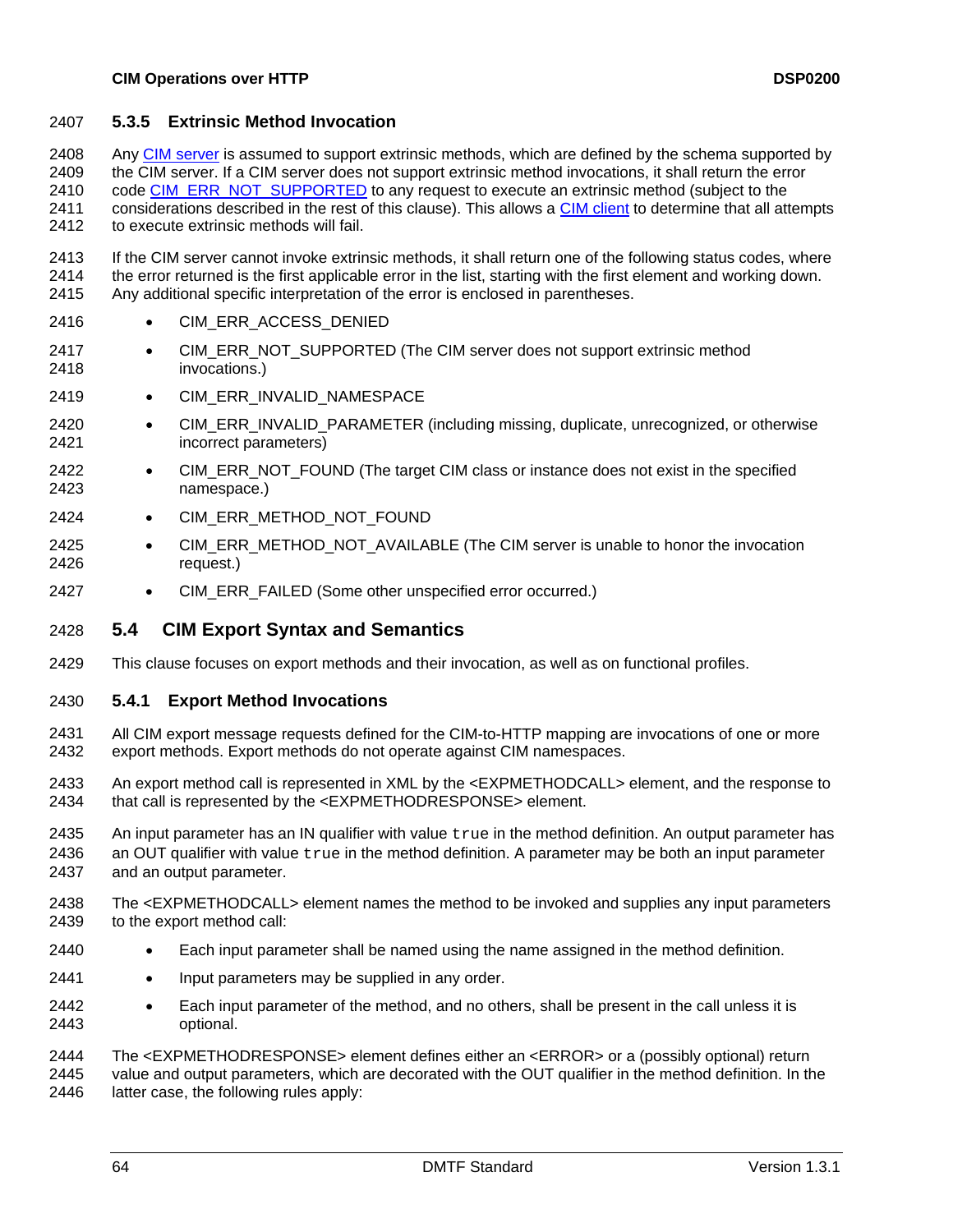### 5.3.5 Extrinsic Method Invocation

Any CIM server is assumed to support extrinsic methods, which are defined by the schema supported by the CIM server. If a CIM server does not support extrinsic method invocations, it shall return the error code CIM_ERR_NOT_SUPPORTED to any request to execute an extrinsic method (subject to the considerations described in the rest of this clause). This allows a CIM client to determine that all attempts to execute extrinsic methods will fail.

If the CIM server cannot invoke extrinsic methods, it shall return one of the following status codes, where the error returned is the first applicable error in the list, starting with the first element and working down. Any additional specific interpretation of the error is enclosed in parentheses.

- CIM_ERR_ACCESS_DENIED
- CIM_ERR_NOT_SUPPORTED (The CIM server does not support extrinsic method invocations.)
- CIM_ERR_INVALID_NAMESPACE
- CIM_ERR_INVALID_PARAMETER (including missing, duplicate, unrecognized, or otherwise incorrect parameters)
- CIM_ERR_NOT_FOUND (The target CIM class or instance does not exist in the specified namespace.)
- CIM_ERR_METHOD_NOT_FOUND
- CIM_ERR_METHOD_NOT_AVAILABLE (The CIM server is unable to honor the invocation request.)
- CIM_ERR_FAILED (Some other unspecified error occurred.)

## 5.4 CIM Export Syntax and Semantics

This clause focuses on export methods and their invocation, as well as on functional profiles.

### 5.4.1 Export Method Invocations

All CIM export message requests defined for the CIM-to-HTTP mapping are invocations of one or more export methods. Export methods do not operate against CIM namespaces.

An export method call is represented in XML by the <EXPMETHODCALL> element, and the response to that call is represented by the <EXPMETHODRESPONSE> element.

An input parameter has an IN qualifier with value `true` in the method definition. An output parameter has an OUT qualifier with value `true` in the method definition. A parameter may be both an input parameter and an output parameter.

The <EXPMETHODCALL> element names the method to be invoked and supplies any input parameters to the export method call:

- Each input parameter shall be named using the name assigned in the method definition.
- Input parameters may be supplied in any order.
- Each input parameter of the method, and no others, shall be present in the call unless it is optional.

The <EXPMETHODRESPONSE> element defines either an <ERROR> or a (possibly optional) return value and output parameters, which are decorated with the OUT qualifier in the method definition. In the latter case, the following rules apply: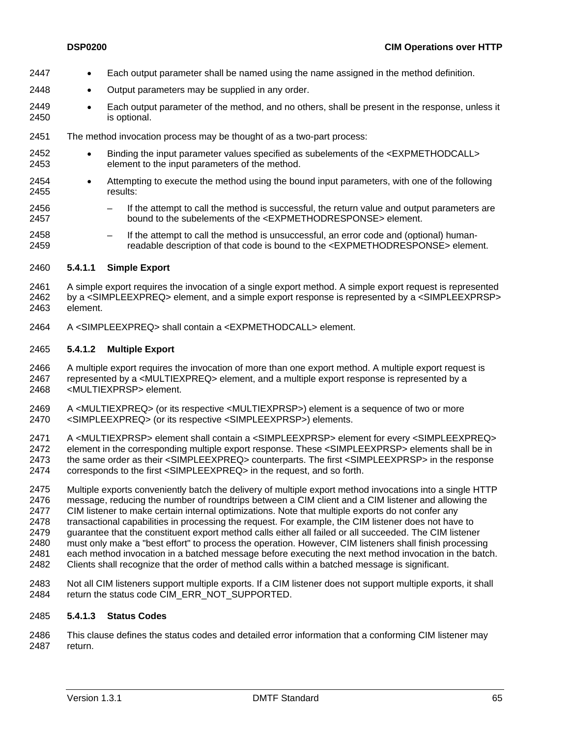- Each output parameter shall be named using the name assigned in the method definition.
- Output parameters may be supplied in any order.
- Each output parameter of the method, and no others, shall be present in the response, unless it is optional.

The method invocation process may be thought of as a two-part process:

- Binding the input parameter values specified as subelements of the <EXPMETHODCALL> element to the input parameters of the method.
- Attempting to execute the method using the bound input parameters, with one of the following results:
  - If the attempt to call the method is successful, the return value and output parameters are bound to the subelements of the <EXPMETHODRESPONSE> element.
  - If the attempt to call the method is unsuccessful, an error code and (optional) human-readable description of that code is bound to the <EXPMETHODRESPONSE> element.

#### 5.4.1.1 Simple Export

A simple export requires the invocation of a single export method. A simple export request is represented by a <SIMPLEEXPREQ> element, and a simple export response is represented by a <SIMPLEEXPRSP> element.

A <SIMPLEEXPREQ> shall contain a <EXPMETHODCALL> element.

#### 5.4.1.2 Multiple Export

A multiple export requires the invocation of more than one export method. A multiple export request is represented by a <MULTIEXPREQ> element, and a multiple export response is represented by a <MULTIEXPRSP> element.

A <MULTIEXPREQ> (or its respective <MULTIEXPRSP>) element is a sequence of two or more <SIMPLEEXPREQ> (or its respective <SIMPLEEXPRSP>) elements.

A <MULTIEXPRSP> element shall contain a <SIMPLEEXPRSP> element for every <SIMPLEEXPREQ> element in the corresponding multiple export response. These <SIMPLEEXPRSP> elements shall be in the same order as their <SIMPLEEXPREQ> counterparts. The first <SIMPLEEXPRSP> in the response corresponds to the first <SIMPLEEXPREQ> in the request, and so forth.

Multiple exports conveniently batch the delivery of multiple export method invocations into a single HTTP message, reducing the number of roundtrips between a CIM client and a CIM listener and allowing the CIM listener to make certain internal optimizations. Note that multiple exports do not confer any transactional capabilities in processing the request. For example, the CIM listener does not have to guarantee that the constituent export method calls either all failed or all succeeded. The CIM listener must only make a "best effort" to process the operation. However, CIM listeners shall finish processing each method invocation in a batched message before executing the next method invocation in the batch. Clients shall recognize that the order of method calls within a batched message is significant.

Not all CIM listeners support multiple exports. If a CIM listener does not support multiple exports, it shall return the status code CIM_ERR_NOT_SUPPORTED.

#### 5.4.1.3 Status Codes

This clause defines the status codes and detailed error information that a conforming CIM listener may return.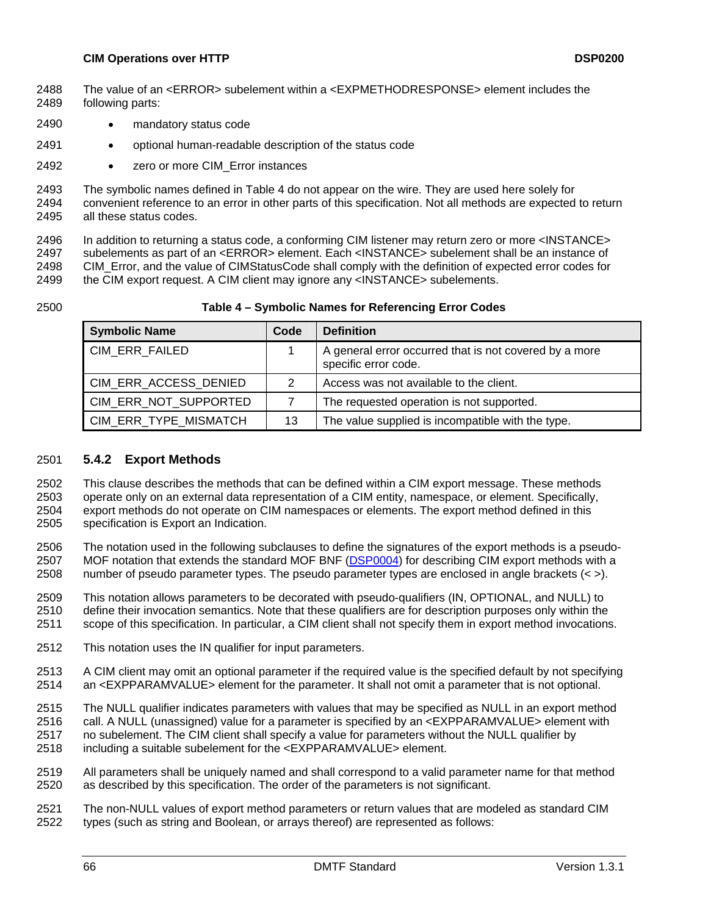The value of an <ERROR> subelement within a <EXPMETHODRESPONSE> element includes the following parts:

- mandatory status code
- optional human-readable description of the status code
- zero or more CIM_Error instances

The symbolic names defined in Table 4 do not appear on the wire. They are used here solely for convenient reference to an error in other parts of this specification. Not all methods are expected to return all these status codes.

In addition to returning a status code, a conforming CIM listener may return zero or more <INSTANCE> subelements as part of an <ERROR> element. Each <INSTANCE> subelement shall be an instance of CIM_Error, and the value of CIMStatusCode shall comply with the definition of expected error codes for the CIM export request. A CIM client may ignore any <INSTANCE> subelements.

**Table 4 – Symbolic Names for Referencing Error Codes**

| Symbolic Name | Code | Definition |
|---|---|---|
| CIM_ERR_FAILED | 1 | A general error occurred that is not covered by a more specific error code. |
| CIM_ERR_ACCESS_DENIED | 2 | Access was not available to the client. |
| CIM_ERR_NOT_SUPPORTED | 7 | The requested operation is not supported. |
| CIM_ERR_TYPE_MISMATCH | 13 | The value supplied is incompatible with the type. |

### 5.4.2 Export Methods

This clause describes the methods that can be defined within a CIM export message. These methods operate only on an external data representation of a CIM entity, namespace, or element. Specifically, export methods do not operate on CIM namespaces or elements. The export method defined in this specification is Export an Indication.

The notation used in the following subclauses to define the signatures of the export methods is a pseudo-MOF notation that extends the standard MOF BNF (DSP0004) for describing CIM export methods with a number of pseudo parameter types. The pseudo parameter types are enclosed in angle brackets (< >).

This notation allows parameters to be decorated with pseudo-qualifiers (IN, OPTIONAL, and NULL) to define their invocation semantics. Note that these qualifiers are for description purposes only within the scope of this specification. In particular, a CIM client shall not specify them in export method invocations.

This notation uses the IN qualifier for input parameters.

A CIM client may omit an optional parameter if the required value is the specified default by not specifying an <EXPPARAMVALUE> element for the parameter. It shall not omit a parameter that is not optional.

The NULL qualifier indicates parameters with values that may be specified as NULL in an export method call. A NULL (unassigned) value for a parameter is specified by an <EXPPARAMVALUE> element with no subelement. The CIM client shall specify a value for parameters without the NULL qualifier by including a suitable subelement for the <EXPPARAMVALUE> element.

All parameters shall be uniquely named and shall correspond to a valid parameter name for that method as described by this specification. The order of the parameters is not significant.

The non-NULL values of export method parameters or return values that are modeled as standard CIM types (such as string and Boolean, or arrays thereof) are represented as follows: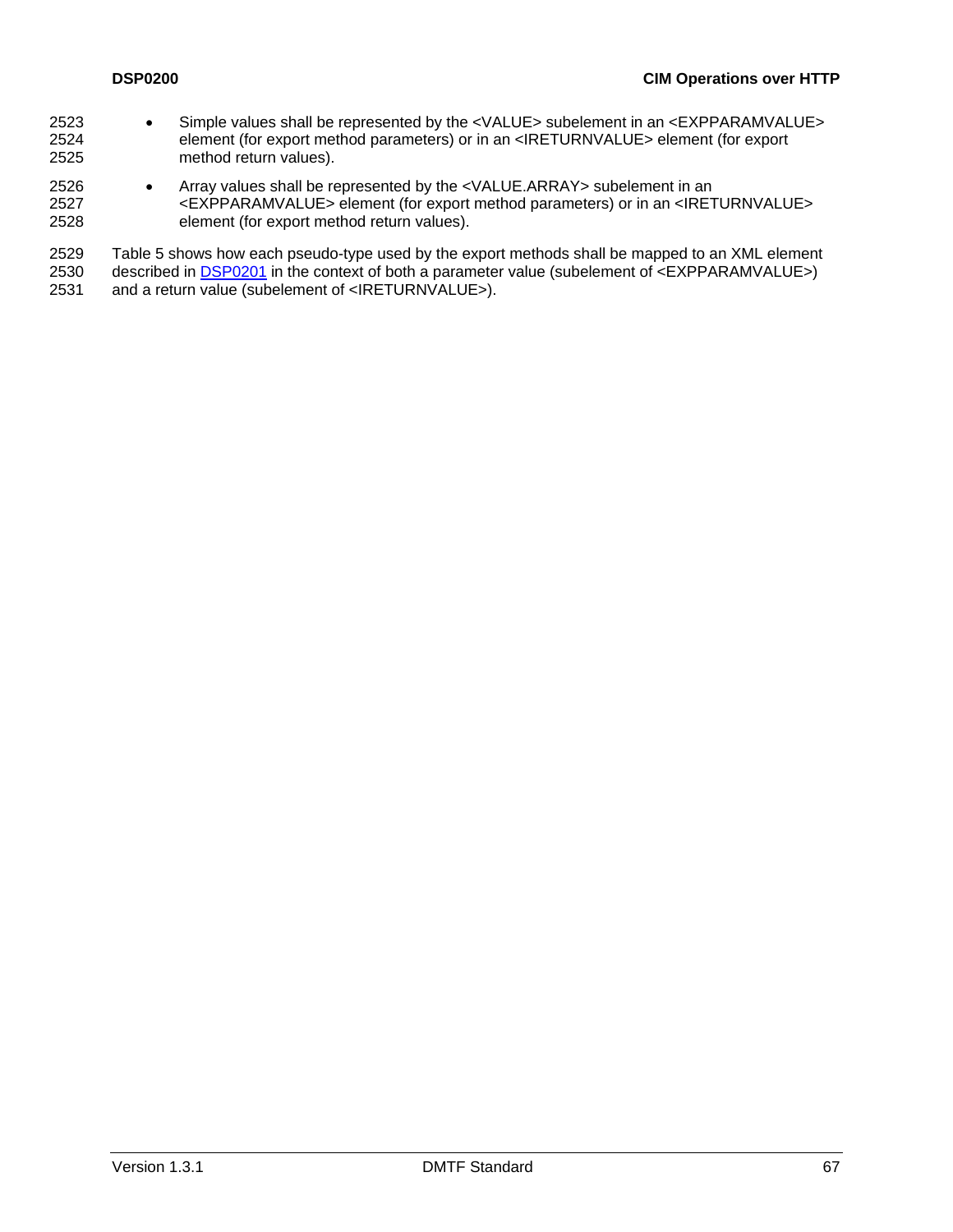- Simple values shall be represented by the <VALUE> subelement in an <EXPPARAMVALUE> element (for export method parameters) or in an <IRETURNVALUE> element (for export method return values).
- Array values shall be represented by the <VALUE.ARRAY> subelement in an <EXPPARAMVALUE> element (for export method parameters) or in an <IRETURNVALUE> element (for export method return values).

Table 5 shows how each pseudo-type used by the export methods shall be mapped to an XML element described in DSP0201 in the context of both a parameter value (subelement of <EXPPARAMVALUE>) and a return value (subelement of <IRETURNVALUE>).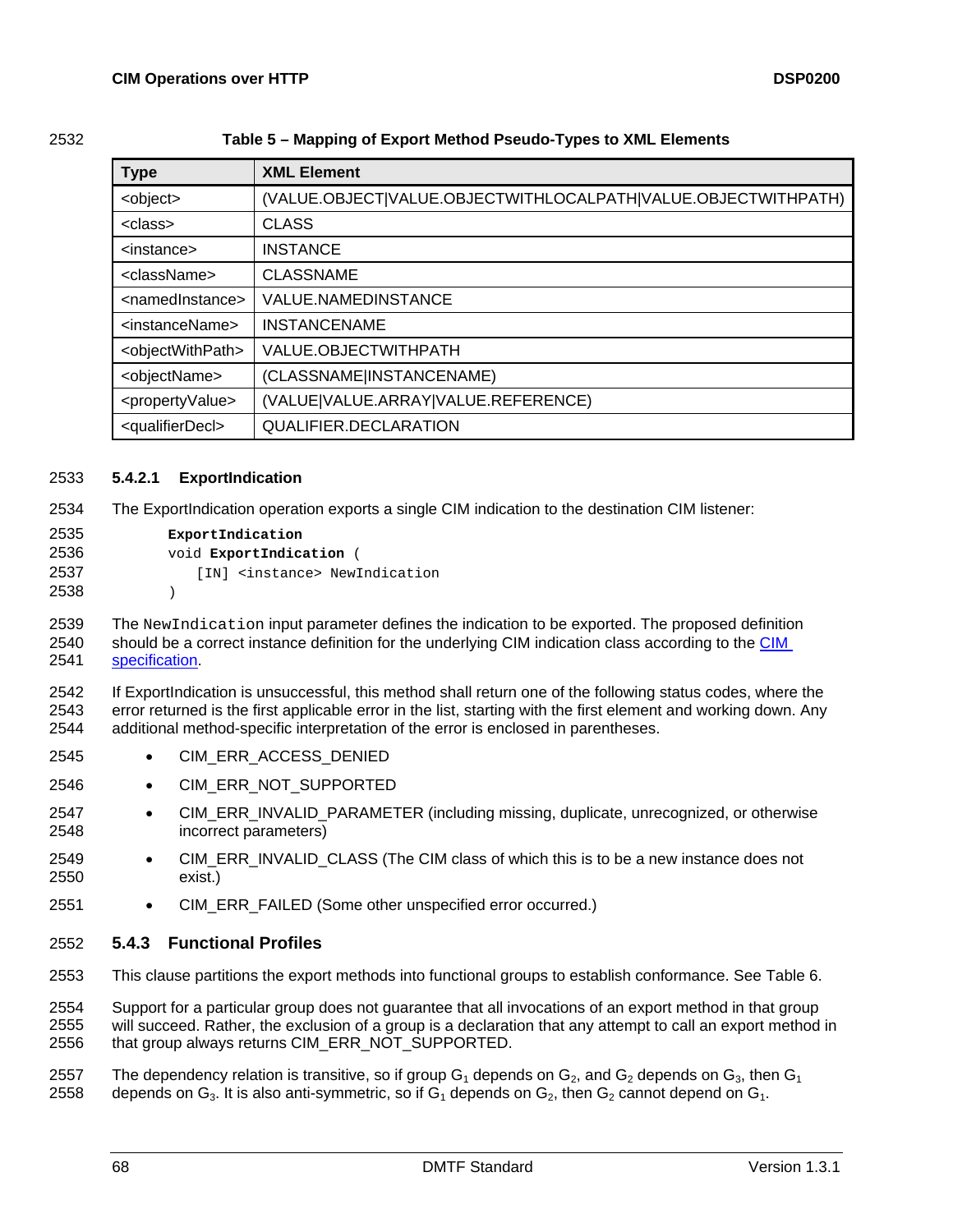**Table 5 – Mapping of Export Method Pseudo-Types to XML Elements**

| Type | XML Element |
|---|---|
| <object> | (VALUE.OBJECT\|VALUE.OBJECTWITHLOCALPATH\|VALUE.OBJECTWITHPATH) |
| <class> | CLASS |
| <instance> | INSTANCE |
| <className> | CLASSNAME |
| <namedInstance> | VALUE.NAMEDINSTANCE |
| <instanceName> | INSTANCENAME |
| <objectWithPath> | VALUE.OBJECTWITHPATH |
| <objectName> | (CLASSNAME\|INSTANCENAME) |
| <propertyValue> | (VALUE\|VALUE.ARRAY\|VALUE.REFERENCE) |
| <qualifierDecl> | QUALIFIER.DECLARATION |

#### 5.4.2.1 ExportIndication

The ExportIndication operation exports a single CIM indication to the destination CIM listener:

```
ExportIndication
void ExportIndication (
    [IN] <instance> NewIndication
)
```

The NewIndication input parameter defines the indication to be exported. The proposed definition should be a correct instance definition for the underlying CIM indication class according to the CIM specification.

If ExportIndication is unsuccessful, this method shall return one of the following status codes, where the error returned is the first applicable error in the list, starting with the first element and working down. Any additional method-specific interpretation of the error is enclosed in parentheses.

- CIM_ERR_ACCESS_DENIED
- CIM_ERR_NOT_SUPPORTED
- CIM_ERR_INVALID_PARAMETER (including missing, duplicate, unrecognized, or otherwise incorrect parameters)
- CIM_ERR_INVALID_CLASS (The CIM class of which this is to be a new instance does not exist.)
- CIM_ERR_FAILED (Some other unspecified error occurred.)

### 5.4.3 Functional Profiles

This clause partitions the export methods into functional groups to establish conformance. See Table 6.

Support for a particular group does not guarantee that all invocations of an export method in that group will succeed. Rather, the exclusion of a group is a declaration that any attempt to call an export method in that group always returns CIM_ERR_NOT_SUPPORTED.

The dependency relation is transitive, so if group $G_1$ depends on $G_2$, and $G_2$ depends on $G_3$, then $G_1$ depends on $G_3$. It is also anti-symmetric, so if $G_1$ depends on $G_2$, then $G_2$ cannot depend on $G_1$.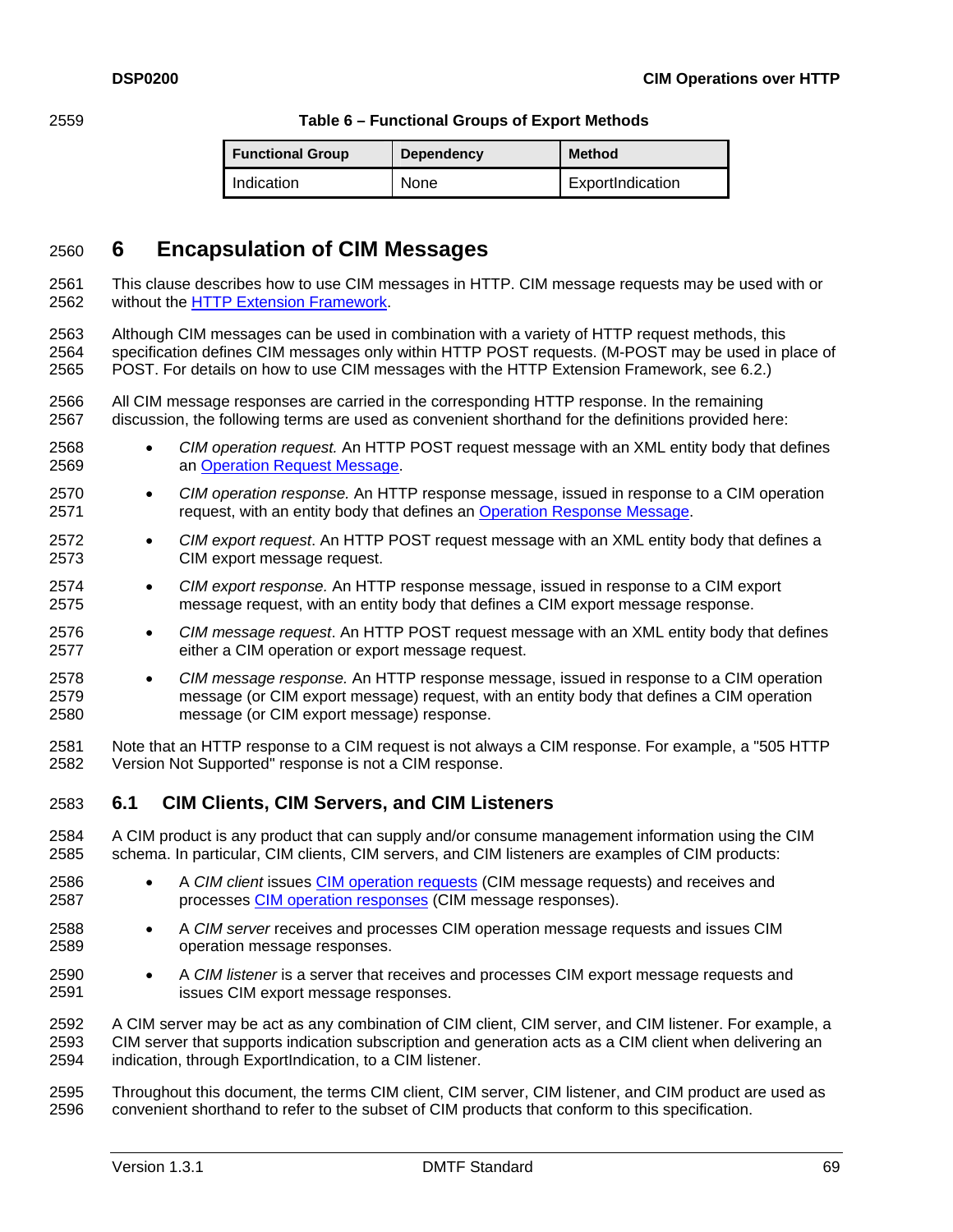**Table 6 – Functional Groups of Export Methods**

| Functional Group | Dependency | Method |
|---|---|---|
| Indication | None | ExportIndication |

# 6 Encapsulation of CIM Messages

This clause describes how to use CIM messages in HTTP. CIM message requests may be used with or without the HTTP Extension Framework.

Although CIM messages can be used in combination with a variety of HTTP request methods, this specification defines CIM messages only within HTTP POST requests. (M-POST may be used in place of POST. For details on how to use CIM messages with the HTTP Extension Framework, see 6.2.)

All CIM message responses are carried in the corresponding HTTP response. In the remaining discussion, the following terms are used as convenient shorthand for the definitions provided here:

- *CIM operation request.* An HTTP POST request message with an XML entity body that defines an Operation Request Message.
- *CIM operation response.* An HTTP response message, issued in response to a CIM operation request, with an entity body that defines an Operation Response Message.
- *CIM export request*. An HTTP POST request message with an XML entity body that defines a CIM export message request.
- *CIM export response.* An HTTP response message, issued in response to a CIM export message request, with an entity body that defines a CIM export message response.
- *CIM message request*. An HTTP POST request message with an XML entity body that defines either a CIM operation or export message request.
- *CIM message response.* An HTTP response message, issued in response to a CIM operation message (or CIM export message) request, with an entity body that defines a CIM operation message (or CIM export message) response.

Note that an HTTP response to a CIM request is not always a CIM response. For example, a "505 HTTP Version Not Supported" response is not a CIM response.

## 6.1 CIM Clients, CIM Servers, and CIM Listeners

A CIM product is any product that can supply and/or consume management information using the CIM schema. In particular, CIM clients, CIM servers, and CIM listeners are examples of CIM products:

- A *CIM client* issues CIM operation requests (CIM message requests) and receives and processes CIM operation responses (CIM message responses).
- A *CIM server* receives and processes CIM operation message requests and issues CIM operation message responses.
- A *CIM listener* is a server that receives and processes CIM export message requests and issues CIM export message responses.

A CIM server may be act as any combination of CIM client, CIM server, and CIM listener. For example, a CIM server that supports indication subscription and generation acts as a CIM client when delivering an indication, through ExportIndication, to a CIM listener.

Throughout this document, the terms CIM client, CIM server, CIM listener, and CIM product are used as convenient shorthand to refer to the subset of CIM products that conform to this specification.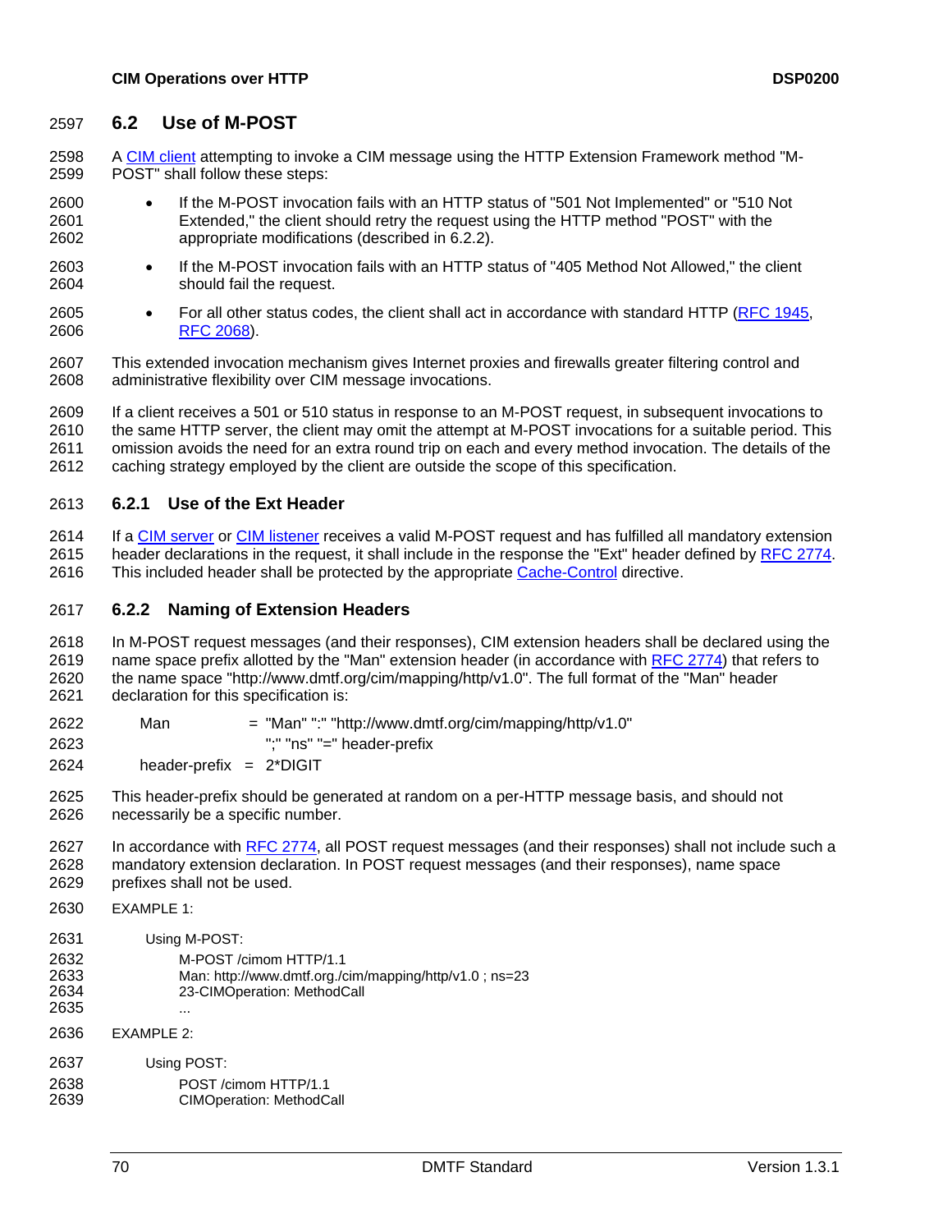## 6.2 Use of M-POST

A CIM client attempting to invoke a CIM message using the HTTP Extension Framework method "M-POST" shall follow these steps:

- If the M-POST invocation fails with an HTTP status of "501 Not Implemented" or "510 Not Extended," the client should retry the request using the HTTP method "POST" with the appropriate modifications (described in 6.2.2).
- If the M-POST invocation fails with an HTTP status of "405 Method Not Allowed," the client should fail the request.
- For all other status codes, the client shall act in accordance with standard HTTP (RFC 1945, RFC 2068).

This extended invocation mechanism gives Internet proxies and firewalls greater filtering control and administrative flexibility over CIM message invocations.

If a client receives a 501 or 510 status in response to an M-POST request, in subsequent invocations to the same HTTP server, the client may omit the attempt at M-POST invocations for a suitable period. This omission avoids the need for an extra round trip on each and every method invocation. The details of the caching strategy employed by the client are outside the scope of this specification.

### 6.2.1 Use of the Ext Header

If a CIM server or CIM listener receives a valid M-POST request and has fulfilled all mandatory extension header declarations in the request, it shall include in the response the "Ext" header defined by RFC 2774. This included header shall be protected by the appropriate Cache-Control directive.

### 6.2.2 Naming of Extension Headers

In M-POST request messages (and their responses), CIM extension headers shall be declared using the name space prefix allotted by the "Man" extension header (in accordance with RFC 2774) that refers to the name space "http://www.dmtf.org/cim/mapping/http/v1.0". The full format of the "Man" header declaration for this specification is:

```
Man            = "Man" ":" "http://www.dmtf.org/cim/mapping/http/v1.0"
                 ";" "ns" "=" header-prefix
header-prefix  = 2*DIGIT
```

This header-prefix should be generated at random on a per-HTTP message basis, and should not necessarily be a specific number.

In accordance with RFC 2774, all POST request messages (and their responses) shall not include such a mandatory extension declaration. In POST request messages (and their responses), name space prefixes shall not be used.

EXAMPLE 1:

Using M-POST:

```
M-POST /cimom HTTP/1.1
Man: http://www.dmtf.org./cim/mapping/http/v1.0 ; ns=23
23-CIMOperation: MethodCall
...
```

EXAMPLE 2:

Using POST:

```
POST /cimom HTTP/1.1
CIMOperation: MethodCall
```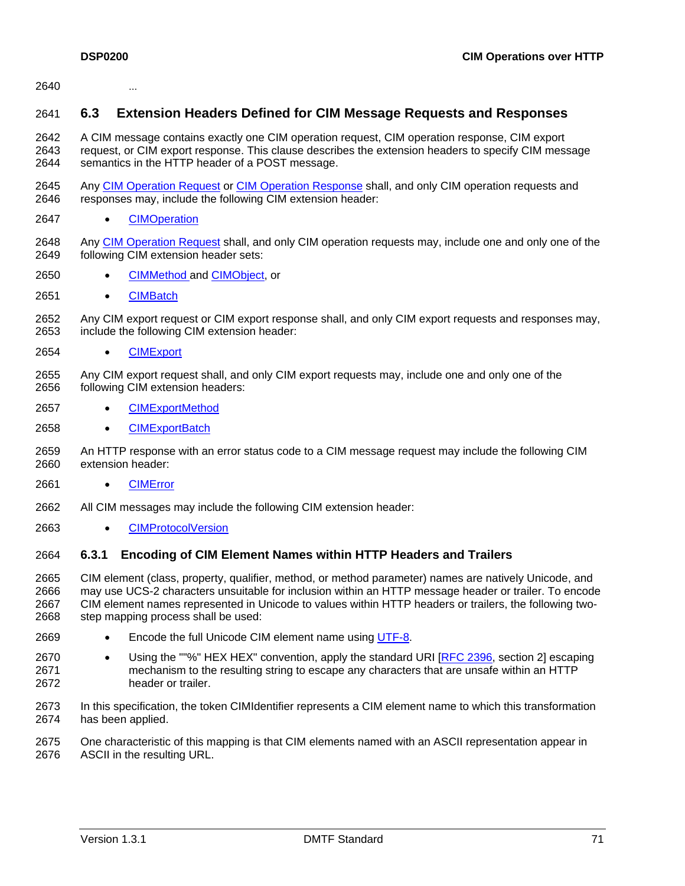...

## 6.3 Extension Headers Defined for CIM Message Requests and Responses

A CIM message contains exactly one CIM operation request, CIM operation response, CIM export request, or CIM export response. This clause describes the extension headers to specify CIM message semantics in the HTTP header of a POST message.

Any CIM Operation Request or CIM Operation Response shall, and only CIM operation requests and responses may, include the following CIM extension header:

- CIMOperation

Any CIM Operation Request shall, and only CIM operation requests may, include one and only one of the following CIM extension header sets:

- CIMMethod and CIMObject, or
- CIMBatch

Any CIM export request or CIM export response shall, and only CIM export requests and responses may, include the following CIM extension header:

- CIMExport

Any CIM export request shall, and only CIM export requests may, include one and only one of the following CIM extension headers:

- CIMExportMethod
- CIMExportBatch

An HTTP response with an error status code to a CIM message request may include the following CIM extension header:

- CIMError

All CIM messages may include the following CIM extension header:

- CIMProtocolVersion

### 6.3.1 Encoding of CIM Element Names within HTTP Headers and Trailers

CIM element (class, property, qualifier, method, or method parameter) names are natively Unicode, and may use UCS-2 characters unsuitable for inclusion within an HTTP message header or trailer. To encode CIM element names represented in Unicode to values within HTTP headers or trailers, the following two-step mapping process shall be used:

- Encode the full Unicode CIM element name using UTF-8.
- Using the ""%" HEX HEX" convention, apply the standard URI [RFC 2396, section 2] escaping mechanism to the resulting string to escape any characters that are unsafe within an HTTP header or trailer.

In this specification, the token CIMIdentifier represents a CIM element name to which this transformation has been applied.

One characteristic of this mapping is that CIM elements named with an ASCII representation appear in ASCII in the resulting URL.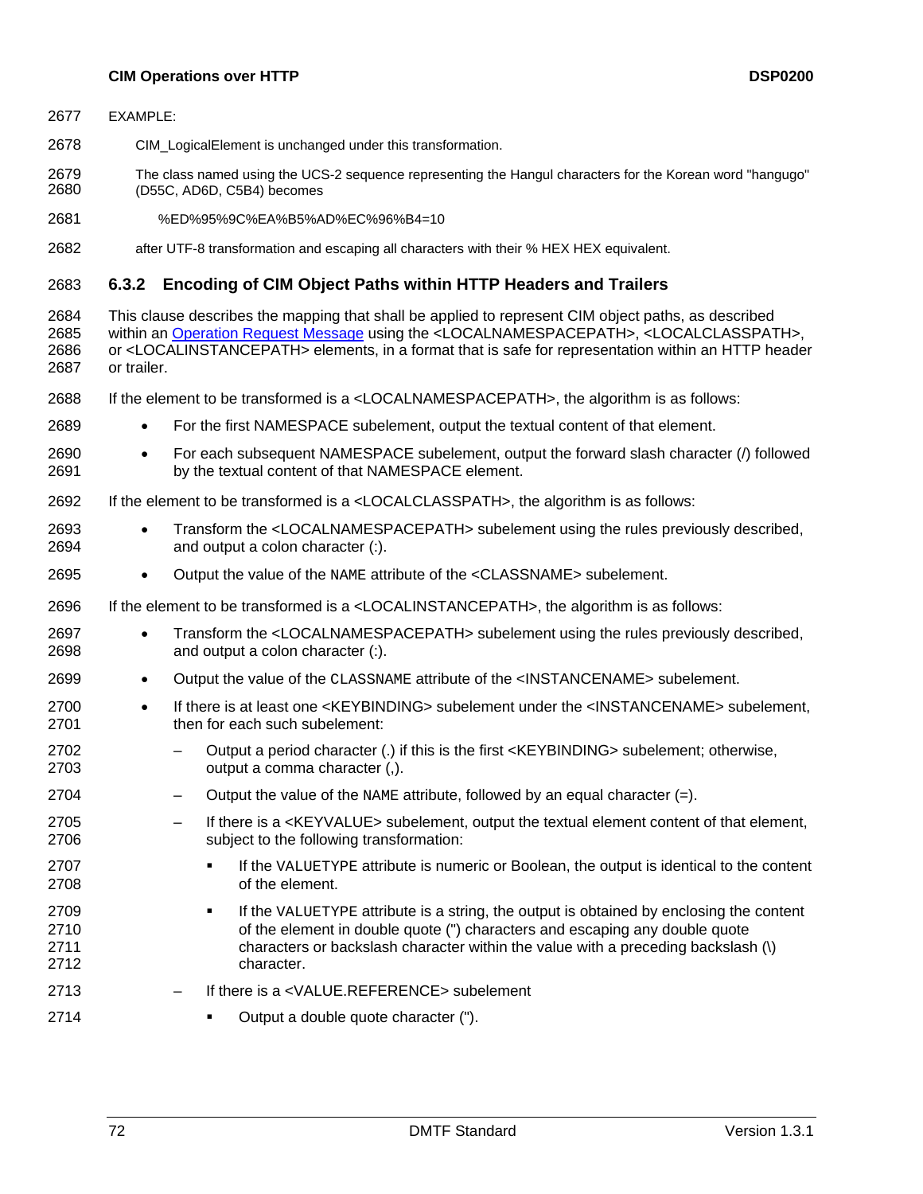EXAMPLE:

CIM_LogicalElement is unchanged under this transformation.

The class named using the UCS-2 sequence representing the Hangul characters for the Korean word "hangugo" (D55C, AD6D, C5B4) becomes

%ED%95%9C%EA%B5%AD%EC%96%B4=10

after UTF-8 transformation and escaping all characters with their % HEX HEX equivalent.

### 6.3.2 Encoding of CIM Object Paths within HTTP Headers and Trailers

This clause describes the mapping that shall be applied to represent CIM object paths, as described within an Operation Request Message using the <LOCALNAMESPACEPATH>, <LOCALCLASSPATH>, or <LOCALINSTANCEPATH> elements, in a format that is safe for representation within an HTTP header or trailer.

If the element to be transformed is a <LOCALNAMESPACEPATH>, the algorithm is as follows:

- For the first NAMESPACE subelement, output the textual content of that element.
- For each subsequent NAMESPACE subelement, output the forward slash character (/) followed by the textual content of that NAMESPACE element.

If the element to be transformed is a <LOCALCLASSPATH>, the algorithm is as follows:

- Transform the <LOCALNAMESPACEPATH> subelement using the rules previously described, and output a colon character (:).
- Output the value of the `NAME` attribute of the <CLASSNAME> subelement.

If the element to be transformed is a <LOCALINSTANCEPATH>, the algorithm is as follows:

- Transform the <LOCALNAMESPACEPATH> subelement using the rules previously described, and output a colon character (:).
- Output the value of the `CLASSNAME` attribute of the <INSTANCENAME> subelement.
- If there is at least one <KEYBINDING> subelement under the <INSTANCENAME> subelement, then for each such subelement:
  - Output a period character (.) if this is the first <KEYBINDING> subelement; otherwise, output a comma character (,).
  - Output the value of the `NAME` attribute, followed by an equal character (=).
  - If there is a <KEYVALUE> subelement, output the textual element content of that element, subject to the following transformation:
    - If the `VALUETYPE` attribute is numeric or Boolean, the output is identical to the content of the element.
    - If the `VALUETYPE` attribute is a string, the output is obtained by enclosing the content of the element in double quote (") characters and escaping any double quote characters or backslash character within the value with a preceding backslash (\) character.
  - If there is a <VALUE.REFERENCE> subelement
    - Output a double quote character (").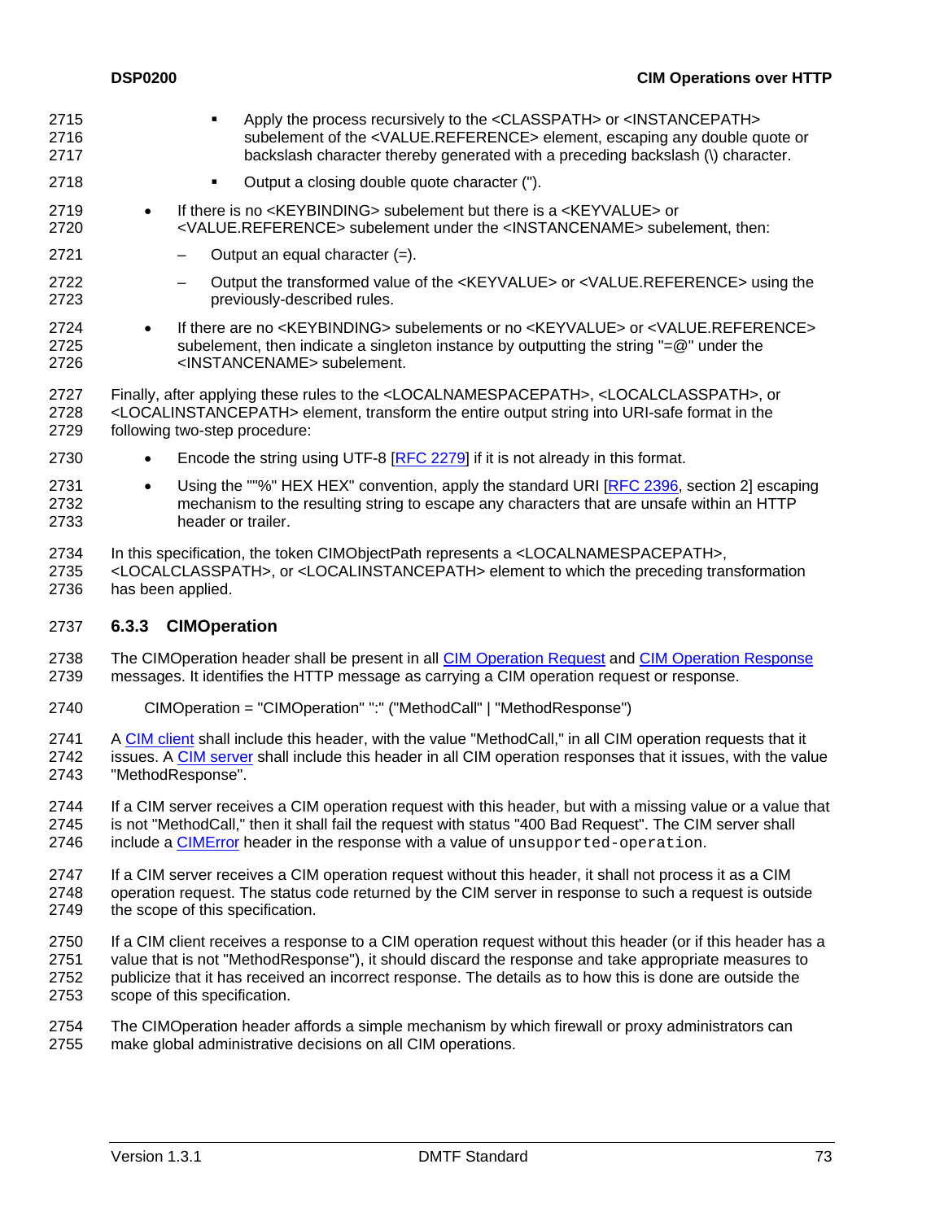- Apply the process recursively to the <CLASSPATH> or <INSTANCEPATH> subelement of the <VALUE.REFERENCE> element, escaping any double quote or backslash character thereby generated with a preceding backslash (\) character.
  - Output a closing double quote character (").

- If there is no <KEYBINDING> subelement but there is a <KEYVALUE> or <VALUE.REFERENCE> subelement under the <INSTANCENAME> subelement, then:
  - Output an equal character (=).
  - Output the transformed value of the <KEYVALUE> or <VALUE.REFERENCE> using the previously-described rules.
- If there are no <KEYBINDING> subelements or no <KEYVALUE> or <VALUE.REFERENCE> subelement, then indicate a singleton instance by outputting the string "=@" under the <INSTANCENAME> subelement.

Finally, after applying these rules to the <LOCALNAMESPACEPATH>, <LOCALCLASSPATH>, or <LOCALINSTANCEPATH> element, transform the entire output string into URI-safe format in the following two-step procedure:

- Encode the string using UTF-8 [RFC 2279] if it is not already in this format.
- Using the ""%" HEX HEX" convention, apply the standard URI [RFC 2396, section 2] escaping mechanism to the resulting string to escape any characters that are unsafe within an HTTP header or trailer.

In this specification, the token CIMObjectPath represents a <LOCALNAMESPACEPATH>, <LOCALCLASSPATH>, or <LOCALINSTANCEPATH> element to which the preceding transformation has been applied.

### 6.3.3 CIMOperation

The CIMOperation header shall be present in all CIM Operation Request and CIM Operation Response messages. It identifies the HTTP message as carrying a CIM operation request or response.

```
CIMOperation = "CIMOperation" ":" ("MethodCall" | "MethodResponse")
```

A CIM client shall include this header, with the value "MethodCall," in all CIM operation requests that it issues. A CIM server shall include this header in all CIM operation responses that it issues, with the value "MethodResponse".

If a CIM server receives a CIM operation request with this header, but with a missing value or a value that is not "MethodCall," then it shall fail the request with status "400 Bad Request". The CIM server shall include a CIMError header in the response with a value of `unsupported-operation`.

If a CIM server receives a CIM operation request without this header, it shall not process it as a CIM operation request. The status code returned by the CIM server in response to such a request is outside the scope of this specification.

If a CIM client receives a response to a CIM operation request without this header (or if this header has a value that is not "MethodResponse"), it should discard the response and take appropriate measures to publicize that it has received an incorrect response. The details as to how this is done are outside the scope of this specification.

The CIMOperation header affords a simple mechanism by which firewall or proxy administrators can make global administrative decisions on all CIM operations.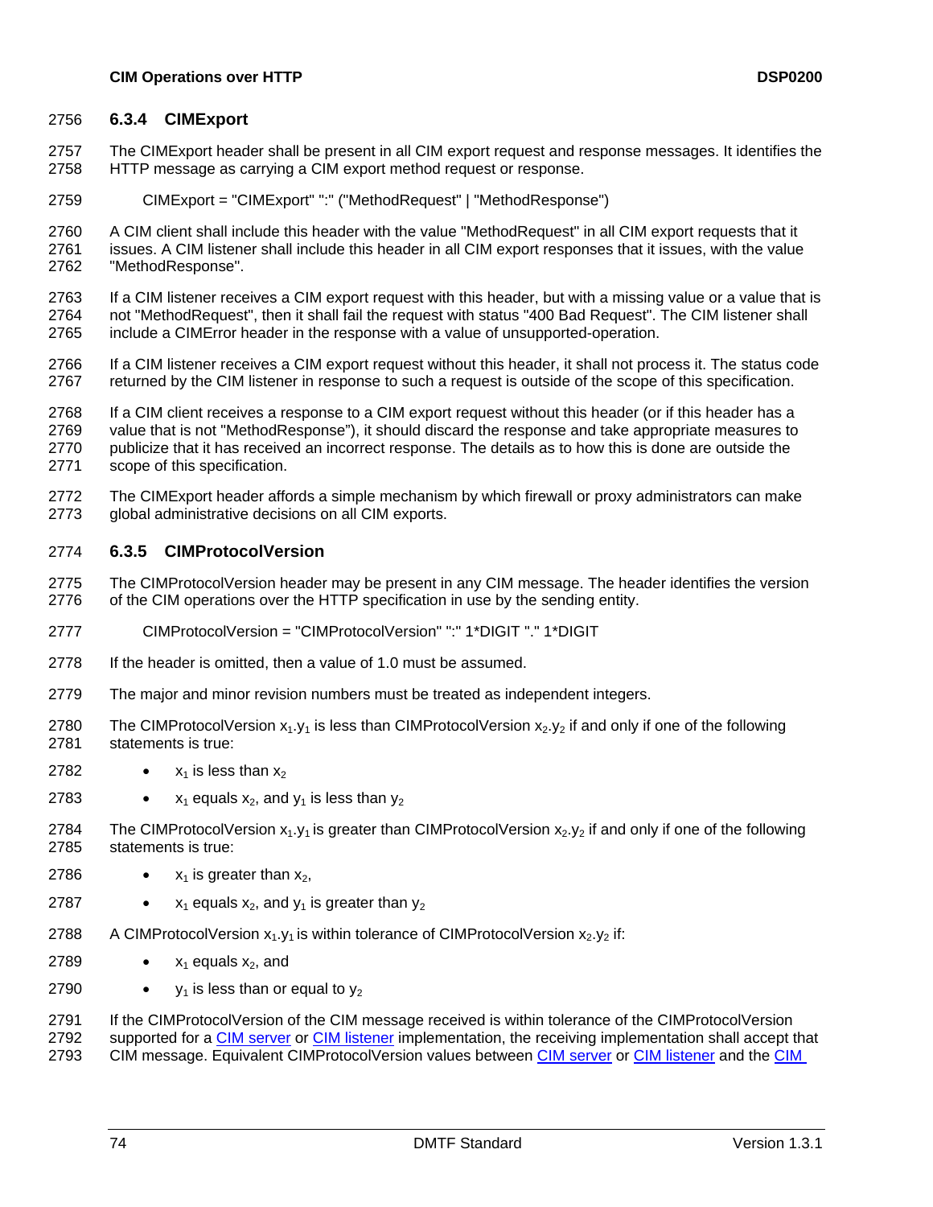### 6.3.4 CIMExport

The CIMExport header shall be present in all CIM export request and response messages. It identifies the HTTP message as carrying a CIM export method request or response.

```
CIMExport = "CIMExport" ":" ("MethodRequest" | "MethodResponse")
```

A CIM client shall include this header with the value "MethodRequest" in all CIM export requests that it issues. A CIM listener shall include this header in all CIM export responses that it issues, with the value "MethodResponse".

If a CIM listener receives a CIM export request with this header, but with a missing value or a value that is not "MethodRequest", then it shall fail the request with status "400 Bad Request". The CIM listener shall include a CIMError header in the response with a value of unsupported-operation.

If a CIM listener receives a CIM export request without this header, it shall not process it. The status code returned by the CIM listener in response to such a request is outside of the scope of this specification.

If a CIM client receives a response to a CIM export request without this header (or if this header has a value that is not "MethodResponse"), it should discard the response and take appropriate measures to publicize that it has received an incorrect response. The details as to how this is done are outside the scope of this specification.

The CIMExport header affords a simple mechanism by which firewall or proxy administrators can make global administrative decisions on all CIM exports.

### 6.3.5 CIMProtocolVersion

The CIMProtocolVersion header may be present in any CIM message. The header identifies the version of the CIM operations over the HTTP specification in use by the sending entity.

```
CIMProtocolVersion = "CIMProtocolVersion" ":" 1*DIGIT "." 1*DIGIT
```

If the header is omitted, then a value of 1.0 must be assumed.

The major and minor revision numbers must be treated as independent integers.

The CIMProtocolVersion $x_1.y_1$ is less than CIMProtocolVersion $x_2.y_2$ if and only if one of the following statements is true:

- $x_1$ is less than $x_2$
- $x_1$ equals $x_2$, and $y_1$ is less than $y_2$

The CIMProtocolVersion $x_1.y_1$ is greater than CIMProtocolVersion $x_2.y_2$ if and only if one of the following statements is true:

- $x_1$ is greater than $x_2$,
- $x_1$ equals $x_2$, and $y_1$ is greater than $y_2$

A CIMProtocolVersion $x_1.y_1$ is within tolerance of CIMProtocolVersion $x_2.y_2$ if:

- $x_1$ equals $x_2$, and
- $y_1$ is less than or equal to $y_2$

If the CIMProtocolVersion of the CIM message received is within tolerance of the CIMProtocolVersion supported for a CIM server or CIM listener implementation, the receiving implementation shall accept that CIM message. Equivalent CIMProtocolVersion values between CIM server or CIM listener and the CIM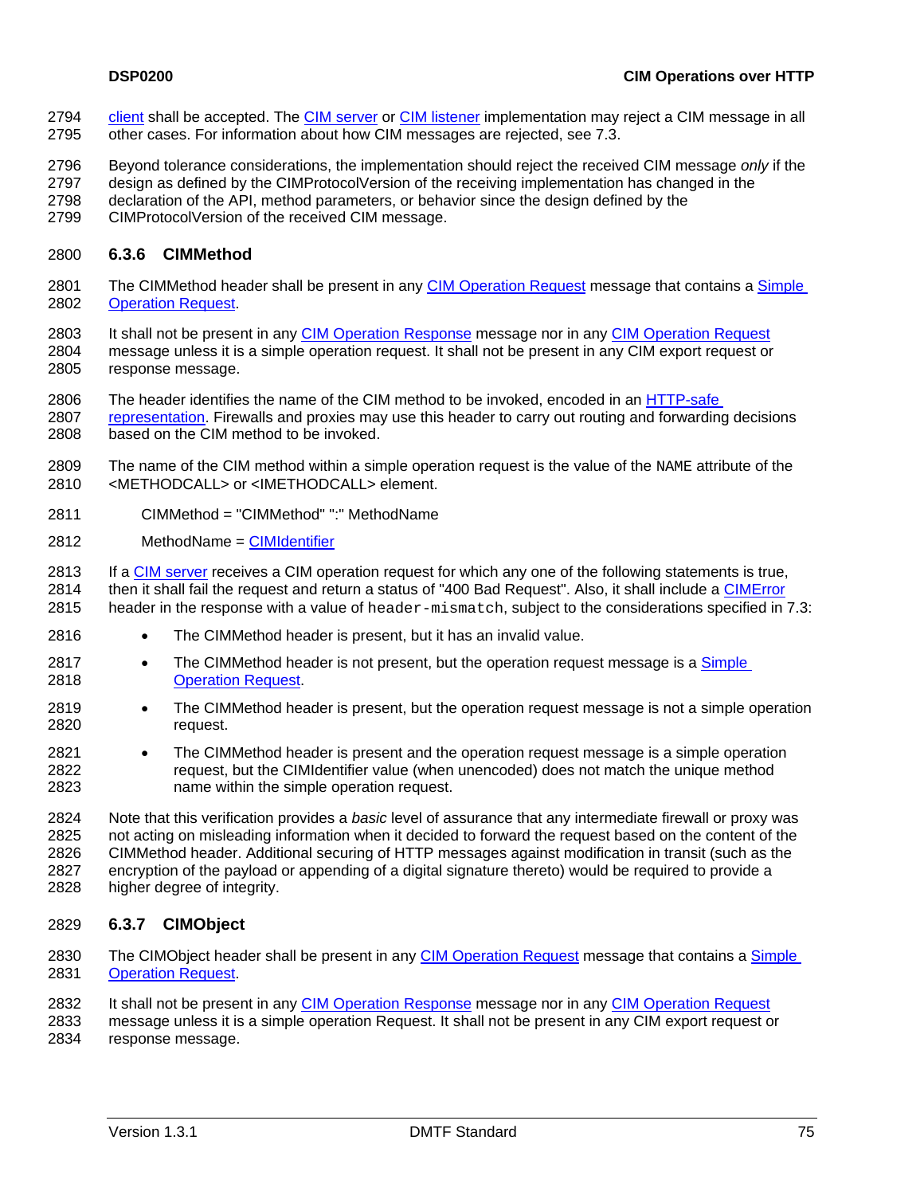client shall be accepted. The CIM server or CIM listener implementation may reject a CIM message in all other cases. For information about how CIM messages are rejected, see 7.3.

Beyond tolerance considerations, the implementation should reject the received CIM message *only* if the design as defined by the CIMProtocolVersion of the receiving implementation has changed in the declaration of the API, method parameters, or behavior since the design defined by the CIMProtocolVersion of the received CIM message.

### 6.3.6 CIMMethod

The CIMMethod header shall be present in any CIM Operation Request message that contains a Simple Operation Request.

It shall not be present in any CIM Operation Response message nor in any CIM Operation Request message unless it is a simple operation request. It shall not be present in any CIM export request or response message.

The header identifies the name of the CIM method to be invoked, encoded in an HTTP-safe representation. Firewalls and proxies may use this header to carry out routing and forwarding decisions based on the CIM method to be invoked.

The name of the CIM method within a simple operation request is the value of the `NAME` attribute of the <METHODCALL> or <IMETHODCALL> element.

```
CIMMethod = "CIMMethod" ":" MethodName
MethodName = CIMIdentifier
```

If a CIM server receives a CIM operation request for which any one of the following statements is true, then it shall fail the request and return a status of "400 Bad Request". Also, it shall include a CIMError header in the response with a value of `header-mismatch`, subject to the considerations specified in 7.3:

- The CIMMethod header is present, but it has an invalid value.
- The CIMMethod header is not present, but the operation request message is a Simple Operation Request.
- The CIMMethod header is present, but the operation request message is not a simple operation request.
- The CIMMethod header is present and the operation request message is a simple operation request, but the CIMIdentifier value (when unencoded) does not match the unique method name within the simple operation request.

Note that this verification provides a *basic* level of assurance that any intermediate firewall or proxy was not acting on misleading information when it decided to forward the request based on the content of the CIMMethod header. Additional securing of HTTP messages against modification in transit (such as the encryption of the payload or appending of a digital signature thereto) would be required to provide a higher degree of integrity.

### 6.3.7 CIMObject

The CIMObject header shall be present in any CIM Operation Request message that contains a Simple Operation Request.

It shall not be present in any CIM Operation Response message nor in any CIM Operation Request message unless it is a simple operation Request. It shall not be present in any CIM export request or response message.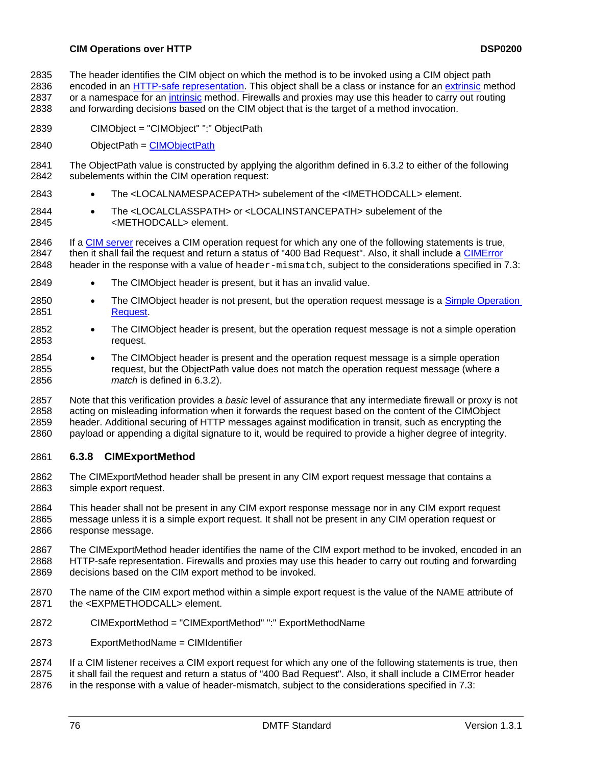The header identifies the CIM object on which the method is to be invoked using a CIM object path encoded in an HTTP-safe representation. This object shall be a class or instance for an extrinsic method or a namespace for an intrinsic method. Firewalls and proxies may use this header to carry out routing and forwarding decisions based on the CIM object that is the target of a method invocation.

```
CIMObject = "CIMObject" ":" ObjectPath

ObjectPath = CIMObjectPath
```

The ObjectPath value is constructed by applying the algorithm defined in 6.3.2 to either of the following subelements within the CIM operation request:

- The <LOCALNAMESPACEPATH> subelement of the <IMETHODCALL> element.
- The <LOCALCLASSPATH> or <LOCALINSTANCEPATH> subelement of the <METHODCALL> element.

If a CIM server receives a CIM operation request for which any one of the following statements is true, then it shall fail the request and return a status of "400 Bad Request". Also, it shall include a CIMError header in the response with a value of `header-mismatch`, subject to the considerations specified in 7.3:

- The CIMObject header is present, but it has an invalid value.
- The CIMObject header is not present, but the operation request message is a Simple Operation Request.
- The CIMObject header is present, but the operation request message is not a simple operation request.
- The CIMObject header is present and the operation request message is a simple operation request, but the ObjectPath value does not match the operation request message (where a *match* is defined in 6.3.2).

Note that this verification provides a *basic* level of assurance that any intermediate firewall or proxy is not acting on misleading information when it forwards the request based on the content of the CIMObject header. Additional securing of HTTP messages against modification in transit, such as encrypting the payload or appending a digital signature to it, would be required to provide a higher degree of integrity.

### 6.3.8 CIMExportMethod

The CIMExportMethod header shall be present in any CIM export request message that contains a simple export request.

This header shall not be present in any CIM export response message nor in any CIM export request message unless it is a simple export request. It shall not be present in any CIM operation request or response message.

The CIMExportMethod header identifies the name of the CIM export method to be invoked, encoded in an HTTP-safe representation. Firewalls and proxies may use this header to carry out routing and forwarding decisions based on the CIM export method to be invoked.

The name of the CIM export method within a simple export request is the value of the NAME attribute of the <EXPMETHODCALL> element.

```
CIMExportMethod = "CIMExportMethod" ":" ExportMethodName

ExportMethodName = CIMIdentifier
```

If a CIM listener receives a CIM export request for which any one of the following statements is true, then it shall fail the request and return a status of "400 Bad Request". Also, it shall include a CIMError header in the response with a value of header-mismatch, subject to the considerations specified in 7.3: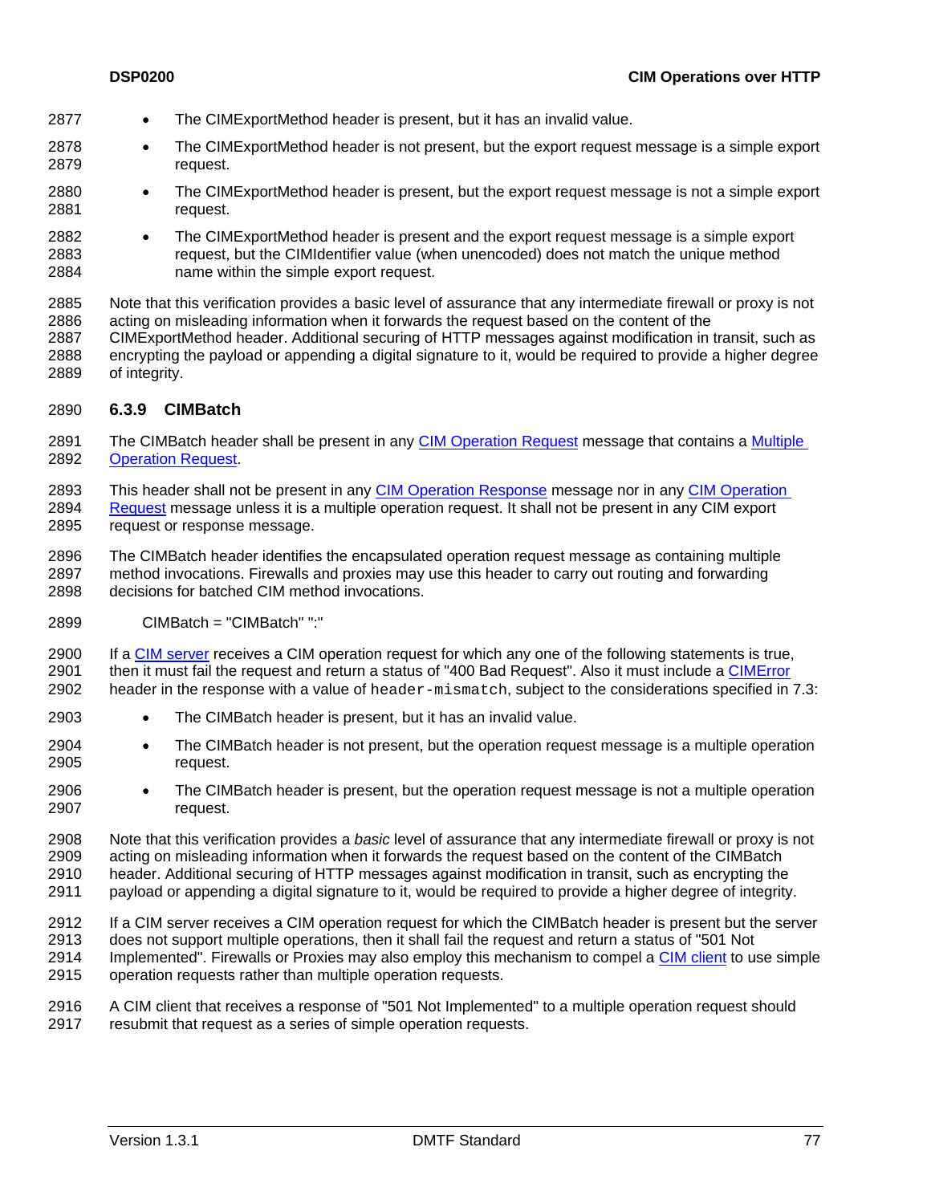- The CIMExportMethod header is present, but it has an invalid value.
- The CIMExportMethod header is not present, but the export request message is a simple export request.
- The CIMExportMethod header is present, but the export request message is not a simple export request.
- The CIMExportMethod header is present and the export request message is a simple export request, but the CIMIdentifier value (when unencoded) does not match the unique method name within the simple export request.

Note that this verification provides a basic level of assurance that any intermediate firewall or proxy is not acting on misleading information when it forwards the request based on the content of the CIMExportMethod header. Additional securing of HTTP messages against modification in transit, such as encrypting the payload or appending a digital signature to it, would be required to provide a higher degree of integrity.

### 6.3.9 CIMBatch

The CIMBatch header shall be present in any CIM Operation Request message that contains a Multiple Operation Request.

This header shall not be present in any CIM Operation Response message nor in any CIM Operation Request message unless it is a multiple operation request. It shall not be present in any CIM export request or response message.

The CIMBatch header identifies the encapsulated operation request message as containing multiple method invocations. Firewalls and proxies may use this header to carry out routing and forwarding decisions for batched CIM method invocations.

```
CIMBatch = "CIMBatch" ":"
```

If a CIM server receives a CIM operation request for which any one of the following statements is true, then it must fail the request and return a status of "400 Bad Request". Also it must include a CIMError header in the response with a value of `header-mismatch`, subject to the considerations specified in 7.3:

- The CIMBatch header is present, but it has an invalid value.
- The CIMBatch header is not present, but the operation request message is a multiple operation request.
- The CIMBatch header is present, but the operation request message is not a multiple operation request.

Note that this verification provides a *basic* level of assurance that any intermediate firewall or proxy is not acting on misleading information when it forwards the request based on the content of the CIMBatch header. Additional securing of HTTP messages against modification in transit, such as encrypting the payload or appending a digital signature to it, would be required to provide a higher degree of integrity.

If a CIM server receives a CIM operation request for which the CIMBatch header is present but the server does not support multiple operations, then it shall fail the request and return a status of "501 Not Implemented". Firewalls or Proxies may also employ this mechanism to compel a CIM client to use simple operation requests rather than multiple operation requests.

A CIM client that receives a response of "501 Not Implemented" to a multiple operation request should resubmit that request as a series of simple operation requests.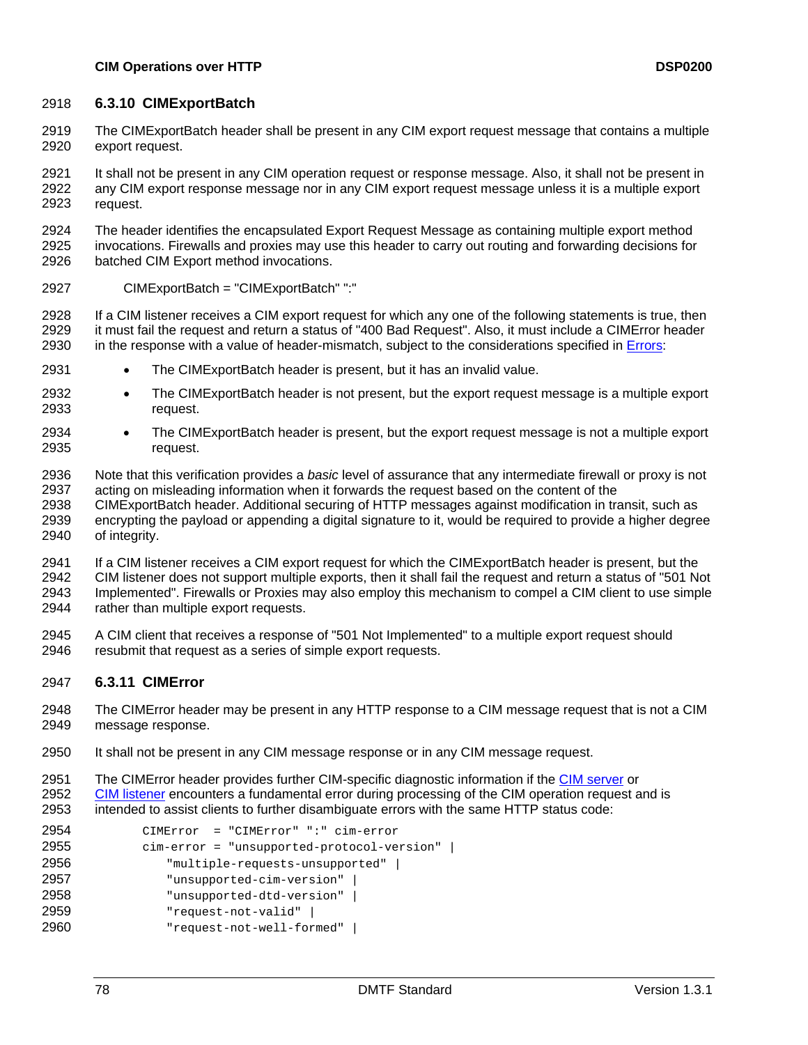### 6.3.10 CIMExportBatch

The CIMExportBatch header shall be present in any CIM export request message that contains a multiple export request.

It shall not be present in any CIM operation request or response message. Also, it shall not be present in any CIM export response message nor in any CIM export request message unless it is a multiple export request.

The header identifies the encapsulated Export Request Message as containing multiple export method invocations. Firewalls and proxies may use this header to carry out routing and forwarding decisions for batched CIM Export method invocations.

```
CIMExportBatch = "CIMExportBatch" ":"
```

If a CIM listener receives a CIM export request for which any one of the following statements is true, then it must fail the request and return a status of "400 Bad Request". Also, it must include a CIMError header in the response with a value of header-mismatch, subject to the considerations specified in Errors:

- The CIMExportBatch header is present, but it has an invalid value.
- The CIMExportBatch header is not present, but the export request message is a multiple export request.
- The CIMExportBatch header is present, but the export request message is not a multiple export request.

Note that this verification provides a *basic* level of assurance that any intermediate firewall or proxy is not acting on misleading information when it forwards the request based on the content of the CIMExportBatch header. Additional securing of HTTP messages against modification in transit, such as encrypting the payload or appending a digital signature to it, would be required to provide a higher degree of integrity.

If a CIM listener receives a CIM export request for which the CIMExportBatch header is present, but the CIM listener does not support multiple exports, then it shall fail the request and return a status of "501 Not Implemented". Firewalls or Proxies may also employ this mechanism to compel a CIM client to use simple rather than multiple export requests.

A CIM client that receives a response of "501 Not Implemented" to a multiple export request should resubmit that request as a series of simple export requests.

### 6.3.11 CIMError

The CIMError header may be present in any HTTP response to a CIM message request that is not a CIM message response.

It shall not be present in any CIM message response or in any CIM message request.

The CIMError header provides further CIM-specific diagnostic information if the CIM server or CIM listener encounters a fundamental error during processing of the CIM operation request and is intended to assist clients to further disambiguate errors with the same HTTP status code:

```
CIMError  = "CIMError" ":" cim-error
cim-error = "unsupported-protocol-version" |
    "multiple-requests-unsupported" |
    "unsupported-cim-version" |
    "unsupported-dtd-version" |
    "request-not-valid" |
    "request-not-well-formed" |
```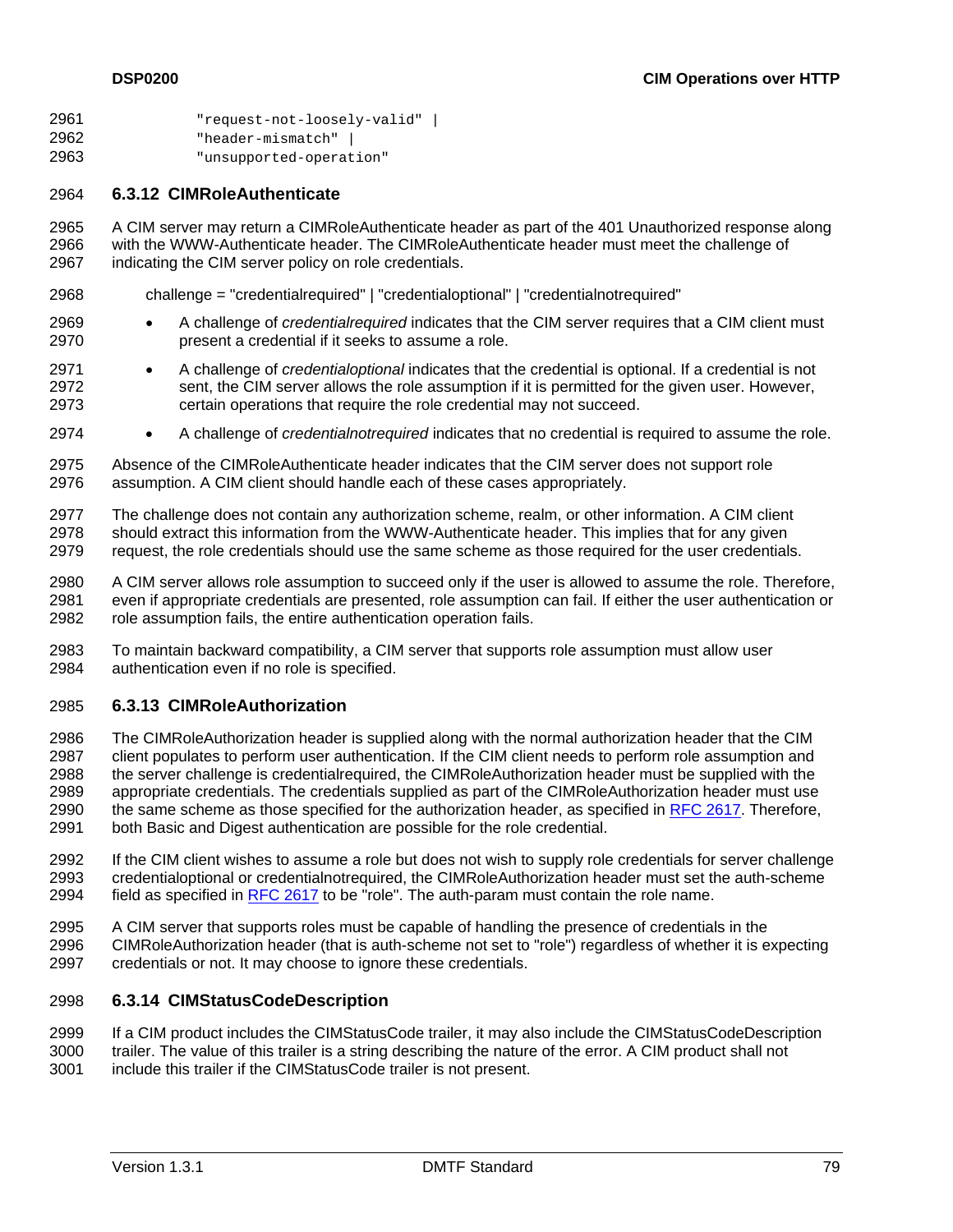```
        "request-not-loosely-valid" |
        "header-mismatch" |
        "unsupported-operation"
```

### 6.3.12 CIMRoleAuthenticate

A CIM server may return a CIMRoleAuthenticate header as part of the 401 Unauthorized response along with the WWW-Authenticate header. The CIMRoleAuthenticate header must meet the challenge of indicating the CIM server policy on role credentials.

challenge = "credentialrequired" | "credentialoptional" | "credentialnotrequired"

- A challenge of *credentialrequired* indicates that the CIM server requires that a CIM client must present a credential if it seeks to assume a role.
- A challenge of *credentialoptional* indicates that the credential is optional. If a credential is not sent, the CIM server allows the role assumption if it is permitted for the given user. However, certain operations that require the role credential may not succeed.
- A challenge of *credentialnotrequired* indicates that no credential is required to assume the role.

Absence of the CIMRoleAuthenticate header indicates that the CIM server does not support role assumption. A CIM client should handle each of these cases appropriately.

The challenge does not contain any authorization scheme, realm, or other information. A CIM client should extract this information from the WWW-Authenticate header. This implies that for any given request, the role credentials should use the same scheme as those required for the user credentials.

A CIM server allows role assumption to succeed only if the user is allowed to assume the role. Therefore, even if appropriate credentials are presented, role assumption can fail. If either the user authentication or role assumption fails, the entire authentication operation fails.

To maintain backward compatibility, a CIM server that supports role assumption must allow user authentication even if no role is specified.

### 6.3.13 CIMRoleAuthorization

The CIMRoleAuthorization header is supplied along with the normal authorization header that the CIM client populates to perform user authentication. If the CIM client needs to perform role assumption and the server challenge is credentialrequired, the CIMRoleAuthorization header must be supplied with the appropriate credentials. The credentials supplied as part of the CIMRoleAuthorization header must use the same scheme as those specified for the authorization header, as specified in RFC 2617. Therefore, both Basic and Digest authentication are possible for the role credential.

If the CIM client wishes to assume a role but does not wish to supply role credentials for server challenge credentialoptional or credentialnotrequired, the CIMRoleAuthorization header must set the auth-scheme field as specified in RFC 2617 to be "role". The auth-param must contain the role name.

A CIM server that supports roles must be capable of handling the presence of credentials in the CIMRoleAuthorization header (that is auth-scheme not set to "role") regardless of whether it is expecting credentials or not. It may choose to ignore these credentials.

### 6.3.14 CIMStatusCodeDescription

If a CIM product includes the CIMStatusCode trailer, it may also include the CIMStatusCodeDescription trailer. The value of this trailer is a string describing the nature of the error. A CIM product shall not include this trailer if the CIMStatusCode trailer is not present.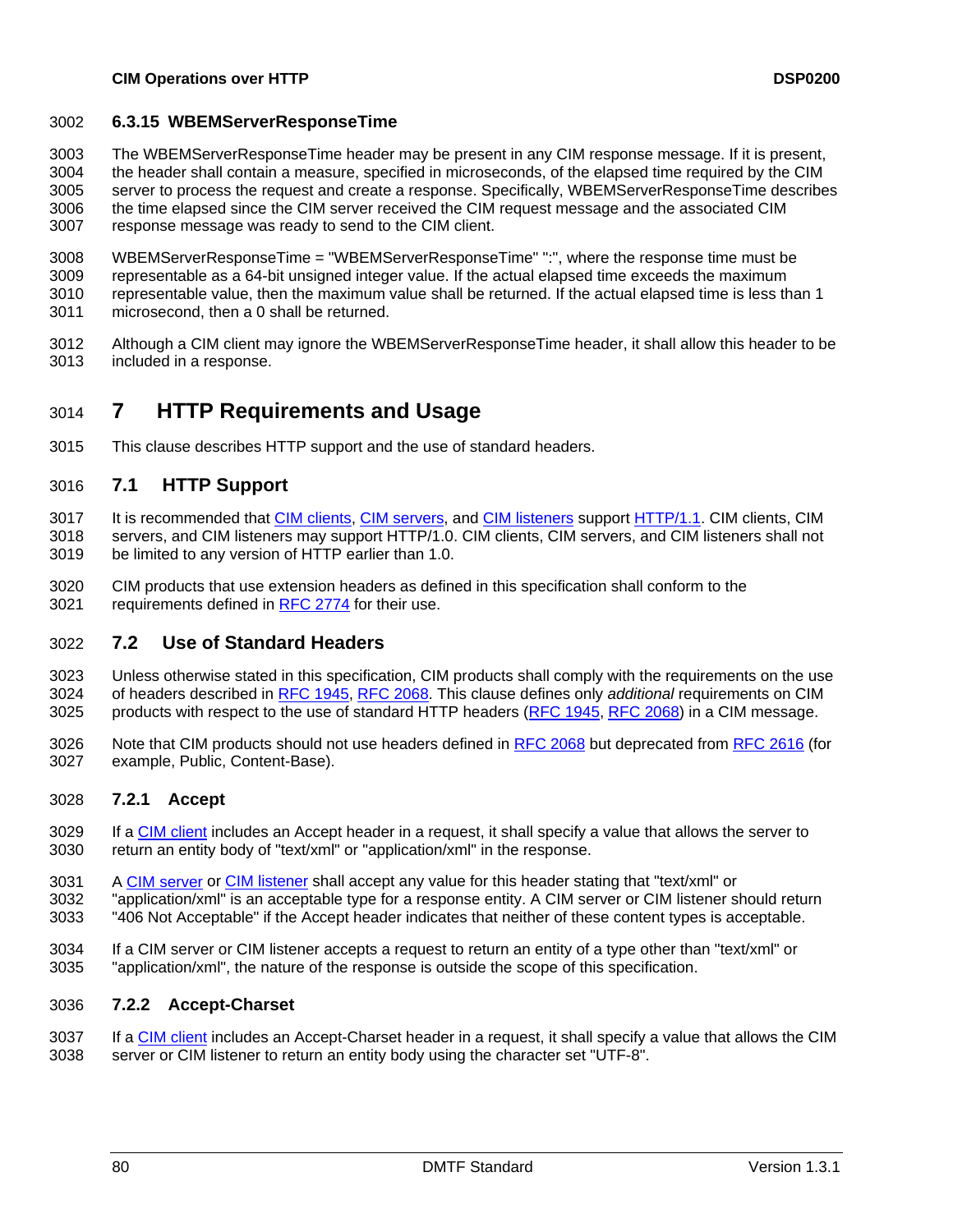#### 6.3.15 WBEMServerResponseTime

The WBEMServerResponseTime header may be present in any CIM response message. If it is present, the header shall contain a measure, specified in microseconds, of the elapsed time required by the CIM server to process the request and create a response. Specifically, WBEMServerResponseTime describes the time elapsed since the CIM server received the CIM request message and the associated CIM response message was ready to send to the CIM client.

WBEMServerResponseTime = "WBEMServerResponseTime" ":", where the response time must be representable as a 64-bit unsigned integer value. If the actual elapsed time exceeds the maximum representable value, then the maximum value shall be returned. If the actual elapsed time is less than 1 microsecond, then a 0 shall be returned.

Although a CIM client may ignore the WBEMServerResponseTime header, it shall allow this header to be included in a response.

# 7 HTTP Requirements and Usage

This clause describes HTTP support and the use of standard headers.

## 7.1 HTTP Support

It is recommended that CIM clients, CIM servers, and CIM listeners support HTTP/1.1. CIM clients, CIM servers, and CIM listeners may support HTTP/1.0. CIM clients, CIM servers, and CIM listeners shall not be limited to any version of HTTP earlier than 1.0.

CIM products that use extension headers as defined in this specification shall conform to the requirements defined in RFC 2774 for their use.

## 7.2 Use of Standard Headers

Unless otherwise stated in this specification, CIM products shall comply with the requirements on the use of headers described in RFC 1945, RFC 2068. This clause defines only *additional* requirements on CIM products with respect to the use of standard HTTP headers (RFC 1945, RFC 2068) in a CIM message.

Note that CIM products should not use headers defined in RFC 2068 but deprecated from RFC 2616 (for example, Public, Content-Base).

### 7.2.1 Accept

If a CIM client includes an Accept header in a request, it shall specify a value that allows the server to return an entity body of "text/xml" or "application/xml" in the response.

A CIM server or CIM listener shall accept any value for this header stating that "text/xml" or "application/xml" is an acceptable type for a response entity. A CIM server or CIM listener should return "406 Not Acceptable" if the Accept header indicates that neither of these content types is acceptable.

If a CIM server or CIM listener accepts a request to return an entity of a type other than "text/xml" or "application/xml", the nature of the response is outside the scope of this specification.

### 7.2.2 Accept-Charset

If a CIM client includes an Accept-Charset header in a request, it shall specify a value that allows the CIM server or CIM listener to return an entity body using the character set "UTF-8".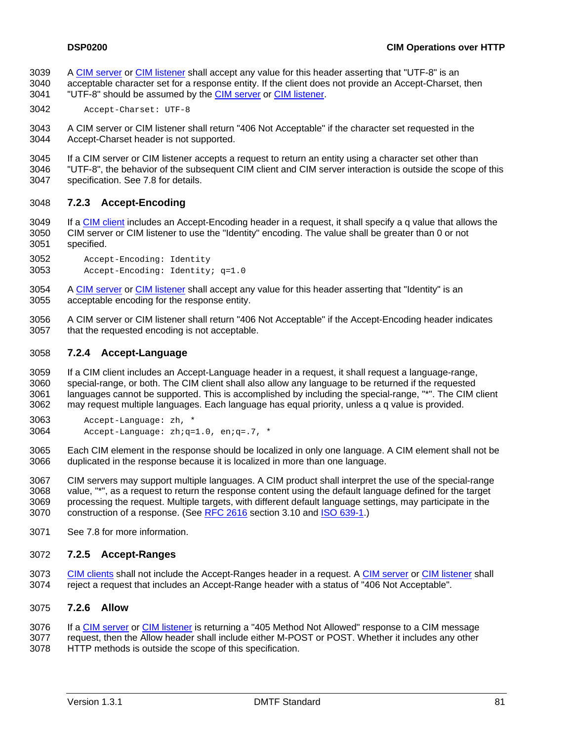A CIM server or CIM listener shall accept any value for this header asserting that "UTF-8" is an acceptable character set for a response entity. If the client does not provide an Accept-Charset, then "UTF-8" should be assumed by the CIM server or CIM listener.

```
Accept-Charset: UTF-8
```

A CIM server or CIM listener shall return "406 Not Acceptable" if the character set requested in the Accept-Charset header is not supported.

If a CIM server or CIM listener accepts a request to return an entity using a character set other than "UTF-8", the behavior of the subsequent CIM client and CIM server interaction is outside the scope of this specification. See 7.8 for details.

### 7.2.3 Accept-Encoding

If a CIM client includes an Accept-Encoding header in a request, it shall specify a q value that allows the CIM server or CIM listener to use the "Identity" encoding. The value shall be greater than 0 or not specified.

```
Accept-Encoding: Identity
Accept-Encoding: Identity; q=1.0
```

A CIM server or CIM listener shall accept any value for this header asserting that "Identity" is an acceptable encoding for the response entity.

A CIM server or CIM listener shall return "406 Not Acceptable" if the Accept-Encoding header indicates that the requested encoding is not acceptable.

### 7.2.4 Accept-Language

If a CIM client includes an Accept-Language header in a request, it shall request a language-range, special-range, or both. The CIM client shall also allow any language to be returned if the requested languages cannot be supported. This is accomplished by including the special-range, "*". The CIM client may request multiple languages. Each language has equal priority, unless a q value is provided.

```
Accept-Language: zh, *
Accept-Language: zh;q=1.0, en;q=.7, *
```

Each CIM element in the response should be localized in only one language. A CIM element shall not be duplicated in the response because it is localized in more than one language.

CIM servers may support multiple languages. A CIM product shall interpret the use of the special-range value, "*", as a request to return the response content using the default language defined for the target processing the request. Multiple targets, with different default language settings, may participate in the construction of a response. (See RFC 2616 section 3.10 and ISO 639-1.)

See 7.8 for more information.

### 7.2.5 Accept-Ranges

CIM clients shall not include the Accept-Ranges header in a request. A CIM server or CIM listener shall reject a request that includes an Accept-Range header with a status of "406 Not Acceptable".

### 7.2.6 Allow

If a CIM server or CIM listener is returning a "405 Method Not Allowed" response to a CIM message request, then the Allow header shall include either M-POST or POST. Whether it includes any other HTTP methods is outside the scope of this specification.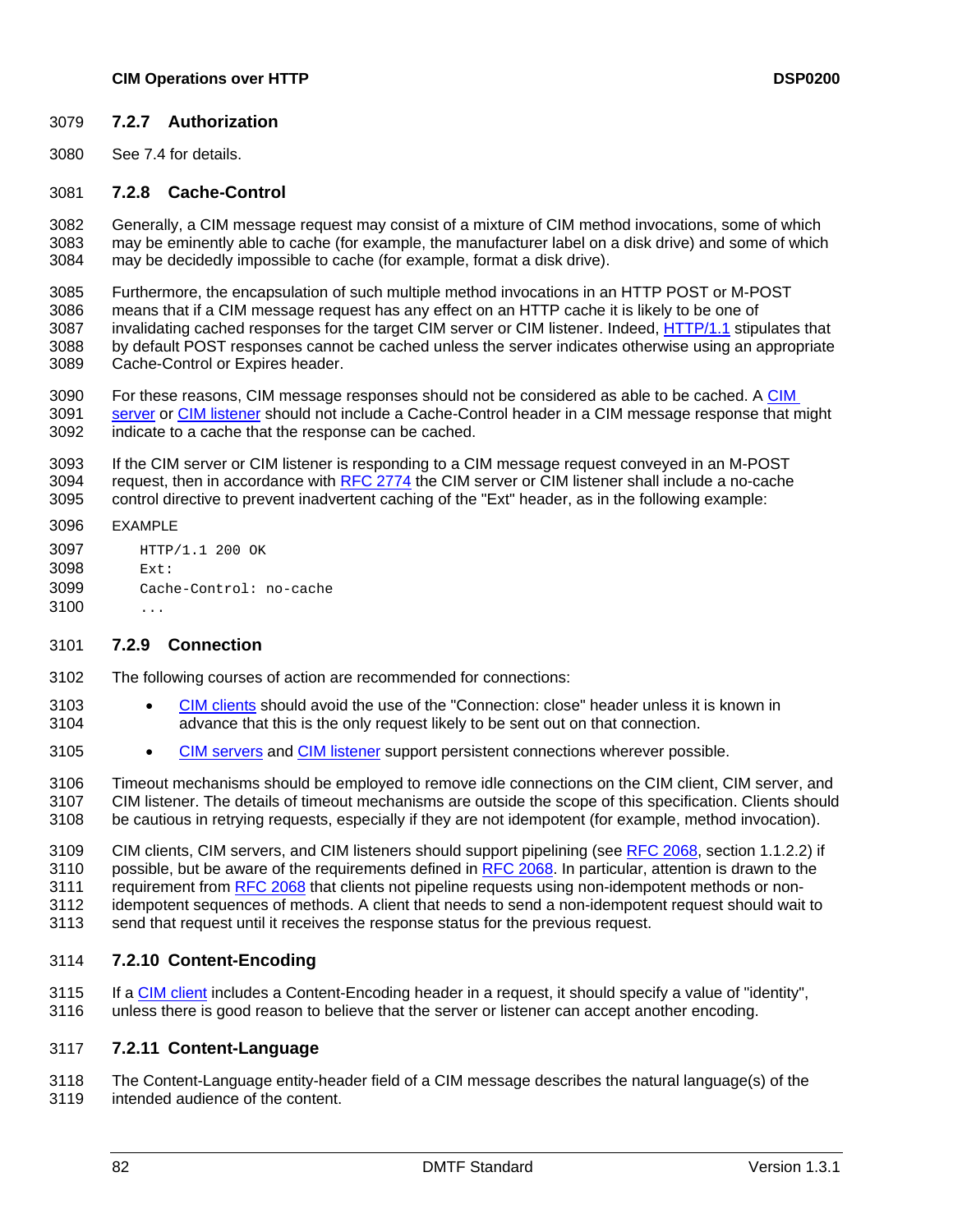### 7.2.7 Authorization

See 7.4 for details.

### 7.2.8 Cache-Control

Generally, a CIM message request may consist of a mixture of CIM method invocations, some of which may be eminently able to cache (for example, the manufacturer label on a disk drive) and some of which may be decidedly impossible to cache (for example, format a disk drive).

Furthermore, the encapsulation of such multiple method invocations in an HTTP POST or M-POST means that if a CIM message request has any effect on an HTTP cache it is likely to be one of invalidating cached responses for the target CIM server or CIM listener. Indeed, HTTP/1.1 stipulates that by default POST responses cannot be cached unless the server indicates otherwise using an appropriate Cache-Control or Expires header.

For these reasons, CIM message responses should not be considered as able to be cached. A CIM server or CIM listener should not include a Cache-Control header in a CIM message response that might indicate to a cache that the response can be cached.

If the CIM server or CIM listener is responding to a CIM message request conveyed in an M-POST request, then in accordance with RFC 2774 the CIM server or CIM listener shall include a no-cache control directive to prevent inadvertent caching of the "Ext" header, as in the following example:

EXAMPLE

```
HTTP/1.1 200 OK
Ext:
Cache-Control: no-cache
...
```

### 7.2.9 Connection

The following courses of action are recommended for connections:

- CIM clients should avoid the use of the "Connection: close" header unless it is known in advance that this is the only request likely to be sent out on that connection.
- CIM servers and CIM listener support persistent connections wherever possible.

Timeout mechanisms should be employed to remove idle connections on the CIM client, CIM server, and CIM listener. The details of timeout mechanisms are outside the scope of this specification. Clients should be cautious in retrying requests, especially if they are not idempotent (for example, method invocation).

CIM clients, CIM servers, and CIM listeners should support pipelining (see RFC 2068, section 1.1.2.2) if possible, but be aware of the requirements defined in RFC 2068. In particular, attention is drawn to the requirement from RFC 2068 that clients not pipeline requests using non-idempotent methods or non-idempotent sequences of methods. A client that needs to send a non-idempotent request should wait to send that request until it receives the response status for the previous request.

### 7.2.10 Content-Encoding

If a CIM client includes a Content-Encoding header in a request, it should specify a value of "identity", unless there is good reason to believe that the server or listener can accept another encoding.

### 7.2.11 Content-Language

The Content-Language entity-header field of a CIM message describes the natural language(s) of the intended audience of the content.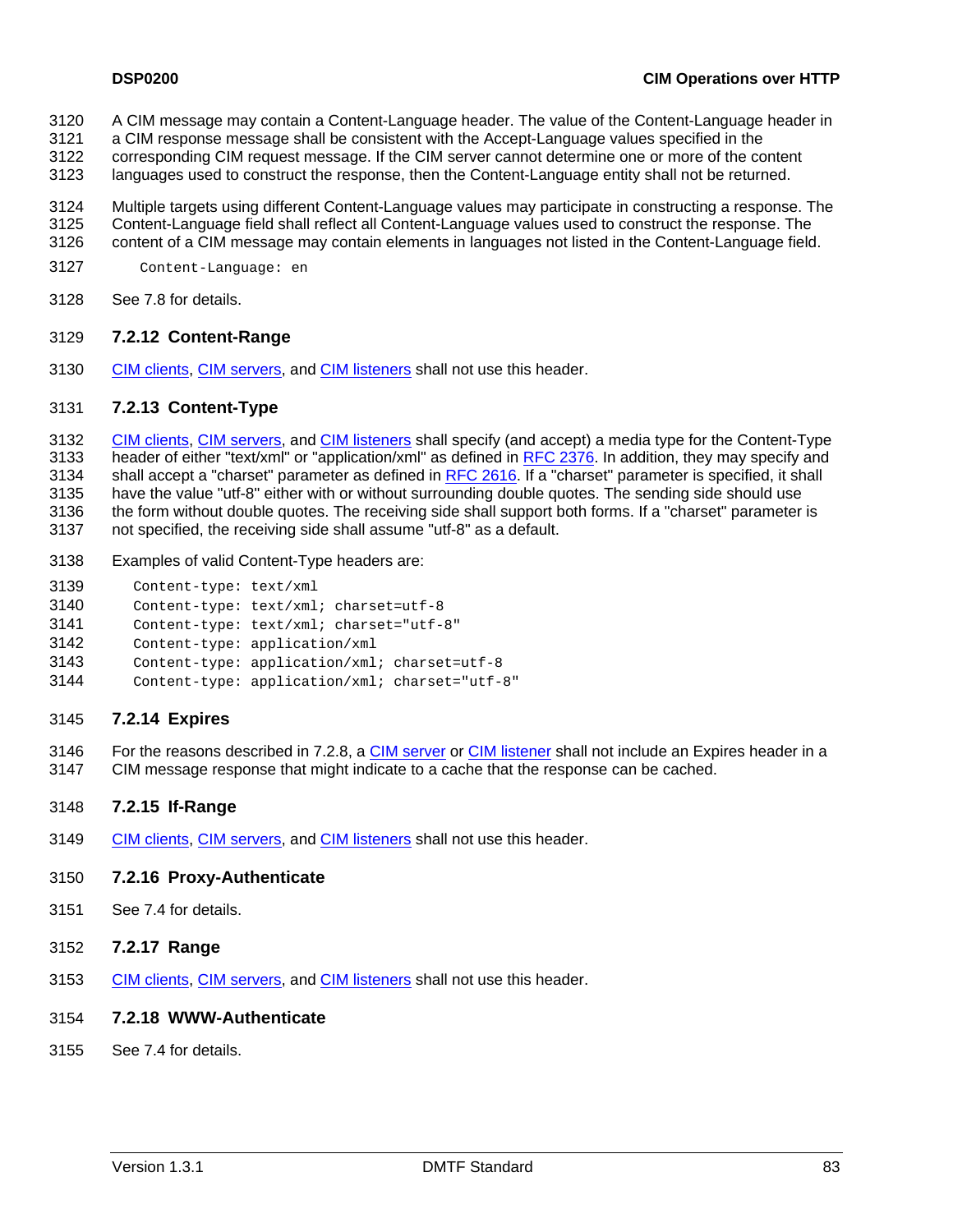A CIM message may contain a Content-Language header. The value of the Content-Language header in a CIM response message shall be consistent with the Accept-Language values specified in the corresponding CIM request message. If the CIM server cannot determine one or more of the content languages used to construct the response, then the Content-Language entity shall not be returned.

Multiple targets using different Content-Language values may participate in constructing a response. The Content-Language field shall reflect all Content-Language values used to construct the response. The content of a CIM message may contain elements in languages not listed in the Content-Language field.

```
Content-Language: en
```

See 7.8 for details.

### 7.2.12 Content-Range

CIM clients, CIM servers, and CIM listeners shall not use this header.

### 7.2.13 Content-Type

CIM clients, CIM servers, and CIM listeners shall specify (and accept) a media type for the Content-Type header of either "text/xml" or "application/xml" as defined in RFC 2376. In addition, they may specify and shall accept a "charset" parameter as defined in RFC 2616. If a "charset" parameter is specified, it shall have the value "utf-8" either with or without surrounding double quotes. The sending side should use the form without double quotes. The receiving side shall support both forms. If a "charset" parameter is not specified, the receiving side shall assume "utf-8" as a default.

Examples of valid Content-Type headers are:

```
Content-type: text/xml
Content-type: text/xml; charset=utf-8
Content-type: text/xml; charset="utf-8"
Content-type: application/xml
Content-type: application/xml; charset=utf-8
Content-type: application/xml; charset="utf-8"
```

### 7.2.14 Expires

For the reasons described in 7.2.8, a CIM server or CIM listener shall not include an Expires header in a CIM message response that might indicate to a cache that the response can be cached.

### 7.2.15 If-Range

CIM clients, CIM servers, and CIM listeners shall not use this header.

### 7.2.16 Proxy-Authenticate

See 7.4 for details.

### 7.2.17 Range

CIM clients, CIM servers, and CIM listeners shall not use this header.

### 7.2.18 WWW-Authenticate

See 7.4 for details.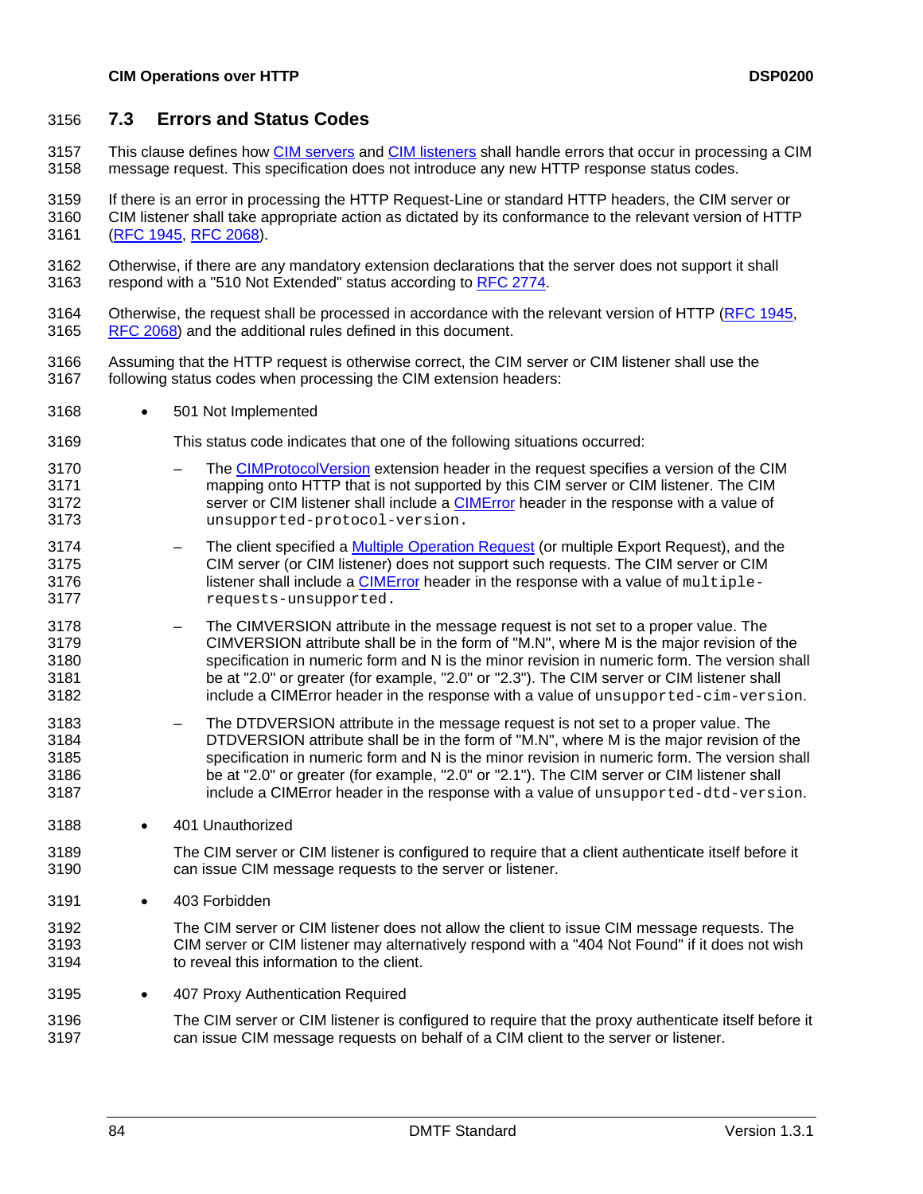## 7.3 Errors and Status Codes

This clause defines how CIM servers and CIM listeners shall handle errors that occur in processing a CIM message request. This specification does not introduce any new HTTP response status codes.

If there is an error in processing the HTTP Request-Line or standard HTTP headers, the CIM server or CIM listener shall take appropriate action as dictated by its conformance to the relevant version of HTTP (RFC 1945, RFC 2068).

Otherwise, if there are any mandatory extension declarations that the server does not support it shall respond with a "510 Not Extended" status according to RFC 2774.

Otherwise, the request shall be processed in accordance with the relevant version of HTTP (RFC 1945, RFC 2068) and the additional rules defined in this document.

Assuming that the HTTP request is otherwise correct, the CIM server or CIM listener shall use the following status codes when processing the CIM extension headers:

- 501 Not Implemented

  This status code indicates that one of the following situations occurred:

  – The CIMProtocolVersion extension header in the request specifies a version of the CIM mapping onto HTTP that is not supported by this CIM server or CIM listener. The CIM server or CIM listener shall include a CIMError header in the response with a value of `unsupported-protocol-version`.

  – The client specified a Multiple Operation Request (or multiple Export Request), and the CIM server (or CIM listener) does not support such requests. The CIM server or CIM listener shall include a CIMError header in the response with a value of `multiple-requests-unsupported`.

  – The CIMVERSION attribute in the message request is not set to a proper value. The CIMVERSION attribute shall be in the form of "M.N", where M is the major revision of the specification in numeric form and N is the minor revision in numeric form. The version shall be at "2.0" or greater (for example, "2.0" or "2.3"). The CIM server or CIM listener shall include a CIMError header in the response with a value of `unsupported-cim-version`.

  – The DTDVERSION attribute in the message request is not set to a proper value. The DTDVERSION attribute shall be in the form of "M.N", where M is the major revision of the specification in numeric form and N is the minor revision in numeric form. The version shall be at "2.0" or greater (for example, "2.0" or "2.1"). The CIM server or CIM listener shall include a CIMError header in the response with a value of `unsupported-dtd-version`.

- 401 Unauthorized

  The CIM server or CIM listener is configured to require that a client authenticate itself before it can issue CIM message requests to the server or listener.

- 403 Forbidden

  The CIM server or CIM listener does not allow the client to issue CIM message requests. The CIM server or CIM listener may alternatively respond with a "404 Not Found" if it does not wish to reveal this information to the client.

- 407 Proxy Authentication Required

  The CIM server or CIM listener is configured to require that the proxy authenticate itself before it can issue CIM message requests on behalf of a CIM client to the server or listener.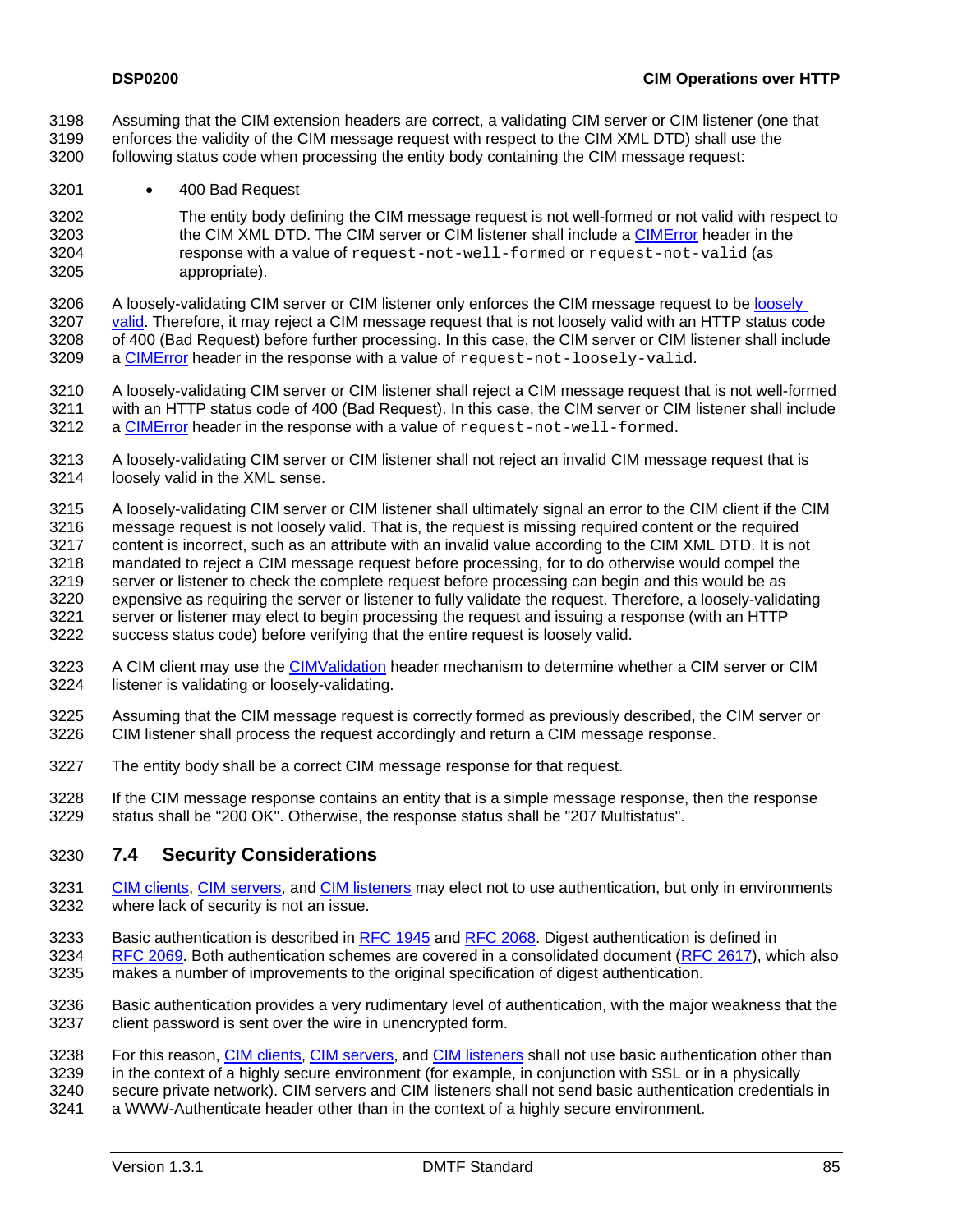Assuming that the CIM extension headers are correct, a validating CIM server or CIM listener (one that enforces the validity of the CIM message request with respect to the CIM XML DTD) shall use the following status code when processing the entity body containing the CIM message request:

- 400 Bad Request

  The entity body defining the CIM message request is not well-formed or not valid with respect to the CIM XML DTD. The CIM server or CIM listener shall include a CIMError header in the response with a value of `request-not-well-formed` or `request-not-valid` (as appropriate).

A loosely-validating CIM server or CIM listener only enforces the CIM message request to be loosely valid. Therefore, it may reject a CIM message request that is not loosely valid with an HTTP status code of 400 (Bad Request) before further processing. In this case, the CIM server or CIM listener shall include a CIMError header in the response with a value of `request-not-loosely-valid`.

A loosely-validating CIM server or CIM listener shall reject a CIM message request that is not well-formed with an HTTP status code of 400 (Bad Request). In this case, the CIM server or CIM listener shall include a CIMError header in the response with a value of `request-not-well-formed`.

A loosely-validating CIM server or CIM listener shall not reject an invalid CIM message request that is loosely valid in the XML sense.

A loosely-validating CIM server or CIM listener shall ultimately signal an error to the CIM client if the CIM message request is not loosely valid. That is, the request is missing required content or the required content is incorrect, such as an attribute with an invalid value according to the CIM XML DTD. It is not mandated to reject a CIM message request before processing, for to do otherwise would compel the server or listener to check the complete request before processing can begin and this would be as expensive as requiring the server or listener to fully validate the request. Therefore, a loosely-validating server or listener may elect to begin processing the request and issuing a response (with an HTTP success status code) before verifying that the entire request is loosely valid.

A CIM client may use the CIMValidation header mechanism to determine whether a CIM server or CIM listener is validating or loosely-validating.

Assuming that the CIM message request is correctly formed as previously described, the CIM server or CIM listener shall process the request accordingly and return a CIM message response.

The entity body shall be a correct CIM message response for that request.

If the CIM message response contains an entity that is a simple message response, then the response status shall be "200 OK". Otherwise, the response status shall be "207 Multistatus".

## 7.4 Security Considerations

CIM clients, CIM servers, and CIM listeners may elect not to use authentication, but only in environments where lack of security is not an issue.

Basic authentication is described in RFC 1945 and RFC 2068. Digest authentication is defined in RFC 2069. Both authentication schemes are covered in a consolidated document (RFC 2617), which also makes a number of improvements to the original specification of digest authentication.

Basic authentication provides a very rudimentary level of authentication, with the major weakness that the client password is sent over the wire in unencrypted form.

For this reason, CIM clients, CIM servers, and CIM listeners shall not use basic authentication other than in the context of a highly secure environment (for example, in conjunction with SSL or in a physically secure private network). CIM servers and CIM listeners shall not send basic authentication credentials in a WWW-Authenticate header other than in the context of a highly secure environment.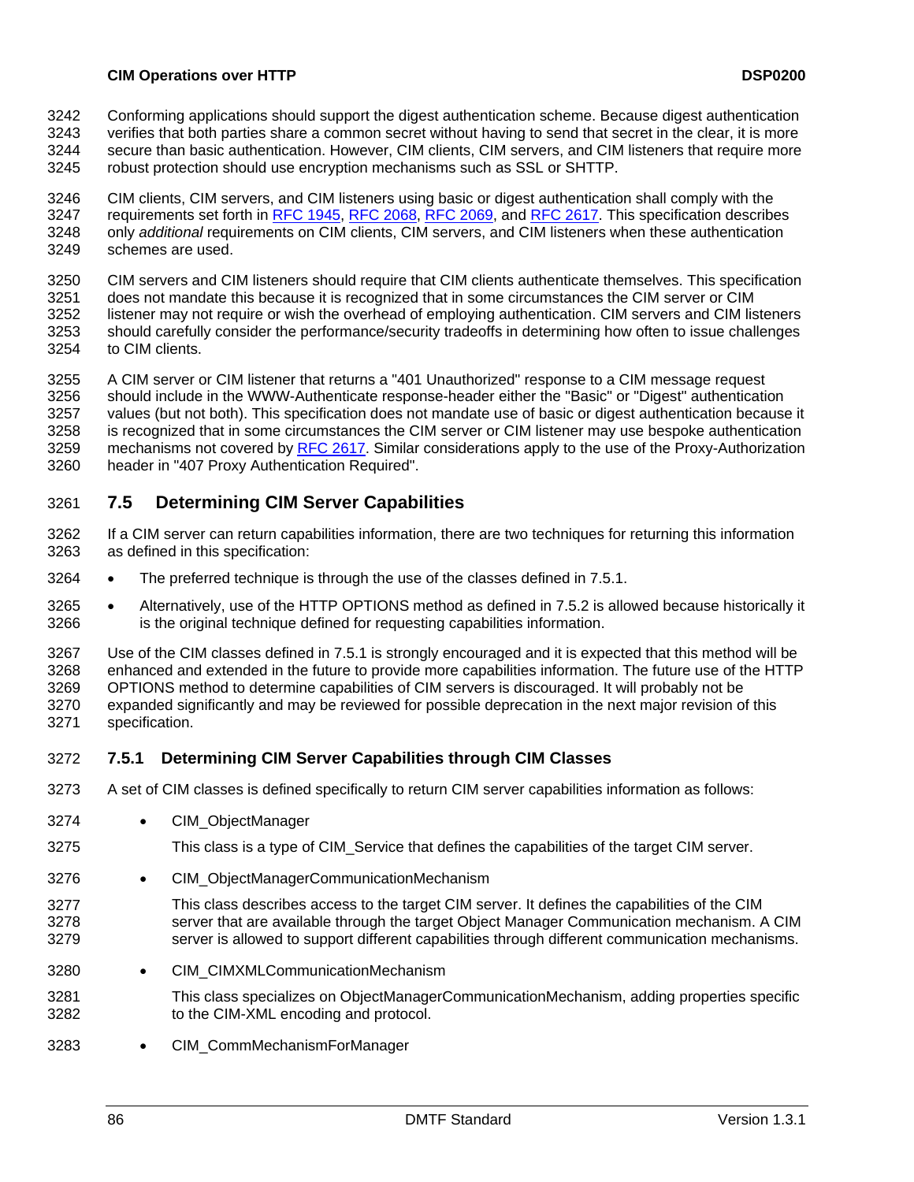Conforming applications should support the digest authentication scheme. Because digest authentication verifies that both parties share a common secret without having to send that secret in the clear, it is more secure than basic authentication. However, CIM clients, CIM servers, and CIM listeners that require more robust protection should use encryption mechanisms such as SSL or SHTTP.

CIM clients, CIM servers, and CIM listeners using basic or digest authentication shall comply with the requirements set forth in RFC 1945, RFC 2068, RFC 2069, and RFC 2617. This specification describes only *additional* requirements on CIM clients, CIM servers, and CIM listeners when these authentication schemes are used.

CIM servers and CIM listeners should require that CIM clients authenticate themselves. This specification does not mandate this because it is recognized that in some circumstances the CIM server or CIM listener may not require or wish the overhead of employing authentication. CIM servers and CIM listeners should carefully consider the performance/security tradeoffs in determining how often to issue challenges to CIM clients.

A CIM server or CIM listener that returns a "401 Unauthorized" response to a CIM message request should include in the WWW-Authenticate response-header either the "Basic" or "Digest" authentication values (but not both). This specification does not mandate use of basic or digest authentication because it is recognized that in some circumstances the CIM server or CIM listener may use bespoke authentication mechanisms not covered by RFC 2617. Similar considerations apply to the use of the Proxy-Authorization header in "407 Proxy Authentication Required".

## 7.5 Determining CIM Server Capabilities

If a CIM server can return capabilities information, there are two techniques for returning this information as defined in this specification:

- The preferred technique is through the use of the classes defined in 7.5.1.
- Alternatively, use of the HTTP OPTIONS method as defined in 7.5.2 is allowed because historically it is the original technique defined for requesting capabilities information.

Use of the CIM classes defined in 7.5.1 is strongly encouraged and it is expected that this method will be enhanced and extended in the future to provide more capabilities information. The future use of the HTTP OPTIONS method to determine capabilities of CIM servers is discouraged. It will probably not be expanded significantly and may be reviewed for possible deprecation in the next major revision of this specification.

### 7.5.1 Determining CIM Server Capabilities through CIM Classes

A set of CIM classes is defined specifically to return CIM server capabilities information as follows:

- CIM_ObjectManager

  This class is a type of CIM_Service that defines the capabilities of the target CIM server.

- CIM_ObjectManagerCommunicationMechanism

  This class describes access to the target CIM server. It defines the capabilities of the CIM server that are available through the target Object Manager Communication mechanism. A CIM server is allowed to support different capabilities through different communication mechanisms.

- CIM_CIMXMLCommunicationMechanism

  This class specializes on ObjectManagerCommunicationMechanism, adding properties specific to the CIM-XML encoding and protocol.

- CIM_CommMechanismForManager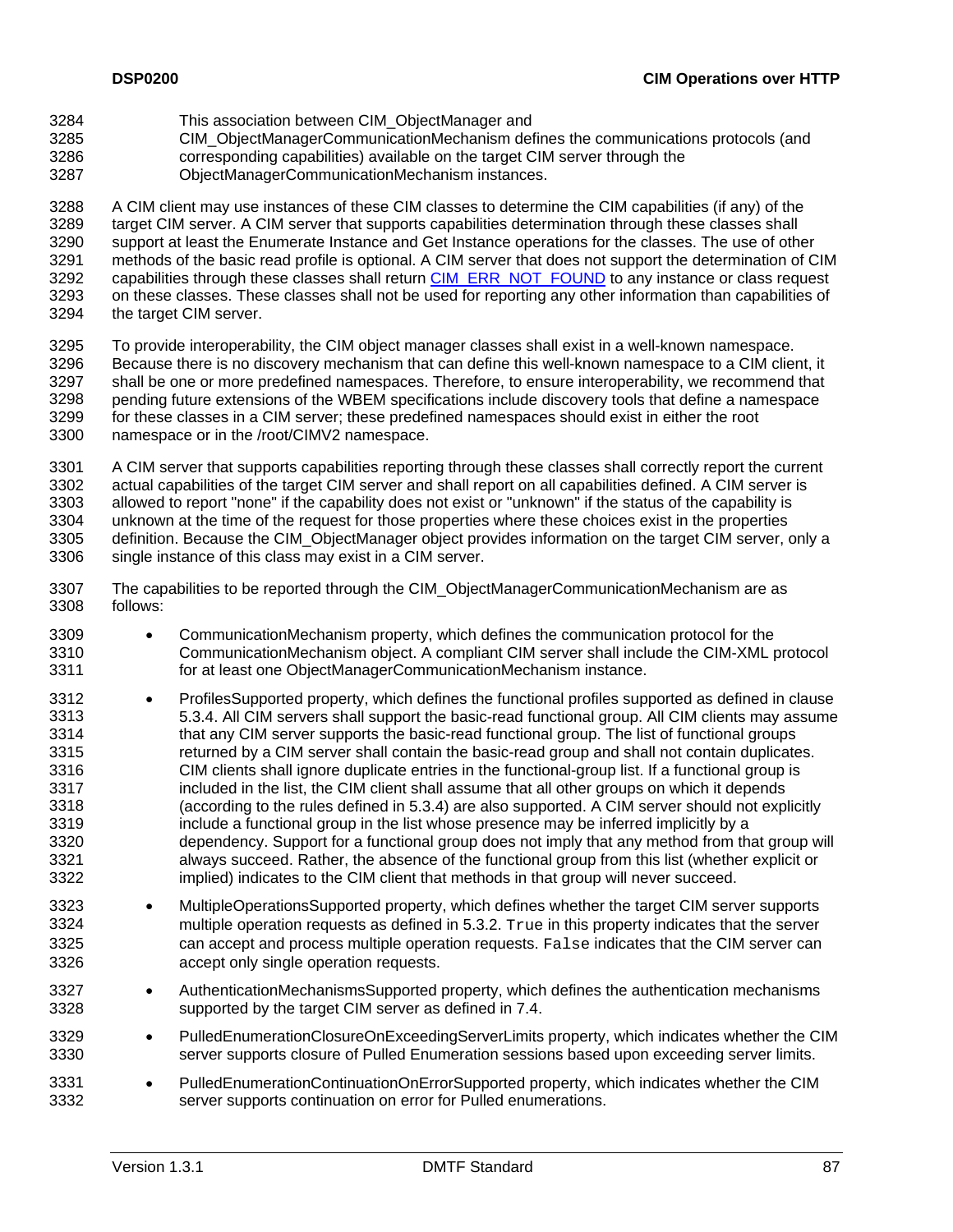This association between CIM_ObjectManager and CIM_ObjectManagerCommunicationMechanism defines the communications protocols (and corresponding capabilities) available on the target CIM server through the ObjectManagerCommunicationMechanism instances.

A CIM client may use instances of these CIM classes to determine the CIM capabilities (if any) of the target CIM server. A CIM server that supports capabilities determination through these classes shall support at least the Enumerate Instance and Get Instance operations for the classes. The use of other methods of the basic read profile is optional. A CIM server that does not support the determination of CIM capabilities through these classes shall return CIM_ERR_NOT_FOUND to any instance or class request on these classes. These classes shall not be used for reporting any other information than capabilities of the target CIM server.

To provide interoperability, the CIM object manager classes shall exist in a well-known namespace. Because there is no discovery mechanism that can define this well-known namespace to a CIM client, it shall be one or more predefined namespaces. Therefore, to ensure interoperability, we recommend that pending future extensions of the WBEM specifications include discovery tools that define a namespace for these classes in a CIM server; these predefined namespaces should exist in either the root namespace or in the /root/CIMV2 namespace.

A CIM server that supports capabilities reporting through these classes shall correctly report the current actual capabilities of the target CIM server and shall report on all capabilities defined. A CIM server is allowed to report "none" if the capability does not exist or "unknown" if the status of the capability is unknown at the time of the request for those properties where these choices exist in the properties definition. Because the CIM_ObjectManager object provides information on the target CIM server, only a single instance of this class may exist in a CIM server.

The capabilities to be reported through the CIM_ObjectManagerCommunicationMechanism are as follows:

- CommunicationMechanism property, which defines the communication protocol for the CommunicationMechanism object. A compliant CIM server shall include the CIM-XML protocol for at least one ObjectManagerCommunicationMechanism instance.
- ProfilesSupported property, which defines the functional profiles supported as defined in clause 5.3.4. All CIM servers shall support the basic-read functional group. All CIM clients may assume that any CIM server supports the basic-read functional group. The list of functional groups returned by a CIM server shall contain the basic-read group and shall not contain duplicates. CIM clients shall ignore duplicate entries in the functional-group list. If a functional group is included in the list, the CIM client shall assume that all other groups on which it depends (according to the rules defined in 5.3.4) are also supported. A CIM server should not explicitly include a functional group in the list whose presence may be inferred implicitly by a dependency. Support for a functional group does not imply that any method from that group will always succeed. Rather, the absence of the functional group from this list (whether explicit or implied) indicates to the CIM client that methods in that group will never succeed.
- MultipleOperationsSupported property, which defines whether the target CIM server supports multiple operation requests as defined in 5.3.2. `True` in this property indicates that the server can accept and process multiple operation requests. `False` indicates that the CIM server can accept only single operation requests.
- AuthenticationMechanismsSupported property, which defines the authentication mechanisms supported by the target CIM server as defined in 7.4.
- PulledEnumerationClosureOnExceedingServerLimits property, which indicates whether the CIM server supports closure of Pulled Enumeration sessions based upon exceeding server limits.
- PulledEnumerationContinuationOnErrorSupported property, which indicates whether the CIM server supports continuation on error for Pulled enumerations.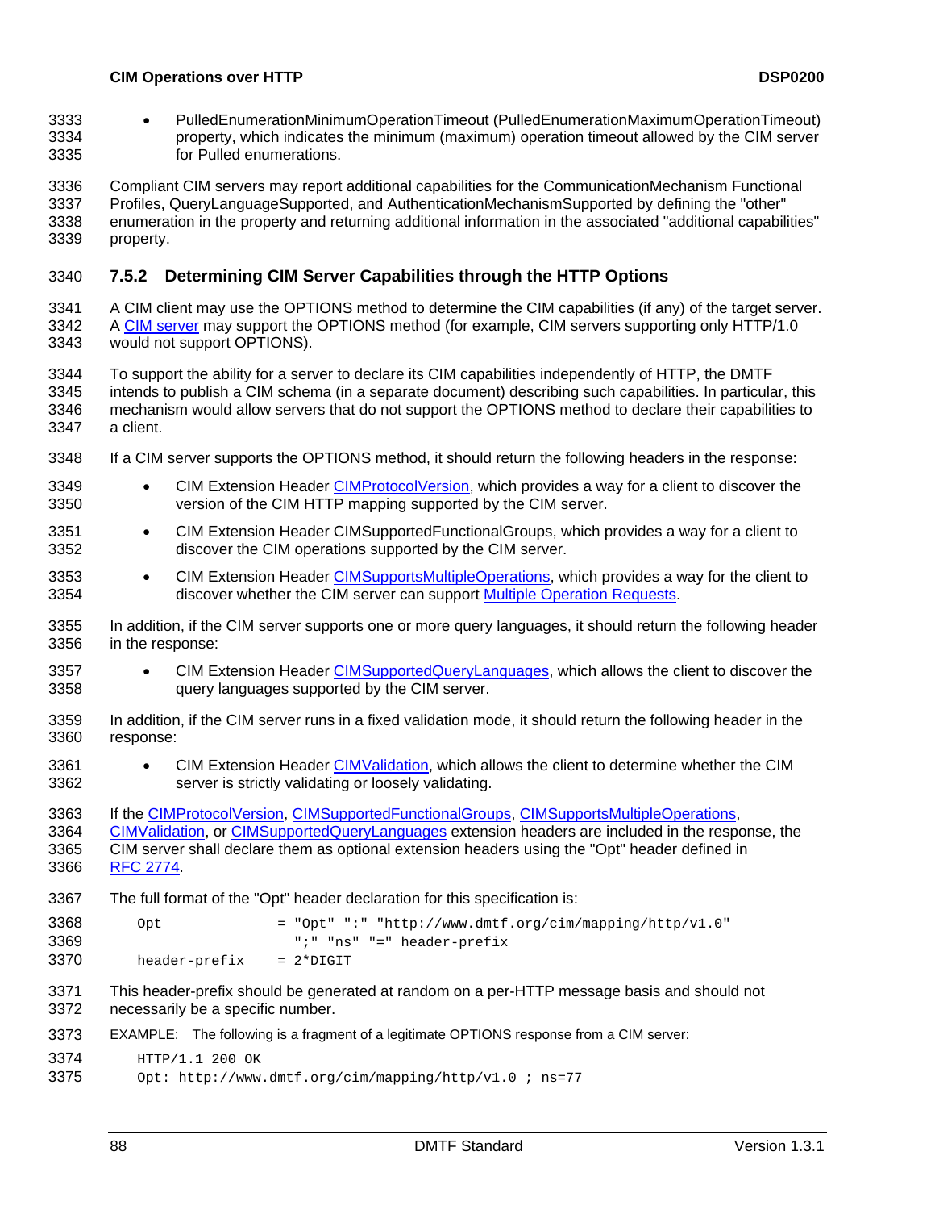- PulledEnumerationMinimumOperationTimeout (PulledEnumerationMaximumOperationTimeout) property, which indicates the minimum (maximum) operation timeout allowed by the CIM server for Pulled enumerations.

Compliant CIM servers may report additional capabilities for the CommunicationMechanism Functional Profiles, QueryLanguageSupported, and AuthenticationMechanismSupported by defining the "other" enumeration in the property and returning additional information in the associated "additional capabilities" property.

### 7.5.2 Determining CIM Server Capabilities through the HTTP Options

A CIM client may use the OPTIONS method to determine the CIM capabilities (if any) of the target server. A CIM server may support the OPTIONS method (for example, CIM servers supporting only HTTP/1.0 would not support OPTIONS).

To support the ability for a server to declare its CIM capabilities independently of HTTP, the DMTF intends to publish a CIM schema (in a separate document) describing such capabilities. In particular, this mechanism would allow servers that do not support the OPTIONS method to declare their capabilities to a client.

If a CIM server supports the OPTIONS method, it should return the following headers in the response:

- CIM Extension Header CIMProtocolVersion, which provides a way for a client to discover the version of the CIM HTTP mapping supported by the CIM server.
- CIM Extension Header CIMSupportedFunctionalGroups, which provides a way for a client to discover the CIM operations supported by the CIM server.
- CIM Extension Header CIMSupportsMultipleOperations, which provides a way for the client to discover whether the CIM server can support Multiple Operation Requests.

In addition, if the CIM server supports one or more query languages, it should return the following header in the response:

- CIM Extension Header CIMSupportedQueryLanguages, which allows the client to discover the query languages supported by the CIM server.

In addition, if the CIM server runs in a fixed validation mode, it should return the following header in the response:

- CIM Extension Header CIMValidation, which allows the client to determine whether the CIM server is strictly validating or loosely validating.

If the CIMProtocolVersion, CIMSupportedFunctionalGroups, CIMSupportsMultipleOperations, CIMValidation, or CIMSupportedQueryLanguages extension headers are included in the response, the CIM server shall declare them as optional extension headers using the "Opt" header defined in RFC 2774.

The full format of the "Opt" header declaration for this specification is:

```
Opt             = "Opt" ":" "http://www.dmtf.org/cim/mapping/http/v1.0"
                  ";" "ns" "=" header-prefix
header-prefix   = 2*DIGIT
```

This header-prefix should be generated at random on a per-HTTP message basis and should not necessarily be a specific number.

EXAMPLE: The following is a fragment of a legitimate OPTIONS response from a CIM server:

```
HTTP/1.1 200 OK
Opt: http://www.dmtf.org/cim/mapping/http/v1.0 ; ns=77
```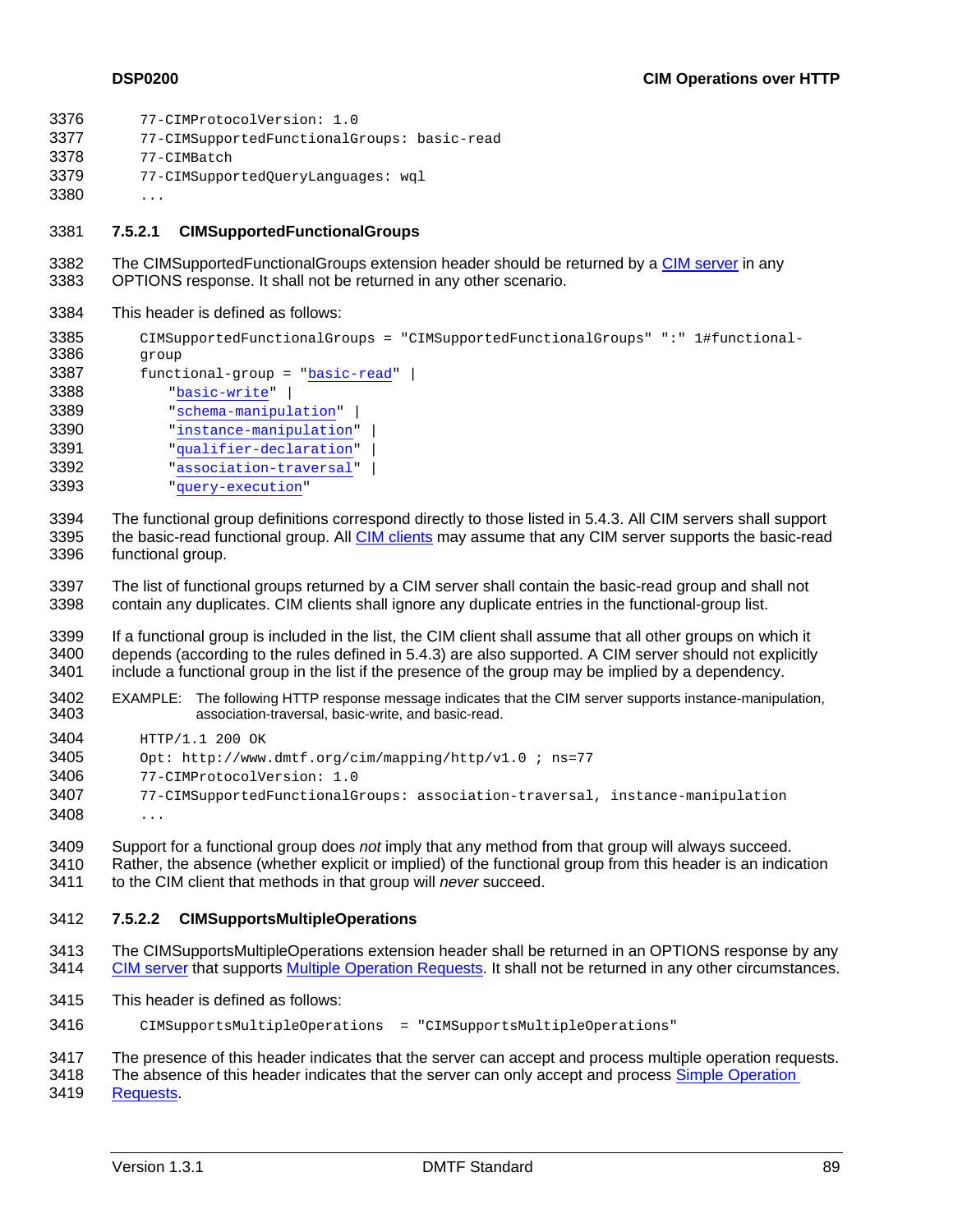```
77-CIMProtocolVersion: 1.0
77-CIMSupportedFunctionalGroups: basic-read
77-CIMBatch
77-CIMSupportedQueryLanguages: wql
...
```

#### 7.5.2.1 CIMSupportedFunctionalGroups

The CIMSupportedFunctionalGroups extension header should be returned by a CIM server in any OPTIONS response. It shall not be returned in any other scenario.

This header is defined as follows:

```
CIMSupportedFunctionalGroups = "CIMSupportedFunctionalGroups" ":" 1#functional-
group
functional-group = "basic-read" |
    "basic-write" |
    "schema-manipulation" |
    "instance-manipulation" |
    "qualifier-declaration" |
    "association-traversal" |
    "query-execution"
```

The functional group definitions correspond directly to those listed in 5.4.3. All CIM servers shall support the basic-read functional group. All CIM clients may assume that any CIM server supports the basic-read functional group.

The list of functional groups returned by a CIM server shall contain the basic-read group and shall not contain any duplicates. CIM clients shall ignore any duplicate entries in the functional-group list.

If a functional group is included in the list, the CIM client shall assume that all other groups on which it depends (according to the rules defined in 5.4.3) are also supported. A CIM server should not explicitly include a functional group in the list if the presence of the group may be implied by a dependency.

EXAMPLE: The following HTTP response message indicates that the CIM server supports instance-manipulation, association-traversal, basic-write, and basic-read.

```
HTTP/1.1 200 OK
Opt: http://www.dmtf.org/cim/mapping/http/v1.0 ; ns=77
77-CIMProtocolVersion: 1.0
77-CIMSupportedFunctionalGroups: association-traversal, instance-manipulation
...
```

Support for a functional group does *not* imply that any method from that group will always succeed. Rather, the absence (whether explicit or implied) of the functional group from this header is an indication to the CIM client that methods in that group will *never* succeed.

#### 7.5.2.2 CIMSupportsMultipleOperations

The CIMSupportsMultipleOperations extension header shall be returned in an OPTIONS response by any CIM server that supports Multiple Operation Requests. It shall not be returned in any other circumstances.

This header is defined as follows:

```
CIMSupportsMultipleOperations  = "CIMSupportsMultipleOperations"
```

The presence of this header indicates that the server can accept and process multiple operation requests. The absence of this header indicates that the server can only accept and process Simple Operation Requests.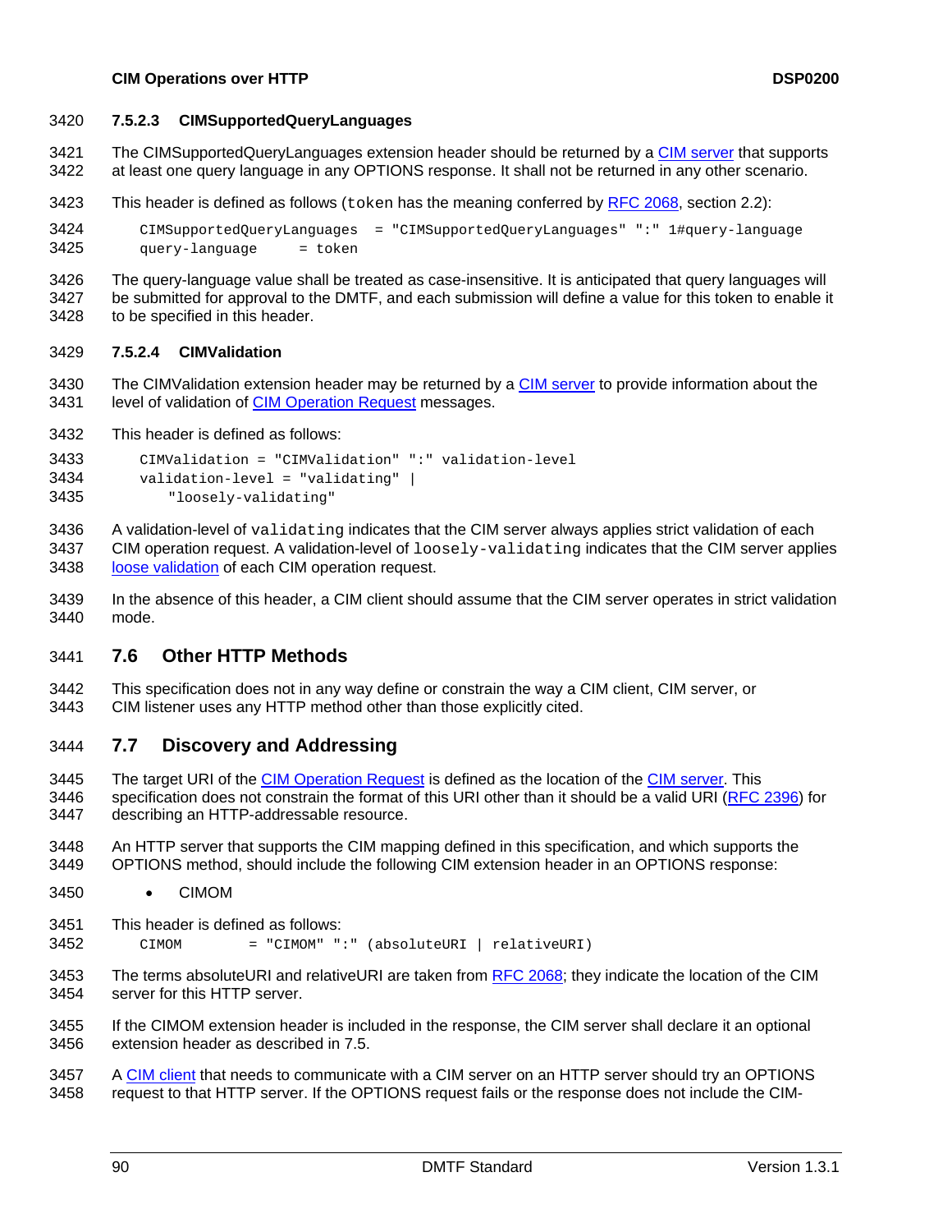#### 7.5.2.3 CIMSupportedQueryLanguages

The CIMSupportedQueryLanguages extension header should be returned by a CIM server that supports at least one query language in any OPTIONS response. It shall not be returned in any other scenario.

This header is defined as follows (`token` has the meaning conferred by RFC 2068, section 2.2):

```
CIMSupportedQueryLanguages  = "CIMSupportedQueryLanguages" ":" 1#query-language
query-language      = token
```

The query-language value shall be treated as case-insensitive. It is anticipated that query languages will be submitted for approval to the DMTF, and each submission will define a value for this token to enable it to be specified in this header.

#### 7.5.2.4 CIMValidation

The CIMValidation extension header may be returned by a CIM server to provide information about the level of validation of CIM Operation Request messages.

This header is defined as follows:

```
CIMValidation = "CIMValidation" ":" validation-level
validation-level = "validating" |
    "loosely-validating"
```

A validation-level of `validating` indicates that the CIM server always applies strict validation of each CIM operation request. A validation-level of `loosely-validating` indicates that the CIM server applies loose validation of each CIM operation request.

In the absence of this header, a CIM client should assume that the CIM server operates in strict validation mode.

## 7.6 Other HTTP Methods

This specification does not in any way define or constrain the way a CIM client, CIM server, or CIM listener uses any HTTP method other than those explicitly cited.

## 7.7 Discovery and Addressing

The target URI of the CIM Operation Request is defined as the location of the CIM server. This specification does not constrain the format of this URI other than it should be a valid URI (RFC 2396) for describing an HTTP-addressable resource.

An HTTP server that supports the CIM mapping defined in this specification, and which supports the OPTIONS method, should include the following CIM extension header in an OPTIONS response:

- CIMOM

This header is defined as follows:

```
CIMOM       = "CIMOM" ":" (absoluteURI | relativeURI)
```

The terms absoluteURI and relativeURI are taken from RFC 2068; they indicate the location of the CIM server for this HTTP server.

If the CIMOM extension header is included in the response, the CIM server shall declare it an optional extension header as described in 7.5.

A CIM client that needs to communicate with a CIM server on an HTTP server should try an OPTIONS request to that HTTP server. If the OPTIONS request fails or the response does not include the CIM-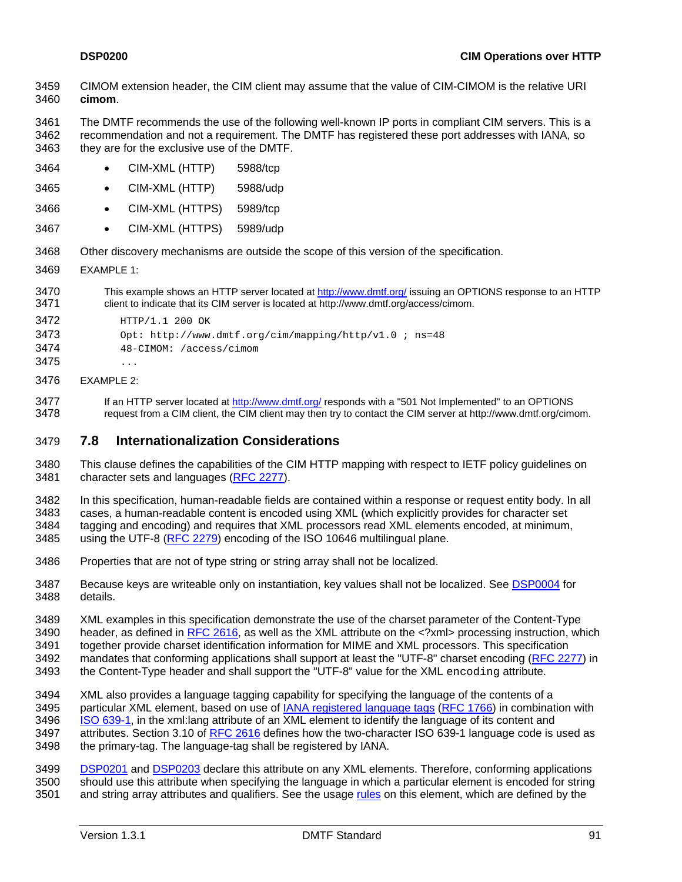CIMOM extension header, the CIM client may assume that the value of CIM-CIMOM is the relative URI **cimom**.

The DMTF recommends the use of the following well-known IP ports in compliant CIM servers. This is a recommendation and not a requirement. The DMTF has registered these port addresses with IANA, so they are for the exclusive use of the DMTF.

- CIM-XML (HTTP) 5988/tcp
- CIM-XML (HTTP) 5988/udp
- CIM-XML (HTTPS) 5989/tcp
- CIM-XML (HTTPS) 5989/udp

Other discovery mechanisms are outside the scope of this version of the specification.

EXAMPLE 1:

This example shows an HTTP server located at http://www.dmtf.org/ issuing an OPTIONS response to an HTTP client to indicate that its CIM server is located at http://www.dmtf.org/access/cimom.

```
HTTP/1.1 200 OK
Opt: http://www.dmtf.org/cim/mapping/http/v1.0 ; ns=48
48-CIMOM: /access/cimom
...
```

EXAMPLE 2:

If an HTTP server located at http://www.dmtf.org/ responds with a "501 Not Implemented" to an OPTIONS request from a CIM client, the CIM client may then try to contact the CIM server at http://www.dmtf.org/cimom.

## 7.8 Internationalization Considerations

This clause defines the capabilities of the CIM HTTP mapping with respect to IETF policy guidelines on character sets and languages (RFC 2277).

In this specification, human-readable fields are contained within a response or request entity body. In all cases, a human-readable content is encoded using XML (which explicitly provides for character set tagging and encoding) and requires that XML processors read XML elements encoded, at minimum, using the UTF-8 (RFC 2279) encoding of the ISO 10646 multilingual plane.

Properties that are not of type string or string array shall not be localized.

Because keys are writeable only on instantiation, key values shall not be localized. See DSP0004 for details.

XML examples in this specification demonstrate the use of the charset parameter of the Content-Type header, as defined in RFC 2616, as well as the XML attribute on the <?xml> processing instruction, which together provide charset identification information for MIME and XML processors. This specification mandates that conforming applications shall support at least the "UTF-8" charset encoding (RFC 2277) in the Content-Type header and shall support the "UTF-8" value for the XML `encoding` attribute.

XML also provides a language tagging capability for specifying the language of the contents of a particular XML element, based on use of IANA registered language tags (RFC 1766) in combination with ISO 639-1, in the xml:lang attribute of an XML element to identify the language of its content and attributes. Section 3.10 of RFC 2616 defines how the two-character ISO 639-1 language code is used as the primary-tag. The language-tag shall be registered by IANA.

DSP0201 and DSP0203 declare this attribute on any XML elements. Therefore, conforming applications should use this attribute when specifying the language in which a particular element is encoded for string and string array attributes and qualifiers. See the usage rules on this element, which are defined by the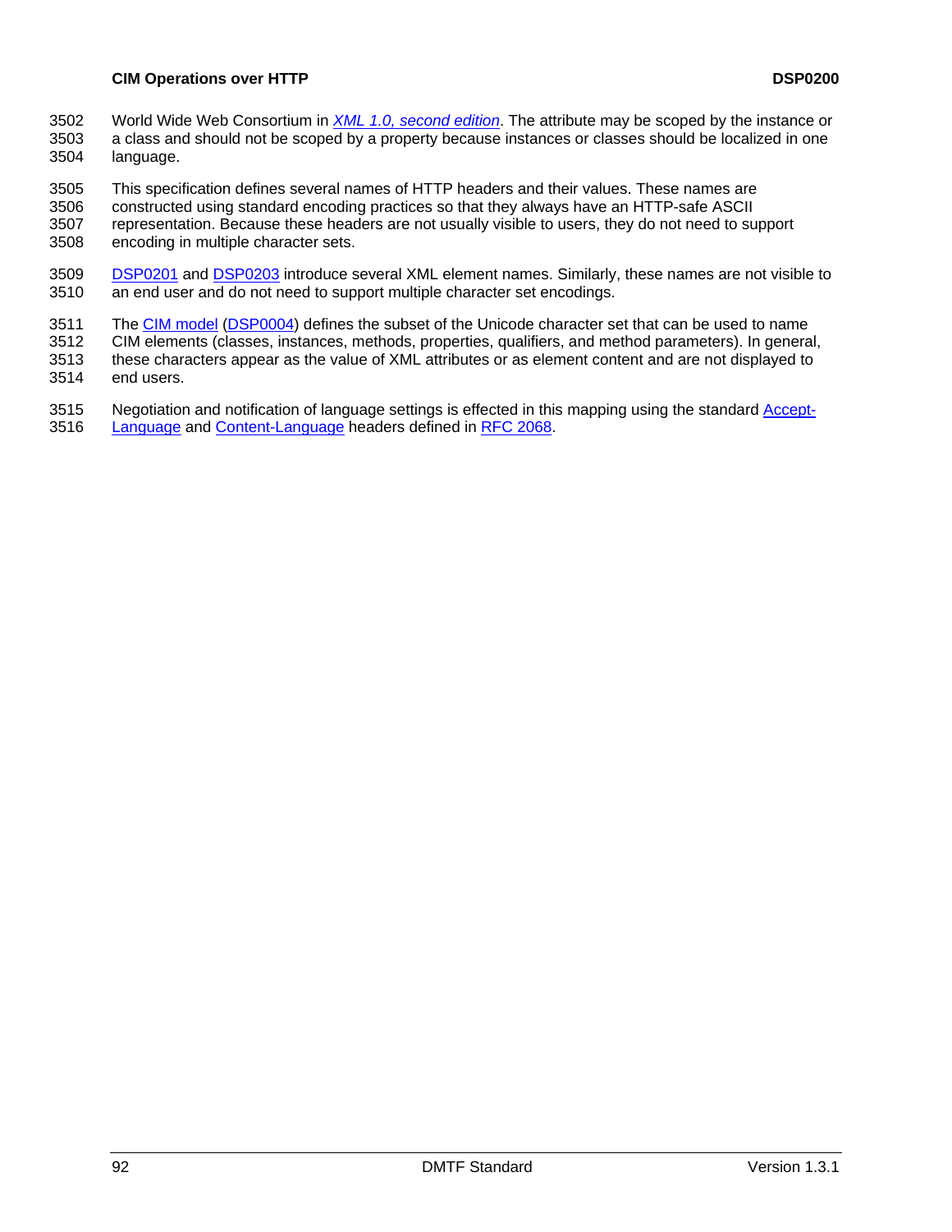World Wide Web Consortium in *XML 1.0, second edition*. The attribute may be scoped by the instance or a class and should not be scoped by a property because instances or classes should be localized in one language.

This specification defines several names of HTTP headers and their values. These names are constructed using standard encoding practices so that they always have an HTTP-safe ASCII representation. Because these headers are not usually visible to users, they do not need to support encoding in multiple character sets.

DSP0201 and DSP0203 introduce several XML element names. Similarly, these names are not visible to an end user and do not need to support multiple character set encodings.

The CIM model (DSP0004) defines the subset of the Unicode character set that can be used to name CIM elements (classes, instances, methods, properties, qualifiers, and method parameters). In general, these characters appear as the value of XML attributes or as element content and are not displayed to end users.

Negotiation and notification of language settings is effected in this mapping using the standard Accept-Language and Content-Language headers defined in RFC 2068.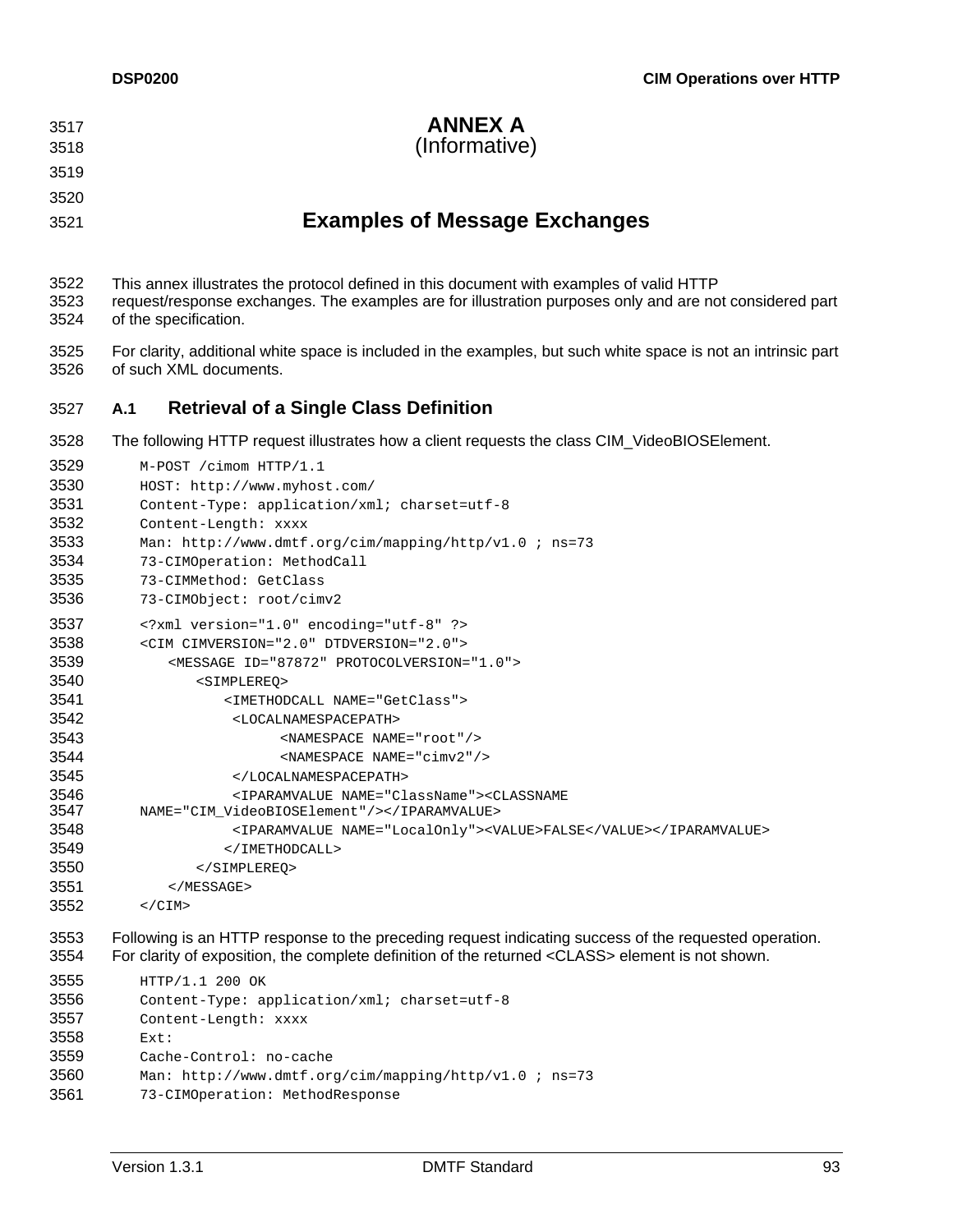# ANNEX A
(Informative)

# Examples of Message Exchanges

This annex illustrates the protocol defined in this document with examples of valid HTTP request/response exchanges. The examples are for illustration purposes only and are not considered part of the specification.

For clarity, additional white space is included in the examples, but such white space is not an intrinsic part of such XML documents.

## A.1 Retrieval of a Single Class Definition

The following HTTP request illustrates how a client requests the class CIM_VideoBIOSElement.

```
M-POST /cimom HTTP/1.1
HOST: http://www.myhost.com/
Content-Type: application/xml; charset=utf-8
Content-Length: xxxx
Man: http://www.dmtf.org/cim/mapping/http/v1.0 ; ns=73
73-CIMOperation: MethodCall
73-CIMMethod: GetClass
73-CIMObject: root/cimv2
```

```
<?xml version="1.0" encoding="utf-8" ?>
<CIM CIMVERSION="2.0" DTDVERSION="2.0">
   <MESSAGE ID="87872" PROTOCOLVERSION="1.0">
      <SIMPLEREQ>
         <IMETHODCALL NAME="GetClass">
          <LOCALNAMESPACEPATH>
               <NAMESPACE NAME="root"/>
               <NAMESPACE NAME="cimv2"/>
          </LOCALNAMESPACEPATH>
          <IPARAMVALUE NAME="ClassName"><CLASSNAME
NAME="CIM_VideoBIOSElement"/></IPARAMVALUE>
          <IPARAMVALUE NAME="LocalOnly"><VALUE>FALSE</VALUE></IPARAMVALUE>
         </IMETHODCALL>
      </SIMPLEREQ>
   </MESSAGE>
</CIM>
```

Following is an HTTP response to the preceding request indicating success of the requested operation. For clarity of exposition, the complete definition of the returned <CLASS> element is not shown.

```
HTTP/1.1 200 OK
Content-Type: application/xml; charset=utf-8
Content-Length: xxxx
Ext:
Cache-Control: no-cache
Man: http://www.dmtf.org/cim/mapping/http/v1.0 ; ns=73
73-CIMOperation: MethodResponse
```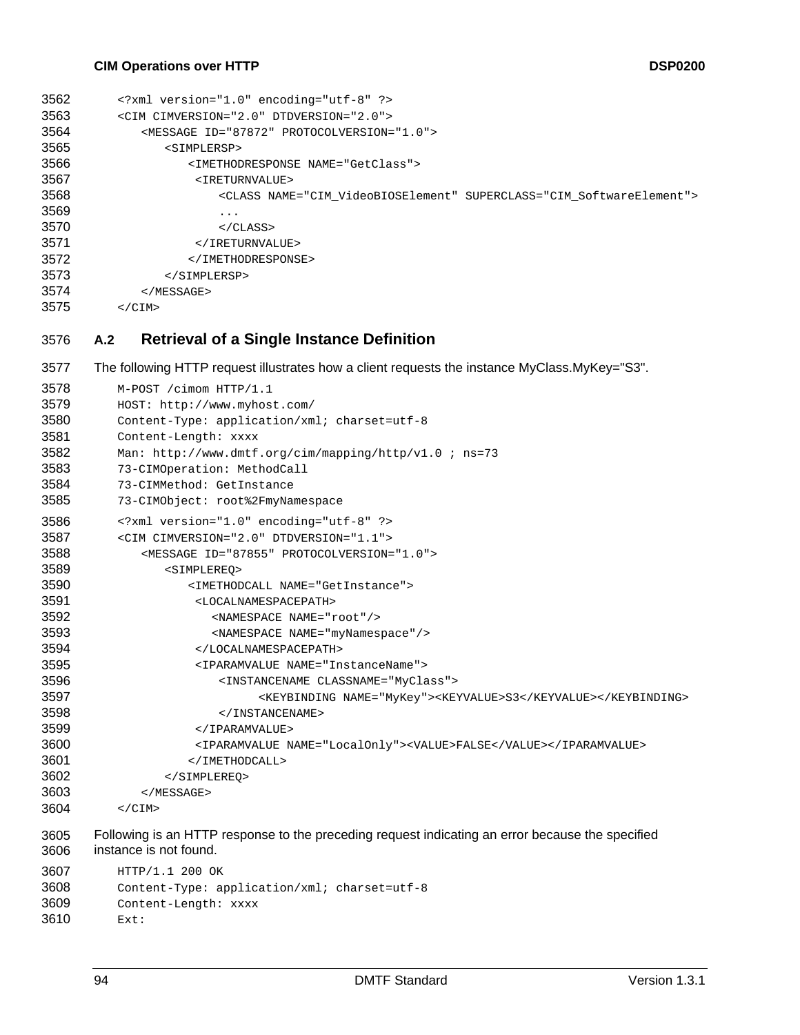```
<?xml version="1.0" encoding="utf-8" ?>
<CIM CIMVERSION="2.0" DTDVERSION="2.0">
   <MESSAGE ID="87872" PROTOCOLVERSION="1.0">
      <SIMPLERSP>
         <IMETHODRESPONSE NAME="GetClass">
          <IRETURNVALUE>
             <CLASS NAME="CIM_VideoBIOSElement" SUPERCLASS="CIM_SoftwareElement">
             ...
             </CLASS>
          </IRETURNVALUE>
         </IMETHODRESPONSE>
      </SIMPLERSP>
   </MESSAGE>
</CIM>
```

## A.2 Retrieval of a Single Instance Definition

The following HTTP request illustrates how a client requests the instance MyClass.MyKey="S3".

```
M-POST /cimom HTTP/1.1
HOST: http://www.myhost.com/
Content-Type: application/xml; charset=utf-8
Content-Length: xxxx
Man: http://www.dmtf.org/cim/mapping/http/v1.0 ; ns=73
73-CIMOperation: MethodCall
73-CIMMethod: GetInstance
73-CIMObject: root%2FmyNamespace
```

```
<?xml version="1.0" encoding="utf-8" ?>
<CIM CIMVERSION="2.0" DTDVERSION="1.1">
   <MESSAGE ID="87855" PROTOCOLVERSION="1.0">
      <SIMPLEREQ>
         <IMETHODCALL NAME="GetInstance">
          <LOCALNAMESPACEPATH>
            <NAMESPACE NAME="root"/>
            <NAMESPACE NAME="myNamespace"/>
          </LOCALNAMESPACEPATH>
          <IPARAMVALUE NAME="InstanceName">
             <INSTANCENAME CLASSNAME="MyClass">
                  <KEYBINDING NAME="MyKey"><KEYVALUE>S3</KEYVALUE></KEYBINDING>
             </INSTANCENAME>
          </IPARAMVALUE>
          <IPARAMVALUE NAME="LocalOnly"><VALUE>FALSE</VALUE></IPARAMVALUE>
         </IMETHODCALL>
      </SIMPLEREQ>
   </MESSAGE>
</CIM>
```

Following is an HTTP response to the preceding request indicating an error because the specified instance is not found.

```
HTTP/1.1 200 OK
Content-Type: application/xml; charset=utf-8
Content-Length: xxxx
Ext:
```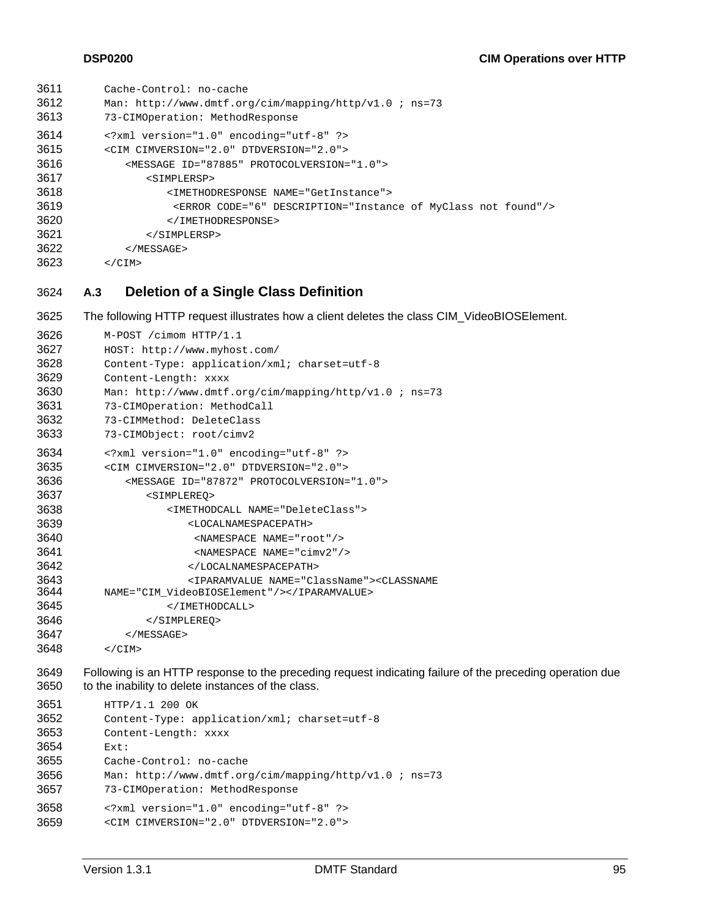```
Cache-Control: no-cache
Man: http://www.dmtf.org/cim/mapping/http/v1.0 ; ns=73
73-CIMOperation: MethodResponse
<?xml version="1.0" encoding="utf-8" ?>
<CIM CIMVERSION="2.0" DTDVERSION="2.0">
   <MESSAGE ID="87885" PROTOCOLVERSION="1.0">
      <SIMPLERSP>
         <IMETHODRESPONSE NAME="GetInstance">
          <ERROR CODE="6" DESCRIPTION="Instance of MyClass not found"/>
         </IMETHODRESPONSE>
      </SIMPLERSP>
   </MESSAGE>
</CIM>
```

## A.3 Deletion of a Single Class Definition

The following HTTP request illustrates how a client deletes the class CIM_VideoBIOSElement.

```
M-POST /cimom HTTP/1.1
HOST: http://www.myhost.com/
Content-Type: application/xml; charset=utf-8
Content-Length: xxxx
Man: http://www.dmtf.org/cim/mapping/http/v1.0 ; ns=73
73-CIMOperation: MethodCall
73-CIMMethod: DeleteClass
73-CIMObject: root/cimv2
<?xml version="1.0" encoding="utf-8" ?>
<CIM CIMVERSION="2.0" DTDVERSION="2.0">
   <MESSAGE ID="87872" PROTOCOLVERSION="1.0">
      <SIMPLEREQ>
         <IMETHODCALL NAME="DeleteClass">
            <LOCALNAMESPACEPATH>
             <NAMESPACE NAME="root"/>
             <NAMESPACE NAME="cimv2"/>
            </LOCALNAMESPACEPATH>
            <IPARAMVALUE NAME="ClassName"><CLASSNAME
NAME="CIM_VideoBIOSElement"/></IPARAMVALUE>
         </IMETHODCALL>
      </SIMPLEREQ>
   </MESSAGE>
</CIM>
```

Following is an HTTP response to the preceding request indicating failure of the preceding operation due to the inability to delete instances of the class.

```
HTTP/1.1 200 OK
Content-Type: application/xml; charset=utf-8
Content-Length: xxxx
Ext:
Cache-Control: no-cache
Man: http://www.dmtf.org/cim/mapping/http/v1.0 ; ns=73
73-CIMOperation: MethodResponse
<?xml version="1.0" encoding="utf-8" ?>
<CIM CIMVERSION="2.0" DTDVERSION="2.0">
```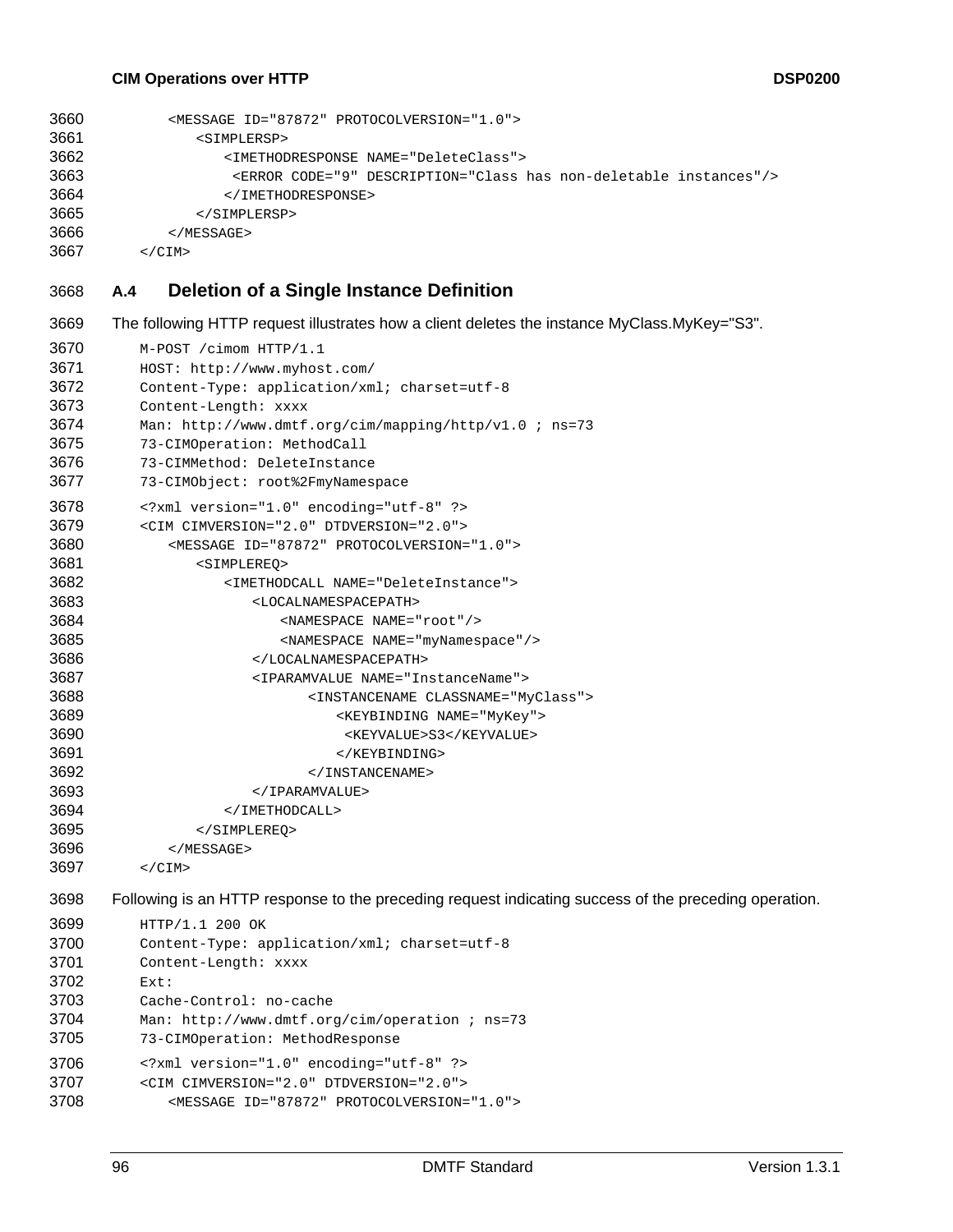```
    <MESSAGE ID="87872" PROTOCOLVERSION="1.0">
       <SIMPLERSP>
          <IMETHODRESPONSE NAME="DeleteClass">
           <ERROR CODE="9" DESCRIPTION="Class has non-deletable instances"/>
          </IMETHODRESPONSE>
       </SIMPLERSP>
    </MESSAGE>
</CIM>
```

## A.4 Deletion of a Single Instance Definition

The following HTTP request illustrates how a client deletes the instance MyClass.MyKey="S3".

```
M-POST /cimom HTTP/1.1
HOST: http://www.myhost.com/
Content-Type: application/xml; charset=utf-8
Content-Length: xxxx
Man: http://www.dmtf.org/cim/mapping/http/v1.0 ; ns=73
73-CIMOperation: MethodCall
73-CIMMethod: DeleteInstance
73-CIMObject: root%2FmyNamespace
```

```
<?xml version="1.0" encoding="utf-8" ?>
<CIM CIMVERSION="2.0" DTDVERSION="2.0">
   <MESSAGE ID="87872" PROTOCOLVERSION="1.0">
      <SIMPLEREQ>
         <IMETHODCALL NAME="DeleteInstance">
            <LOCALNAMESPACEPATH>
               <NAMESPACE NAME="root"/>
               <NAMESPACE NAME="myNamespace"/>
            </LOCALNAMESPACEPATH>
            <IPARAMVALUE NAME="InstanceName">
                  <INSTANCENAME CLASSNAME="MyClass">
                     <KEYBINDING NAME="MyKey">
                      <KEYVALUE>S3</KEYVALUE>
                     </KEYBINDING>
                  </INSTANCENAME>
            </IPARAMVALUE>
         </IMETHODCALL>
      </SIMPLEREQ>
   </MESSAGE>
</CIM>
```

Following is an HTTP response to the preceding request indicating success of the preceding operation.

```
HTTP/1.1 200 OK
Content-Type: application/xml; charset=utf-8
Content-Length: xxxx
Ext:
Cache-Control: no-cache
Man: http://www.dmtf.org/cim/operation ; ns=73
73-CIMOperation: MethodResponse
```

```
<?xml version="1.0" encoding="utf-8" ?>
<CIM CIMVERSION="2.0" DTDVERSION="2.0">
   <MESSAGE ID="87872" PROTOCOLVERSION="1.0">
```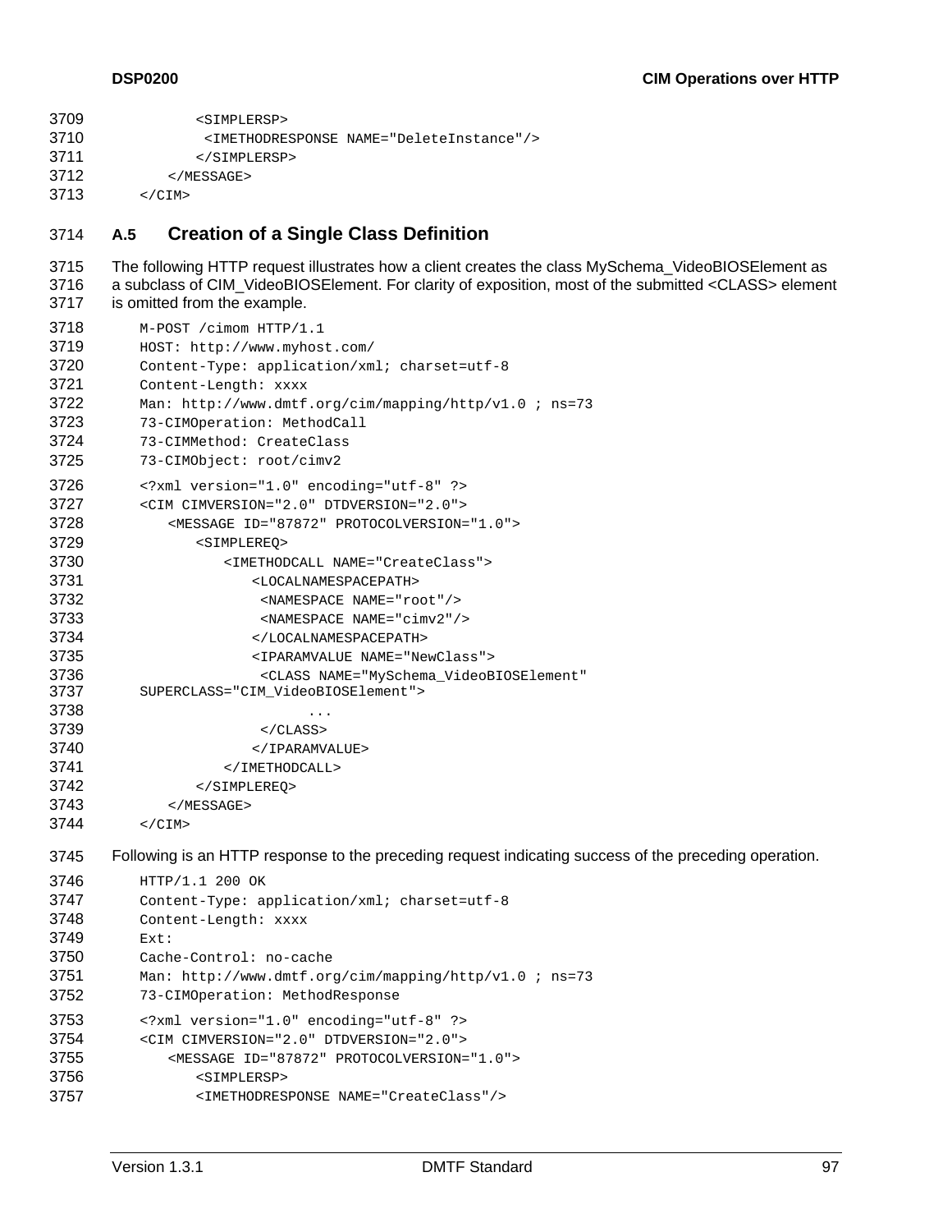```
            <SIMPLERSP>
             <IMETHODRESPONSE NAME="DeleteInstance"/>
            </SIMPLERSP>
        </MESSAGE>
    </CIM>
```

## A.5 Creation of a Single Class Definition

The following HTTP request illustrates how a client creates the class MySchema_VideoBIOSElement as a subclass of CIM_VideoBIOSElement. For clarity of exposition, most of the submitted <CLASS> element is omitted from the example.

```
M-POST /cimom HTTP/1.1
HOST: http://www.myhost.com/
Content-Type: application/xml; charset=utf-8
Content-Length: xxxx
Man: http://www.dmtf.org/cim/mapping/http/v1.0 ; ns=73
73-CIMOperation: MethodCall
73-CIMMethod: CreateClass
73-CIMObject: root/cimv2
```

```
<?xml version="1.0" encoding="utf-8" ?>
<CIM CIMVERSION="2.0" DTDVERSION="2.0">
   <MESSAGE ID="87872" PROTOCOLVERSION="1.0">
      <SIMPLEREQ>
         <IMETHODCALL NAME="CreateClass">
            <LOCALNAMESPACEPATH>
             <NAMESPACE NAME="root"/>
             <NAMESPACE NAME="cimv2"/>
            </LOCALNAMESPACEPATH>
            <IPARAMVALUE NAME="NewClass">
             <CLASS NAME="MySchema_VideoBIOSElement"
SUPERCLASS="CIM_VideoBIOSElement">
                   ...
             </CLASS>
            </IPARAMVALUE>
         </IMETHODCALL>
      </SIMPLEREQ>
   </MESSAGE>
</CIM>
```

Following is an HTTP response to the preceding request indicating success of the preceding operation.

```
HTTP/1.1 200 OK
Content-Type: application/xml; charset=utf-8
Content-Length: xxxx
Ext:
Cache-Control: no-cache
Man: http://www.dmtf.org/cim/mapping/http/v1.0 ; ns=73
73-CIMOperation: MethodResponse
```

```
<?xml version="1.0" encoding="utf-8" ?>
<CIM CIMVERSION="2.0" DTDVERSION="2.0">
   <MESSAGE ID="87872" PROTOCOLVERSION="1.0">
      <SIMPLERSP>
      <IMETHODRESPONSE NAME="CreateClass"/>
```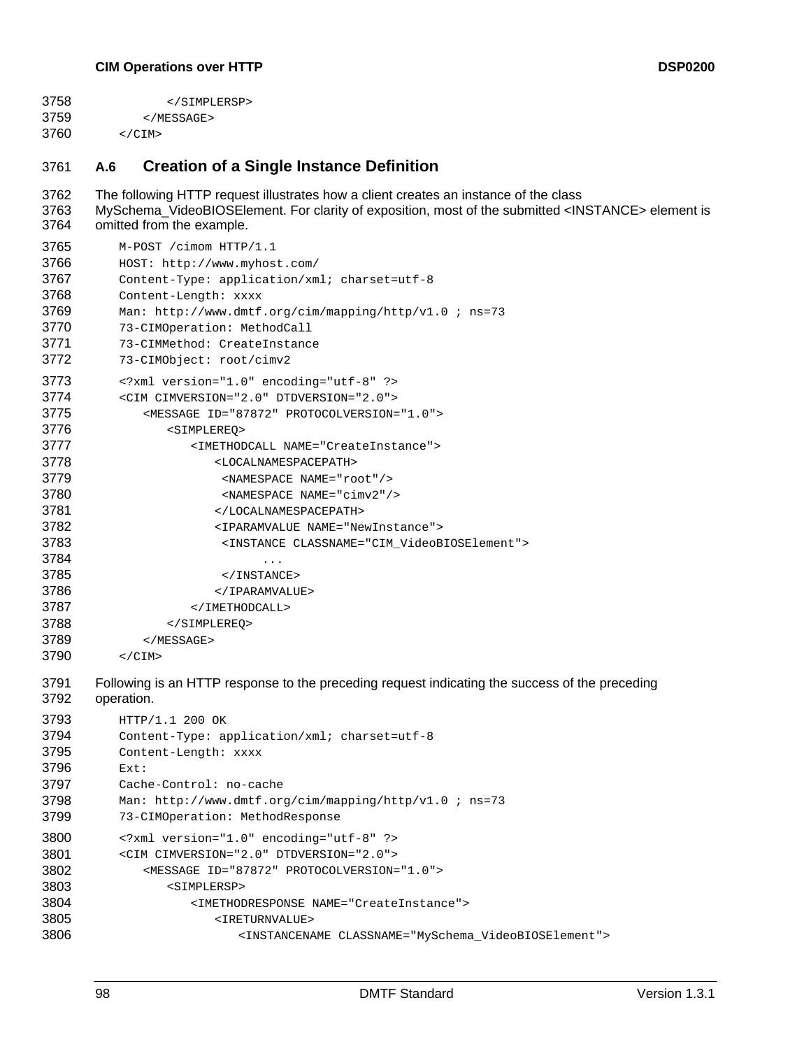```
        </SIMPLERSP>
    </MESSAGE>
</CIM>
```

## A.6 Creation of a Single Instance Definition

The following HTTP request illustrates how a client creates an instance of the class MySchema_VideoBIOSElement. For clarity of exposition, most of the submitted <INSTANCE> element is omitted from the example.

```
M-POST /cimom HTTP/1.1
HOST: http://www.myhost.com/
Content-Type: application/xml; charset=utf-8
Content-Length: xxxx
Man: http://www.dmtf.org/cim/mapping/http/v1.0 ; ns=73
73-CIMOperation: MethodCall
73-CIMMethod: CreateInstance
73-CIMObject: root/cimv2

<?xml version="1.0" encoding="utf-8" ?>
<CIM CIMVERSION="2.0" DTDVERSION="2.0">
    <MESSAGE ID="87872" PROTOCOLVERSION="1.0">
        <SIMPLEREQ>
            <IMETHODCALL NAME="CreateInstance">
                <LOCALNAMESPACEPATH>
                 <NAMESPACE NAME="root"/>
                 <NAMESPACE NAME="cimv2"/>
                </LOCALNAMESPACEPATH>
                <IPARAMVALUE NAME="NewInstance">
                 <INSTANCE CLASSNAME="CIM_VideoBIOSElement">
                        ...
                 </INSTANCE>
                </IPARAMVALUE>
            </IMETHODCALL>
        </SIMPLEREQ>
    </MESSAGE>
</CIM>
```

Following is an HTTP response to the preceding request indicating the success of the preceding operation.

```
HTTP/1.1 200 OK
Content-Type: application/xml; charset=utf-8
Content-Length: xxxx
Ext:
Cache-Control: no-cache
Man: http://www.dmtf.org/cim/mapping/http/v1.0 ; ns=73
73-CIMOperation: MethodResponse

<?xml version="1.0" encoding="utf-8" ?>
<CIM CIMVERSION="2.0" DTDVERSION="2.0">
    <MESSAGE ID="87872" PROTOCOLVERSION="1.0">
        <SIMPLERSP>
            <IMETHODRESPONSE NAME="CreateInstance">
                <IRETURNVALUE>
                    <INSTANCENAME CLASSNAME="MySchema_VideoBIOSElement">
```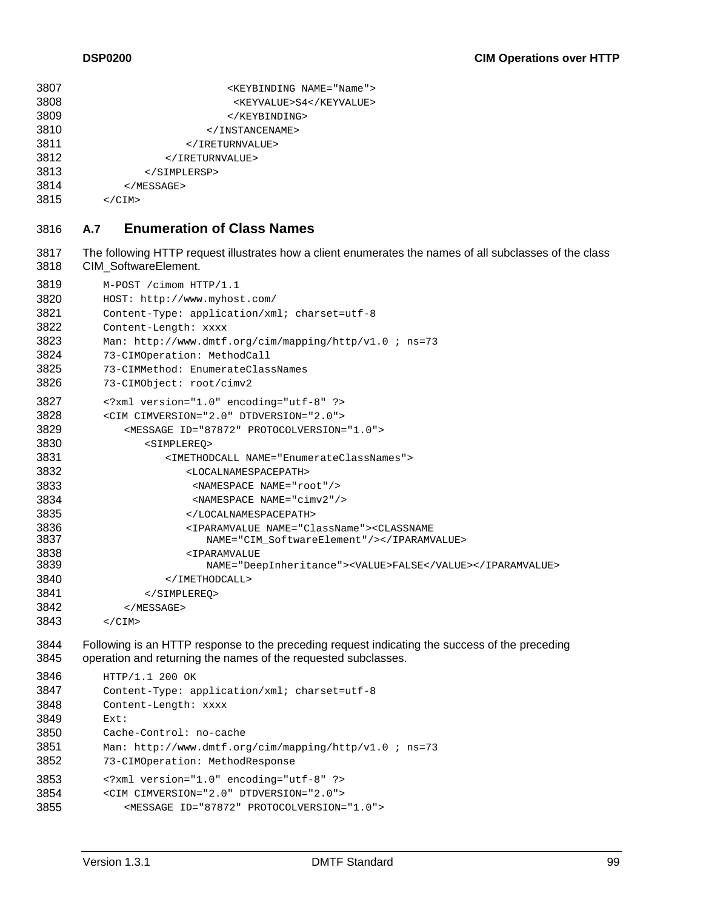```
                    <KEYBINDING NAME="Name">
                     <KEYVALUE>S4</KEYVALUE>
                    </KEYBINDING>
                  </INSTANCENAME>
                </IRETURNVALUE>
             </IRETURNVALUE>
          </SIMPLERSP>
       </MESSAGE>
    </CIM>
```

### A.7 Enumeration of Class Names

The following HTTP request illustrates how a client enumerates the names of all subclasses of the class CIM_SoftwareElement.

```
M-POST /cimom HTTP/1.1
HOST: http://www.myhost.com/
Content-Type: application/xml; charset=utf-8
Content-Length: xxxx
Man: http://www.dmtf.org/cim/mapping/http/v1.0 ; ns=73
73-CIMOperation: MethodCall
73-CIMMethod: EnumerateClassNames
73-CIMObject: root/cimv2

<?xml version="1.0" encoding="utf-8" ?>
<CIM CIMVERSION="2.0" DTDVERSION="2.0">
   <MESSAGE ID="87872" PROTOCOLVERSION="1.0">
      <SIMPLEREQ>
         <IMETHODCALL NAME="EnumerateClassNames">
            <LOCALNAMESPACEPATH>
             <NAMESPACE NAME="root"/>
             <NAMESPACE NAME="cimv2"/>
            </LOCALNAMESPACEPATH>
            <IPARAMVALUE NAME="ClassName"><CLASSNAME
               NAME="CIM_SoftwareElement"/></IPARAMVALUE>
            <IPARAMVALUE
               NAME="DeepInheritance"><VALUE>FALSE</VALUE></IPARAMVALUE>
         </IMETHODCALL>
      </SIMPLEREQ>
   </MESSAGE>
</CIM>
```

Following is an HTTP response to the preceding request indicating the success of the preceding operation and returning the names of the requested subclasses.

```
HTTP/1.1 200 OK
Content-Type: application/xml; charset=utf-8
Content-Length: xxxx
Ext:
Cache-Control: no-cache
Man: http://www.dmtf.org/cim/mapping/http/v1.0 ; ns=73
73-CIMOperation: MethodResponse

<?xml version="1.0" encoding="utf-8" ?>
<CIM CIMVERSION="2.0" DTDVERSION="2.0">
   <MESSAGE ID="87872" PROTOCOLVERSION="1.0">
```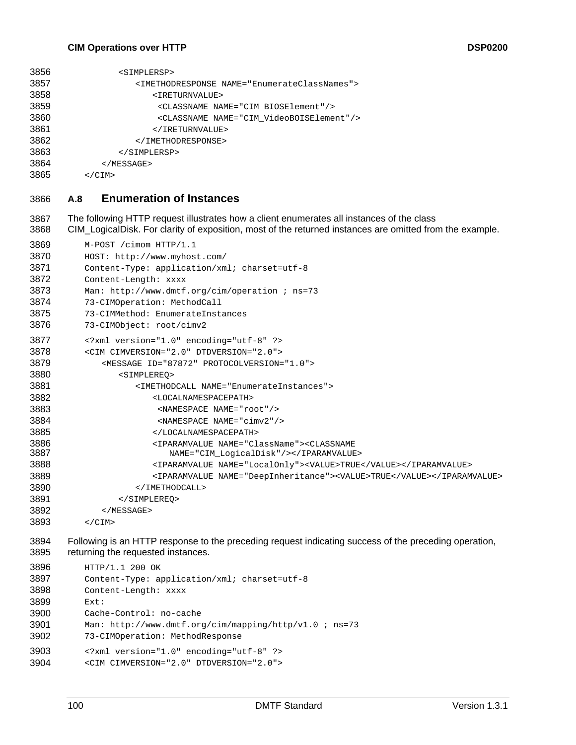```
        <SIMPLERSP>
            <IMETHODRESPONSE NAME="EnumerateClassNames">
                <IRETURNVALUE>
                    <CLASSNAME NAME="CIM_BIOSElement"/>
                    <CLASSNAME NAME="CIM_VideoBOISElement"/>
                </IRETURNVALUE>
            </IMETHODRESPONSE>
        </SIMPLERSP>
    </MESSAGE>
</CIM>
```

## A.8 Enumeration of Instances

The following HTTP request illustrates how a client enumerates all instances of the class CIM_LogicalDisk. For clarity of exposition, most of the returned instances are omitted from the example.

```
M-POST /cimom HTTP/1.1
HOST: http://www.myhost.com/
Content-Type: application/xml; charset=utf-8
Content-Length: xxxx
Man: http://www.dmtf.org/cim/operation ; ns=73
73-CIMOperation: MethodCall
73-CIMMethod: EnumerateInstances
73-CIMObject: root/cimv2
```

```
<?xml version="1.0" encoding="utf-8" ?>
<CIM CIMVERSION="2.0" DTDVERSION="2.0">
    <MESSAGE ID="87872" PROTOCOLVERSION="1.0">
        <SIMPLEREQ>
            <IMETHODCALL NAME="EnumerateInstances">
                <LOCALNAMESPACEPATH>
                    <NAMESPACE NAME="root"/>
                    <NAMESPACE NAME="cimv2"/>
                </LOCALNAMESPACEPATH>
                <IPARAMVALUE NAME="ClassName"><CLASSNAME
                    NAME="CIM_LogicalDisk"/></IPARAMVALUE>
                <IPARAMVALUE NAME="LocalOnly"><VALUE>TRUE</VALUE></IPARAMVALUE>
                <IPARAMVALUE NAME="DeepInheritance"><VALUE>TRUE</VALUE></IPARAMVALUE>
            </IMETHODCALL>
        </SIMPLEREQ>
    </MESSAGE>
</CIM>
```

Following is an HTTP response to the preceding request indicating success of the preceding operation, returning the requested instances.

```
HTTP/1.1 200 OK
Content-Type: application/xml; charset=utf-8
Content-Length: xxxx
Ext:
Cache-Control: no-cache
Man: http://www.dmtf.org/cim/mapping/http/v1.0 ; ns=73
73-CIMOperation: MethodResponse
```

```
<?xml version="1.0" encoding="utf-8" ?>
<CIM CIMVERSION="2.0" DTDVERSION="2.0">
```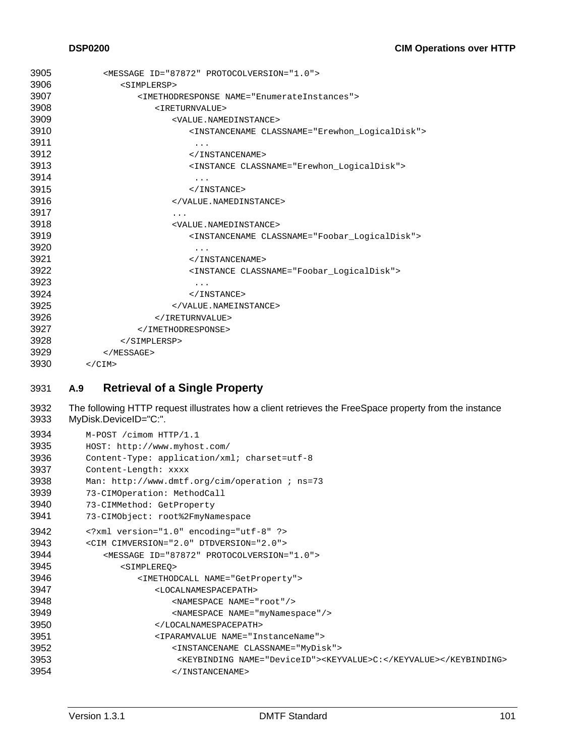```
    <MESSAGE ID="87872" PROTOCOLVERSION="1.0">
       <SIMPLERSP>
          <IMETHODRESPONSE NAME="EnumerateInstances">
             <IRETURNVALUE>
                <VALUE.NAMEDINSTANCE>
                   <INSTANCENAME CLASSNAME="Erewhon_LogicalDisk">
                    ...
                   </INSTANCENAME>
                   <INSTANCE CLASSNAME="Erewhon_LogicalDisk">
                    ...
                   </INSTANCE>
                </VALUE.NAMEDINSTANCE>
                ...
                <VALUE.NAMEDINSTANCE>
                   <INSTANCENAME CLASSNAME="Foobar_LogicalDisk">
                    ...
                   </INSTANCENAME>
                   <INSTANCE CLASSNAME="Foobar_LogicalDisk">
                    ...
                   </INSTANCE>
                </VALUE.NAMEINSTANCE>
             </IRETURNVALUE>
          </IMETHODRESPONSE>
       </SIMPLERSP>
    </MESSAGE>
 </CIM>
```

## A.9 Retrieval of a Single Property

The following HTTP request illustrates how a client retrieves the FreeSpace property from the instance MyDisk.DeviceID="C:".

```
M-POST /cimom HTTP/1.1
HOST: http://www.myhost.com/
Content-Type: application/xml; charset=utf-8
Content-Length: xxxx
Man: http://www.dmtf.org/cim/operation ; ns=73
73-CIMOperation: MethodCall
73-CIMMethod: GetProperty
73-CIMObject: root%2FmyNamespace
```

```
<?xml version="1.0" encoding="utf-8" ?>
<CIM CIMVERSION="2.0" DTDVERSION="2.0">
   <MESSAGE ID="87872" PROTOCOLVERSION="1.0">
      <SIMPLEREQ>
         <IMETHODCALL NAME="GetProperty">
            <LOCALNAMESPACEPATH>
               <NAMESPACE NAME="root"/>
               <NAMESPACE NAME="myNamespace"/>
            </LOCALNAMESPACEPATH>
            <IPARAMVALUE NAME="InstanceName">
               <INSTANCENAME CLASSNAME="MyDisk">
                <KEYBINDING NAME="DeviceID"><KEYVALUE>C:</KEYVALUE></KEYBINDING>
               </INSTANCENAME>
```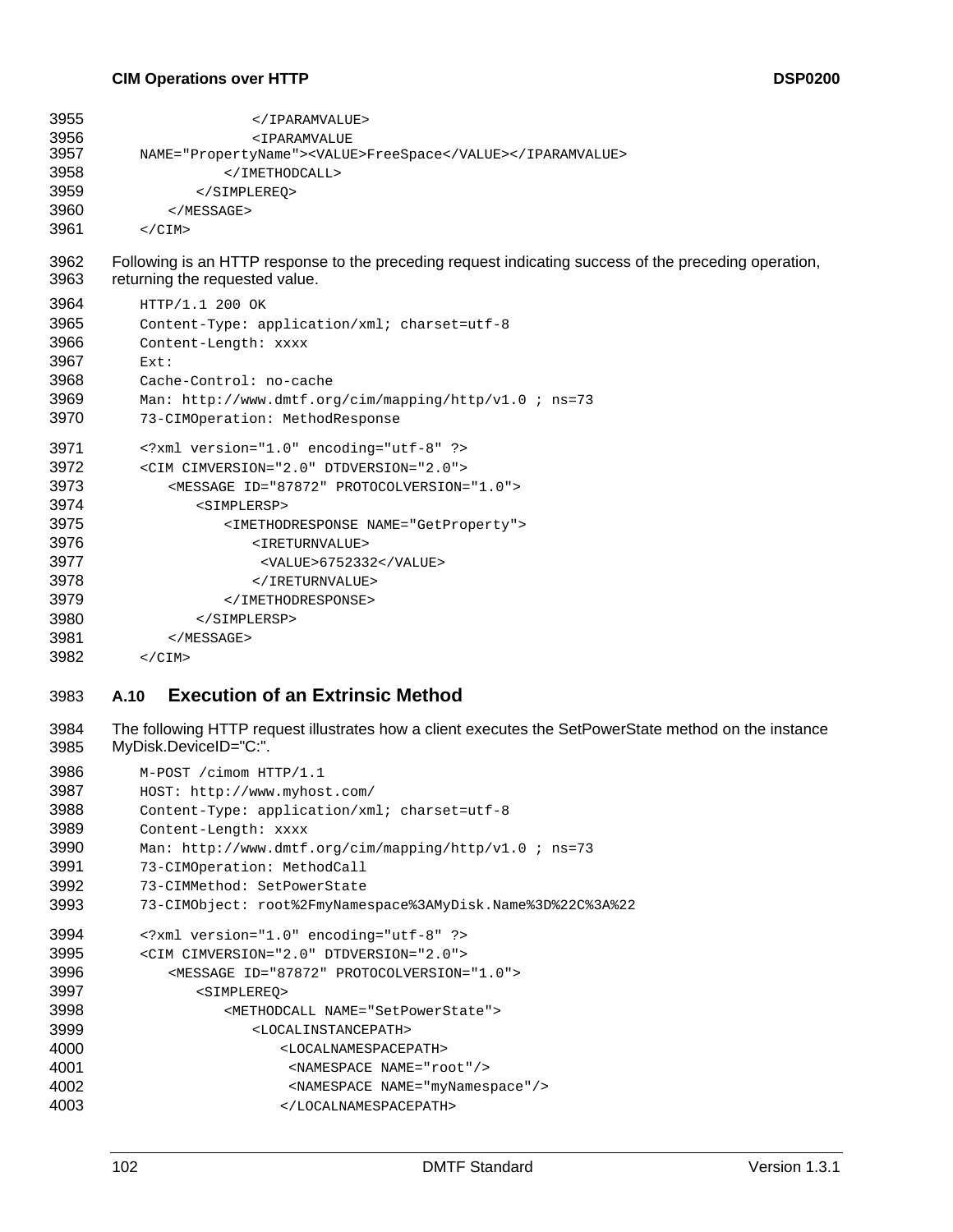```
            </IPARAMVALUE>
            <IPARAMVALUE
NAME="PropertyName"><VALUE>FreeSpace</VALUE></IPARAMVALUE>
         </IMETHODCALL>
      </SIMPLEREQ>
   </MESSAGE>
</CIM>
```

Following is an HTTP response to the preceding request indicating success of the preceding operation, returning the requested value.

```
HTTP/1.1 200 OK
Content-Type: application/xml; charset=utf-8
Content-Length: xxxx
Ext:
Cache-Control: no-cache
Man: http://www.dmtf.org/cim/mapping/http/v1.0 ; ns=73
73-CIMOperation: MethodResponse

<?xml version="1.0" encoding="utf-8" ?>
<CIM CIMVERSION="2.0" DTDVERSION="2.0">
   <MESSAGE ID="87872" PROTOCOLVERSION="1.0">
      <SIMPLERSP>
         <IMETHODRESPONSE NAME="GetProperty">
            <IRETURNVALUE>
             <VALUE>6752332</VALUE>
            </IRETURNVALUE>
         </IMETHODRESPONSE>
      </SIMPLERSP>
   </MESSAGE>
</CIM>
```

## A.10 Execution of an Extrinsic Method

The following HTTP request illustrates how a client executes the SetPowerState method on the instance MyDisk.DeviceID="C:".

```
M-POST /cimom HTTP/1.1
HOST: http://www.myhost.com/
Content-Type: application/xml; charset=utf-8
Content-Length: xxxx
Man: http://www.dmtf.org/cim/mapping/http/v1.0 ; ns=73
73-CIMOperation: MethodCall
73-CIMMethod: SetPowerState
73-CIMObject: root%2FmyNamespace%3AMyDisk.Name%3D%22C%3A%22

<?xml version="1.0" encoding="utf-8" ?>
<CIM CIMVERSION="2.0" DTDVERSION="2.0">
   <MESSAGE ID="87872" PROTOCOLVERSION="1.0">
      <SIMPLEREQ>
         <METHODCALL NAME="SetPowerState">
            <LOCALINSTANCEPATH>
               <LOCALNAMESPACEPATH>
                <NAMESPACE NAME="root"/>
                <NAMESPACE NAME="myNamespace"/>
               </LOCALNAMESPACEPATH>
```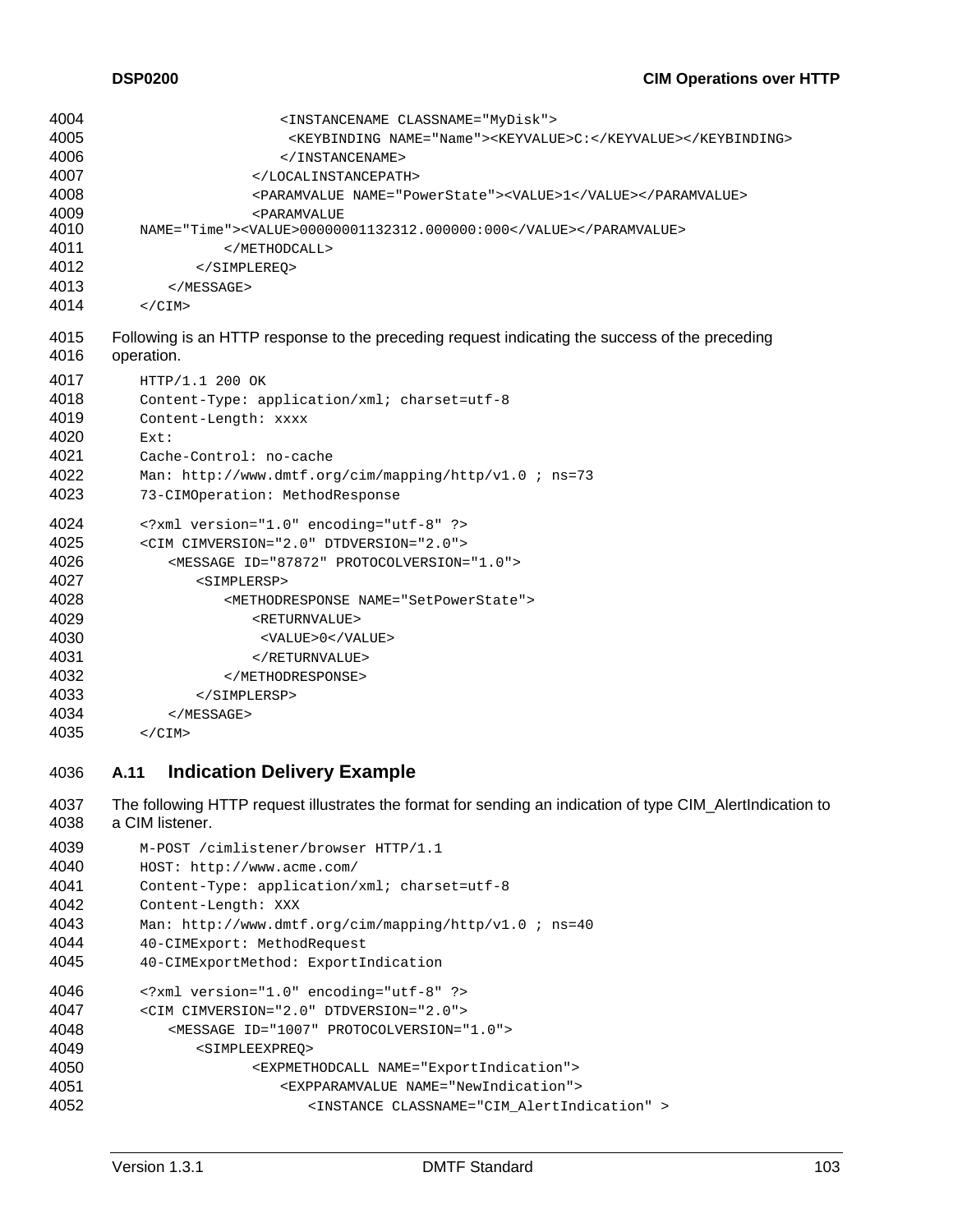```
                    <INSTANCENAME CLASSNAME="MyDisk">
                     <KEYBINDING NAME="Name"><KEYVALUE>C:</KEYVALUE></KEYBINDING>
                    </INSTANCENAME>
                </LOCALINSTANCEPATH>
                <PARAMVALUE NAME="PowerState"><VALUE>1</VALUE></PARAMVALUE>
                <PARAMVALUE
NAME="Time"><VALUE>00000001132312.000000:000</VALUE></PARAMVALUE>
            </METHODCALL>
        </SIMPLEREQ>
    </MESSAGE>
</CIM>
```

Following is an HTTP response to the preceding request indicating the success of the preceding operation.

```
HTTP/1.1 200 OK
Content-Type: application/xml; charset=utf-8
Content-Length: xxxx
Ext:
Cache-Control: no-cache
Man: http://www.dmtf.org/cim/mapping/http/v1.0 ; ns=73
73-CIMOperation: MethodResponse

<?xml version="1.0" encoding="utf-8" ?>
<CIM CIMVERSION="2.0" DTDVERSION="2.0">
    <MESSAGE ID="87872" PROTOCOLVERSION="1.0">
        <SIMPLERSP>
            <METHODRESPONSE NAME="SetPowerState">
                <RETURNVALUE>
                 <VALUE>0</VALUE>
                </RETURNVALUE>
            </METHODRESPONSE>
        </SIMPLERSP>
    </MESSAGE>
</CIM>
```

## A.11 Indication Delivery Example

The following HTTP request illustrates the format for sending an indication of type CIM_AlertIndication to a CIM listener.

```
M-POST /cimlistener/browser HTTP/1.1
HOST: http://www.acme.com/
Content-Type: application/xml; charset=utf-8
Content-Length: XXX
Man: http://www.dmtf.org/cim/mapping/http/v1.0 ; ns=40
40-CIMExport: MethodRequest
40-CIMExportMethod: ExportIndication

<?xml version="1.0" encoding="utf-8" ?>
<CIM CIMVERSION="2.0" DTDVERSION="2.0">
    <MESSAGE ID="1007" PROTOCOLVERSION="1.0">
        <SIMPLEEXPREQ>
                <EXPMETHODCALL NAME="ExportIndication">
                    <EXPPARAMVALUE NAME="NewIndication">
                        <INSTANCE CLASSNAME="CIM_AlertIndication" >
```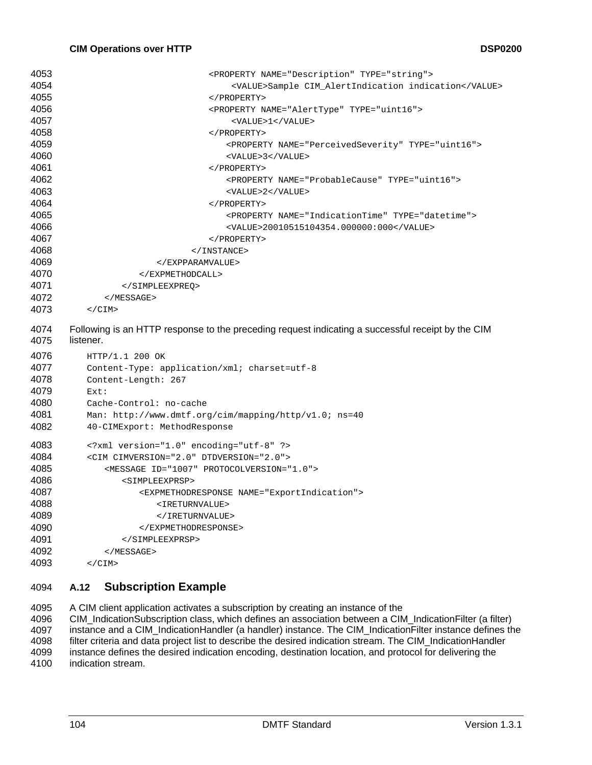```
                        <PROPERTY NAME="Description" TYPE="string">
                            <VALUE>Sample CIM_AlertIndication indication</VALUE>
                        </PROPERTY>
                        <PROPERTY NAME="AlertType" TYPE="uint16">
                            <VALUE>1</VALUE>
                        </PROPERTY>
                            <PROPERTY NAME="PerceivedSeverity" TYPE="uint16">
                            <VALUE>3</VALUE>
                        </PROPERTY>
                            <PROPERTY NAME="ProbableCause" TYPE="uint16">
                            <VALUE>2</VALUE>
                        </PROPERTY>
                            <PROPERTY NAME="IndicationTime" TYPE="datetime">
                            <VALUE>20010515104354.000000:000</VALUE>
                        </PROPERTY>
                    </INSTANCE>
                </EXPPARAMVALUE>
            </EXPMETHODCALL>
        </SIMPLEEXPREQ>
    </MESSAGE>
</CIM>
```

Following is an HTTP response to the preceding request indicating a successful receipt by the CIM listener.

```
HTTP/1.1 200 OK
Content-Type: application/xml; charset=utf-8
Content-Length: 267
Ext:
Cache-Control: no-cache
Man: http://www.dmtf.org/cim/mapping/http/v1.0; ns=40
40-CIMExport: MethodResponse

<?xml version="1.0" encoding="utf-8" ?>
<CIM CIMVERSION="2.0" DTDVERSION="2.0">
    <MESSAGE ID="1007" PROTOCOLVERSION="1.0">
        <SIMPLEEXPRSP>
            <EXPMETHODRESPONSE NAME="ExportIndication">
                <IRETURNVALUE>
                </IRETURNVALUE>
            </EXPMETHODRESPONSE>
        </SIMPLEEXPRSP>
    </MESSAGE>
</CIM>
```

## A.12 Subscription Example

A CIM client application activates a subscription by creating an instance of the CIM_IndicationSubscription class, which defines an association between a CIM_IndicationFilter (a filter) instance and a CIM_IndicationHandler (a handler) instance. The CIM_IndicationFilter instance defines the filter criteria and data project list to describe the desired indication stream. The CIM_IndicationHandler instance defines the desired indication encoding, destination location, and protocol for delivering the indication stream.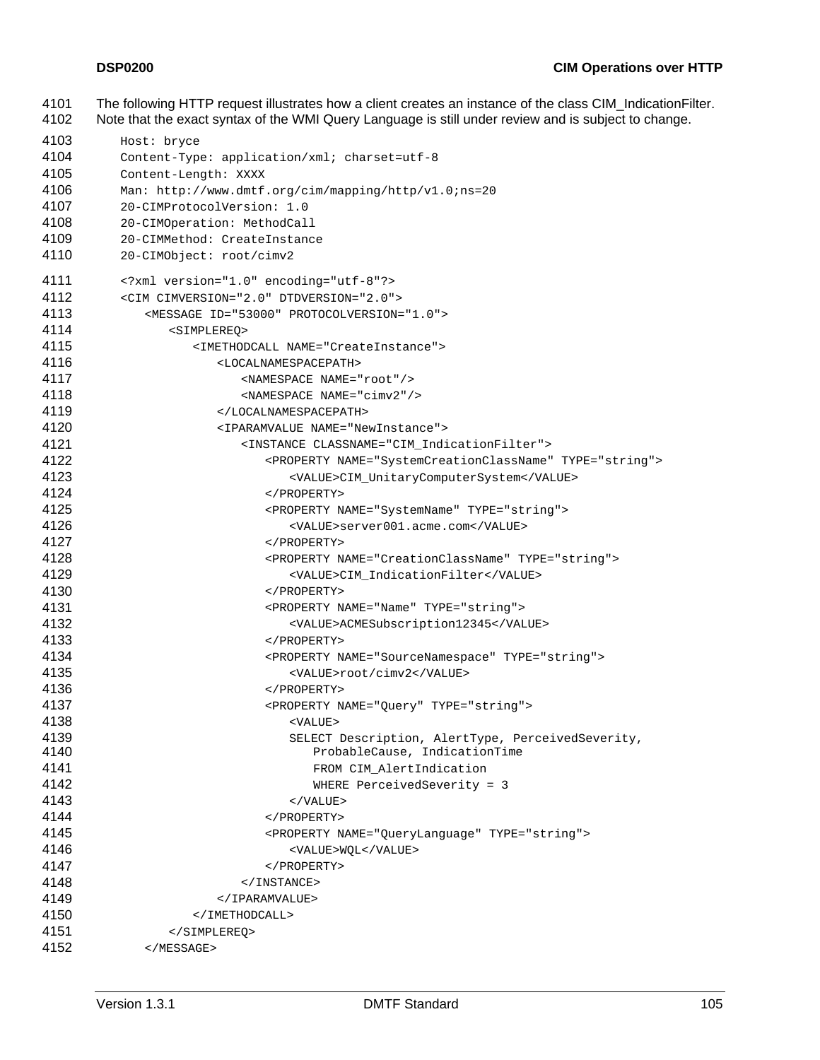The following HTTP request illustrates how a client creates an instance of the class CIM_IndicationFilter. Note that the exact syntax of the WMI Query Language is still under review and is subject to change.

```
Host: bryce
Content-Type: application/xml; charset=utf-8
Content-Length: XXXX
Man: http://www.dmtf.org/cim/mapping/http/v1.0;ns=20
20-CIMProtocolVersion: 1.0
20-CIMOperation: MethodCall
20-CIMMethod: CreateInstance
20-CIMObject: root/cimv2

<?xml version="1.0" encoding="utf-8"?>
<CIM CIMVERSION="2.0" DTDVERSION="2.0">
   <MESSAGE ID="53000" PROTOCOLVERSION="1.0">
      <SIMPLEREQ>
         <IMETHODCALL NAME="CreateInstance">
            <LOCALNAMESPACEPATH>
               <NAMESPACE NAME="root"/>
               <NAMESPACE NAME="cimv2"/>
            </LOCALNAMESPACEPATH>
            <IPARAMVALUE NAME="NewInstance">
               <INSTANCE CLASSNAME="CIM_IndicationFilter">
                  <PROPERTY NAME="SystemCreationClassName" TYPE="string">
                     <VALUE>CIM_UnitaryComputerSystem</VALUE>
                  </PROPERTY>
                  <PROPERTY NAME="SystemName" TYPE="string">
                     <VALUE>server001.acme.com</VALUE>
                  </PROPERTY>
                  <PROPERTY NAME="CreationClassName" TYPE="string">
                     <VALUE>CIM_IndicationFilter</VALUE>
                  </PROPERTY>
                  <PROPERTY NAME="Name" TYPE="string">
                     <VALUE>ACMESubscription12345</VALUE>
                  </PROPERTY>
                  <PROPERTY NAME="SourceNamespace" TYPE="string">
                     <VALUE>root/cimv2</VALUE>
                  </PROPERTY>
                  <PROPERTY NAME="Query" TYPE="string">
                     <VALUE>
                     SELECT Description, AlertType, PerceivedSeverity,
                        ProbableCause, IndicationTime
                        FROM CIM_AlertIndication
                        WHERE PerceivedSeverity = 3
                     </VALUE>
                  </PROPERTY>
                  <PROPERTY NAME="QueryLanguage" TYPE="string">
                     <VALUE>WQL</VALUE>
                  </PROPERTY>
               </INSTANCE>
            </IPARAMVALUE>
         </IMETHODCALL>
      </SIMPLEREQ>
   </MESSAGE>
```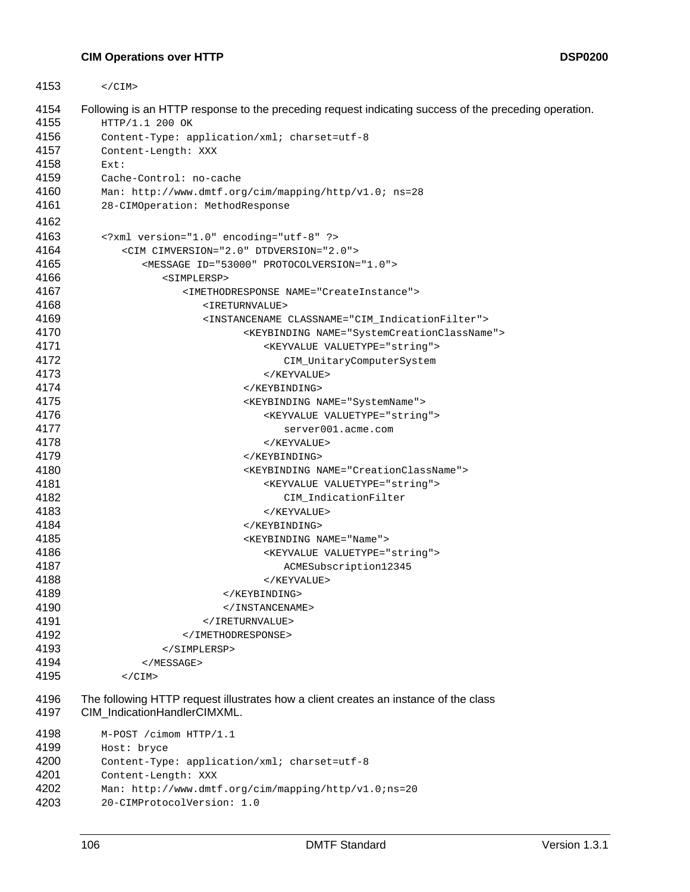```
</CIM>
```

Following is an HTTP response to the preceding request indicating success of the preceding operation.

```
HTTP/1.1 200 OK
Content-Type: application/xml; charset=utf-8
Content-Length: XXX
Ext:
Cache-Control: no-cache
Man: http://www.dmtf.org/cim/mapping/http/v1.0; ns=28
28-CIMOperation: MethodResponse

<?xml version="1.0" encoding="utf-8" ?>
   <CIM CIMVERSION="2.0" DTDVERSION="2.0">
      <MESSAGE ID="53000" PROTOCOLVERSION="1.0">
         <SIMPLERSP>
            <IMETHODRESPONSE NAME="CreateInstance">
               <IRETURNVALUE>
               <INSTANCENAME CLASSNAME="CIM_IndicationFilter">
                     <KEYBINDING NAME="SystemCreationClassName">
                        <KEYVALUE VALUETYPE="string">
                           CIM_UnitaryComputerSystem
                        </KEYVALUE>
                     </KEYBINDING>
                     <KEYBINDING NAME="SystemName">
                        <KEYVALUE VALUETYPE="string">
                           server001.acme.com
                        </KEYVALUE>
                     </KEYBINDING>
                     <KEYBINDING NAME="CreationClassName">
                        <KEYVALUE VALUETYPE="string">
                           CIM_IndicationFilter
                        </KEYVALUE>
                     </KEYBINDING>
                     <KEYBINDING NAME="Name">
                        <KEYVALUE VALUETYPE="string">
                           ACMESubscription12345
                        </KEYVALUE>
                  </KEYBINDING>
                  </INSTANCENAME>
               </IRETURNVALUE>
            </IMETHODRESPONSE>
         </SIMPLERSP>
      </MESSAGE>
   </CIM>
```

The following HTTP request illustrates how a client creates an instance of the class CIM_IndicationHandlerCIMXML.

```
M-POST /cimom HTTP/1.1
Host: bryce
Content-Type: application/xml; charset=utf-8
Content-Length: XXX
Man: http://www.dmtf.org/cim/mapping/http/v1.0;ns=20
20-CIMProtocolVersion: 1.0
```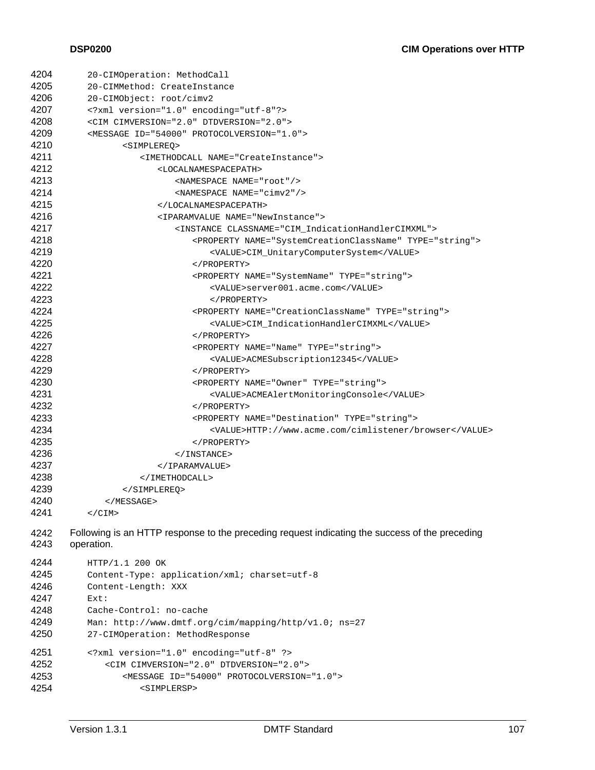```
20-CIMOperation: MethodCall
20-CIMMethod: CreateInstance
20-CIMObject: root/cimv2
<?xml version="1.0" encoding="utf-8"?>
<CIM CIMVERSION="2.0" DTDVERSION="2.0">
<MESSAGE ID="54000" PROTOCOLVERSION="1.0">
      <SIMPLEREQ>
         <IMETHODCALL NAME="CreateInstance">
            <LOCALNAMESPACEPATH>
               <NAMESPACE NAME="root"/>
               <NAMESPACE NAME="cimv2"/>
            </LOCALNAMESPACEPATH>
            <IPARAMVALUE NAME="NewInstance">
               <INSTANCE CLASSNAME="CIM_IndicationHandlerCIMXML">
                  <PROPERTY NAME="SystemCreationClassName" TYPE="string">
                     <VALUE>CIM_UnitaryComputerSystem</VALUE>
                  </PROPERTY>
                  <PROPERTY NAME="SystemName" TYPE="string">
                     <VALUE>server001.acme.com</VALUE>
                     </PROPERTY>
                  <PROPERTY NAME="CreationClassName" TYPE="string">
                     <VALUE>CIM_IndicationHandlerCIMXML</VALUE>
                  </PROPERTY>
                  <PROPERTY NAME="Name" TYPE="string">
                     <VALUE>ACMESubscription12345</VALUE>
                  </PROPERTY>
                  <PROPERTY NAME="Owner" TYPE="string">
                     <VALUE>ACMEAlertMonitoringConsole</VALUE>
                  </PROPERTY>
                  <PROPERTY NAME="Destination" TYPE="string">
                     <VALUE>HTTP://www.acme.com/cimlistener/browser</VALUE>
                  </PROPERTY>
               </INSTANCE>
            </IPARAMVALUE>
         </IMETHODCALL>
      </SIMPLEREQ>
   </MESSAGE>
</CIM>
```

Following is an HTTP response to the preceding request indicating the success of the preceding operation.

```
HTTP/1.1 200 OK
Content-Type: application/xml; charset=utf-8
Content-Length: XXX
Ext:
Cache-Control: no-cache
Man: http://www.dmtf.org/cim/mapping/http/v1.0; ns=27
27-CIMOperation: MethodResponse

<?xml version="1.0" encoding="utf-8" ?>
   <CIM CIMVERSION="2.0" DTDVERSION="2.0">
      <MESSAGE ID="54000" PROTOCOLVERSION="1.0">
         <SIMPLERSP>
```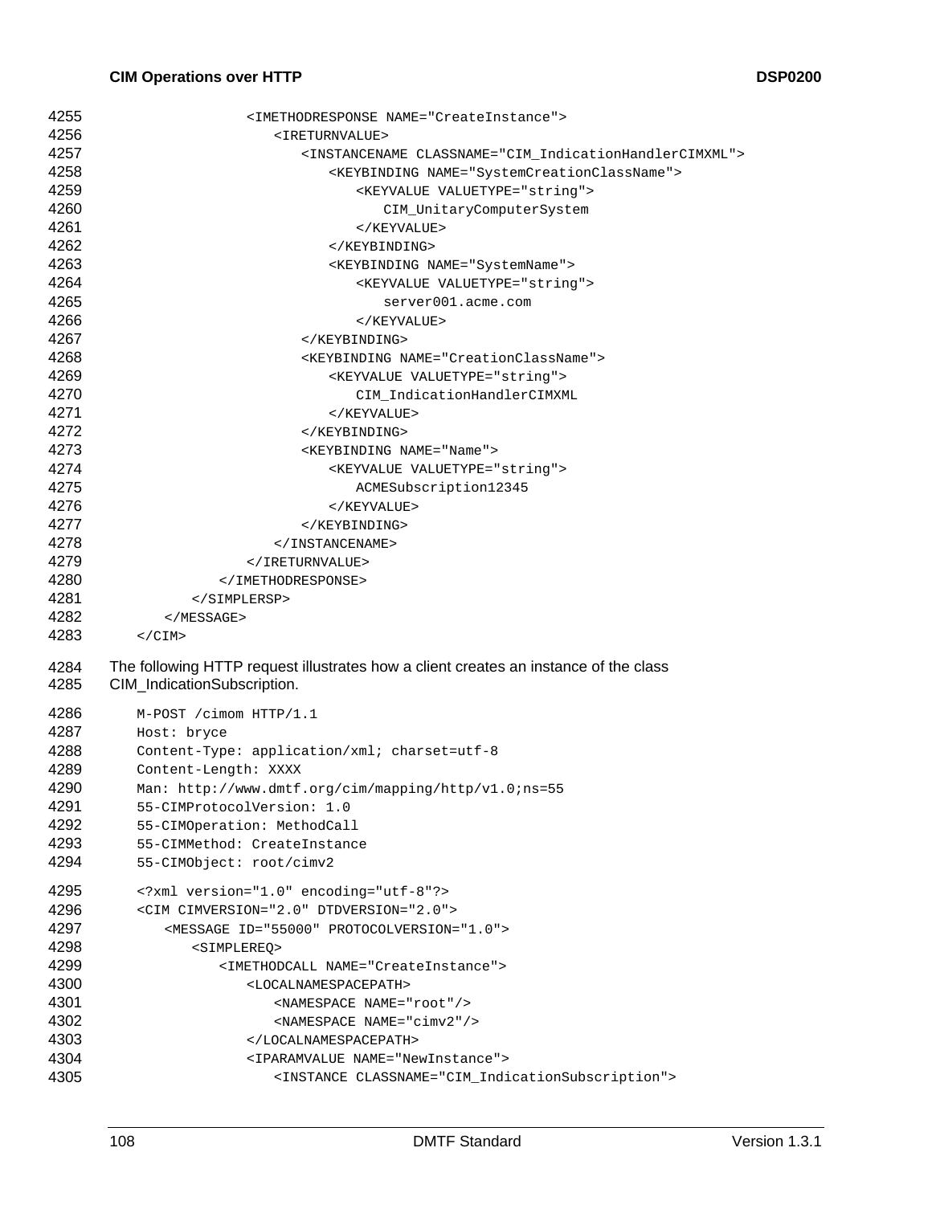```
            <IMETHODRESPONSE NAME="CreateInstance">
               <IRETURNVALUE>
                  <INSTANCENAME CLASSNAME="CIM_IndicationHandlerCIMXML">
                     <KEYBINDING NAME="SystemCreationClassName">
                        <KEYVALUE VALUETYPE="string">
                           CIM_UnitaryComputerSystem
                        </KEYVALUE>
                     </KEYBINDING>
                     <KEYBINDING NAME="SystemName">
                        <KEYVALUE VALUETYPE="string">
                           server001.acme.com
                        </KEYVALUE>
                  </KEYBINDING>
                  <KEYBINDING NAME="CreationClassName">
                     <KEYVALUE VALUETYPE="string">
                        CIM_IndicationHandlerCIMXML
                     </KEYVALUE>
                  </KEYBINDING>
                  <KEYBINDING NAME="Name">
                     <KEYVALUE VALUETYPE="string">
                        ACMESubscription12345
                     </KEYVALUE>
                  </KEYBINDING>
               </INSTANCENAME>
            </IRETURNVALUE>
         </IMETHODRESPONSE>
      </SIMPLERSP>
   </MESSAGE>
</CIM>
```

The following HTTP request illustrates how a client creates an instance of the class CIM_IndicationSubscription.

```
M-POST /cimom HTTP/1.1
Host: bryce
Content-Type: application/xml; charset=utf-8
Content-Length: XXXX
Man: http://www.dmtf.org/cim/mapping/http/v1.0;ns=55
55-CIMProtocolVersion: 1.0
55-CIMOperation: MethodCall
55-CIMMethod: CreateInstance
55-CIMObject: root/cimv2

<?xml version="1.0" encoding="utf-8"?>
<CIM CIMVERSION="2.0" DTDVERSION="2.0">
   <MESSAGE ID="55000" PROTOCOLVERSION="1.0">
      <SIMPLEREQ>
         <IMETHODCALL NAME="CreateInstance">
            <LOCALNAMESPACEPATH>
               <NAMESPACE NAME="root"/>
               <NAMESPACE NAME="cimv2"/>
            </LOCALNAMESPACEPATH>
            <IPARAMVALUE NAME="NewInstance">
               <INSTANCE CLASSNAME="CIM_IndicationSubscription">
```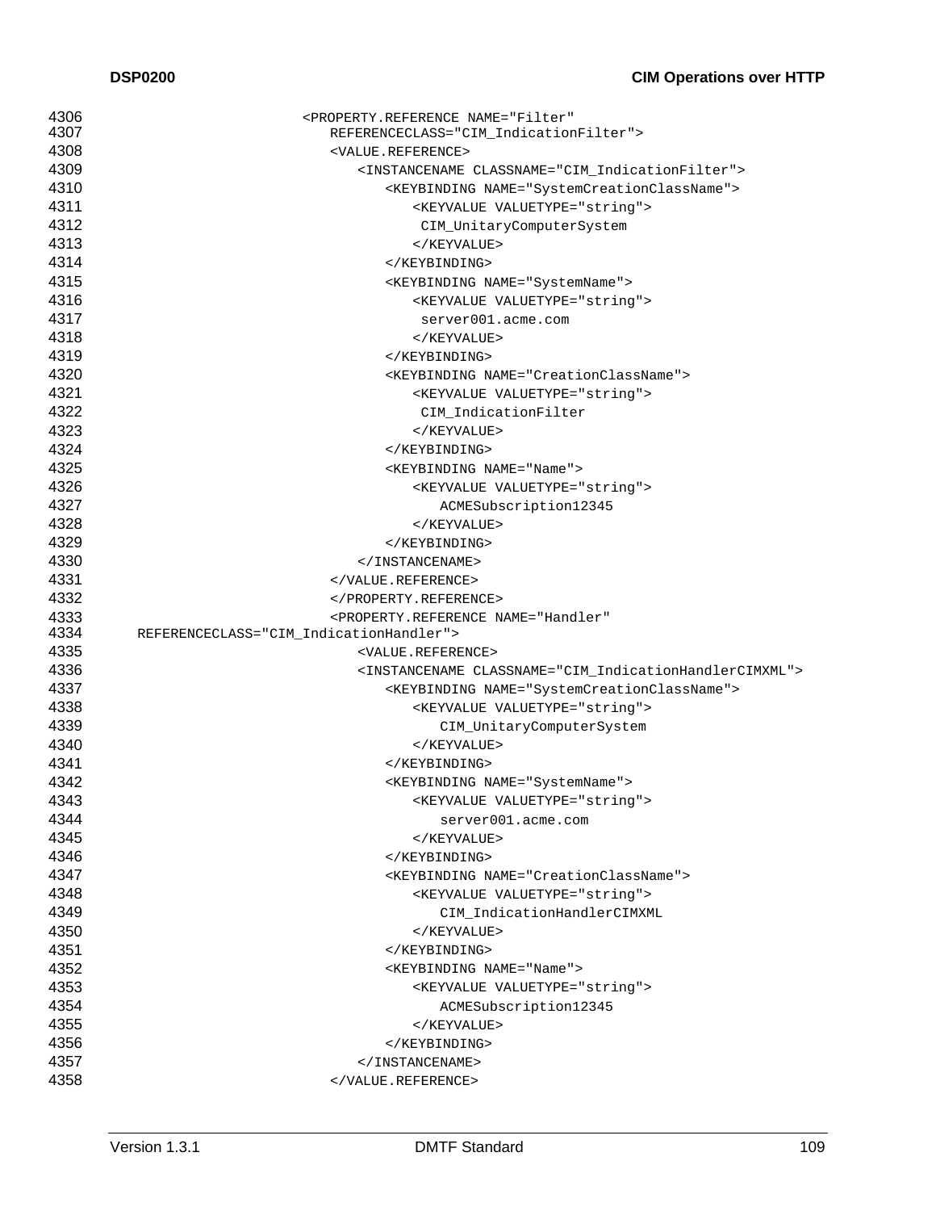```
4306                    <PROPERTY.REFERENCE NAME="Filter"
4307                       REFERENCECLASS="CIM_IndicationFilter">
4308                       <VALUE.REFERENCE>
4309                          <INSTANCENAME CLASSNAME="CIM_IndicationFilter">
4310                             <KEYBINDING NAME="SystemCreationClassName">
4311                                <KEYVALUE VALUETYPE="string">
4312                                 CIM_UnitaryComputerSystem
4313                                </KEYVALUE>
4314                             </KEYBINDING>
4315                             <KEYBINDING NAME="SystemName">
4316                                <KEYVALUE VALUETYPE="string">
4317                                 server001.acme.com
4318                                </KEYVALUE>
4319                             </KEYBINDING>
4320                             <KEYBINDING NAME="CreationClassName">
4321                                <KEYVALUE VALUETYPE="string">
4322                                 CIM_IndicationFilter
4323                                </KEYVALUE>
4324                             </KEYBINDING>
4325                             <KEYBINDING NAME="Name">
4326                                <KEYVALUE VALUETYPE="string">
4327                                   ACMESubscription12345
4328                                </KEYVALUE>
4329                             </KEYBINDING>
4330                          </INSTANCENAME>
4331                       </VALUE.REFERENCE>
4332                    </PROPERTY.REFERENCE>
4333                    <PROPERTY.REFERENCE NAME="Handler"
4334    REFERENCECLASS="CIM_IndicationHandler">
4335                          <VALUE.REFERENCE>
4336                          <INSTANCENAME CLASSNAME="CIM_IndicationHandlerCIMXML">
4337                             <KEYBINDING NAME="SystemCreationClassName">
4338                                <KEYVALUE VALUETYPE="string">
4339                                   CIM_UnitaryComputerSystem
4340                                </KEYVALUE>
4341                             </KEYBINDING>
4342                             <KEYBINDING NAME="SystemName">
4343                                <KEYVALUE VALUETYPE="string">
4344                                   server001.acme.com
4345                                </KEYVALUE>
4346                             </KEYBINDING>
4347                             <KEYBINDING NAME="CreationClassName">
4348                                <KEYVALUE VALUETYPE="string">
4349                                   CIM_IndicationHandlerCIMXML
4350                                </KEYVALUE>
4351                             </KEYBINDING>
4352                             <KEYBINDING NAME="Name">
4353                                <KEYVALUE VALUETYPE="string">
4354                                   ACMESubscription12345
4355                                </KEYVALUE>
4356                             </KEYBINDING>
4357                          </INSTANCENAME>
4358                       </VALUE.REFERENCE>
```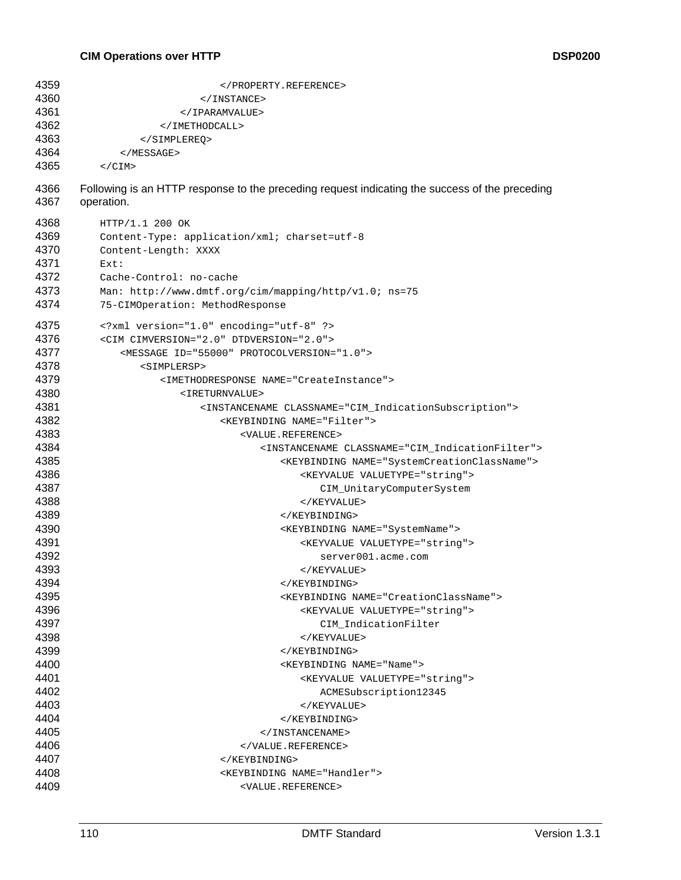```
                        </PROPERTY.REFERENCE>
                     </INSTANCE>
                  </IPARAMVALUE>
               </IMETHODCALL>
            </SIMPLEREQ>
         </MESSAGE>
      </CIM>
```

Following is an HTTP response to the preceding request indicating the success of the preceding operation.

```
HTTP/1.1 200 OK
Content-Type: application/xml; charset=utf-8
Content-Length: XXXX
Ext:
Cache-Control: no-cache
Man: http://www.dmtf.org/cim/mapping/http/v1.0; ns=75
75-CIMOperation: MethodResponse
```

```
<?xml version="1.0" encoding="utf-8" ?>
<CIM CIMVERSION="2.0" DTDVERSION="2.0">
   <MESSAGE ID="55000" PROTOCOLVERSION="1.0">
      <SIMPLERSP>
         <IMETHODRESPONSE NAME="CreateInstance">
            <IRETURNVALUE>
               <INSTANCENAME CLASSNAME="CIM_IndicationSubscription">
                  <KEYBINDING NAME="Filter">
                     <VALUE.REFERENCE>
                        <INSTANCENAME CLASSNAME="CIM_IndicationFilter">
                           <KEYBINDING NAME="SystemCreationClassName">
                              <KEYVALUE VALUETYPE="string">
                                 CIM_UnitaryComputerSystem
                              </KEYVALUE>
                           </KEYBINDING>
                           <KEYBINDING NAME="SystemName">
                              <KEYVALUE VALUETYPE="string">
                                 server001.acme.com
                              </KEYVALUE>
                           </KEYBINDING>
                           <KEYBINDING NAME="CreationClassName">
                              <KEYVALUE VALUETYPE="string">
                                 CIM_IndicationFilter
                              </KEYVALUE>
                           </KEYBINDING>
                           <KEYBINDING NAME="Name">
                              <KEYVALUE VALUETYPE="string">
                                 ACMESubscription12345
                              </KEYVALUE>
                           </KEYBINDING>
                        </INSTANCENAME>
                     </VALUE.REFERENCE>
                  </KEYBINDING>
                  <KEYBINDING NAME="Handler">
                     <VALUE.REFERENCE>
```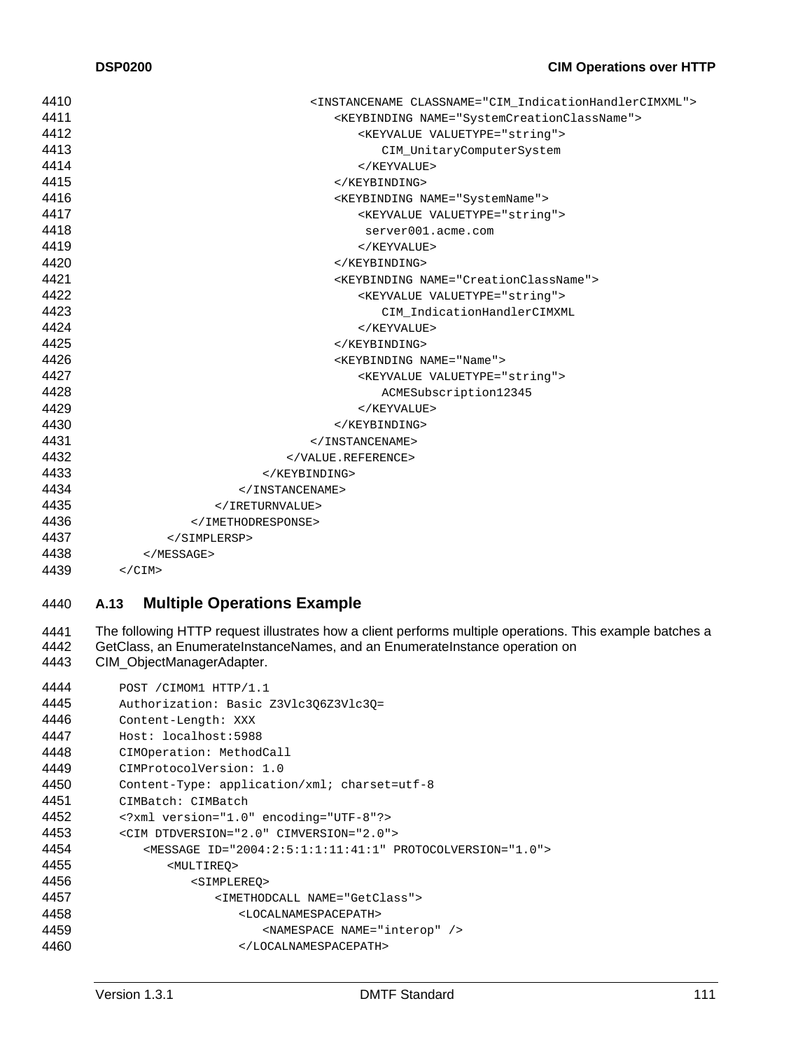```
                            <INSTANCENAME CLASSNAME="CIM_IndicationHandlerCIMXML">
                               <KEYBINDING NAME="SystemCreationClassName">
                                  <KEYVALUE VALUETYPE="string">
                                     CIM_UnitaryComputerSystem
                                  </KEYVALUE>
                               </KEYBINDING>
                               <KEYBINDING NAME="SystemName">
                                  <KEYVALUE VALUETYPE="string">
                                   server001.acme.com
                                  </KEYVALUE>
                               </KEYBINDING>
                               <KEYBINDING NAME="CreationClassName">
                                  <KEYVALUE VALUETYPE="string">
                                     CIM_IndicationHandlerCIMXML
                                  </KEYVALUE>
                               </KEYBINDING>
                               <KEYBINDING NAME="Name">
                                  <KEYVALUE VALUETYPE="string">
                                     ACMESubscription12345
                                  </KEYVALUE>
                               </KEYBINDING>
                            </INSTANCENAME>
                         </VALUE.REFERENCE>
                      </KEYBINDING>
                   </INSTANCENAME>
                </IRETURNVALUE>
             </IMETHODRESPONSE>
          </SIMPLERSP>
       </MESSAGE>
    </CIM>
```

## A.13 Multiple Operations Example

The following HTTP request illustrates how a client performs multiple operations. This example batches a GetClass, an EnumerateInstanceNames, and an EnumerateInstance operation on CIM_ObjectManagerAdapter.

```
POST /CIMOM1 HTTP/1.1
Authorization: Basic Z3Vlc3Q6Z3Vlc3Q=
Content-Length: XXX
Host: localhost:5988
CIMOperation: MethodCall
CIMProtocolVersion: 1.0
Content-Type: application/xml; charset=utf-8
CIMBatch: CIMBatch
<?xml version="1.0" encoding="UTF-8"?>
<CIM DTDVERSION="2.0" CIMVERSION="2.0">
   <MESSAGE ID="2004:2:5:1:1:11:41:1" PROTOCOLVERSION="1.0">
      <MULTIREQ>
         <SIMPLEREQ>
            <IMETHODCALL NAME="GetClass">
               <LOCALNAMESPACEPATH>
                  <NAMESPACE NAME="interop" />
               </LOCALNAMESPACEPATH>
```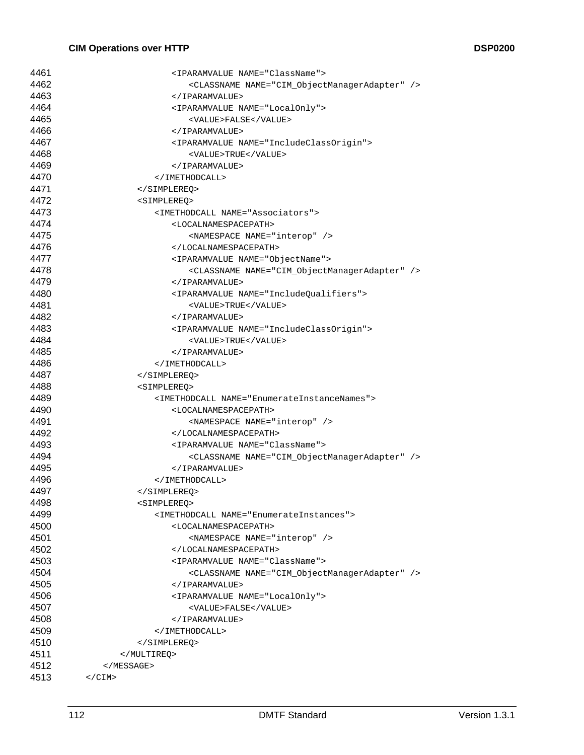```
4461                    <IPARAMVALUE NAME="ClassName">
4462                        <CLASSNAME NAME="CIM_ObjectManagerAdapter" />
4463                    </IPARAMVALUE>
4464                    <IPARAMVALUE NAME="LocalOnly">
4465                        <VALUE>FALSE</VALUE>
4466                    </IPARAMVALUE>
4467                    <IPARAMVALUE NAME="IncludeClassOrigin">
4468                        <VALUE>TRUE</VALUE>
4469                    </IPARAMVALUE>
4470                </IMETHODCALL>
4471            </SIMPLEREQ>
4472            <SIMPLEREQ>
4473                <IMETHODCALL NAME="Associators">
4474                    <LOCALNAMESPACEPATH>
4475                        <NAMESPACE NAME="interop" />
4476                    </LOCALNAMESPACEPATH>
4477                    <IPARAMVALUE NAME="ObjectName">
4478                        <CLASSNAME NAME="CIM_ObjectManagerAdapter" />
4479                    </IPARAMVALUE>
4480                    <IPARAMVALUE NAME="IncludeQualifiers">
4481                        <VALUE>TRUE</VALUE>
4482                    </IPARAMVALUE>
4483                    <IPARAMVALUE NAME="IncludeClassOrigin">
4484                        <VALUE>TRUE</VALUE>
4485                    </IPARAMVALUE>
4486                </IMETHODCALL>
4487            </SIMPLEREQ>
4488            <SIMPLEREQ>
4489                <IMETHODCALL NAME="EnumerateInstanceNames">
4490                    <LOCALNAMESPACEPATH>
4491                        <NAMESPACE NAME="interop" />
4492                    </LOCALNAMESPACEPATH>
4493                    <IPARAMVALUE NAME="ClassName">
4494                        <CLASSNAME NAME="CIM_ObjectManagerAdapter" />
4495                    </IPARAMVALUE>
4496                </IMETHODCALL>
4497            </SIMPLEREQ>
4498            <SIMPLEREQ>
4499                <IMETHODCALL NAME="EnumerateInstances">
4500                    <LOCALNAMESPACEPATH>
4501                        <NAMESPACE NAME="interop" />
4502                    </LOCALNAMESPACEPATH>
4503                    <IPARAMVALUE NAME="ClassName">
4504                        <CLASSNAME NAME="CIM_ObjectManagerAdapter" />
4505                    </IPARAMVALUE>
4506                    <IPARAMVALUE NAME="LocalOnly">
4507                        <VALUE>FALSE</VALUE>
4508                    </IPARAMVALUE>
4509                </IMETHODCALL>
4510            </SIMPLEREQ>
4511        </MULTIREQ>
4512    </MESSAGE>
4513 </CIM>
```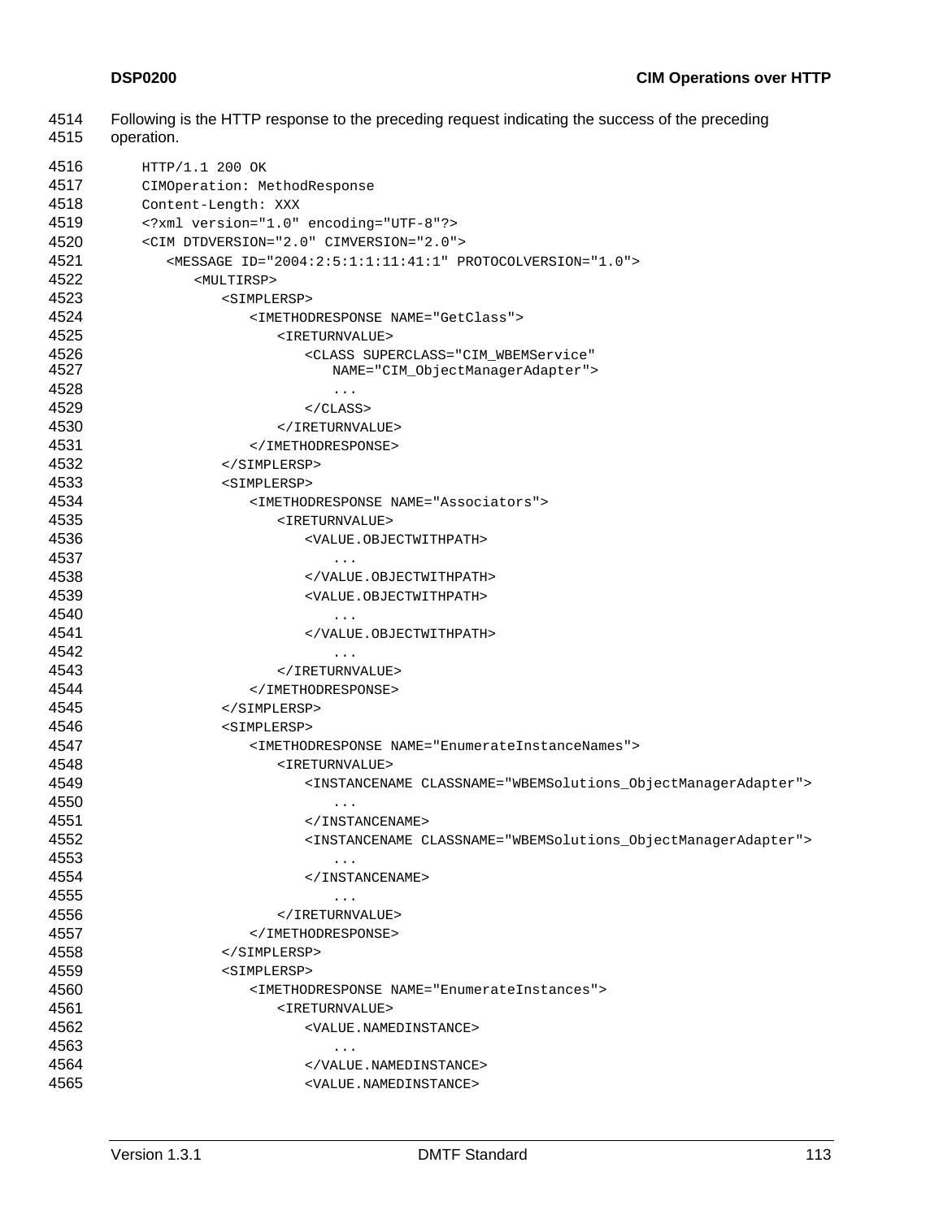Following is the HTTP response to the preceding request indicating the success of the preceding operation.

```
HTTP/1.1 200 OK
CIMOperation: MethodResponse
Content-Length: XXX
<?xml version="1.0" encoding="UTF-8"?>
<CIM DTDVERSION="2.0" CIMVERSION="2.0">
   <MESSAGE ID="2004:2:5:1:1:11:41:1" PROTOCOLVERSION="1.0">
      <MULTIRSP>
         <SIMPLERSP>
            <IMETHODRESPONSE NAME="GetClass">
               <IRETURNVALUE>
                  <CLASS SUPERCLASS="CIM_WBEMService"
                     NAME="CIM_ObjectManagerAdapter">
                     ...
                  </CLASS>
               </IRETURNVALUE>
            </IMETHODRESPONSE>
         </SIMPLERSP>
         <SIMPLERSP>
            <IMETHODRESPONSE NAME="Associators">
               <IRETURNVALUE>
                  <VALUE.OBJECTWITHPATH>
                     ...
                  </VALUE.OBJECTWITHPATH>
                  <VALUE.OBJECTWITHPATH>
                     ...
                  </VALUE.OBJECTWITHPATH>
                     ...
               </IRETURNVALUE>
            </IMETHODRESPONSE>
         </SIMPLERSP>
         <SIMPLERSP>
            <IMETHODRESPONSE NAME="EnumerateInstanceNames">
               <IRETURNVALUE>
                  <INSTANCENAME CLASSNAME="WBEMSolutions_ObjectManagerAdapter">
                     ...
                  </INSTANCENAME>
                  <INSTANCENAME CLASSNAME="WBEMSolutions_ObjectManagerAdapter">
                     ...
                  </INSTANCENAME>
                     ...
               </IRETURNVALUE>
            </IMETHODRESPONSE>
         </SIMPLERSP>
         <SIMPLERSP>
            <IMETHODRESPONSE NAME="EnumerateInstances">
               <IRETURNVALUE>
                  <VALUE.NAMEDINSTANCE>
                     ...
                  </VALUE.NAMEDINSTANCE>
                  <VALUE.NAMEDINSTANCE>
```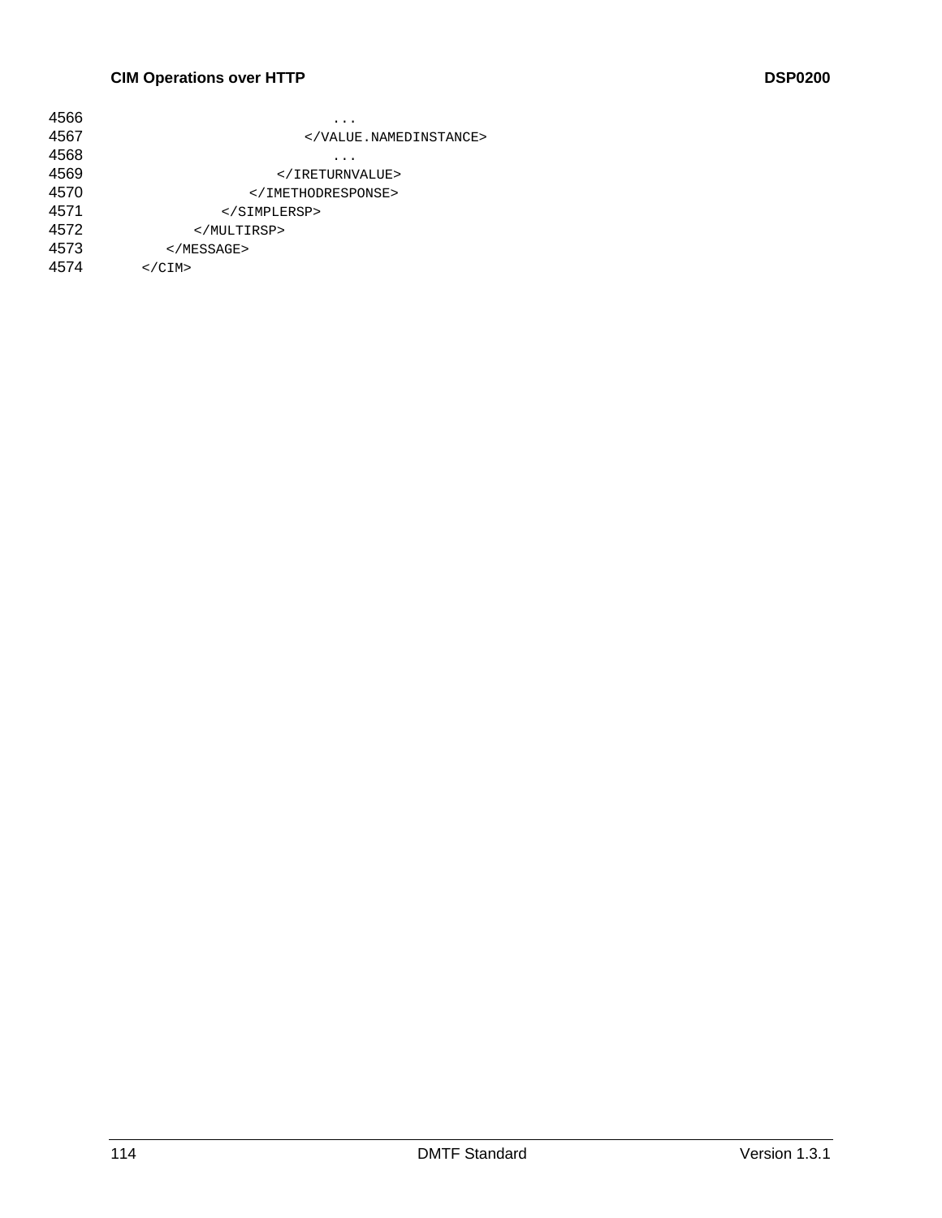```
4566                                 ...
4567                            </VALUE.NAMEDINSTANCE>
4568                                 ...
4569                        </IRETURNVALUE>
4570                    </IMETHODRESPONSE>
4571                </SIMPLERSP>
4572            </MULTIRSP>
4573        </MESSAGE>
4574    </CIM>
```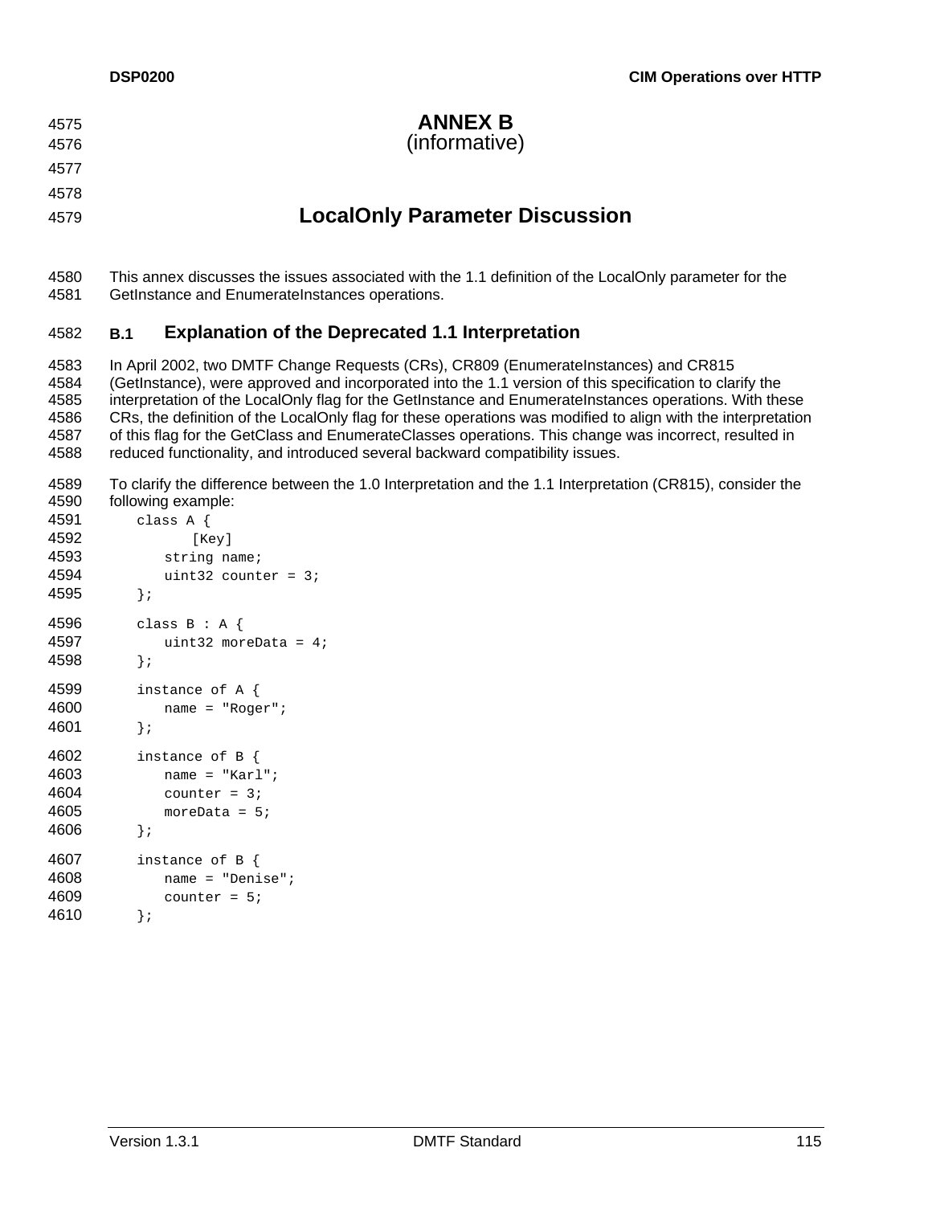# ANNEX B
(informative)

# LocalOnly Parameter Discussion

This annex discusses the issues associated with the 1.1 definition of the LocalOnly parameter for the GetInstance and EnumerateInstances operations.

## B.1 Explanation of the Deprecated 1.1 Interpretation

In April 2002, two DMTF Change Requests (CRs), CR809 (EnumerateInstances) and CR815 (GetInstance), were approved and incorporated into the 1.1 version of this specification to clarify the interpretation of the LocalOnly flag for the GetInstance and EnumerateInstances operations. With these CRs, the definition of the LocalOnly flag for these operations was modified to align with the interpretation of this flag for the GetClass and EnumerateClasses operations. This change was incorrect, resulted in reduced functionality, and introduced several backward compatibility issues.

To clarify the difference between the 1.0 Interpretation and the 1.1 Interpretation (CR815), consider the following example:

```
class A {
      [Key]
   string name;
   uint32 counter = 3;
};

class B : A {
   uint32 moreData = 4;
};

instance of A {
   name = "Roger";
};

instance of B {
   name = "Karl";
   counter = 3;
   moreData = 5;
};

instance of B {
   name = "Denise";
   counter = 5;
};
```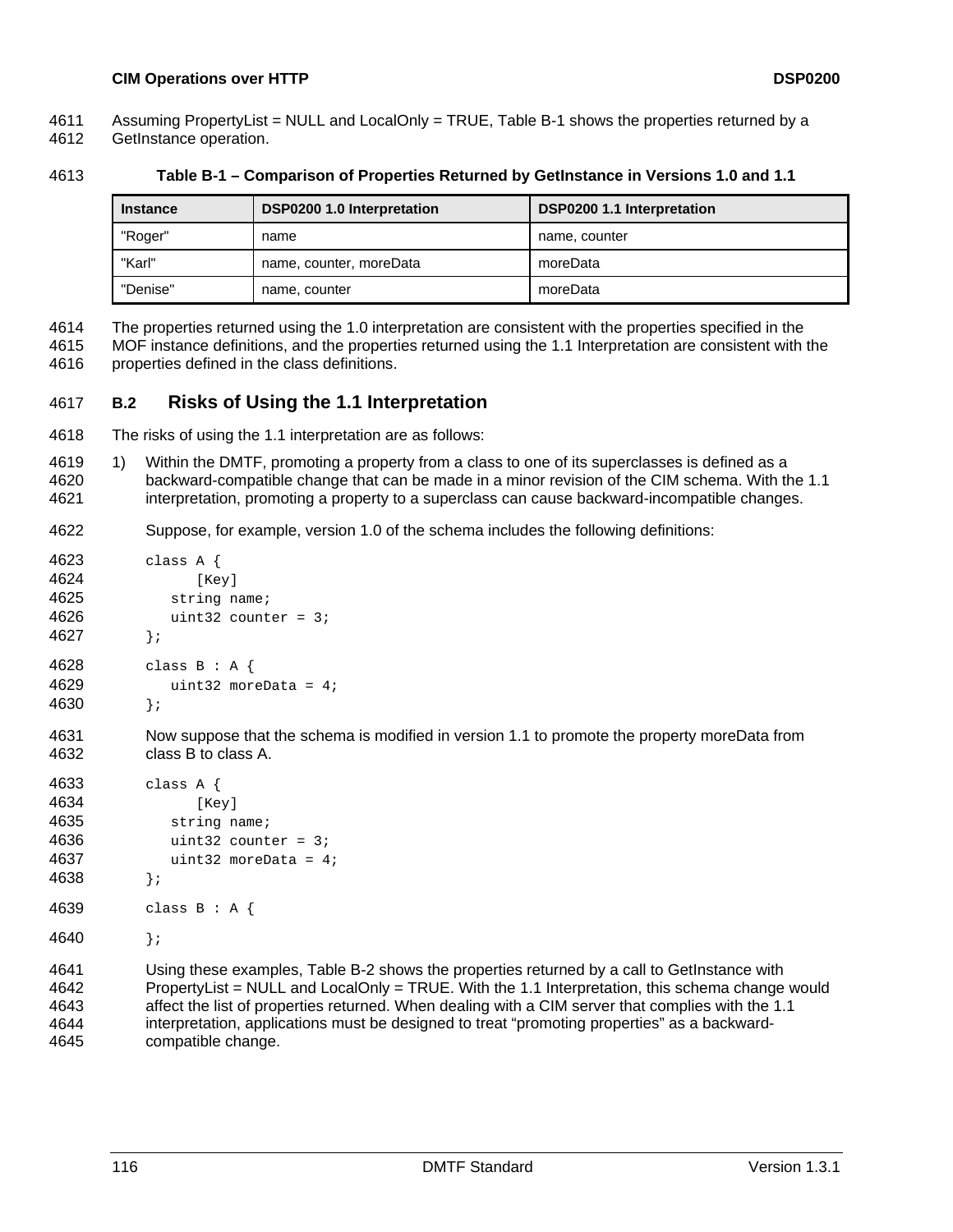Assuming PropertyList = NULL and LocalOnly = TRUE, Table B-1 shows the properties returned by a GetInstance operation.

**Table B-1 – Comparison of Properties Returned by GetInstance in Versions 1.0 and 1.1**

| Instance | DSP0200 1.0 Interpretation | DSP0200 1.1 Interpretation |
|---|---|---|
| "Roger" | name | name, counter |
| "Karl" | name, counter, moreData | moreData |
| "Denise" | name, counter | moreData |

The properties returned using the 1.0 interpretation are consistent with the properties specified in the MOF instance definitions, and the properties returned using the 1.1 Interpretation are consistent with the properties defined in the class definitions.

## B.2 Risks of Using the 1.1 Interpretation

The risks of using the 1.1 interpretation are as follows:

1) Within the DMTF, promoting a property from a class to one of its superclasses is defined as a backward-compatible change that can be made in a minor revision of the CIM schema. With the 1.1 interpretation, promoting a property to a superclass can cause backward-incompatible changes.

   Suppose, for example, version 1.0 of the schema includes the following definitions:

```
class A {
     [Key]
   string name;
   uint32 counter = 3;
};
```

```
class B : A {
   uint32 moreData = 4;
};
```

   Now suppose that the schema is modified in version 1.1 to promote the property moreData from class B to class A.

```
class A {
     [Key]
   string name;
   uint32 counter = 3;
   uint32 moreData = 4;
};
```

```
class B : A {

};
```

   Using these examples, Table B-2 shows the properties returned by a call to GetInstance with PropertyList = NULL and LocalOnly = TRUE. With the 1.1 Interpretation, this schema change would affect the list of properties returned. When dealing with a CIM server that complies with the 1.1 interpretation, applications must be designed to treat "promoting properties" as a backward-compatible change.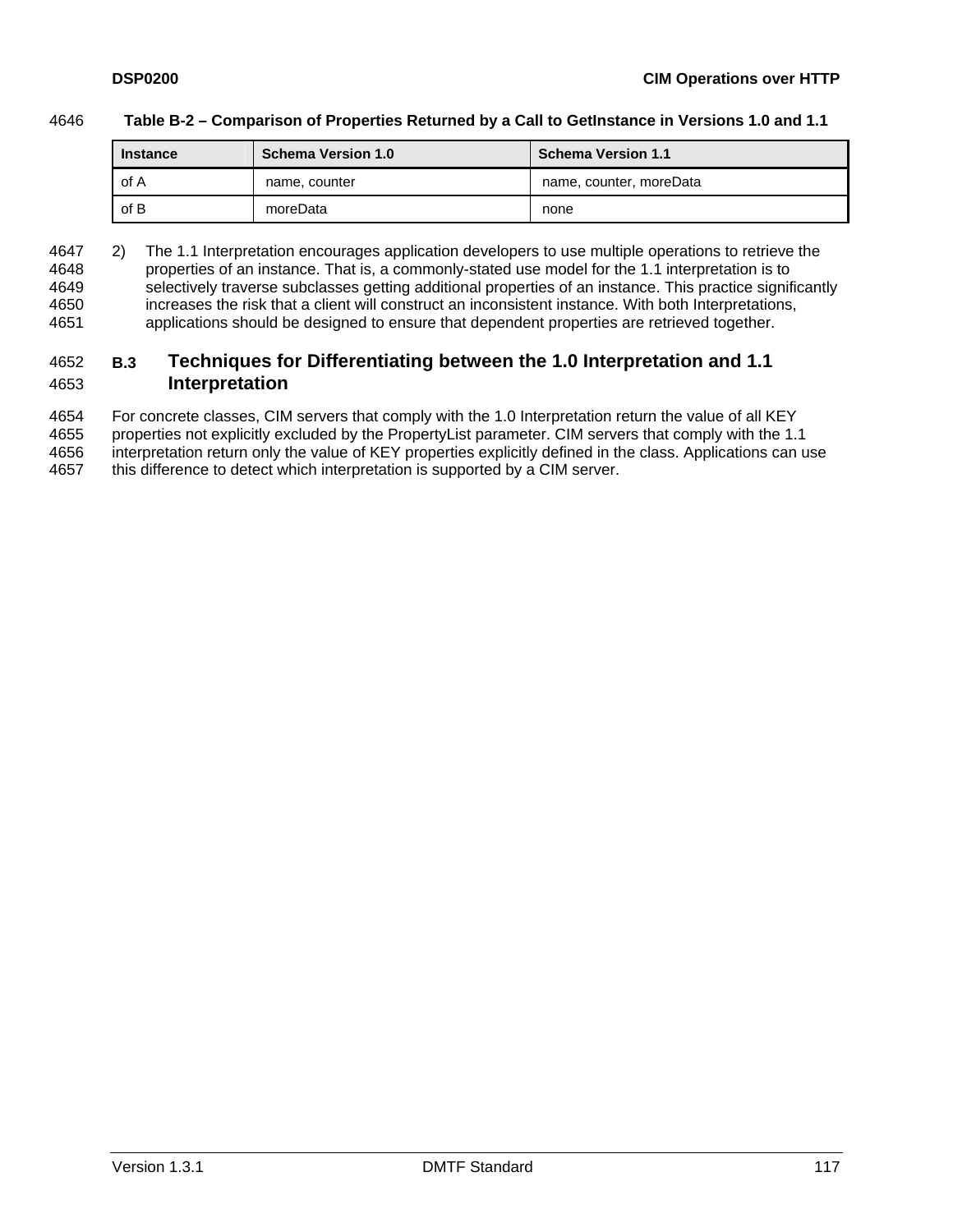**Table B-2 – Comparison of Properties Returned by a Call to GetInstance in Versions 1.0 and 1.1**

| Instance | Schema Version 1.0 | Schema Version 1.1 |
|---|---|---|
| of A | name, counter | name, counter, moreData |
| of B | moreData | none |

2) The 1.1 Interpretation encourages application developers to use multiple operations to retrieve the properties of an instance. That is, a commonly-stated use model for the 1.1 interpretation is to selectively traverse subclasses getting additional properties of an instance. This practice significantly increases the risk that a client will construct an inconsistent instance. With both Interpretations, applications should be designed to ensure that dependent properties are retrieved together.

## B.3 Techniques for Differentiating between the 1.0 Interpretation and 1.1 Interpretation

For concrete classes, CIM servers that comply with the 1.0 Interpretation return the value of all KEY properties not explicitly excluded by the PropertyList parameter. CIM servers that comply with the 1.1 interpretation return only the value of KEY properties explicitly defined in the class. Applications can use this difference to detect which interpretation is supported by a CIM server.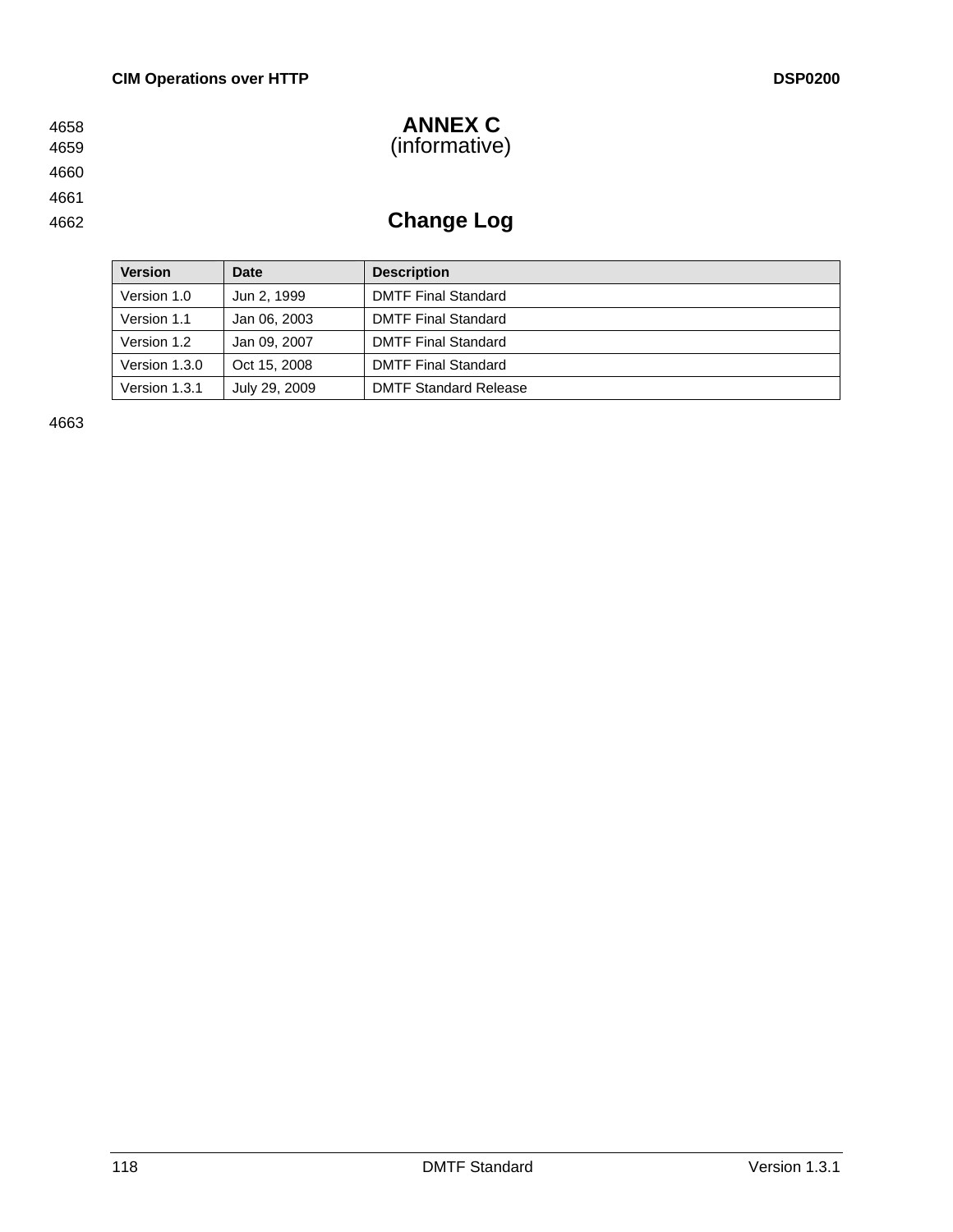# ANNEX C
(informative)

## Change Log

| Version | Date | Description |
| --- | --- | --- |
| Version 1.0 | Jun 2, 1999 | DMTF Final Standard |
| Version 1.1 | Jan 06, 2003 | DMTF Final Standard |
| Version 1.2 | Jan 09, 2007 | DMTF Final Standard |
| Version 1.3.0 | Oct 15, 2008 | DMTF Final Standard |
| Version 1.3.1 | July 29, 2009 | DMTF Standard Release |